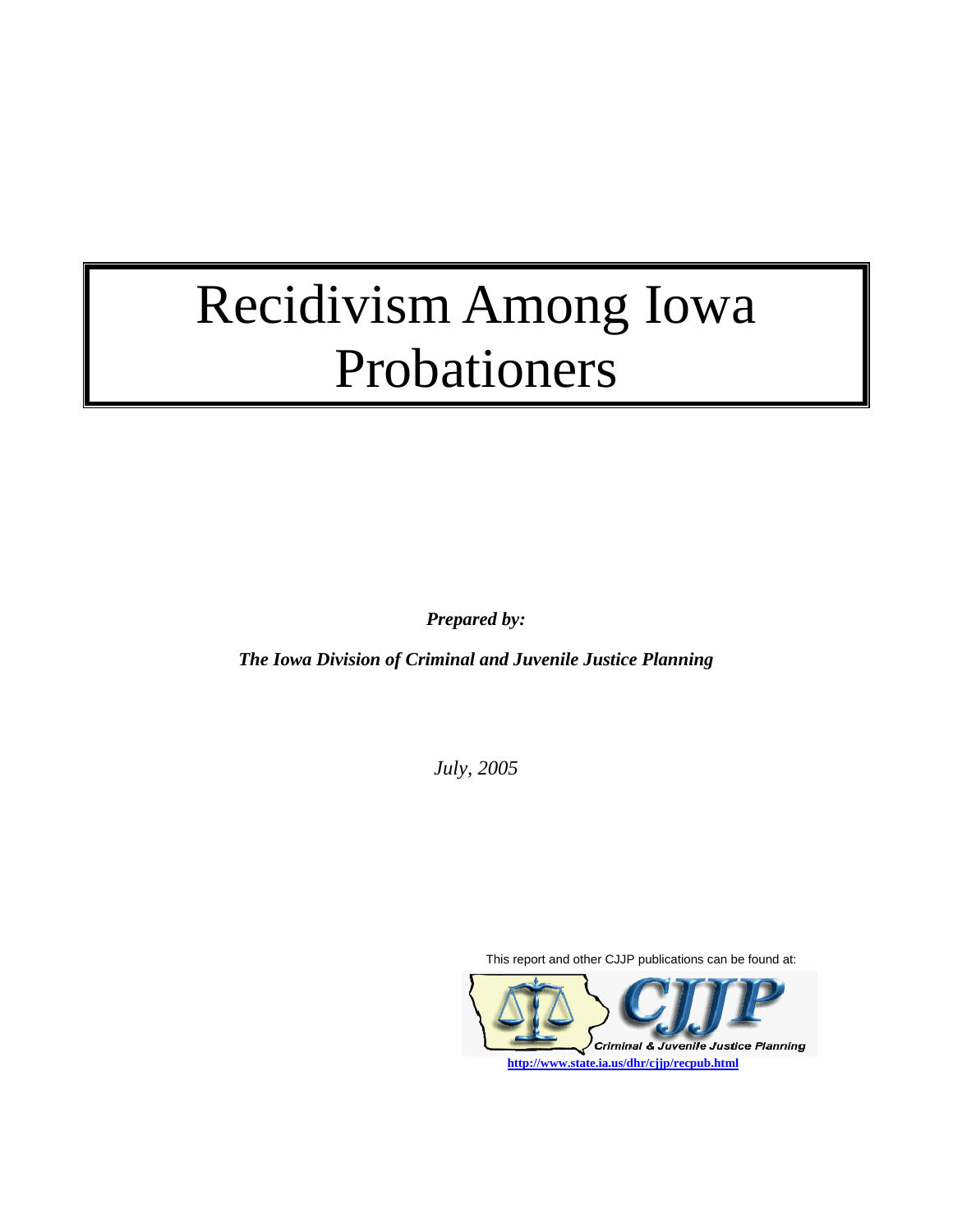# Recidivism Among Iowa Probationers

***Prepared by:***

***The Iowa Division of Criminal and Juvenile Justice Planning***

*July, 2005*

This report and other CJJP publications can be found at:

CJJP

Criminal & Juvenile Justice Planning

**http://www.state.ia.us/dhr/cjjp/recpub.html**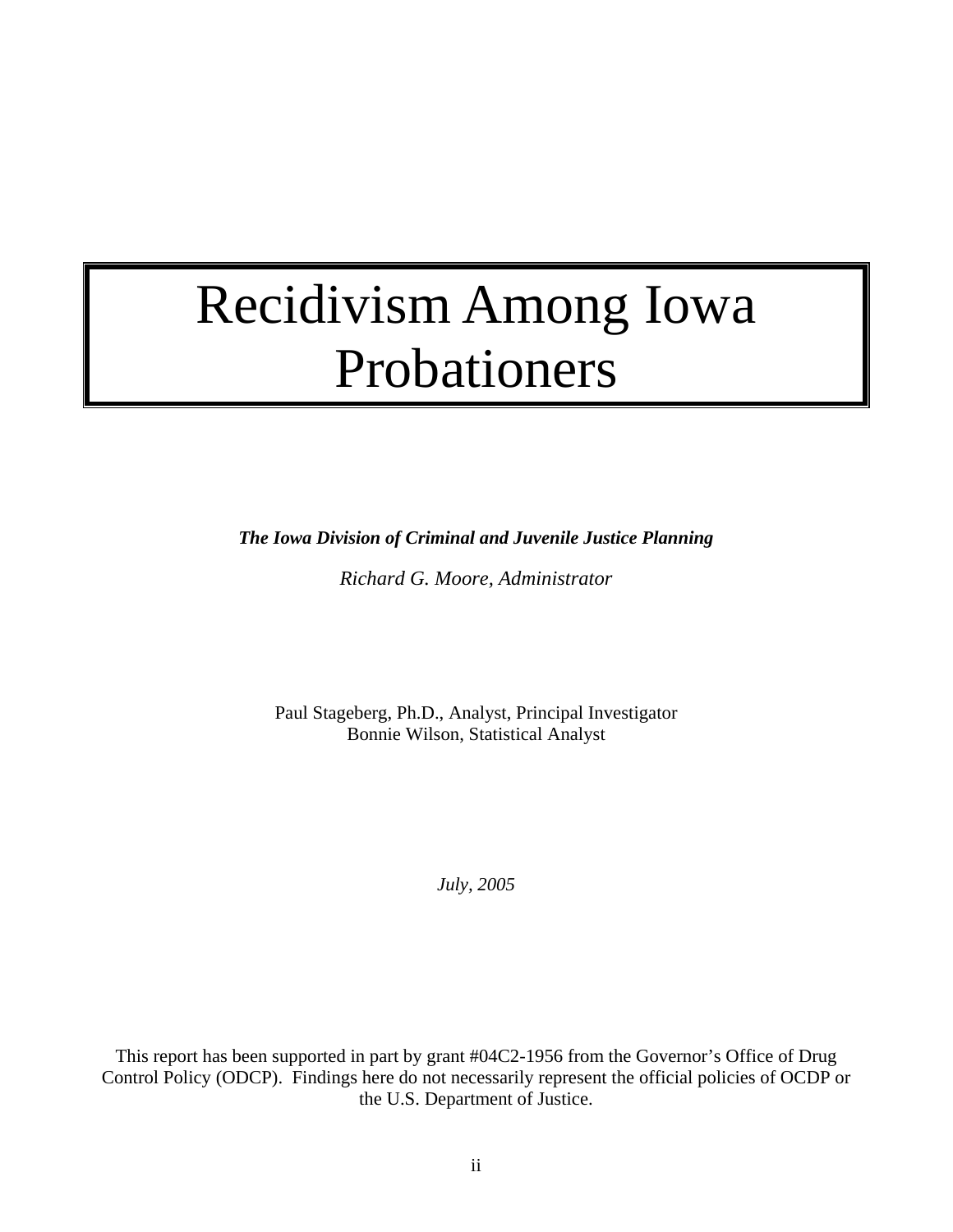# Recidivism Among Iowa Probationers

***The Iowa Division of Criminal and Juvenile Justice Planning***

*Richard G. Moore, Administrator*

Paul Stageberg, Ph.D., Analyst, Principal Investigator
Bonnie Wilson, Statistical Analyst

*July, 2005*

This report has been supported in part by grant #04C2-1956 from the Governor's Office of Drug Control Policy (ODCP). Findings here do not necessarily represent the official policies of OCDP or the U.S. Department of Justice.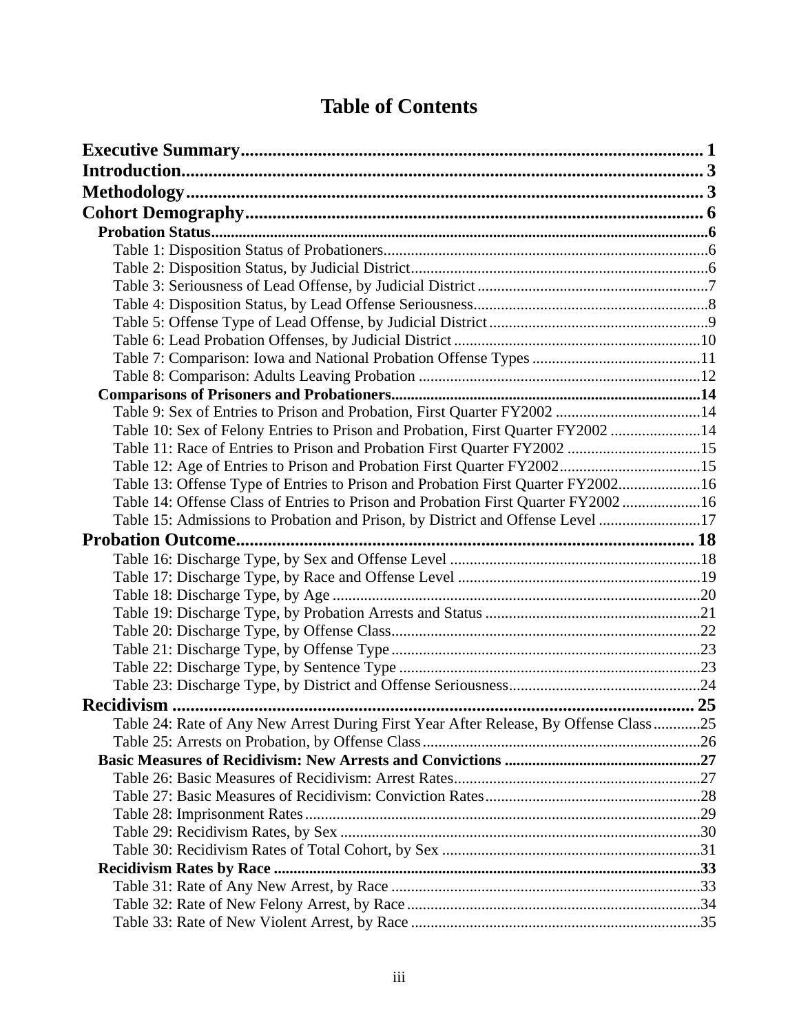# Table of Contents

**Executive Summary** ..... 1
**Introduction** ..... 3
**Methodology** ..... 3
**Cohort Demography** ..... 6

- **Probation Status** ..... 6
  - Table 1: Disposition Status of Probationers ..... 6
  - Table 2: Disposition Status, by Judicial District ..... 6
  - Table 3: Seriousness of Lead Offense, by Judicial District ..... 7
  - Table 4: Disposition Status, by Lead Offense Seriousness ..... 8
  - Table 5: Offense Type of Lead Offense, by Judicial District ..... 9
  - Table 6: Lead Probation Offenses, by Judicial District ..... 10
  - Table 7: Comparison: Iowa and National Probation Offense Types ..... 11
  - Table 8: Comparison: Adults Leaving Probation ..... 12
- **Comparisons of Prisoners and Probationers** ..... 14
  - Table 9: Sex of Entries to Prison and Probation, First Quarter FY2002 ..... 14
  - Table 10: Sex of Felony Entries to Prison and Probation, First Quarter FY2002 ..... 14
  - Table 11: Race of Entries to Prison and Probation First Quarter FY2002 ..... 15
  - Table 12: Age of Entries to Prison and Probation First Quarter FY2002 ..... 15
  - Table 13: Offense Type of Entries to Prison and Probation First Quarter FY2002 ..... 16
  - Table 14: Offense Class of Entries to Prison and Probation First Quarter FY2002 ..... 16
  - Table 15: Admissions to Probation and Prison, by District and Offense Level ..... 17

**Probation Outcome** ..... 18

- Table 16: Discharge Type, by Sex and Offense Level ..... 18
- Table 17: Discharge Type, by Race and Offense Level ..... 19
- Table 18: Discharge Type, by Age ..... 20
- Table 19: Discharge Type, by Probation Arrests and Status ..... 21
- Table 20: Discharge Type, by Offense Class ..... 22
- Table 21: Discharge Type, by Offense Type ..... 23
- Table 22: Discharge Type, by Sentence Type ..... 23
- Table 23: Discharge Type, by District and Offense Seriousness ..... 24

**Recidivism** ..... 25

- Table 24: Rate of Any New Arrest During First Year After Release, By Offense Class ..... 25
- Table 25: Arrests on Probation, by Offense Class ..... 26
- **Basic Measures of Recidivism: New Arrests and Convictions** ..... 27
  - Table 26: Basic Measures of Recidivism: Arrest Rates ..... 27
  - Table 27: Basic Measures of Recidivism: Conviction Rates ..... 28
  - Table 28: Imprisonment Rates ..... 29
  - Table 29: Recidivism Rates, by Sex ..... 30
  - Table 30: Recidivism Rates of Total Cohort, by Sex ..... 31
- **Recidivism Rates by Race** ..... 33
  - Table 31: Rate of Any New Arrest, by Race ..... 33
  - Table 32: Rate of New Felony Arrest, by Race ..... 34
  - Table 33: Rate of New Violent Arrest, by Race ..... 35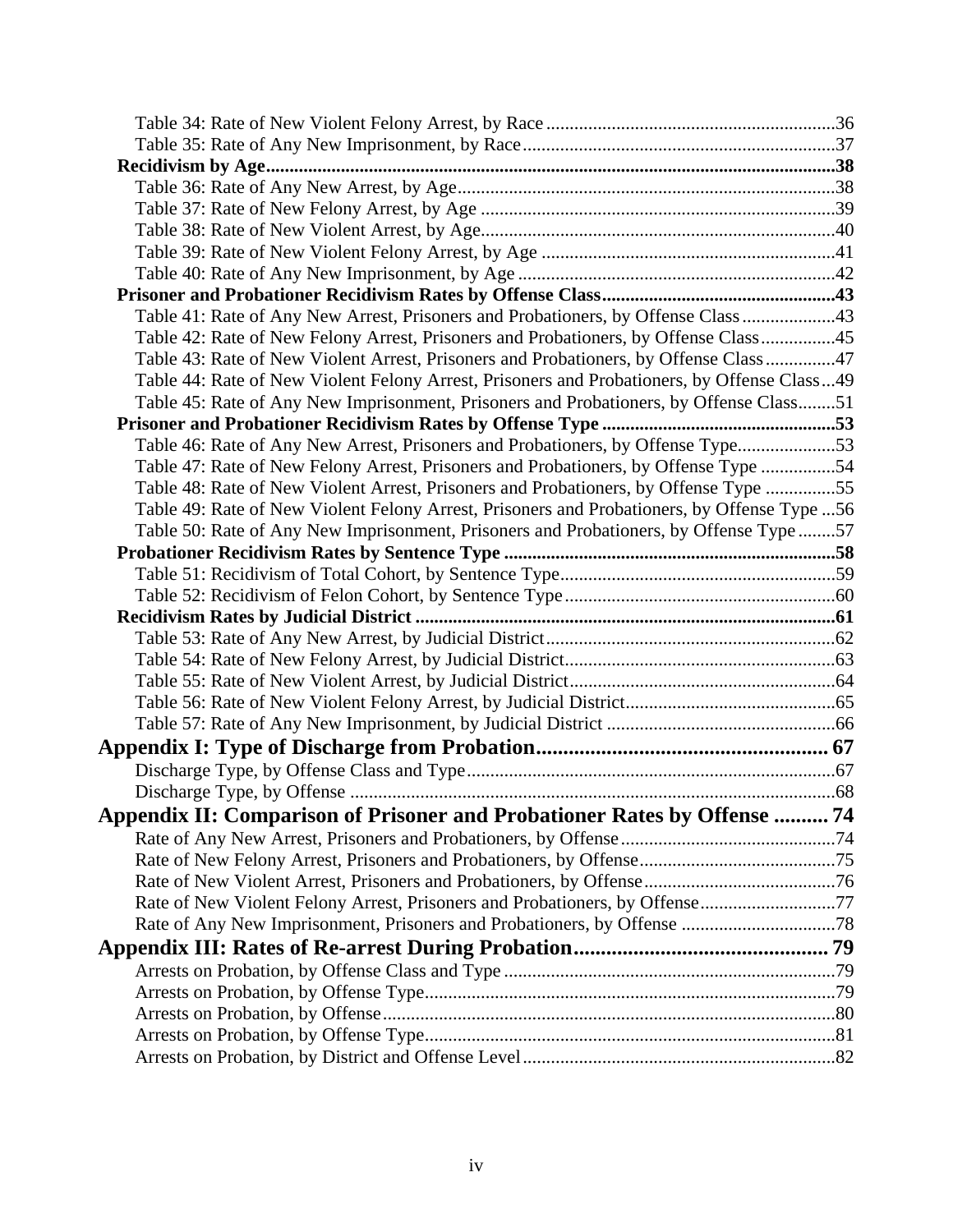Table 34: Rate of New Violent Felony Arrest, by Race .......... 36
Table 35: Rate of Any New Imprisonment, by Race .......... 37

**Recidivism by Age .......... 38**

Table 36: Rate of Any New Arrest, by Age .......... 38
Table 37: Rate of New Felony Arrest, by Age .......... 39
Table 38: Rate of New Violent Arrest, by Age .......... 40
Table 39: Rate of New Violent Felony Arrest, by Age .......... 41
Table 40: Rate of Any New Imprisonment, by Age .......... 42

**Prisoner and Probationer Recidivism Rates by Offense Class .......... 43**

Table 41: Rate of Any New Arrest, Prisoners and Probationers, by Offense Class .......... 43
Table 42: Rate of New Felony Arrest, Prisoners and Probationers, by Offense Class .......... 45
Table 43: Rate of New Violent Arrest, Prisoners and Probationers, by Offense Class .......... 47
Table 44: Rate of New Violent Felony Arrest, Prisoners and Probationers, by Offense Class .......... 49
Table 45: Rate of Any New Imprisonment, Prisoners and Probationers, by Offense Class .......... 51

**Prisoner and Probationer Recidivism Rates by Offense Type .......... 53**

Table 46: Rate of Any New Arrest, Prisoners and Probationers, by Offense Type .......... 53
Table 47: Rate of New Felony Arrest, Prisoners and Probationers, by Offense Type .......... 54
Table 48: Rate of New Violent Arrest, Prisoners and Probationers, by Offense Type .......... 55
Table 49: Rate of New Violent Felony Arrest, Prisoners and Probationers, by Offense Type .......... 56
Table 50: Rate of Any New Imprisonment, Prisoners and Probationers, by Offense Type .......... 57

**Probationer Recidivism Rates by Sentence Type .......... 58**

Table 51: Recidivism of Total Cohort, by Sentence Type .......... 59
Table 52: Recidivism of Felon Cohort, by Sentence Type .......... 60

**Recidivism Rates by Judicial District .......... 61**

Table 53: Rate of Any New Arrest, by Judicial District .......... 62
Table 54: Rate of New Felony Arrest, by Judicial District .......... 63
Table 55: Rate of New Violent Arrest, by Judicial District .......... 64
Table 56: Rate of New Violent Felony Arrest, by Judicial District .......... 65
Table 57: Rate of Any New Imprisonment, by Judicial District .......... 66

## Appendix I: Type of Discharge from Probation .......... 67

Discharge Type, by Offense Class and Type .......... 67
Discharge Type, by Offense .......... 68

## Appendix II: Comparison of Prisoner and Probationer Rates by Offense .......... 74

Rate of Any New Arrest, Prisoners and Probationers, by Offense .......... 74
Rate of New Felony Arrest, Prisoners and Probationers, by Offense .......... 75
Rate of New Violent Arrest, Prisoners and Probationers, by Offense .......... 76
Rate of New Violent Felony Arrest, Prisoners and Probationers, by Offense .......... 77
Rate of Any New Imprisonment, Prisoners and Probationers, by Offense .......... 78

## Appendix III: Rates of Re-arrest During Probation .......... 79

Arrests on Probation, by Offense Class and Type .......... 79
Arrests on Probation, by Offense Type .......... 79
Arrests on Probation, by Offense .......... 80
Arrests on Probation, by Offense Type .......... 81
Arrests on Probation, by District and Offense Level .......... 82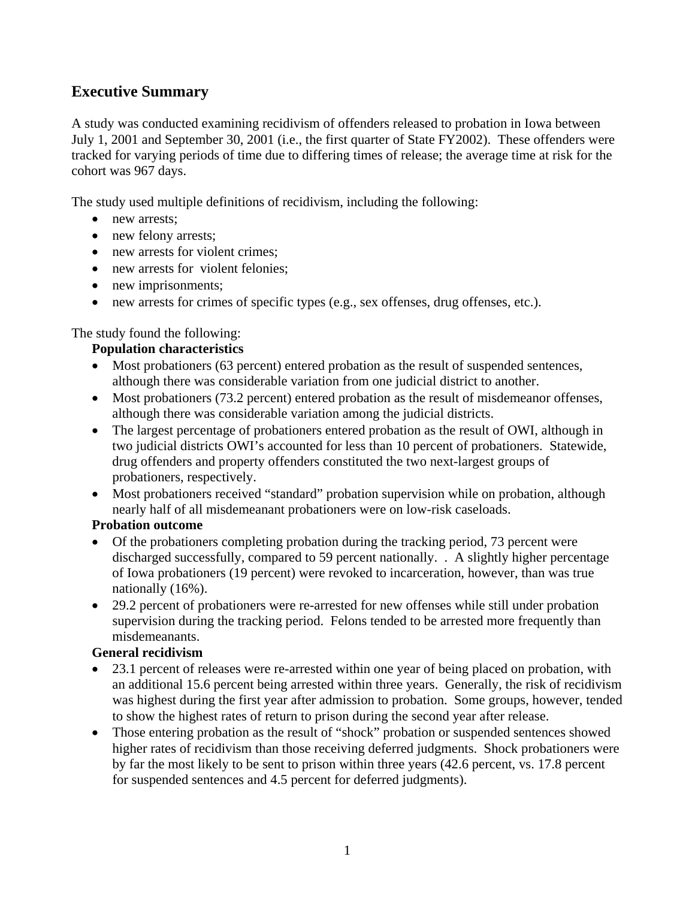## Executive Summary

A study was conducted examining recidivism of offenders released to probation in Iowa between July 1, 2001 and September 30, 2001 (i.e., the first quarter of State FY2002). These offenders were tracked for varying periods of time due to differing times of release; the average time at risk for the cohort was 967 days.

The study used multiple definitions of recidivism, including the following:

- new arrests;
- new felony arrests;
- new arrests for violent crimes;
- new arrests for violent felonies;
- new imprisonments;
- new arrests for crimes of specific types (e.g., sex offenses, drug offenses, etc.).

The study found the following:

**Population characteristics**

- Most probationers (63 percent) entered probation as the result of suspended sentences, although there was considerable variation from one judicial district to another.
- Most probationers (73.2 percent) entered probation as the result of misdemeanor offenses, although there was considerable variation among the judicial districts.
- The largest percentage of probationers entered probation as the result of OWI, although in two judicial districts OWI's accounted for less than 10 percent of probationers. Statewide, drug offenders and property offenders constituted the two next-largest groups of probationers, respectively.
- Most probationers received "standard" probation supervision while on probation, although nearly half of all misdemeanant probationers were on low-risk caseloads.

**Probation outcome**

- Of the probationers completing probation during the tracking period, 73 percent were discharged successfully, compared to 59 percent nationally. . A slightly higher percentage of Iowa probationers (19 percent) were revoked to incarceration, however, than was true nationally (16%).
- 29.2 percent of probationers were re-arrested for new offenses while still under probation supervision during the tracking period. Felons tended to be arrested more frequently than misdemeanants.

**General recidivism**

- 23.1 percent of releases were re-arrested within one year of being placed on probation, with an additional 15.6 percent being arrested within three years. Generally, the risk of recidivism was highest during the first year after admission to probation. Some groups, however, tended to show the highest rates of return to prison during the second year after release.
- Those entering probation as the result of "shock" probation or suspended sentences showed higher rates of recidivism than those receiving deferred judgments. Shock probationers were by far the most likely to be sent to prison within three years (42.6 percent, vs. 17.8 percent for suspended sentences and 4.5 percent for deferred judgments).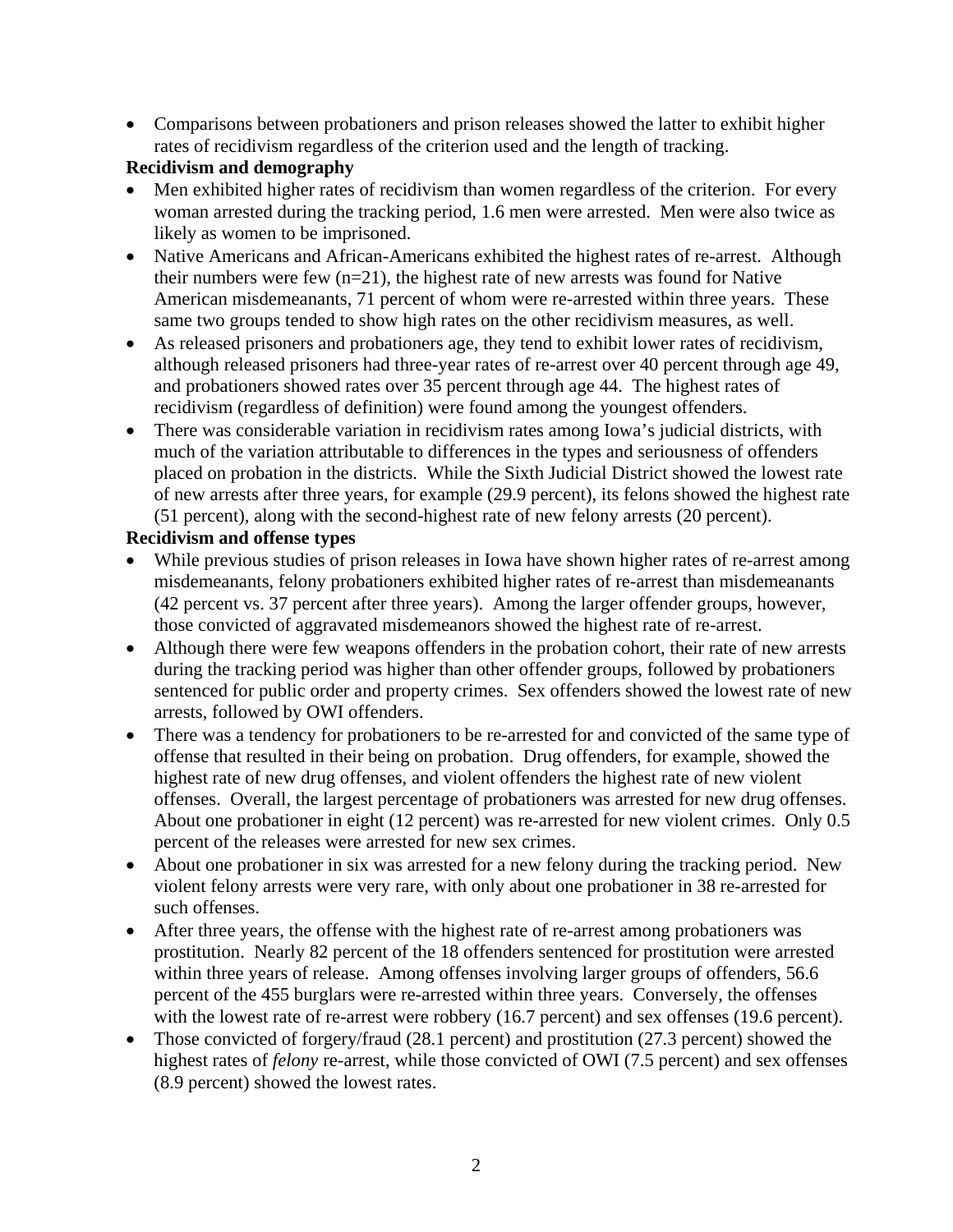- Comparisons between probationers and prison releases showed the latter to exhibit higher rates of recidivism regardless of the criterion used and the length of tracking.

**Recidivism and demography**

- Men exhibited higher rates of recidivism than women regardless of the criterion. For every woman arrested during the tracking period, 1.6 men were arrested. Men were also twice as likely as women to be imprisoned.
- Native Americans and African-Americans exhibited the highest rates of re-arrest. Although their numbers were few (n=21), the highest rate of new arrests was found for Native American misdemeanants, 71 percent of whom were re-arrested within three years. These same two groups tended to show high rates on the other recidivism measures, as well.
- As released prisoners and probationers age, they tend to exhibit lower rates of recidivism, although released prisoners had three-year rates of re-arrest over 40 percent through age 49, and probationers showed rates over 35 percent through age 44. The highest rates of recidivism (regardless of definition) were found among the youngest offenders.
- There was considerable variation in recidivism rates among Iowa's judicial districts, with much of the variation attributable to differences in the types and seriousness of offenders placed on probation in the districts. While the Sixth Judicial District showed the lowest rate of new arrests after three years, for example (29.9 percent), its felons showed the highest rate (51 percent), along with the second-highest rate of new felony arrests (20 percent).

**Recidivism and offense types**

- While previous studies of prison releases in Iowa have shown higher rates of re-arrest among misdemeanants, felony probationers exhibited higher rates of re-arrest than misdemeanants (42 percent vs. 37 percent after three years). Among the larger offender groups, however, those convicted of aggravated misdemeanors showed the highest rate of re-arrest.
- Although there were few weapons offenders in the probation cohort, their rate of new arrests during the tracking period was higher than other offender groups, followed by probationers sentenced for public order and property crimes. Sex offenders showed the lowest rate of new arrests, followed by OWI offenders.
- There was a tendency for probationers to be re-arrested for and convicted of the same type of offense that resulted in their being on probation. Drug offenders, for example, showed the highest rate of new drug offenses, and violent offenders the highest rate of new violent offenses. Overall, the largest percentage of probationers was arrested for new drug offenses. About one probationer in eight (12 percent) was re-arrested for new violent crimes. Only 0.5 percent of the releases were arrested for new sex crimes.
- About one probationer in six was arrested for a new felony during the tracking period. New violent felony arrests were very rare, with only about one probationer in 38 re-arrested for such offenses.
- After three years, the offense with the highest rate of re-arrest among probationers was prostitution. Nearly 82 percent of the 18 offenders sentenced for prostitution were arrested within three years of release. Among offenses involving larger groups of offenders, 56.6 percent of the 455 burglars were re-arrested within three years. Conversely, the offenses with the lowest rate of re-arrest were robbery (16.7 percent) and sex offenses (19.6 percent).
- Those convicted of forgery/fraud (28.1 percent) and prostitution (27.3 percent) showed the highest rates of *felony* re-arrest, while those convicted of OWI (7.5 percent) and sex offenses (8.9 percent) showed the lowest rates.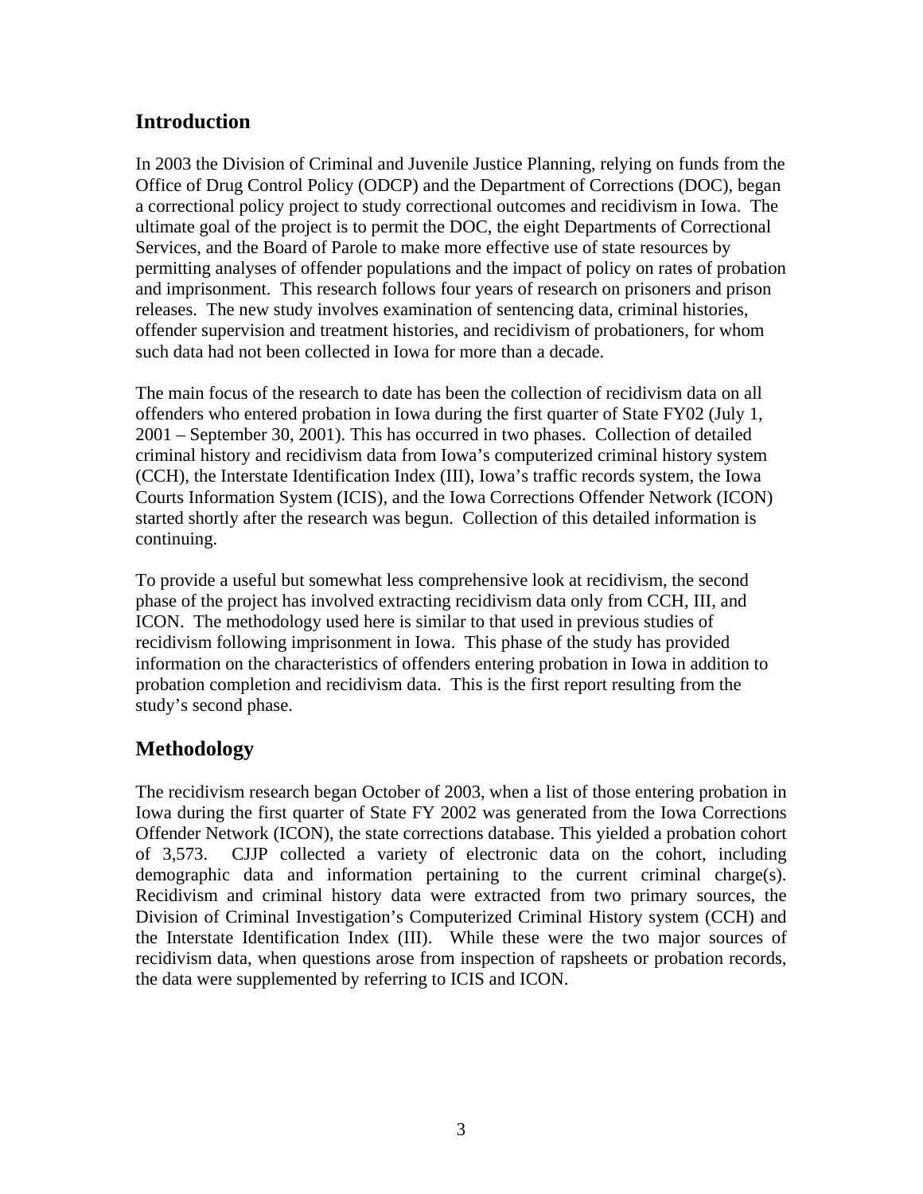## Introduction

In 2003 the Division of Criminal and Juvenile Justice Planning, relying on funds from the Office of Drug Control Policy (ODCP) and the Department of Corrections (DOC), began a correctional policy project to study correctional outcomes and recidivism in Iowa. The ultimate goal of the project is to permit the DOC, the eight Departments of Correctional Services, and the Board of Parole to make more effective use of state resources by permitting analyses of offender populations and the impact of policy on rates of probation and imprisonment. This research follows four years of research on prisoners and prison releases. The new study involves examination of sentencing data, criminal histories, offender supervision and treatment histories, and recidivism of probationers, for whom such data had not been collected in Iowa for more than a decade.

The main focus of the research to date has been the collection of recidivism data on all offenders who entered probation in Iowa during the first quarter of State FY02 (July 1, 2001 – September 30, 2001). This has occurred in two phases. Collection of detailed criminal history and recidivism data from Iowa's computerized criminal history system (CCH), the Interstate Identification Index (III), Iowa's traffic records system, the Iowa Courts Information System (ICIS), and the Iowa Corrections Offender Network (ICON) started shortly after the research was begun. Collection of this detailed information is continuing.

To provide a useful but somewhat less comprehensive look at recidivism, the second phase of the project has involved extracting recidivism data only from CCH, III, and ICON. The methodology used here is similar to that used in previous studies of recidivism following imprisonment in Iowa. This phase of the study has provided information on the characteristics of offenders entering probation in Iowa in addition to probation completion and recidivism data. This is the first report resulting from the study's second phase.

## Methodology

The recidivism research began October of 2003, when a list of those entering probation in Iowa during the first quarter of State FY 2002 was generated from the Iowa Corrections Offender Network (ICON), the state corrections database. This yielded a probation cohort of 3,573. CJJP collected a variety of electronic data on the cohort, including demographic data and information pertaining to the current criminal charge(s). Recidivism and criminal history data were extracted from two primary sources, the Division of Criminal Investigation's Computerized Criminal History system (CCH) and the Interstate Identification Index (III). While these were the two major sources of recidivism data, when questions arose from inspection of rapsheets or probation records, the data were supplemented by referring to ICIS and ICON.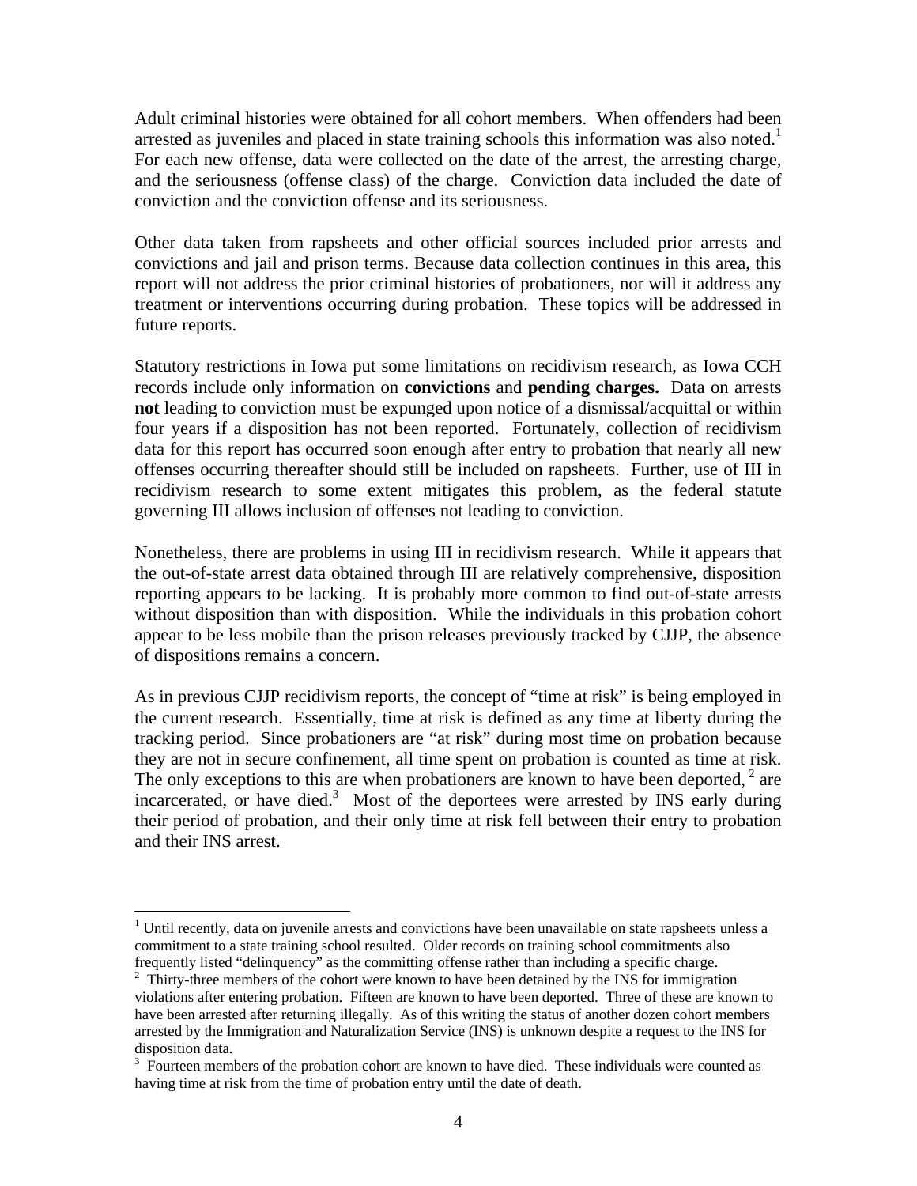Adult criminal histories were obtained for all cohort members. When offenders had been arrested as juveniles and placed in state training schools this information was also noted.[1] For each new offense, data were collected on the date of the arrest, the arresting charge, and the seriousness (offense class) of the charge. Conviction data included the date of conviction and the conviction offense and its seriousness.

Other data taken from rapsheets and other official sources included prior arrests and convictions and jail and prison terms. Because data collection continues in this area, this report will not address the prior criminal histories of probationers, nor will it address any treatment or interventions occurring during probation. These topics will be addressed in future reports.

Statutory restrictions in Iowa put some limitations on recidivism research, as Iowa CCH records include only information on **convictions** and **pending charges.** Data on arrests **not** leading to conviction must be expunged upon notice of a dismissal/acquittal or within four years if a disposition has not been reported. Fortunately, collection of recidivism data for this report has occurred soon enough after entry to probation that nearly all new offenses occurring thereafter should still be included on rapsheets. Further, use of III in recidivism research to some extent mitigates this problem, as the federal statute governing III allows inclusion of offenses not leading to conviction.

Nonetheless, there are problems in using III in recidivism research. While it appears that the out-of-state arrest data obtained through III are relatively comprehensive, disposition reporting appears to be lacking. It is probably more common to find out-of-state arrests without disposition than with disposition. While the individuals in this probation cohort appear to be less mobile than the prison releases previously tracked by CJJP, the absence of dispositions remains a concern.

As in previous CJJP recidivism reports, the concept of "time at risk" is being employed in the current research. Essentially, time at risk is defined as any time at liberty during the tracking period. Since probationers are "at risk" during most time on probation because they are not in secure confinement, all time spent on probation is counted as time at risk. The only exceptions to this are when probationers are known to have been deported,[2] are incarcerated, or have died.[3] Most of the deportees were arrested by INS early during their period of probation, and their only time at risk fell between their entry to probation and their INS arrest.

---

[1] Until recently, data on juvenile arrests and convictions have been unavailable on state rapsheets unless a commitment to a state training school resulted. Older records on training school commitments also frequently listed "delinquency" as the committing offense rather than including a specific charge.

[2] Thirty-three members of the cohort were known to have been detained by the INS for immigration violations after entering probation. Fifteen are known to have been deported. Three of these are known to have been arrested after returning illegally. As of this writing the status of another dozen cohort members arrested by the Immigration and Naturalization Service (INS) is unknown despite a request to the INS for disposition data.

[3] Fourteen members of the probation cohort are known to have died. These individuals were counted as having time at risk from the time of probation entry until the date of death.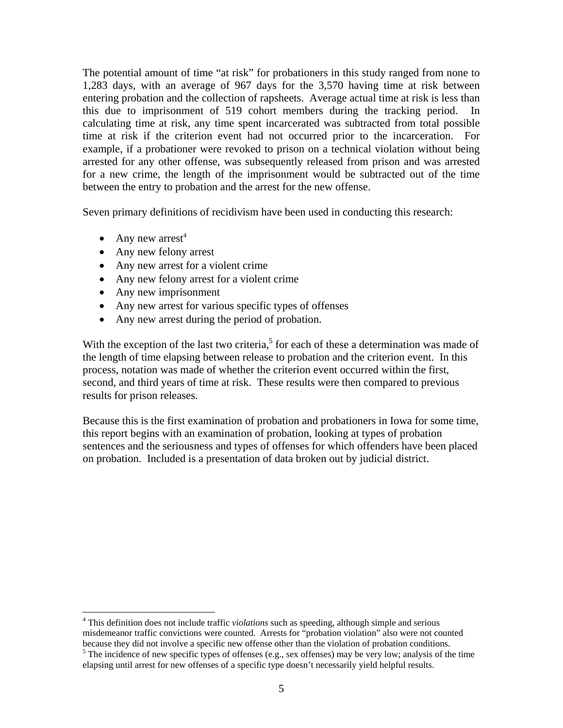The potential amount of time "at risk" for probationers in this study ranged from none to 1,283 days, with an average of 967 days for the 3,570 having time at risk between entering probation and the collection of rapsheets. Average actual time at risk is less than this due to imprisonment of 519 cohort members during the tracking period. In calculating time at risk, any time spent incarcerated was subtracted from total possible time at risk if the criterion event had not occurred prior to the incarceration. For example, if a probationer were revoked to prison on a technical violation without being arrested for any other offense, was subsequently released from prison and was arrested for a new crime, the length of the imprisonment would be subtracted out of the time between the entry to probation and the arrest for the new offense.

Seven primary definitions of recidivism have been used in conducting this research:

- Any new arrest[4]
- Any new felony arrest
- Any new arrest for a violent crime
- Any new felony arrest for a violent crime
- Any new imprisonment
- Any new arrest for various specific types of offenses
- Any new arrest during the period of probation.

With the exception of the last two criteria,[5] for each of these a determination was made of the length of time elapsing between release to probation and the criterion event. In this process, notation was made of whether the criterion event occurred within the first, second, and third years of time at risk. These results were then compared to previous results for prison releases.

Because this is the first examination of probation and probationers in Iowa for some time, this report begins with an examination of probation, looking at types of probation sentences and the seriousness and types of offenses for which offenders have been placed on probation. Included is a presentation of data broken out by judicial district.

---

[4] This definition does not include traffic *violations* such as speeding, although simple and serious misdemeanor traffic convictions were counted. Arrests for "probation violation" also were not counted because they did not involve a specific new offense other than the violation of probation conditions.

[5] The incidence of new specific types of offenses (e.g., sex offenses) may be very low; analysis of the time elapsing until arrest for new offenses of a specific type doesn't necessarily yield helpful results.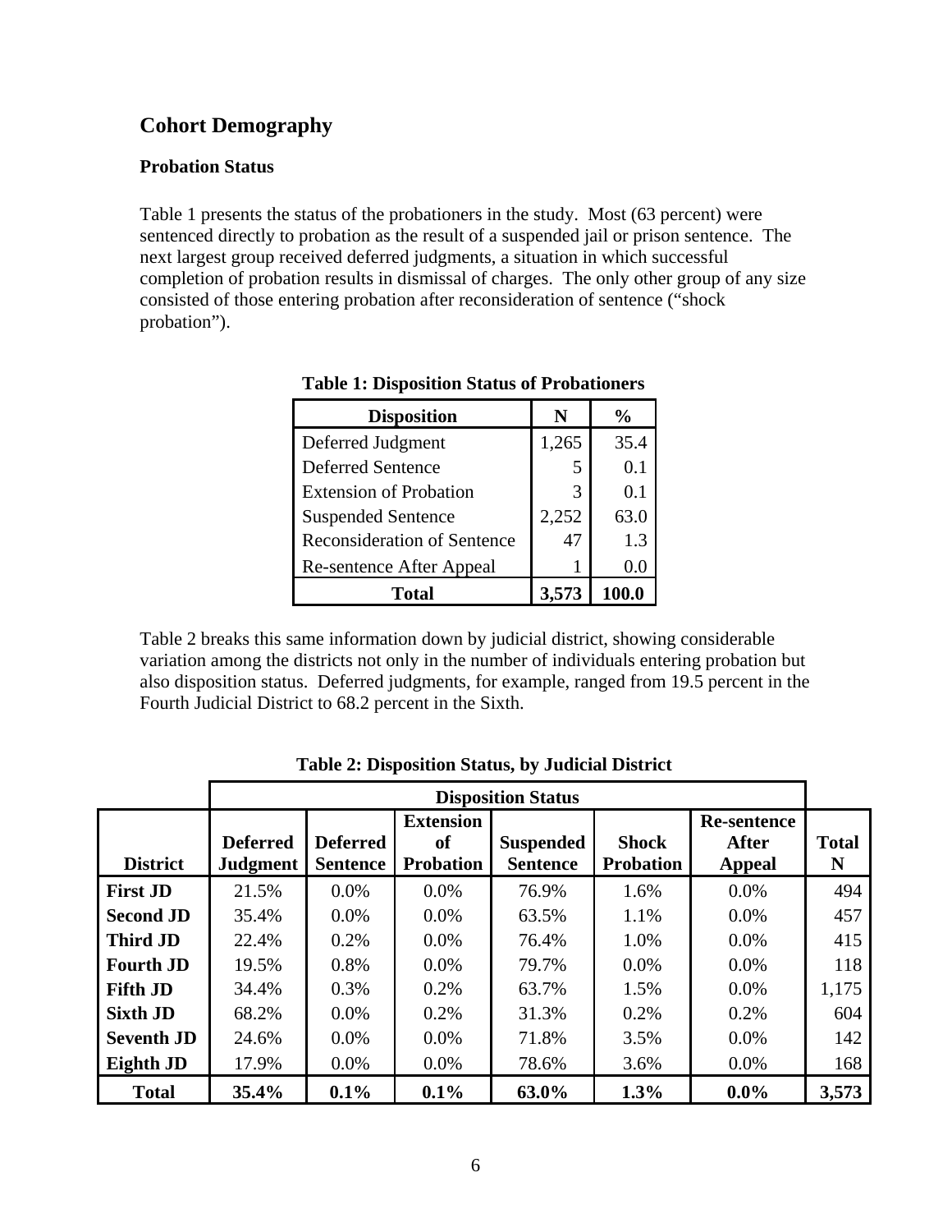## Cohort Demography

### Probation Status

Table 1 presents the status of the probationers in the study. Most (63 percent) were sentenced directly to probation as the result of a suspended jail or prison sentence. The next largest group received deferred judgments, a situation in which successful completion of probation results in dismissal of charges. The only other group of any size consisted of those entering probation after reconsideration of sentence ("shock probation").

**Table 1: Disposition Status of Probationers**

| Disposition | N | % |
|---|---|---|
| Deferred Judgment | 1,265 | 35.4 |
| Deferred Sentence | 5 | 0.1 |
| Extension of Probation | 3 | 0.1 |
| Suspended Sentence | 2,252 | 63.0 |
| Reconsideration of Sentence | 47 | 1.3 |
| Re-sentence After Appeal | 1 | 0.0 |
| **Total** | **3,573** | **100.0** |

Table 2 breaks this same information down by judicial district, showing considerable variation among the districts not only in the number of individuals entering probation but also disposition status. Deferred judgments, for example, ranged from 19.5 percent in the Fourth Judicial District to 68.2 percent in the Sixth.

**Table 2: Disposition Status, by Judicial District**

| | Disposition Status | | | | | | |
|---|---|---|---|---|---|---|---|
| **District** | **Deferred Judgment** | **Deferred Sentence** | **Extension of Probation** | **Suspended Sentence** | **Shock Probation** | **Re-sentence After Appeal** | **Total N** |
| **First JD** | 21.5% | 0.0% | 0.0% | 76.9% | 1.6% | 0.0% | 494 |
| **Second JD** | 35.4% | 0.0% | 0.0% | 63.5% | 1.1% | 0.0% | 457 |
| **Third JD** | 22.4% | 0.2% | 0.0% | 76.4% | 1.0% | 0.0% | 415 |
| **Fourth JD** | 19.5% | 0.8% | 0.0% | 79.7% | 0.0% | 0.0% | 118 |
| **Fifth JD** | 34.4% | 0.3% | 0.2% | 63.7% | 1.5% | 0.0% | 1,175 |
| **Sixth JD** | 68.2% | 0.0% | 0.2% | 31.3% | 0.2% | 0.2% | 604 |
| **Seventh JD** | 24.6% | 0.0% | 0.0% | 71.8% | 3.5% | 0.0% | 142 |
| **Eighth JD** | 17.9% | 0.0% | 0.0% | 78.6% | 3.6% | 0.0% | 168 |
| **Total** | **35.4%** | **0.1%** | **0.1%** | **63.0%** | **1.3%** | **0.0%** | **3,573** |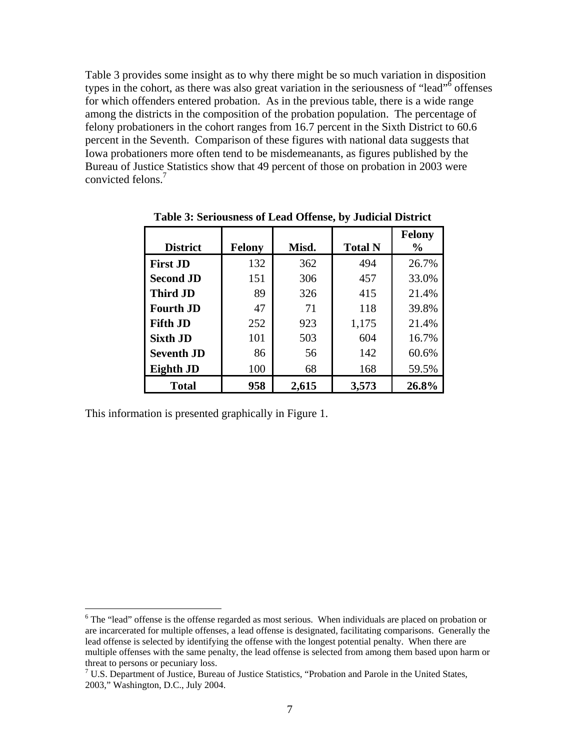Table 3 provides some insight as to why there might be so much variation in disposition types in the cohort, as there was also great variation in the seriousness of "lead"[6] offenses for which offenders entered probation. As in the previous table, there is a wide range among the districts in the composition of the probation population. The percentage of felony probationers in the cohort ranges from 16.7 percent in the Sixth District to 60.6 percent in the Seventh. Comparison of these figures with national data suggests that Iowa probationers more often tend to be misdemeanants, as figures published by the Bureau of Justice Statistics show that 49 percent of those on probation in 2003 were convicted felons.[7]

**Table 3: Seriousness of Lead Offense, by Judicial District**

| District | Felony | Misd. | Total N | Felony % |
|---|---|---|---|---|
| **First JD** | 132 | 362 | 494 | 26.7% |
| **Second JD** | 151 | 306 | 457 | 33.0% |
| **Third JD** | 89 | 326 | 415 | 21.4% |
| **Fourth JD** | 47 | 71 | 118 | 39.8% |
| **Fifth JD** | 252 | 923 | 1,175 | 21.4% |
| **Sixth JD** | 101 | 503 | 604 | 16.7% |
| **Seventh JD** | 86 | 56 | 142 | 60.6% |
| **Eighth JD** | 100 | 68 | 168 | 59.5% |
| **Total** | **958** | **2,615** | **3,573** | **26.8%** |

This information is presented graphically in Figure 1.

---

[6] The "lead" offense is the offense regarded as most serious. When individuals are placed on probation or are incarcerated for multiple offenses, a lead offense is designated, facilitating comparisons. Generally the lead offense is selected by identifying the offense with the longest potential penalty. When there are multiple offenses with the same penalty, the lead offense is selected from among them based upon harm or threat to persons or pecuniary loss.

[7] U.S. Department of Justice, Bureau of Justice Statistics, "Probation and Parole in the United States, 2003," Washington, D.C., July 2004.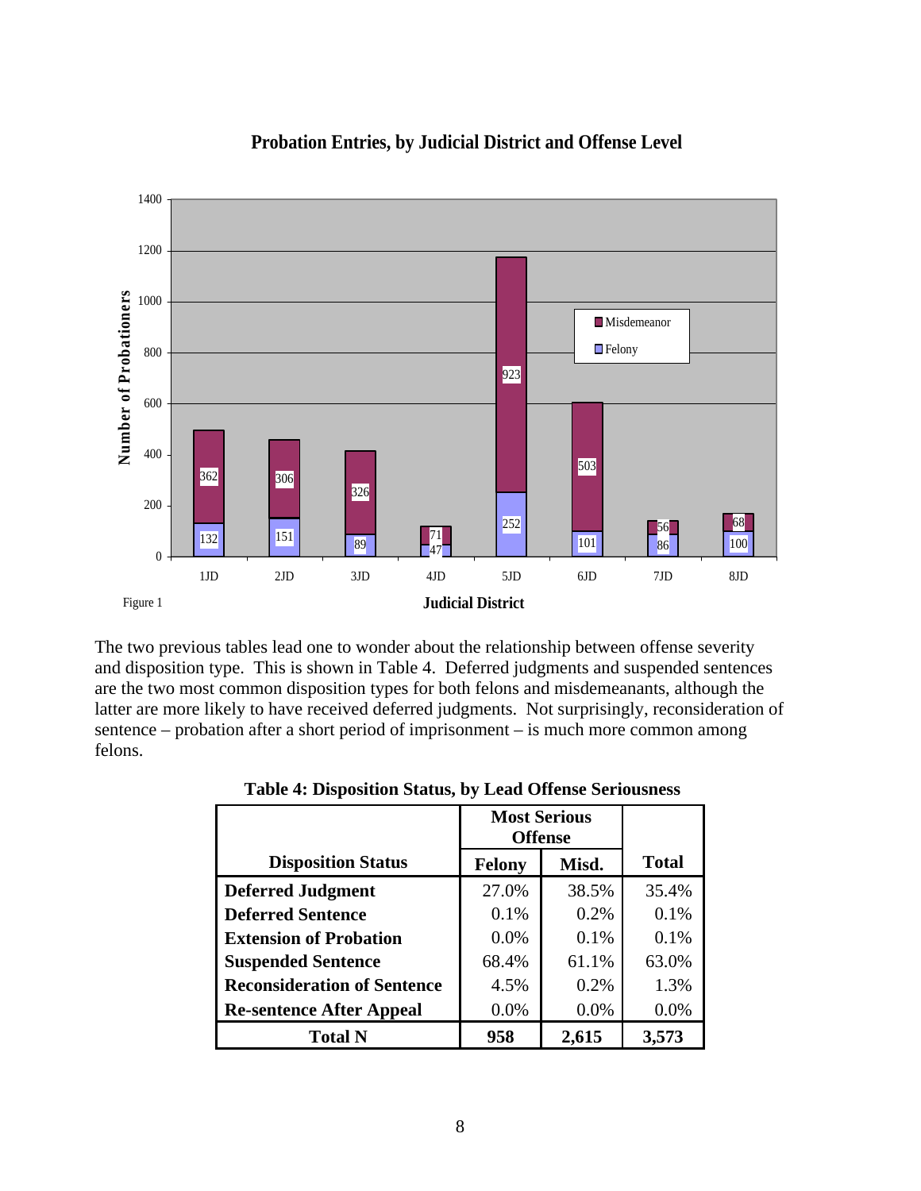**Probation Entries, by Judicial District and Offense Level**

| Judicial District | Felony | Misdemeanor |
|---|---|---|
| 1JD | 132 | 362 |
| 2JD | 151 | 306 |
| 3JD | 89 | 326 |
| 4JD | 47 | 71 |
| 5JD | 252 | 923 |
| 6JD | 101 | 503 |
| 7JD | 86 | 56 |
| 8JD | 100 | 68 |

Figure 1

The two previous tables lead one to wonder about the relationship between offense severity and disposition type. This is shown in Table 4. Deferred judgments and suspended sentences are the two most common disposition types for both felons and misdemeanants, although the latter are more likely to have received deferred judgments. Not surprisingly, reconsideration of sentence – probation after a short period of imprisonment – is much more common among felons.

**Table 4: Disposition Status, by Lead Offense Seriousness**

| | Most Serious Offense | | |
|---|---|---|---|
| **Disposition Status** | **Felony** | **Misd.** | **Total** |
| **Deferred Judgment** | 27.0% | 38.5% | 35.4% |
| **Deferred Sentence** | 0.1% | 0.2% | 0.1% |
| **Extension of Probation** | 0.0% | 0.1% | 0.1% |
| **Suspended Sentence** | 68.4% | 61.1% | 63.0% |
| **Reconsideration of Sentence** | 4.5% | 0.2% | 1.3% |
| **Re-sentence After Appeal** | 0.0% | 0.0% | 0.0% |
| **Total N** | **958** | **2,615** | **3,573** |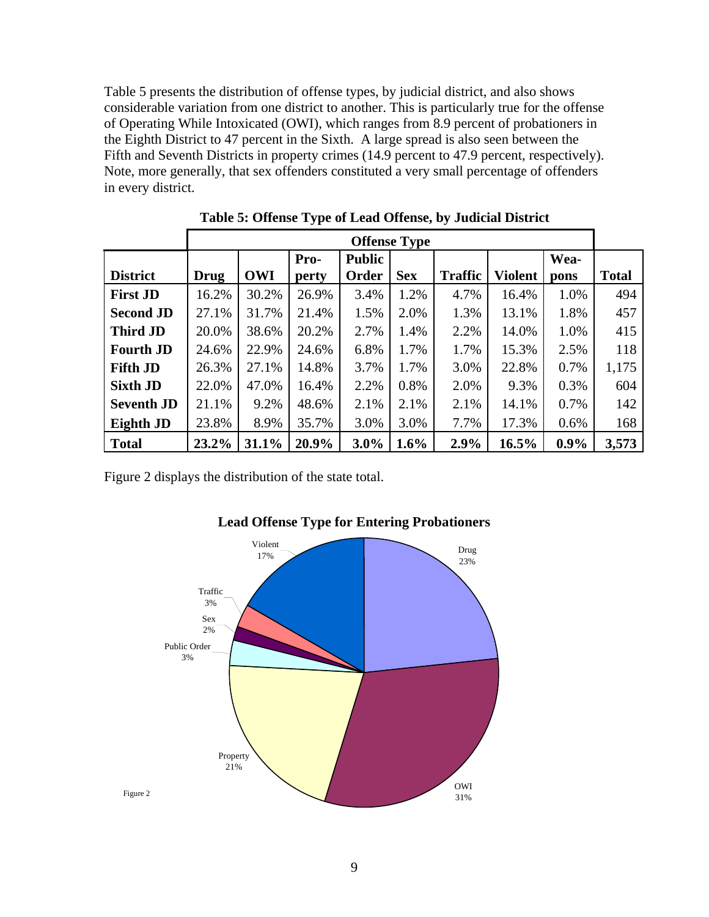Table 5 presents the distribution of offense types, by judicial district, and also shows considerable variation from one district to another. This is particularly true for the offense of Operating While Intoxicated (OWI), which ranges from 8.9 percent of probationers in the Eighth District to 47 percent in the Sixth. A large spread is also seen between the Fifth and Seventh Districts in property crimes (14.9 percent to 47.9 percent, respectively). Note, more generally, that sex offenders constituted a very small percentage of offenders in every district.

**Table 5: Offense Type of Lead Offense, by Judicial District**

| | Offense Type | | | | | | | | |
|---|---|---|---|---|---|---|---|---|---|
| **District** | **Drug** | **OWI** | **Pro-perty** | **Public Order** | **Sex** | **Traffic** | **Violent** | **Wea-pons** | **Total** |
| **First JD** | 16.2% | 30.2% | 26.9% | 3.4% | 1.2% | 4.7% | 16.4% | 1.0% | 494 |
| **Second JD** | 27.1% | 31.7% | 21.4% | 1.5% | 2.0% | 1.3% | 13.1% | 1.8% | 457 |
| **Third JD** | 20.0% | 38.6% | 20.2% | 2.7% | 1.4% | 2.2% | 14.0% | 1.0% | 415 |
| **Fourth JD** | 24.6% | 22.9% | 24.6% | 6.8% | 1.7% | 1.7% | 15.3% | 2.5% | 118 |
| **Fifth JD** | 26.3% | 27.1% | 14.8% | 3.7% | 1.7% | 3.0% | 22.8% | 0.7% | 1,175 |
| **Sixth JD** | 22.0% | 47.0% | 16.4% | 2.2% | 0.8% | 2.0% | 9.3% | 0.3% | 604 |
| **Seventh JD** | 21.1% | 9.2% | 48.6% | 2.1% | 2.1% | 2.1% | 14.1% | 0.7% | 142 |
| **Eighth JD** | 23.8% | 8.9% | 35.7% | 3.0% | 3.0% | 7.7% | 17.3% | 0.6% | 168 |
| **Total** | **23.2%** | **31.1%** | **20.9%** | **3.0%** | **1.6%** | **2.9%** | **16.5%** | **0.9%** | **3,573** |

Figure 2 displays the distribution of the state total.

**Lead Offense Type for Entering Probationers**

Figure 2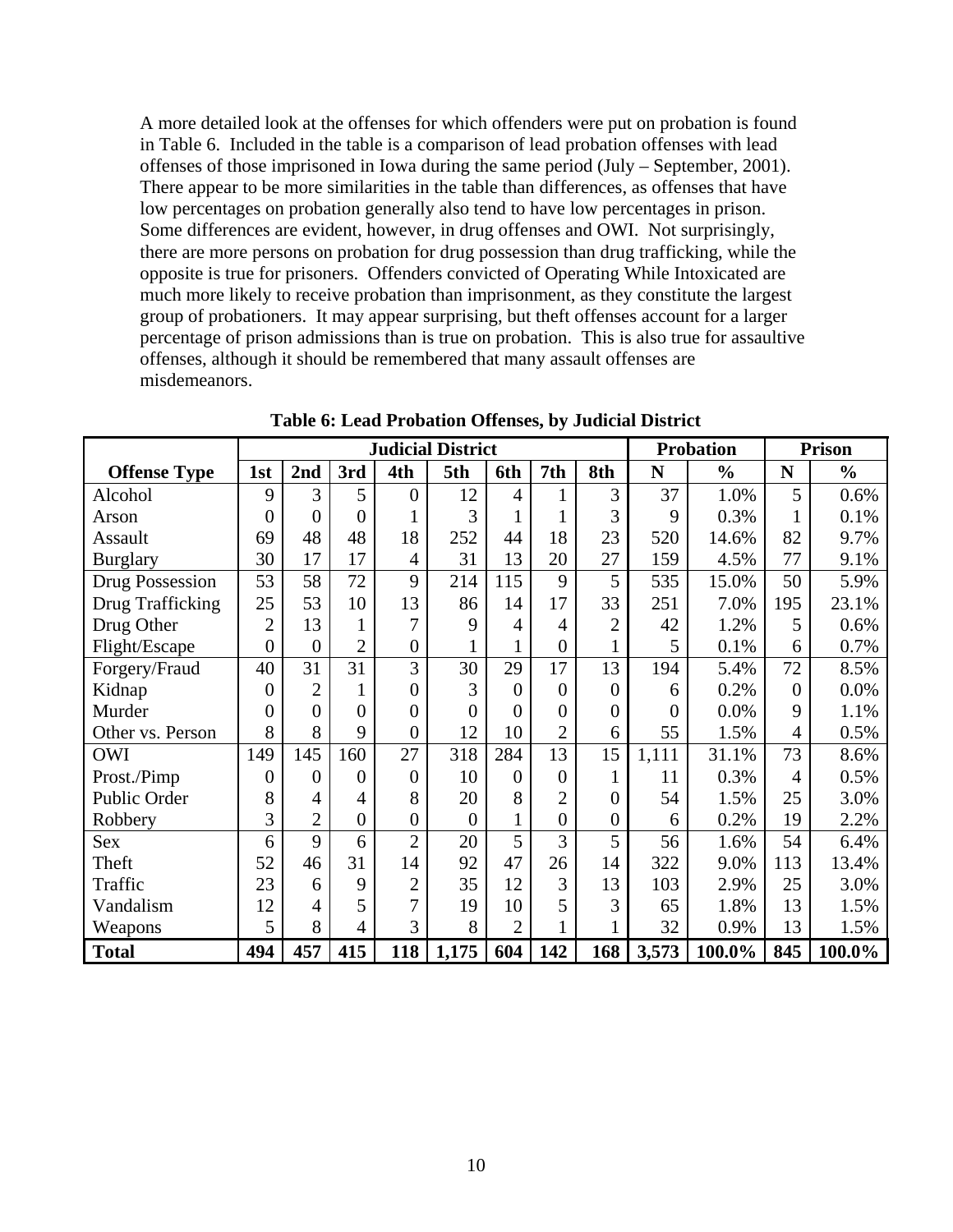A more detailed look at the offenses for which offenders were put on probation is found in Table 6. Included in the table is a comparison of lead probation offenses with lead offenses of those imprisoned in Iowa during the same period (July – September, 2001). There appear to be more similarities in the table than differences, as offenses that have low percentages on probation generally also tend to have low percentages in prison. Some differences are evident, however, in drug offenses and OWI. Not surprisingly, there are more persons on probation for drug possession than drug trafficking, while the opposite is true for prisoners. Offenders convicted of Operating While Intoxicated are much more likely to receive probation than imprisonment, as they constitute the largest group of probationers. It may appear surprising, but theft offenses account for a larger percentage of prison admissions than is true on probation. This is also true for assaultive offenses, although it should be remembered that many assault offenses are misdemeanors.

**Table 6: Lead Probation Offenses, by Judicial District**

| | Judicial District | | | | | | | | Probation | | Prison | |
|---|---|---|---|---|---|---|---|---|---|---|---|---|
| **Offense Type** | **1st** | **2nd** | **3rd** | **4th** | **5th** | **6th** | **7th** | **8th** | **N** | **%** | **N** | **%** |
| Alcohol | 9 | 3 | 5 | 0 | 12 | 4 | 1 | 3 | 37 | 1.0% | 5 | 0.6% |
| Arson | 0 | 0 | 0 | 1 | 3 | 1 | 1 | 3 | 9 | 0.3% | 1 | 0.1% |
| Assault | 69 | 48 | 48 | 18 | 252 | 44 | 18 | 23 | 520 | 14.6% | 82 | 9.7% |
| Burglary | 30 | 17 | 17 | 4 | 31 | 13 | 20 | 27 | 159 | 4.5% | 77 | 9.1% |
| Drug Possession | 53 | 58 | 72 | 9 | 214 | 115 | 9 | 5 | 535 | 15.0% | 50 | 5.9% |
| Drug Trafficking | 25 | 53 | 10 | 13 | 86 | 14 | 17 | 33 | 251 | 7.0% | 195 | 23.1% |
| Drug Other | 2 | 13 | 1 | 7 | 9 | 4 | 4 | 2 | 42 | 1.2% | 5 | 0.6% |
| Flight/Escape | 0 | 0 | 2 | 0 | 1 | 1 | 0 | 1 | 5 | 0.1% | 6 | 0.7% |
| Forgery/Fraud | 40 | 31 | 31 | 3 | 30 | 29 | 17 | 13 | 194 | 5.4% | 72 | 8.5% |
| Kidnap | 0 | 2 | 1 | 0 | 3 | 0 | 0 | 0 | 6 | 0.2% | 0 | 0.0% |
| Murder | 0 | 0 | 0 | 0 | 0 | 0 | 0 | 0 | 0 | 0.0% | 9 | 1.1% |
| Other vs. Person | 8 | 8 | 9 | 0 | 12 | 10 | 2 | 6 | 55 | 1.5% | 4 | 0.5% |
| OWI | 149 | 145 | 160 | 27 | 318 | 284 | 13 | 15 | 1,111 | 31.1% | 73 | 8.6% |
| Prost./Pimp | 0 | 0 | 0 | 0 | 10 | 0 | 0 | 1 | 11 | 0.3% | 4 | 0.5% |
| Public Order | 8 | 4 | 4 | 8 | 20 | 8 | 2 | 0 | 54 | 1.5% | 25 | 3.0% |
| Robbery | 3 | 2 | 0 | 0 | 0 | 1 | 0 | 0 | 6 | 0.2% | 19 | 2.2% |
| Sex | 6 | 9 | 6 | 2 | 20 | 5 | 3 | 5 | 56 | 1.6% | 54 | 6.4% |
| Theft | 52 | 46 | 31 | 14 | 92 | 47 | 26 | 14 | 322 | 9.0% | 113 | 13.4% |
| Traffic | 23 | 6 | 9 | 2 | 35 | 12 | 3 | 13 | 103 | 2.9% | 25 | 3.0% |
| Vandalism | 12 | 4 | 5 | 7 | 19 | 10 | 5 | 3 | 65 | 1.8% | 13 | 1.5% |
| Weapons | 5 | 8 | 4 | 3 | 8 | 2 | 1 | 1 | 32 | 0.9% | 13 | 1.5% |
| **Total** | **494** | **457** | **415** | **118** | **1,175** | **604** | **142** | **168** | **3,573** | **100.0%** | **845** | **100.0%** |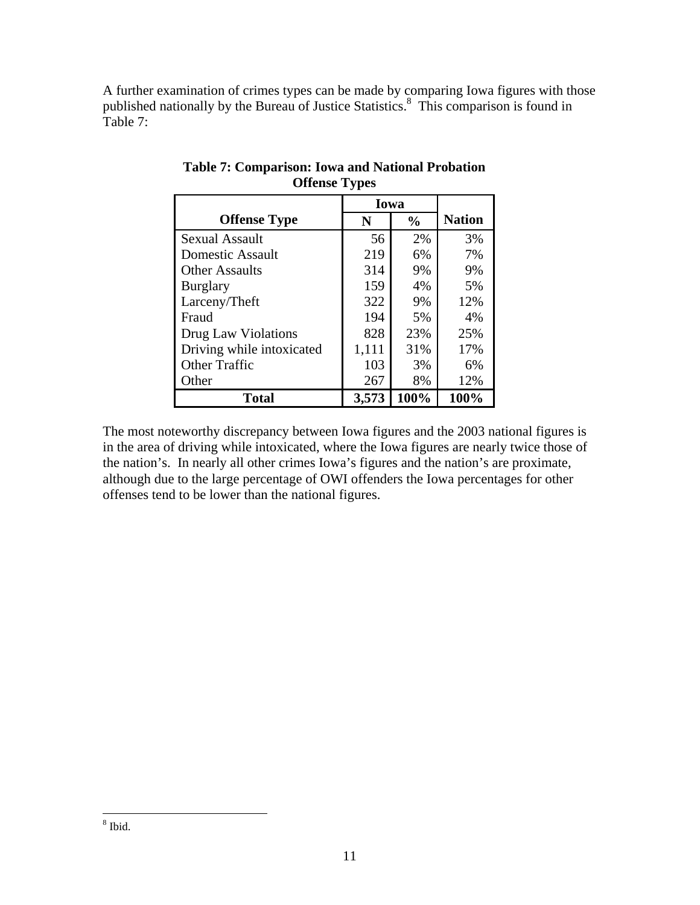A further examination of crimes types can be made by comparing Iowa figures with those published nationally by the Bureau of Justice Statistics.[8] This comparison is found in Table 7:

**Table 7: Comparison: Iowa and National Probation Offense Types**

| | Iowa | | |
|---|---|---|---|
| **Offense Type** | **N** | **%** | **Nation** |
| Sexual Assault | 56 | 2% | 3% |
| Domestic Assault | 219 | 6% | 7% |
| Other Assaults | 314 | 9% | 9% |
| Burglary | 159 | 4% | 5% |
| Larceny/Theft | 322 | 9% | 12% |
| Fraud | 194 | 5% | 4% |
| Drug Law Violations | 828 | 23% | 25% |
| Driving while intoxicated | 1,111 | 31% | 17% |
| Other Traffic | 103 | 3% | 6% |
| Other | 267 | 8% | 12% |
| **Total** | **3,573** | **100%** | **100%** |

The most noteworthy discrepancy between Iowa figures and the 2003 national figures is in the area of driving while intoxicated, where the Iowa figures are nearly twice those of the nation's. In nearly all other crimes Iowa's figures and the nation's are proximate, although due to the large percentage of OWI offenders the Iowa percentages for other offenses tend to be lower than the national figures.

[8] Ibid.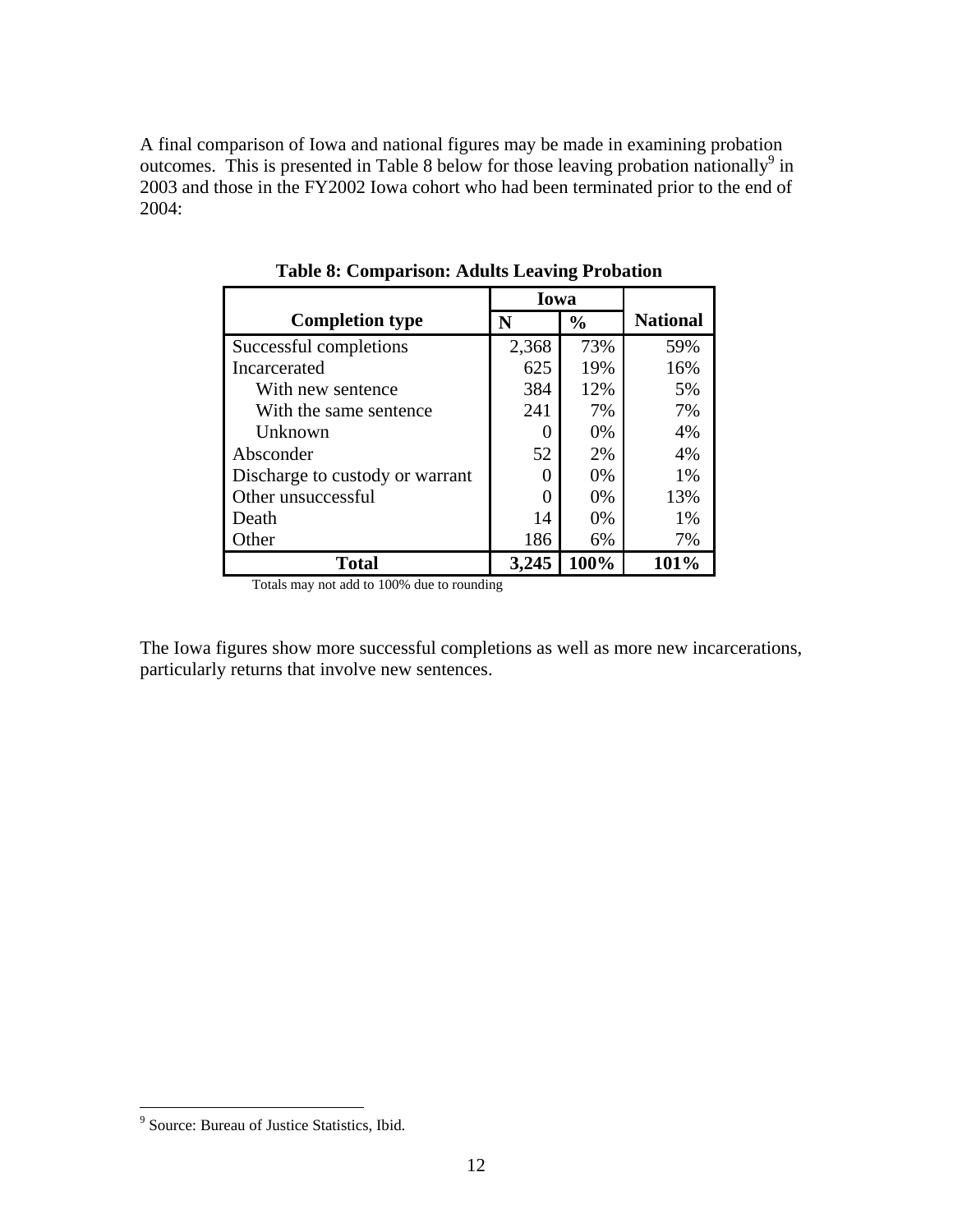A final comparison of Iowa and national figures may be made in examining probation outcomes. This is presented in Table 8 below for those leaving probation nationally[9] in 2003 and those in the FY2002 Iowa cohort who had been terminated prior to the end of 2004:

**Table 8: Comparison: Adults Leaving Probation**

| | Iowa | | |
|---|---|---|---|
| **Completion type** | **N** | **%** | **National** |
| Successful completions | 2,368 | 73% | 59% |
| Incarcerated | 625 | 19% | 16% |
| With new sentence | 384 | 12% | 5% |
| With the same sentence | 241 | 7% | 7% |
| Unknown | 0 | 0% | 4% |
| Absconder | 52 | 2% | 4% |
| Discharge to custody or warrant | 0 | 0% | 1% |
| Other unsuccessful | 0 | 0% | 13% |
| Death | 14 | 0% | 1% |
| Other | 186 | 6% | 7% |
| **Total** | **3,245** | **100%** | **101%** |

Totals may not add to 100% due to rounding

The Iowa figures show more successful completions as well as more new incarcerations, particularly returns that involve new sentences.

[9] Source: Bureau of Justice Statistics, Ibid.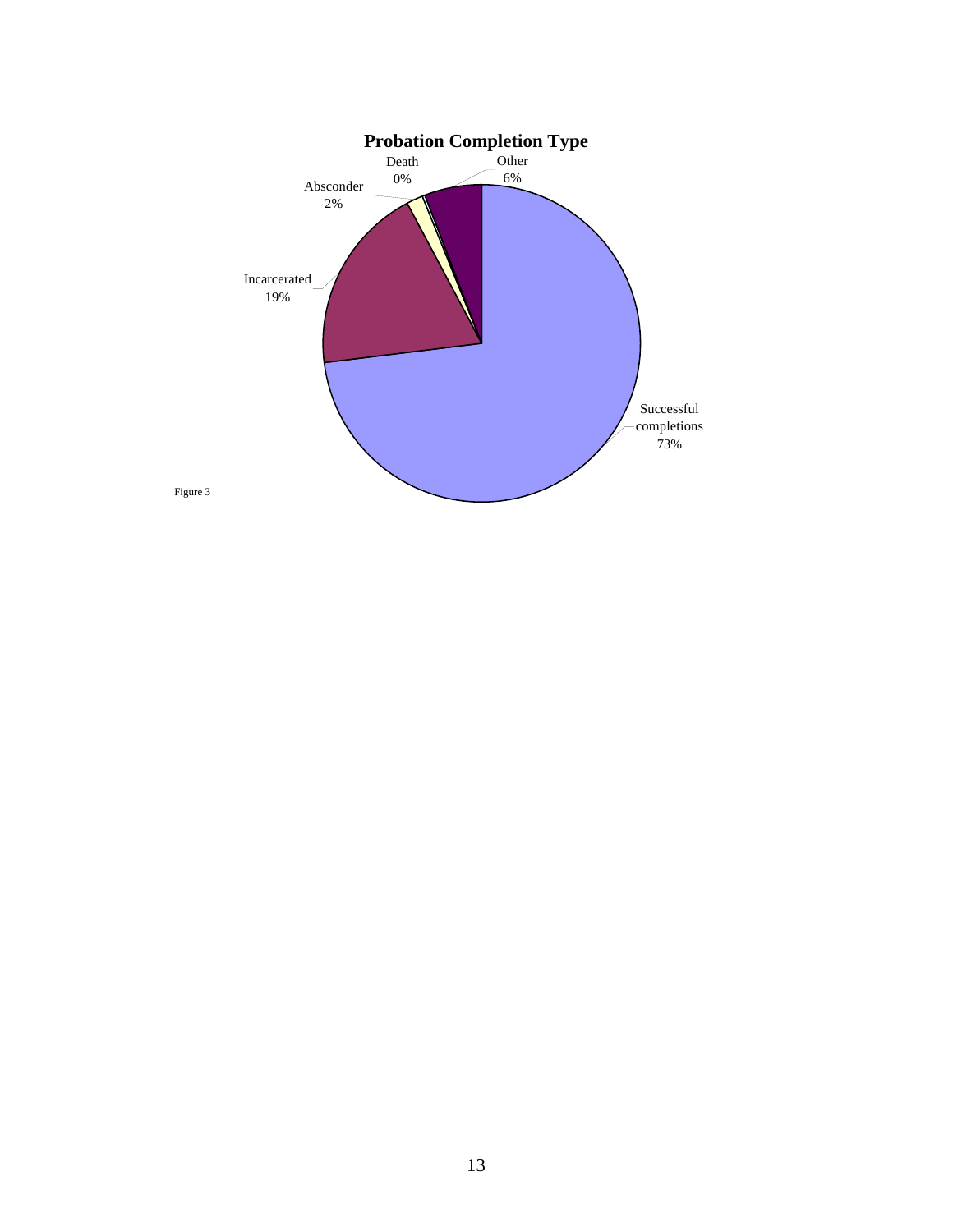**Probation Completion Type**

Death 0%

Other 6%

Absconder 2%

Incarcerated 19%

Successful completions 73%

Figure 3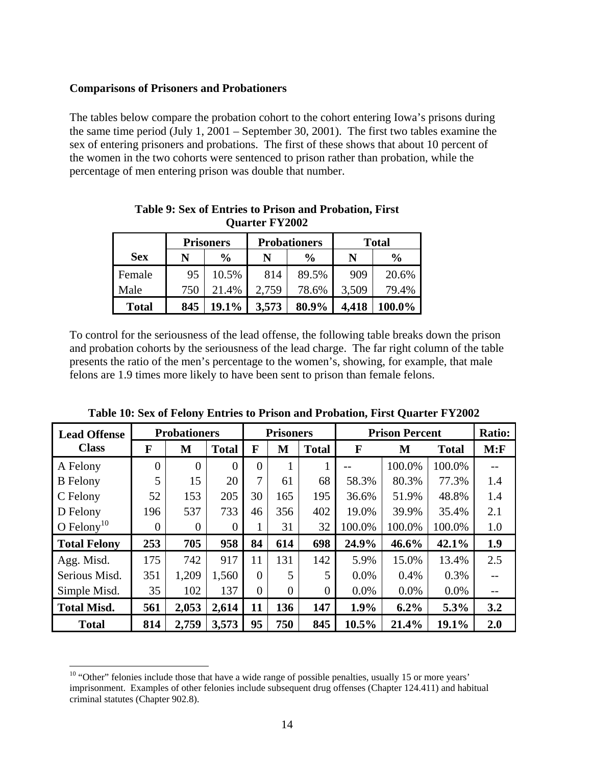**Comparisons of Prisoners and Probationers**

The tables below compare the probation cohort to the cohort entering Iowa's prisons during the same time period (July 1, 2001 – September 30, 2001). The first two tables examine the sex of entering prisoners and probations. The first of these shows that about 10 percent of the women in the two cohorts were sentenced to prison rather than probation, while the percentage of men entering prison was double that number.

**Table 9: Sex of Entries to Prison and Probation, First Quarter FY2002**

| | Prisoners | | Probationers | | Total | |
|---|---|---|---|---|---|---|
| **Sex** | **N** | **%** | **N** | **%** | **N** | **%** |
| Female | 95 | 10.5% | 814 | 89.5% | 909 | 20.6% |
| Male | 750 | 21.4% | 2,759 | 78.6% | 3,509 | 79.4% |
| **Total** | **845** | **19.1%** | **3,573** | **80.9%** | **4,418** | **100.0%** |

To control for the seriousness of the lead offense, the following table breaks down the prison and probation cohorts by the seriousness of the lead charge. The far right column of the table presents the ratio of the men's percentage to the women's, showing, for example, that male felons are 1.9 times more likely to have been sent to prison than female felons.

**Table 10: Sex of Felony Entries to Prison and Probation, First Quarter FY2002**

| Lead Offense Class | Probationers | | | Prisoners | | | Prison Percent | | | Ratio: |
|---|---|---|---|---|---|---|---|---|---|---|
| | **F** | **M** | **Total** | **F** | **M** | **Total** | **F** | **M** | **Total** | **M:F** |
| A Felony | 0 | 0 | 0 | 0 | 1 | 1 | -- | 100.0% | 100.0% | -- |
| B Felony | 5 | 15 | 20 | 7 | 61 | 68 | 58.3% | 80.3% | 77.3% | 1.4 |
| C Felony | 52 | 153 | 205 | 30 | 165 | 195 | 36.6% | 51.9% | 48.8% | 1.4 |
| D Felony | 196 | 537 | 733 | 46 | 356 | 402 | 19.0% | 39.9% | 35.4% | 2.1 |
| O Felony[10] | 0 | 0 | 0 | 1 | 31 | 32 | 100.0% | 100.0% | 100.0% | 1.0 |
| **Total Felony** | **253** | **705** | **958** | **84** | **614** | **698** | **24.9%** | **46.6%** | **42.1%** | **1.9** |
| Agg. Misd. | 175 | 742 | 917 | 11 | 131 | 142 | 5.9% | 15.0% | 13.4% | 2.5 |
| Serious Misd. | 351 | 1,209 | 1,560 | 0 | 5 | 5 | 0.0% | 0.4% | 0.3% | -- |
| Simple Misd. | 35 | 102 | 137 | 0 | 0 | 0 | 0.0% | 0.0% | 0.0% | -- |
| **Total Misd.** | **561** | **2,053** | **2,614** | **11** | **136** | **147** | **1.9%** | **6.2%** | **5.3%** | **3.2** |
| **Total** | **814** | **2,759** | **3,573** | **95** | **750** | **845** | **10.5%** | **21.4%** | **19.1%** | **2.0** |

[10] "Other" felonies include those that have a wide range of possible penalties, usually 15 or more years' imprisonment. Examples of other felonies include subsequent drug offenses (Chapter 124.411) and habitual criminal statutes (Chapter 902.8).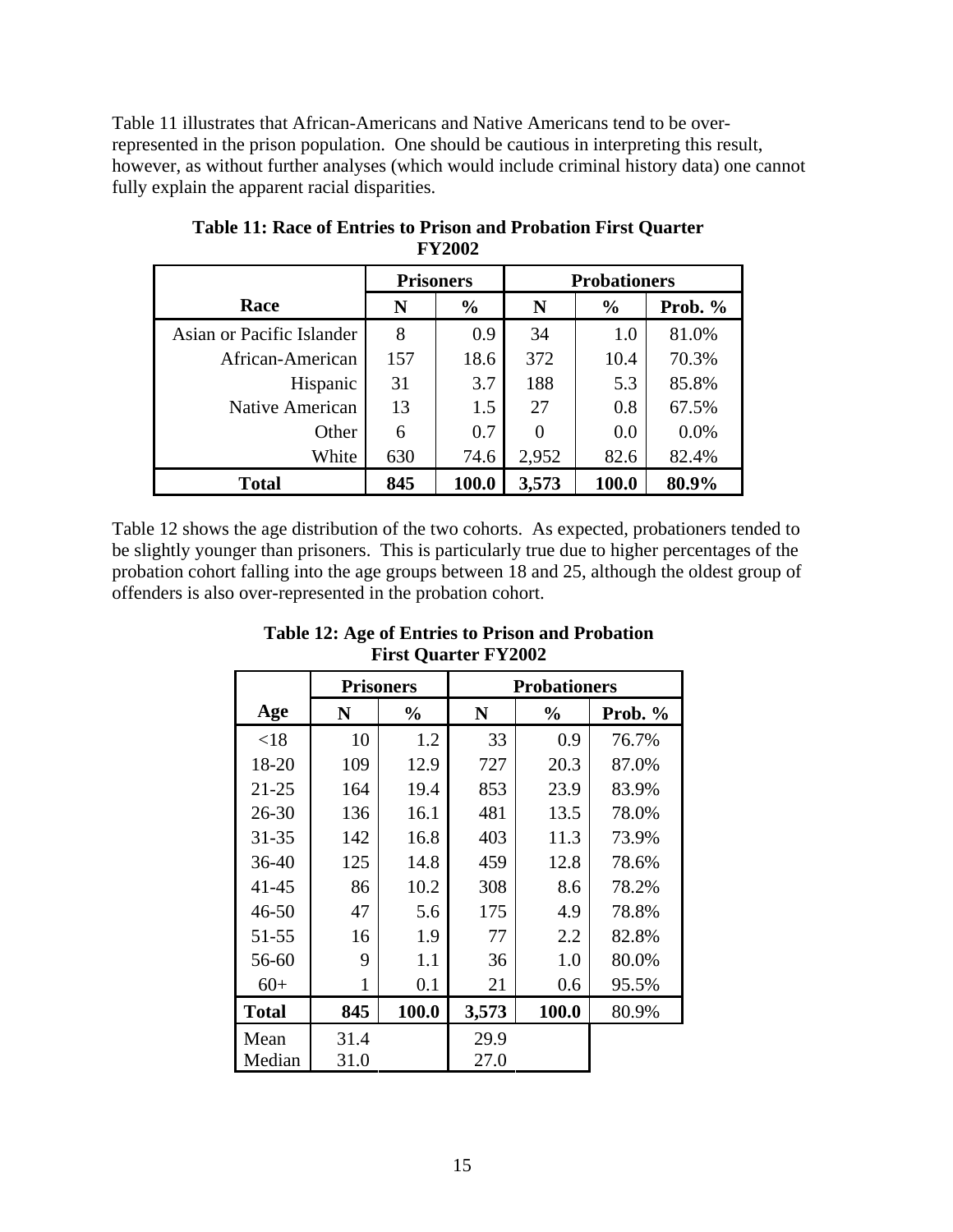Table 11 illustrates that African-Americans and Native Americans tend to be over-represented in the prison population. One should be cautious in interpreting this result, however, as without further analyses (which would include criminal history data) one cannot fully explain the apparent racial disparities.

**Table 11: Race of Entries to Prison and Probation First Quarter FY2002**

| | Prisoners | | Probationers | | |
|---|---|---|---|---|---|
| **Race** | **N** | **%** | **N** | **%** | **Prob. %** |
| Asian or Pacific Islander | 8 | 0.9 | 34 | 1.0 | 81.0% |
| African-American | 157 | 18.6 | 372 | 10.4 | 70.3% |
| Hispanic | 31 | 3.7 | 188 | 5.3 | 85.8% |
| Native American | 13 | 1.5 | 27 | 0.8 | 67.5% |
| Other | 6 | 0.7 | 0 | 0.0 | 0.0% |
| White | 630 | 74.6 | 2,952 | 82.6 | 82.4% |
| **Total** | **845** | **100.0** | **3,573** | **100.0** | **80.9%** |

Table 12 shows the age distribution of the two cohorts. As expected, probationers tended to be slightly younger than prisoners. This is particularly true due to higher percentages of the probation cohort falling into the age groups between 18 and 25, although the oldest group of offenders is also over-represented in the probation cohort.

**Table 12: Age of Entries to Prison and Probation First Quarter FY2002**

| | Prisoners | | Probationers | | |
|---|---|---|---|---|---|
| **Age** | **N** | **%** | **N** | **%** | **Prob. %** |
| <18 | 10 | 1.2 | 33 | 0.9 | 76.7% |
| 18-20 | 109 | 12.9 | 727 | 20.3 | 87.0% |
| 21-25 | 164 | 19.4 | 853 | 23.9 | 83.9% |
| 26-30 | 136 | 16.1 | 481 | 13.5 | 78.0% |
| 31-35 | 142 | 16.8 | 403 | 11.3 | 73.9% |
| 36-40 | 125 | 14.8 | 459 | 12.8 | 78.6% |
| 41-45 | 86 | 10.2 | 308 | 8.6 | 78.2% |
| 46-50 | 47 | 5.6 | 175 | 4.9 | 78.8% |
| 51-55 | 16 | 1.9 | 77 | 2.2 | 82.8% |
| 56-60 | 9 | 1.1 | 36 | 1.0 | 80.0% |
| 60+ | 1 | 0.1 | 21 | 0.6 | 95.5% |
| **Total** | **845** | **100.0** | **3,573** | **100.0** | 80.9% |
| Mean | 31.4 | | 29.9 | | |
| Median | 31.0 | | 27.0 | | |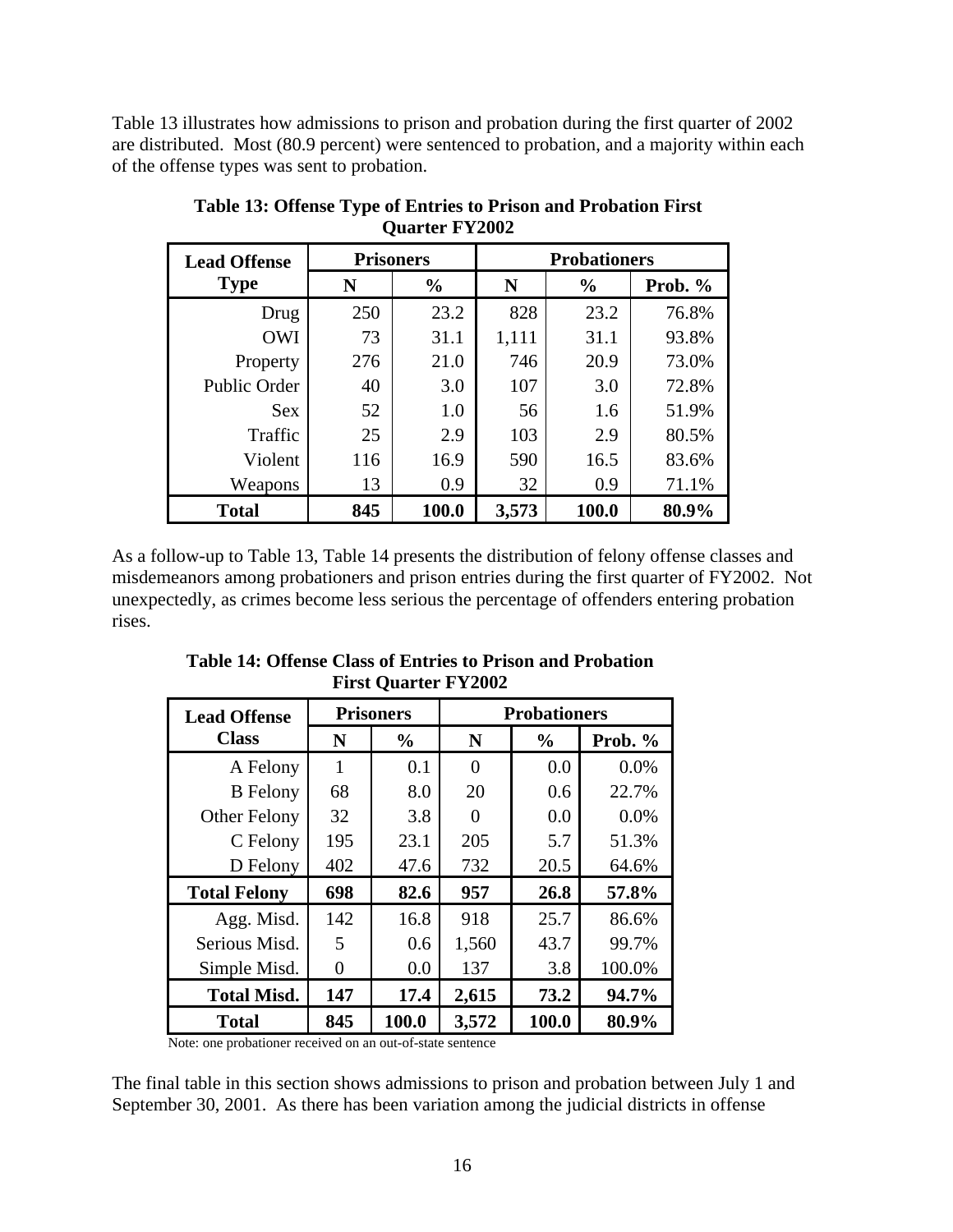Table 13 illustrates how admissions to prison and probation during the first quarter of 2002 are distributed. Most (80.9 percent) were sentenced to probation, and a majority within each of the offense types was sent to probation.

**Table 13: Offense Type of Entries to Prison and Probation First Quarter FY2002**

| Lead Offense Type | Prisoners | | Probationers | | |
|---|---|---|---|---|---|
| | N | % | N | % | Prob. % |
| Drug | 250 | 23.2 | 828 | 23.2 | 76.8% |
| OWI | 73 | 31.1 | 1,111 | 31.1 | 93.8% |
| Property | 276 | 21.0 | 746 | 20.9 | 73.0% |
| Public Order | 40 | 3.0 | 107 | 3.0 | 72.8% |
| Sex | 52 | 1.0 | 56 | 1.6 | 51.9% |
| Traffic | 25 | 2.9 | 103 | 2.9 | 80.5% |
| Violent | 116 | 16.9 | 590 | 16.5 | 83.6% |
| Weapons | 13 | 0.9 | 32 | 0.9 | 71.1% |
| **Total** | **845** | **100.0** | **3,573** | **100.0** | **80.9%** |

As a follow-up to Table 13, Table 14 presents the distribution of felony offense classes and misdemeanors among probationers and prison entries during the first quarter of FY2002. Not unexpectedly, as crimes become less serious the percentage of offenders entering probation rises.

**Table 14: Offense Class of Entries to Prison and Probation First Quarter FY2002**

| Lead Offense Class | Prisoners | | Probationers | | |
|---|---|---|---|---|---|
| | N | % | N | % | Prob. % |
| A Felony | 1 | 0.1 | 0 | 0.0 | 0.0% |
| B Felony | 68 | 8.0 | 20 | 0.6 | 22.7% |
| Other Felony | 32 | 3.8 | 0 | 0.0 | 0.0% |
| C Felony | 195 | 23.1 | 205 | 5.7 | 51.3% |
| D Felony | 402 | 47.6 | 732 | 20.5 | 64.6% |
| **Total Felony** | **698** | **82.6** | **957** | **26.8** | **57.8%** |
| Agg. Misd. | 142 | 16.8 | 918 | 25.7 | 86.6% |
| Serious Misd. | 5 | 0.6 | 1,560 | 43.7 | 99.7% |
| Simple Misd. | 0 | 0.0 | 137 | 3.8 | 100.0% |
| **Total Misd.** | **147** | **17.4** | **2,615** | **73.2** | **94.7%** |
| **Total** | **845** | **100.0** | **3,572** | **100.0** | **80.9%** |

Note: one probationer received on an out-of-state sentence

The final table in this section shows admissions to prison and probation between July 1 and September 30, 2001. As there has been variation among the judicial districts in offense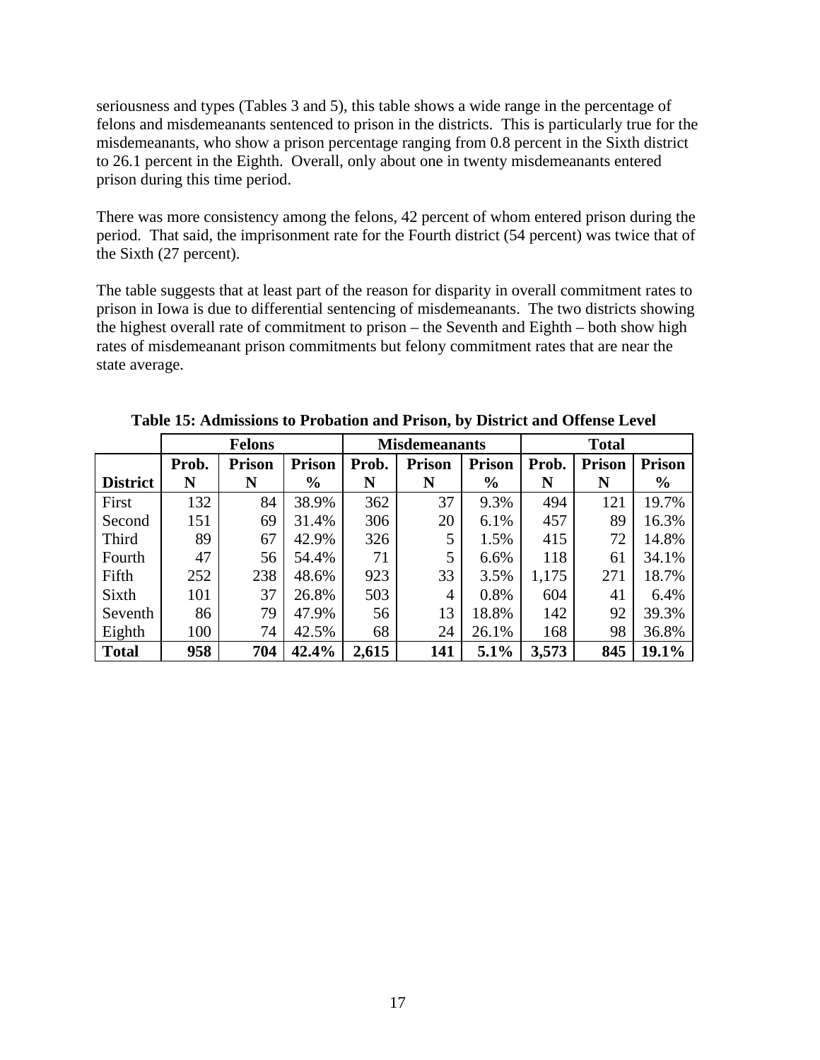seriousness and types (Tables 3 and 5), this table shows a wide range in the percentage of felons and misdemeanants sentenced to prison in the districts. This is particularly true for the misdemeanants, who show a prison percentage ranging from 0.8 percent in the Sixth district to 26.1 percent in the Eighth. Overall, only about one in twenty misdemeanants entered prison during this time period.

There was more consistency among the felons, 42 percent of whom entered prison during the period. That said, the imprisonment rate for the Fourth district (54 percent) was twice that of the Sixth (27 percent).

The table suggests that at least part of the reason for disparity in overall commitment rates to prison in Iowa is due to differential sentencing of misdemeanants. The two districts showing the highest overall rate of commitment to prison – the Seventh and Eighth – both show high rates of misdemeanant prison commitments but felony commitment rates that are near the state average.

**Table 15: Admissions to Probation and Prison, by District and Offense Level**

| | Felons | | | Misdemeanants | | | Total | | |
|---|---|---|---|---|---|---|---|---|---|
| **District** | **Prob. N** | **Prison N** | **Prison %** | **Prob. N** | **Prison N** | **Prison %** | **Prob. N** | **Prison N** | **Prison %** |
| First | 132 | 84 | 38.9% | 362 | 37 | 9.3% | 494 | 121 | 19.7% |
| Second | 151 | 69 | 31.4% | 306 | 20 | 6.1% | 457 | 89 | 16.3% |
| Third | 89 | 67 | 42.9% | 326 | 5 | 1.5% | 415 | 72 | 14.8% |
| Fourth | 47 | 56 | 54.4% | 71 | 5 | 6.6% | 118 | 61 | 34.1% |
| Fifth | 252 | 238 | 48.6% | 923 | 33 | 3.5% | 1,175 | 271 | 18.7% |
| Sixth | 101 | 37 | 26.8% | 503 | 4 | 0.8% | 604 | 41 | 6.4% |
| Seventh | 86 | 79 | 47.9% | 56 | 13 | 18.8% | 142 | 92 | 39.3% |
| Eighth | 100 | 74 | 42.5% | 68 | 24 | 26.1% | 168 | 98 | 36.8% |
| **Total** | **958** | **704** | **42.4%** | **2,615** | **141** | **5.1%** | **3,573** | **845** | **19.1%** |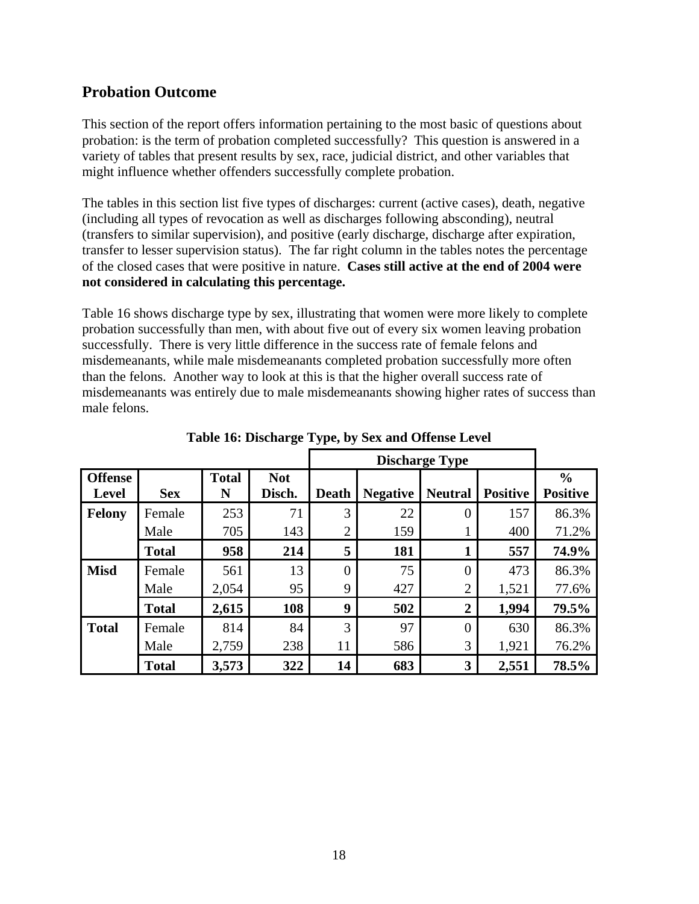## Probation Outcome

This section of the report offers information pertaining to the most basic of questions about probation: is the term of probation completed successfully? This question is answered in a variety of tables that present results by sex, race, judicial district, and other variables that might influence whether offenders successfully complete probation.

The tables in this section list five types of discharges: current (active cases), death, negative (including all types of revocation as well as discharges following absconding), neutral (transfers to similar supervision), and positive (early discharge, discharge after expiration, transfer to lesser supervision status). The far right column in the tables notes the percentage of the closed cases that were positive in nature. **Cases still active at the end of 2004 were not considered in calculating this percentage.**

Table 16 shows discharge type by sex, illustrating that women were more likely to complete probation successfully than men, with about five out of every six women leaving probation successfully. There is very little difference in the success rate of female felons and misdemeanants, while male misdemeanants completed probation successfully more often than the felons. Another way to look at this is that the higher overall success rate of misdemeanants was entirely due to male misdemeanants showing higher rates of success than male felons.

**Table 16: Discharge Type, by Sex and Offense Level**

| | | | | Discharge Type | | | | |
|---|---|---|---|---|---|---|---|---|
| **Offense Level** | **Sex** | **Total N** | **Not Disch.** | **Death** | **Negative** | **Neutral** | **Positive** | **% Positive** |
| **Felony** | Female | 253 | 71 | 3 | 22 | 0 | 157 | 86.3% |
| | Male | 705 | 143 | 2 | 159 | 1 | 400 | 71.2% |
| | **Total** | **958** | **214** | **5** | **181** | **1** | **557** | **74.9%** |
| **Misd** | Female | 561 | 13 | 0 | 75 | 0 | 473 | 86.3% |
| | Male | 2,054 | 95 | 9 | 427 | 2 | 1,521 | 77.6% |
| | **Total** | **2,615** | **108** | **9** | **502** | **2** | **1,994** | **79.5%** |
| **Total** | Female | 814 | 84 | 3 | 97 | 0 | 630 | 86.3% |
| | Male | 2,759 | 238 | 11 | 586 | 3 | 1,921 | 76.2% |
| | **Total** | **3,573** | **322** | **14** | **683** | **3** | **2,551** | **78.5%** |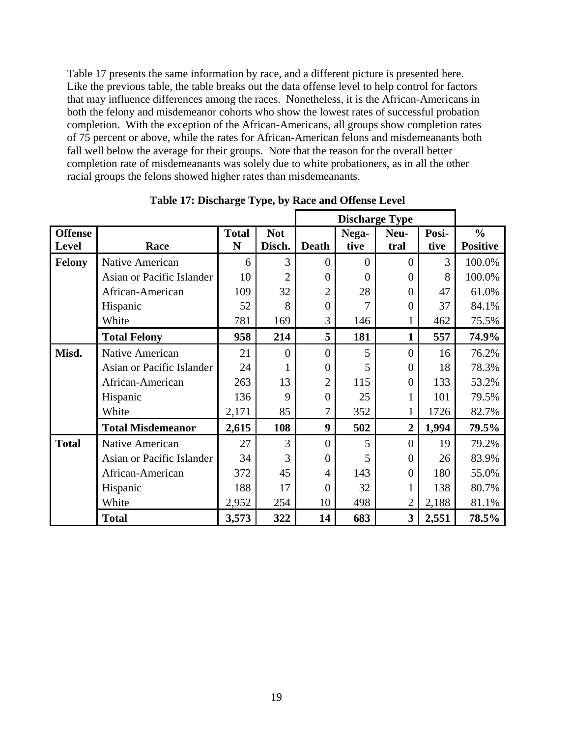Table 17 presents the same information by race, and a different picture is presented here. Like the previous table, the table breaks out the data offense level to help control for factors that may influence differences among the races. Nonetheless, it is the African-Americans in both the felony and misdemeanor cohorts who show the lowest rates of successful probation completion. With the exception of the African-Americans, all groups show completion rates of 75 percent or above, while the rates for African-American felons and misdemeanants both fall well below the average for their groups. Note that the reason for the overall better completion rate of misdemeanants was solely due to white probationers, as in all the other racial groups the felons showed higher rates than misdemeanants.

**Table 17: Discharge Type, by Race and Offense Level**

| | | | | Discharge Type | | | | |
|---|---|---|---|---|---|---|---|---|
| **Offense Level** | **Race** | **Total N** | **Not Disch.** | **Death** | **Negative** | **Neutral** | **Positive** | **% Positive** |
| **Felony** | Native American | 6 | 3 | 0 | 0 | 0 | 3 | 100.0% |
| | Asian or Pacific Islander | 10 | 2 | 0 | 0 | 0 | 8 | 100.0% |
| | African-American | 109 | 32 | 2 | 28 | 0 | 47 | 61.0% |
| | Hispanic | 52 | 8 | 0 | 7 | 0 | 37 | 84.1% |
| | White | 781 | 169 | 3 | 146 | 1 | 462 | 75.5% |
| | **Total Felony** | **958** | **214** | **5** | **181** | **1** | **557** | **74.9%** |
| **Misd.** | Native American | 21 | 0 | 0 | 5 | 0 | 16 | 76.2% |
| | Asian or Pacific Islander | 24 | 1 | 0 | 5 | 0 | 18 | 78.3% |
| | African-American | 263 | 13 | 2 | 115 | 0 | 133 | 53.2% |
| | Hispanic | 136 | 9 | 0 | 25 | 1 | 101 | 79.5% |
| | White | 2,171 | 85 | 7 | 352 | 1 | 1726 | 82.7% |
| | **Total Misdemeanor** | **2,615** | **108** | **9** | **502** | **2** | **1,994** | **79.5%** |
| **Total** | Native American | 27 | 3 | 0 | 5 | 0 | 19 | 79.2% |
| | Asian or Pacific Islander | 34 | 3 | 0 | 5 | 0 | 26 | 83.9% |
| | African-American | 372 | 45 | 4 | 143 | 0 | 180 | 55.0% |
| | Hispanic | 188 | 17 | 0 | 32 | 1 | 138 | 80.7% |
| | White | 2,952 | 254 | 10 | 498 | 2 | 2,188 | 81.1% |
| | **Total** | **3,573** | **322** | **14** | **683** | **3** | **2,551** | **78.5%** |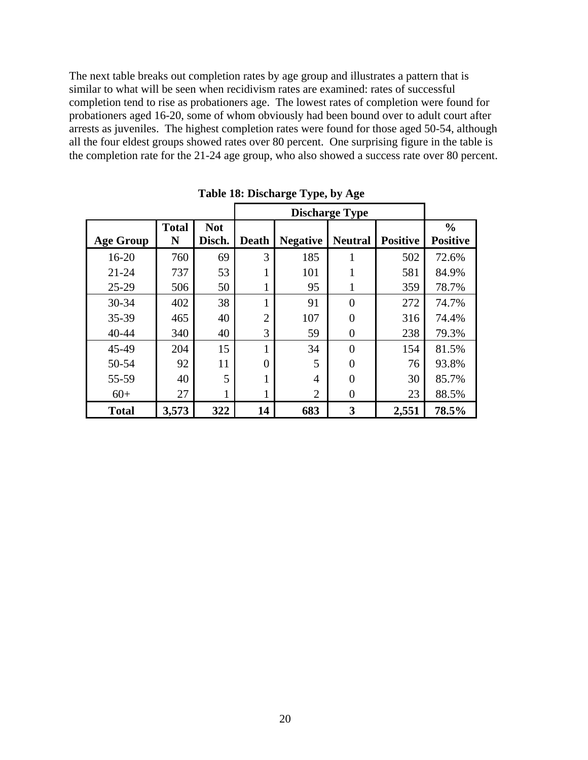The next table breaks out completion rates by age group and illustrates a pattern that is similar to what will be seen when recidivism rates are examined: rates of successful completion tend to rise as probationers age. The lowest rates of completion were found for probationers aged 16-20, some of whom obviously had been bound over to adult court after arrests as juveniles. The highest completion rates were found for those aged 50-54, although all the four eldest groups showed rates over 80 percent. One surprising figure in the table is the completion rate for the 21-24 age group, who also showed a success rate over 80 percent.

**Table 18: Discharge Type, by Age**

| | | | Discharge Type | | | | |
|---|---|---|---|---|---|---|---|
| **Age Group** | **Total N** | **Not Disch.** | **Death** | **Negative** | **Neutral** | **Positive** | **% Positive** |
| 16-20 | 760 | 69 | 3 | 185 | 1 | 502 | 72.6% |
| 21-24 | 737 | 53 | 1 | 101 | 1 | 581 | 84.9% |
| 25-29 | 506 | 50 | 1 | 95 | 1 | 359 | 78.7% |
| 30-34 | 402 | 38 | 1 | 91 | 0 | 272 | 74.7% |
| 35-39 | 465 | 40 | 2 | 107 | 0 | 316 | 74.4% |
| 40-44 | 340 | 40 | 3 | 59 | 0 | 238 | 79.3% |
| 45-49 | 204 | 15 | 1 | 34 | 0 | 154 | 81.5% |
| 50-54 | 92 | 11 | 0 | 5 | 0 | 76 | 93.8% |
| 55-59 | 40 | 5 | 1 | 4 | 0 | 30 | 85.7% |
| 60+ | 27 | 1 | 1 | 2 | 0 | 23 | 88.5% |
| **Total** | **3,573** | **322** | **14** | **683** | **3** | **2,551** | **78.5%** |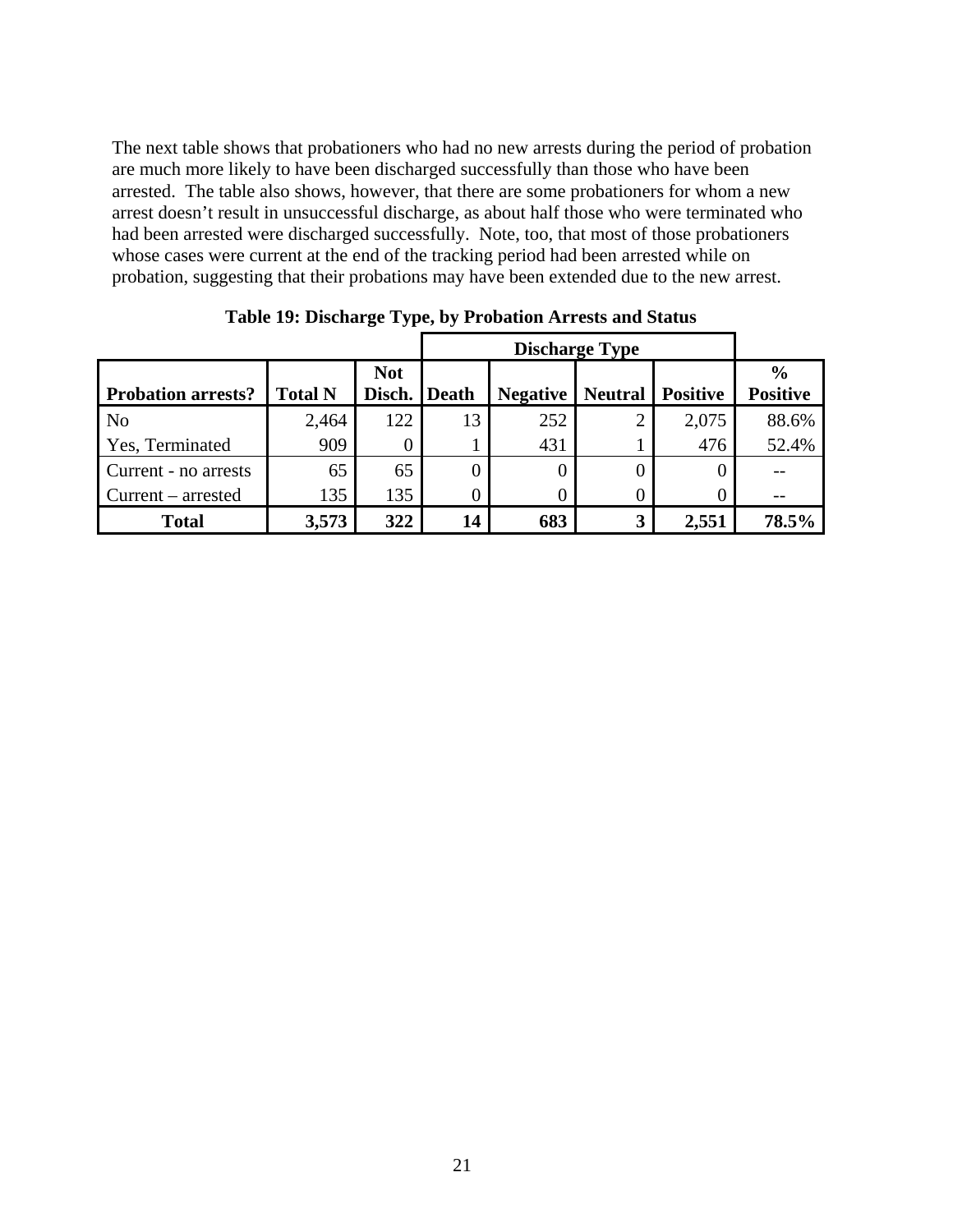The next table shows that probationers who had no new arrests during the period of probation are much more likely to have been discharged successfully than those who have been arrested. The table also shows, however, that there are some probationers for whom a new arrest doesn't result in unsuccessful discharge, as about half those who were terminated who had been arrested were discharged successfully. Note, too, that most of those probationers whose cases were current at the end of the tracking period had been arrested while on probation, suggesting that their probations may have been extended due to the new arrest.

**Table 19: Discharge Type, by Probation Arrests and Status**

| | | | Discharge Type | | | | |
|---|---|---|---|---|---|---|---|
| **Probation arrests?** | **Total N** | **Not Disch.** | **Death** | **Negative** | **Neutral** | **Positive** | **% Positive** |
| No | 2,464 | 122 | 13 | 252 | 2 | 2,075 | 88.6% |
| Yes, Terminated | 909 | 0 | 1 | 431 | 1 | 476 | 52.4% |
| Current - no arrests | 65 | 65 | 0 | 0 | 0 | 0 | -- |
| Current – arrested | 135 | 135 | 0 | 0 | 0 | 0 | -- |
| **Total** | **3,573** | **322** | **14** | **683** | **3** | **2,551** | **78.5%** |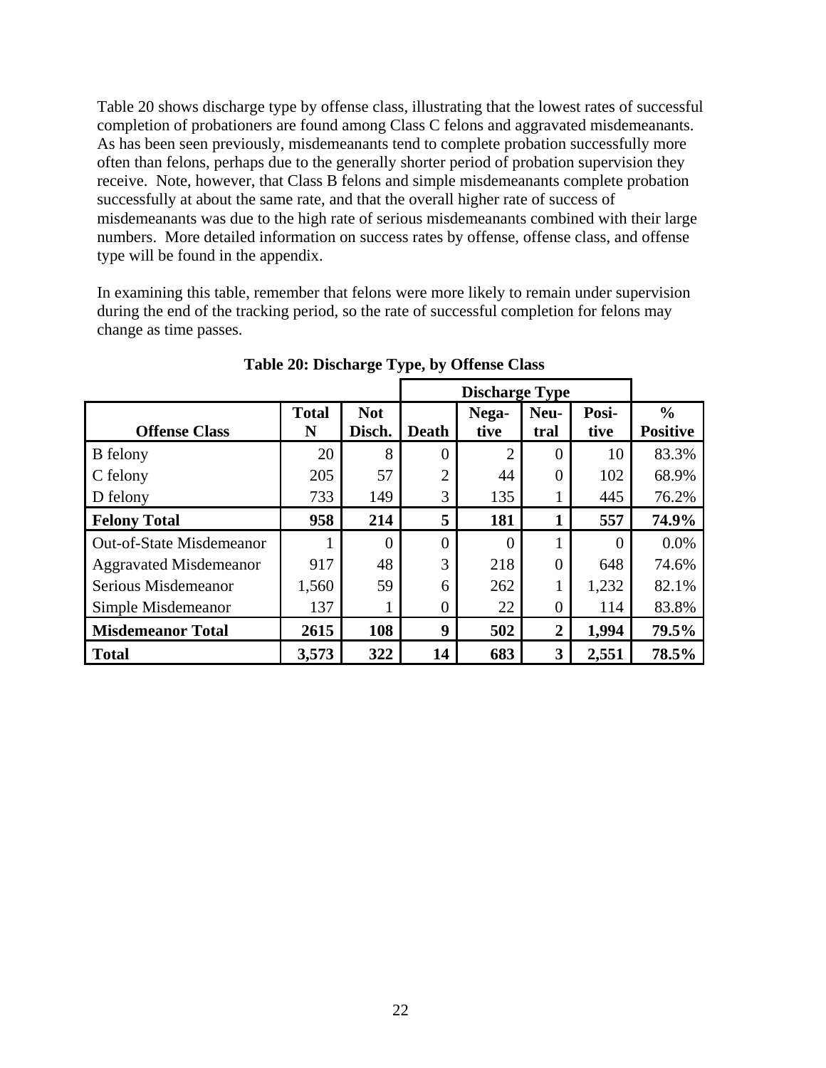Table 20 shows discharge type by offense class, illustrating that the lowest rates of successful completion of probationers are found among Class C felons and aggravated misdemeanants. As has been seen previously, misdemeanants tend to complete probation successfully more often than felons, perhaps due to the generally shorter period of probation supervision they receive. Note, however, that Class B felons and simple misdemeanants complete probation successfully at about the same rate, and that the overall higher rate of success of misdemeanants was due to the high rate of serious misdemeanants combined with their large numbers. More detailed information on success rates by offense, offense class, and offense type will be found in the appendix.

In examining this table, remember that felons were more likely to remain under supervision during the end of the tracking period, so the rate of successful completion for felons may change as time passes.

**Table 20: Discharge Type, by Offense Class**

| | | | Discharge Type | | | | |
|---|---|---|---|---|---|---|---|
| **Offense Class** | **Total N** | **Not Disch.** | **Death** | **Negative** | **Neutral** | **Positive** | **% Positive** |
| B felony | 20 | 8 | 0 | 2 | 0 | 10 | 83.3% |
| C felony | 205 | 57 | 2 | 44 | 0 | 102 | 68.9% |
| D felony | 733 | 149 | 3 | 135 | 1 | 445 | 76.2% |
| **Felony Total** | **958** | **214** | **5** | **181** | **1** | **557** | **74.9%** |
| Out-of-State Misdemeanor | 1 | 0 | 0 | 0 | 1 | 0 | 0.0% |
| Aggravated Misdemeanor | 917 | 48 | 3 | 218 | 0 | 648 | 74.6% |
| Serious Misdemeanor | 1,560 | 59 | 6 | 262 | 1 | 1,232 | 82.1% |
| Simple Misdemeanor | 137 | 1 | 0 | 22 | 0 | 114 | 83.8% |
| **Misdemeanor Total** | **2615** | **108** | **9** | **502** | **2** | **1,994** | **79.5%** |
| **Total** | **3,573** | **322** | **14** | **683** | **3** | **2,551** | **78.5%** |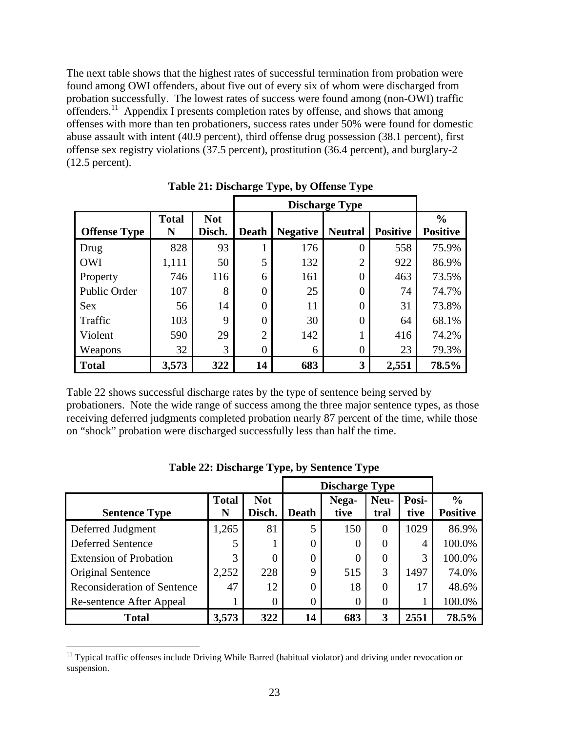The next table shows that the highest rates of successful termination from probation were found among OWI offenders, about five out of every six of whom were discharged from probation successfully. The lowest rates of success were found among (non-OWI) traffic offenders.[11] Appendix I presents completion rates by offense, and shows that among offenses with more than ten probationers, success rates under 50% were found for domestic abuse assault with intent (40.9 percent), third offense drug possession (38.1 percent), first offense sex registry violations (37.5 percent), prostitution (36.4 percent), and burglary-2 (12.5 percent).

**Table 21: Discharge Type, by Offense Type**

| | | | Discharge Type | | | | |
|---|---|---|---|---|---|---|---|
| **Offense Type** | **Total N** | **Not Disch.** | **Death** | **Negative** | **Neutral** | **Positive** | **% Positive** |
| Drug | 828 | 93 | 1 | 176 | 0 | 558 | 75.9% |
| OWI | 1,111 | 50 | 5 | 132 | 2 | 922 | 86.9% |
| Property | 746 | 116 | 6 | 161 | 0 | 463 | 73.5% |
| Public Order | 107 | 8 | 0 | 25 | 0 | 74 | 74.7% |
| Sex | 56 | 14 | 0 | 11 | 0 | 31 | 73.8% |
| Traffic | 103 | 9 | 0 | 30 | 0 | 64 | 68.1% |
| Violent | 590 | 29 | 2 | 142 | 1 | 416 | 74.2% |
| Weapons | 32 | 3 | 0 | 6 | 0 | 23 | 79.3% |
| **Total** | **3,573** | **322** | **14** | **683** | **3** | **2,551** | **78.5%** |

Table 22 shows successful discharge rates by the type of sentence being served by probationers. Note the wide range of success among the three major sentence types, as those receiving deferred judgments completed probation nearly 87 percent of the time, while those on "shock" probation were discharged successfully less than half the time.

**Table 22: Discharge Type, by Sentence Type**

| | | | Discharge Type | | | | |
|---|---|---|---|---|---|---|---|
| **Sentence Type** | **Total N** | **Not Disch.** | **Death** | **Negative** | **Neutral** | **Positive** | **% Positive** |
| Deferred Judgment | 1,265 | 81 | 5 | 150 | 0 | 1029 | 86.9% |
| Deferred Sentence | 5 | 1 | 0 | 0 | 0 | 4 | 100.0% |
| Extension of Probation | 3 | 0 | 0 | 0 | 0 | 3 | 100.0% |
| Original Sentence | 2,252 | 228 | 9 | 515 | 3 | 1497 | 74.0% |
| Reconsideration of Sentence | 47 | 12 | 0 | 18 | 0 | 17 | 48.6% |
| Re-sentence After Appeal | 1 | 0 | 0 | 0 | 0 | 1 | 100.0% |
| **Total** | **3,573** | **322** | **14** | **683** | **3** | **2551** | **78.5%** |

[11] Typical traffic offenses include Driving While Barred (habitual violator) and driving under revocation or suspension.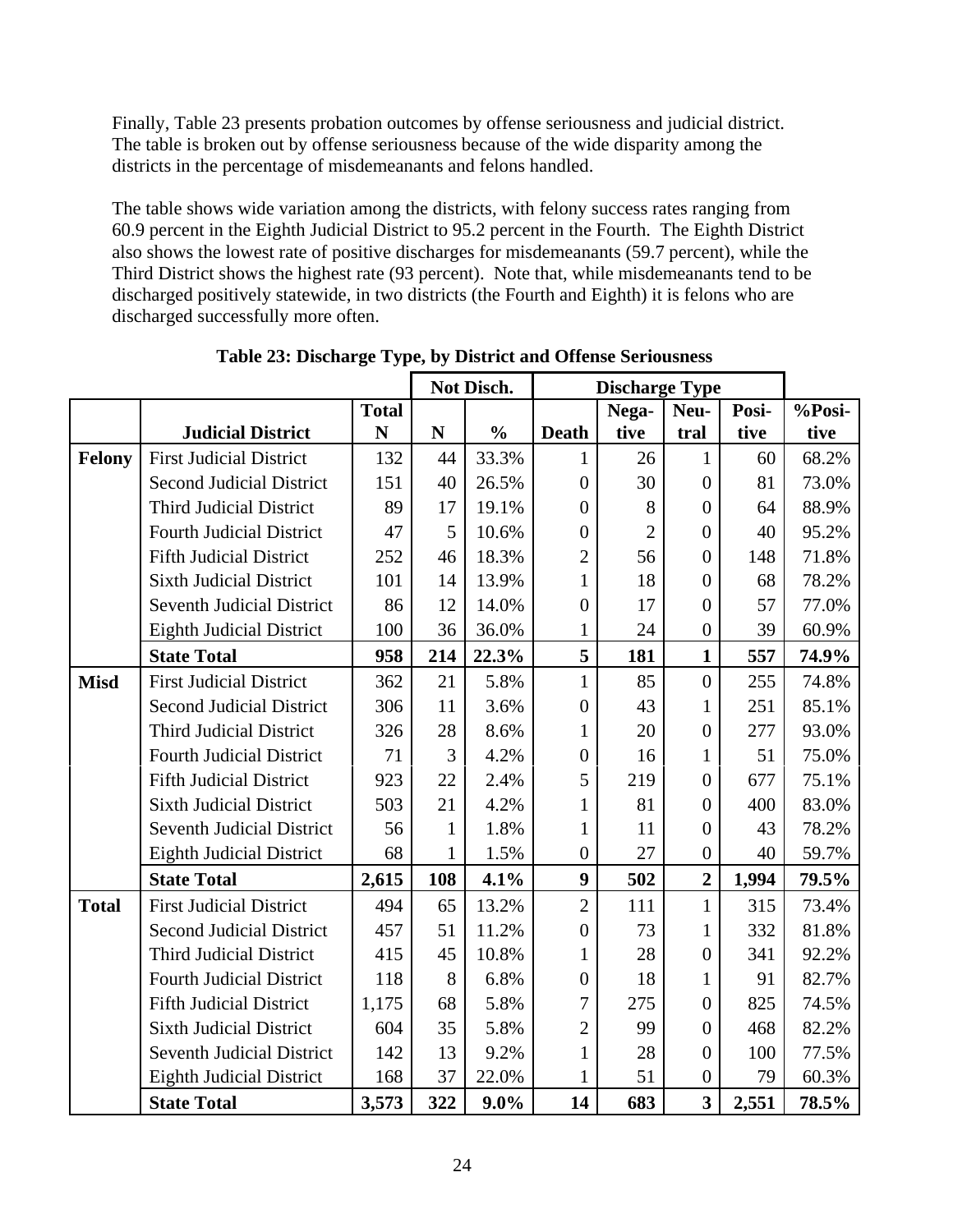Finally, Table 23 presents probation outcomes by offense seriousness and judicial district. The table is broken out by offense seriousness because of the wide disparity among the districts in the percentage of misdemeanants and felons handled.

The table shows wide variation among the districts, with felony success rates ranging from 60.9 percent in the Eighth Judicial District to 95.2 percent in the Fourth. The Eighth District also shows the lowest rate of positive discharges for misdemeanants (59.7 percent), while the Third District shows the highest rate (93 percent). Note that, while misdemeanants tend to be discharged positively statewide, in two districts (the Fourth and Eighth) it is felons who are discharged successfully more often.

**Table 23: Discharge Type, by District and Offense Seriousness**

| | | | Not Disch. | | Discharge Type | | | | |
|---|---|---|---|---|---|---|---|---|---|
| | **Judicial District** | **Total N** | **N** | **%** | **Death** | **Nega-tive** | **Neu-tral** | **Posi-tive** | **%Posi-tive** |
| **Felony** | First Judicial District | 132 | 44 | 33.3% | 1 | 26 | 1 | 60 | 68.2% |
| | Second Judicial District | 151 | 40 | 26.5% | 0 | 30 | 0 | 81 | 73.0% |
| | Third Judicial District | 89 | 17 | 19.1% | 0 | 8 | 0 | 64 | 88.9% |
| | Fourth Judicial District | 47 | 5 | 10.6% | 0 | 2 | 0 | 40 | 95.2% |
| | Fifth Judicial District | 252 | 46 | 18.3% | 2 | 56 | 0 | 148 | 71.8% |
| | Sixth Judicial District | 101 | 14 | 13.9% | 1 | 18 | 0 | 68 | 78.2% |
| | Seventh Judicial District | 86 | 12 | 14.0% | 0 | 17 | 0 | 57 | 77.0% |
| | Eighth Judicial District | 100 | 36 | 36.0% | 1 | 24 | 0 | 39 | 60.9% |
| | **State Total** | **958** | **214** | **22.3%** | **5** | **181** | **1** | **557** | **74.9%** |
| **Misd** | First Judicial District | 362 | 21 | 5.8% | 1 | 85 | 0 | 255 | 74.8% |
| | Second Judicial District | 306 | 11 | 3.6% | 0 | 43 | 1 | 251 | 85.1% |
| | Third Judicial District | 326 | 28 | 8.6% | 1 | 20 | 0 | 277 | 93.0% |
| | Fourth Judicial District | 71 | 3 | 4.2% | 0 | 16 | 1 | 51 | 75.0% |
| | Fifth Judicial District | 923 | 22 | 2.4% | 5 | 219 | 0 | 677 | 75.1% |
| | Sixth Judicial District | 503 | 21 | 4.2% | 1 | 81 | 0 | 400 | 83.0% |
| | Seventh Judicial District | 56 | 1 | 1.8% | 1 | 11 | 0 | 43 | 78.2% |
| | Eighth Judicial District | 68 | 1 | 1.5% | 0 | 27 | 0 | 40 | 59.7% |
| | **State Total** | **2,615** | **108** | **4.1%** | **9** | **502** | **2** | **1,994** | **79.5%** |
| **Total** | First Judicial District | 494 | 65 | 13.2% | 2 | 111 | 1 | 315 | 73.4% |
| | Second Judicial District | 457 | 51 | 11.2% | 0 | 73 | 1 | 332 | 81.8% |
| | Third Judicial District | 415 | 45 | 10.8% | 1 | 28 | 0 | 341 | 92.2% |
| | Fourth Judicial District | 118 | 8 | 6.8% | 0 | 18 | 1 | 91 | 82.7% |
| | Fifth Judicial District | 1,175 | 68 | 5.8% | 7 | 275 | 0 | 825 | 74.5% |
| | Sixth Judicial District | 604 | 35 | 5.8% | 2 | 99 | 0 | 468 | 82.2% |
| | Seventh Judicial District | 142 | 13 | 9.2% | 1 | 28 | 0 | 100 | 77.5% |
| | Eighth Judicial District | 168 | 37 | 22.0% | 1 | 51 | 0 | 79 | 60.3% |
| | **State Total** | **3,573** | **322** | **9.0%** | **14** | **683** | **3** | **2,551** | **78.5%** |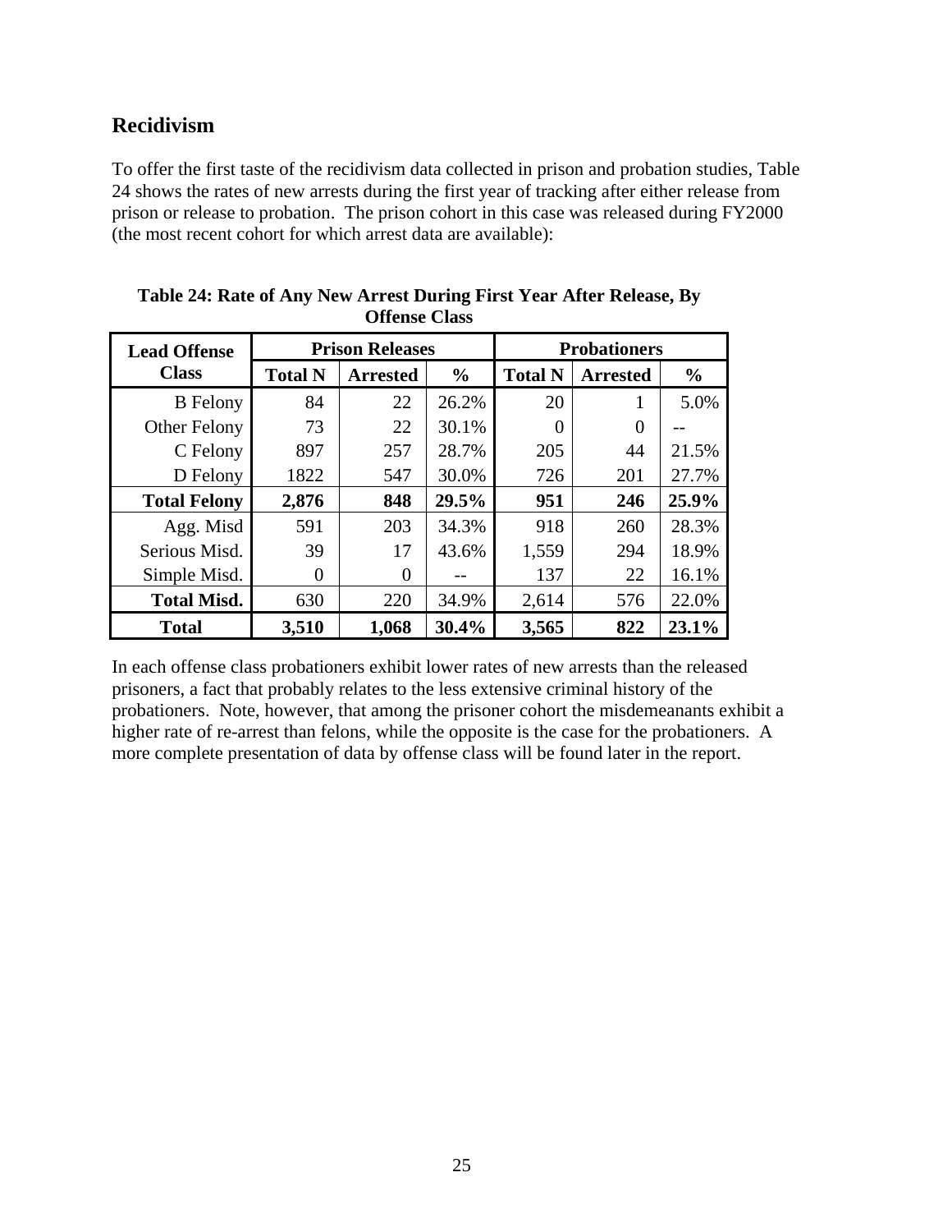## Recidivism

To offer the first taste of the recidivism data collected in prison and probation studies, Table 24 shows the rates of new arrests during the first year of tracking after either release from prison or release to probation. The prison cohort in this case was released during FY2000 (the most recent cohort for which arrest data are available):

**Table 24: Rate of Any New Arrest During First Year After Release, By Offense Class**

| Lead Offense Class | Prison Releases | | | Probationers | | |
|---|---|---|---|---|---|---|
| | **Total N** | **Arrested** | **%** | **Total N** | **Arrested** | **%** |
| B Felony | 84 | 22 | 26.2% | 20 | 1 | 5.0% |
| Other Felony | 73 | 22 | 30.1% | 0 | 0 | -- |
| C Felony | 897 | 257 | 28.7% | 205 | 44 | 21.5% |
| D Felony | 1822 | 547 | 30.0% | 726 | 201 | 27.7% |
| **Total Felony** | **2,876** | **848** | **29.5%** | **951** | **246** | **25.9%** |
| Agg. Misd | 591 | 203 | 34.3% | 918 | 260 | 28.3% |
| Serious Misd. | 39 | 17 | 43.6% | 1,559 | 294 | 18.9% |
| Simple Misd. | 0 | 0 | -- | 137 | 22 | 16.1% |
| **Total Misd.** | 630 | 220 | 34.9% | 2,614 | 576 | 22.0% |
| **Total** | **3,510** | **1,068** | **30.4%** | **3,565** | **822** | **23.1%** |

In each offense class probationers exhibit lower rates of new arrests than the released prisoners, a fact that probably relates to the less extensive criminal history of the probationers. Note, however, that among the prisoner cohort the misdemeanants exhibit a higher rate of re-arrest than felons, while the opposite is the case for the probationers. A more complete presentation of data by offense class will be found later in the report.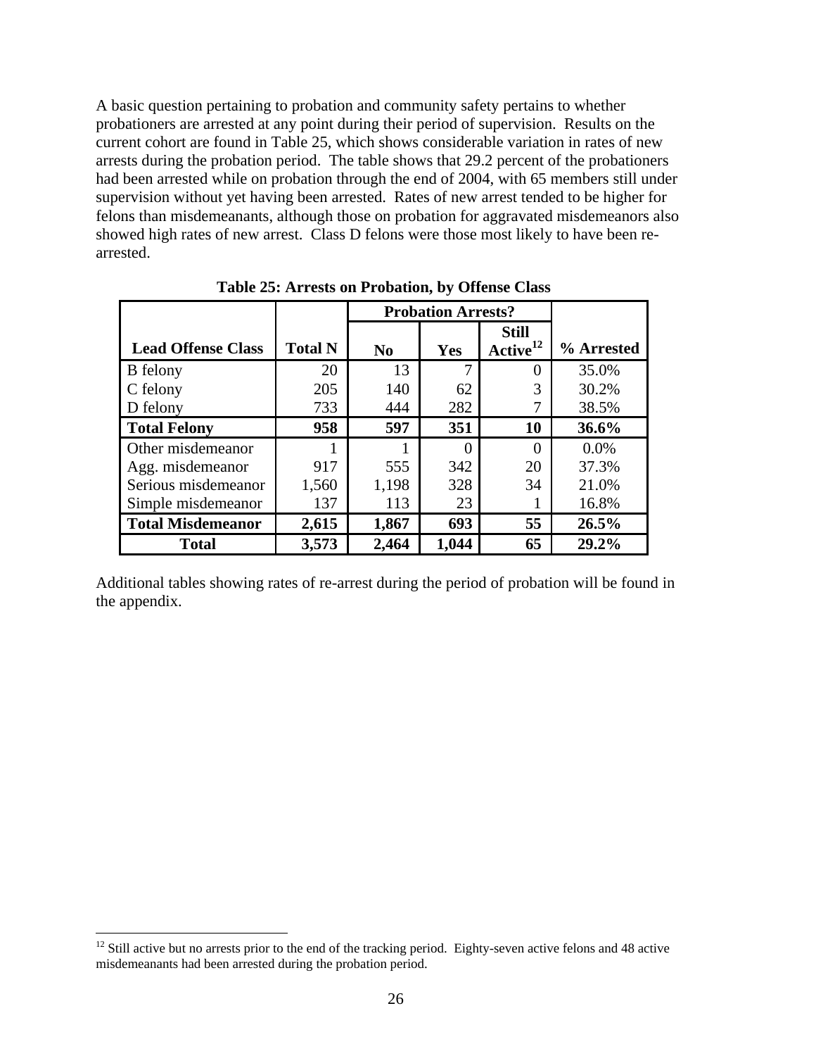A basic question pertaining to probation and community safety pertains to whether probationers are arrested at any point during their period of supervision. Results on the current cohort are found in Table 25, which shows considerable variation in rates of new arrests during the probation period. The table shows that 29.2 percent of the probationers had been arrested while on probation through the end of 2004, with 65 members still under supervision without yet having been arrested. Rates of new arrest tended to be higher for felons than misdemeanants, although those on probation for aggravated misdemeanors also showed high rates of new arrest. Class D felons were those most likely to have been re-arrested.

**Table 25: Arrests on Probation, by Offense Class**

| | | Probation Arrests? | | | |
|---|---|---|---|---|---|
| **Lead Offense Class** | **Total N** | **No** | **Yes** | **Still Active**[12] | **% Arrested** |
| B felony | 20 | 13 | 7 | 0 | 35.0% |
| C felony | 205 | 140 | 62 | 3 | 30.2% |
| D felony | 733 | 444 | 282 | 7 | 38.5% |
| **Total Felony** | **958** | **597** | **351** | **10** | **36.6%** |
| Other misdemeanor | 1 | 1 | 0 | 0 | 0.0% |
| Agg. misdemeanor | 917 | 555 | 342 | 20 | 37.3% |
| Serious misdemeanor | 1,560 | 1,198 | 328 | 34 | 21.0% |
| Simple misdemeanor | 137 | 113 | 23 | 1 | 16.8% |
| **Total Misdemeanor** | **2,615** | **1,867** | **693** | **55** | **26.5%** |
| **Total** | **3,573** | **2,464** | **1,044** | **65** | **29.2%** |

Additional tables showing rates of re-arrest during the period of probation will be found in the appendix.

[12] Still active but no arrests prior to the end of the tracking period. Eighty-seven active felons and 48 active misdemeanants had been arrested during the probation period.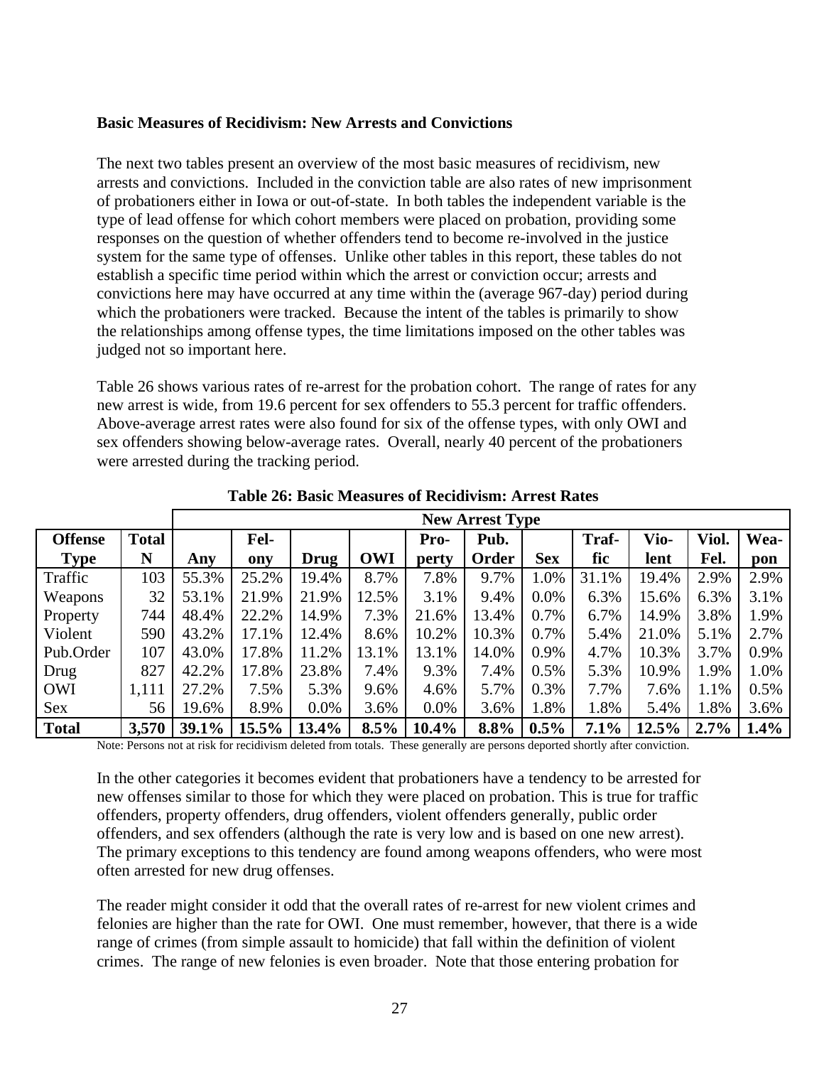**Basic Measures of Recidivism: New Arrests and Convictions**

The next two tables present an overview of the most basic measures of recidivism, new arrests and convictions. Included in the conviction table are also rates of new imprisonment of probationers either in Iowa or out-of-state. In both tables the independent variable is the type of lead offense for which cohort members were placed on probation, providing some responses on the question of whether offenders tend to become re-involved in the justice system for the same type of offenses. Unlike other tables in this report, these tables do not establish a specific time period within which the arrest or conviction occur; arrests and convictions here may have occurred at any time within the (average 967-day) period during which the probationers were tracked. Because the intent of the tables is primarily to show the relationships among offense types, the time limitations imposed on the other tables was judged not so important here.

Table 26 shows various rates of re-arrest for the probation cohort. The range of rates for any new arrest is wide, from 19.6 percent for sex offenders to 55.3 percent for traffic offenders. Above-average arrest rates were also found for six of the offense types, with only OWI and sex offenders showing below-average rates. Overall, nearly 40 percent of the probationers were arrested during the tracking period.

**Table 26: Basic Measures of Recidivism: Arrest Rates**

| | | New Arrest Type | | | | | | | | | | |
|---|---|---|---|---|---|---|---|---|---|---|---|---|
| **Offense Type** | **Total N** | **Any** | **Felony** | **Drug** | **OWI** | **Property** | **Pub. Order** | **Sex** | **Traffic** | **Violent** | **Viol. Fel.** | **Weapon** |
| Traffic | 103 | 55.3% | 25.2% | 19.4% | 8.7% | 7.8% | 9.7% | 1.0% | 31.1% | 19.4% | 2.9% | 2.9% |
| Weapons | 32 | 53.1% | 21.9% | 21.9% | 12.5% | 3.1% | 9.4% | 0.0% | 6.3% | 15.6% | 6.3% | 3.1% |
| Property | 744 | 48.4% | 22.2% | 14.9% | 7.3% | 21.6% | 13.4% | 0.7% | 6.7% | 14.9% | 3.8% | 1.9% |
| Violent | 590 | 43.2% | 17.1% | 12.4% | 8.6% | 10.2% | 10.3% | 0.7% | 5.4% | 21.0% | 5.1% | 2.7% |
| Pub.Order | 107 | 43.0% | 17.8% | 11.2% | 13.1% | 13.1% | 14.0% | 0.9% | 4.7% | 10.3% | 3.7% | 0.9% |
| Drug | 827 | 42.2% | 17.8% | 23.8% | 7.4% | 9.3% | 7.4% | 0.5% | 5.3% | 10.9% | 1.9% | 1.0% |
| OWI | 1,111 | 27.2% | 7.5% | 5.3% | 9.6% | 4.6% | 5.7% | 0.3% | 7.7% | 7.6% | 1.1% | 0.5% |
| Sex | 56 | 19.6% | 8.9% | 0.0% | 3.6% | 0.0% | 3.6% | 1.8% | 1.8% | 5.4% | 1.8% | 3.6% |
| **Total** | **3,570** | **39.1%** | **15.5%** | **13.4%** | **8.5%** | **10.4%** | **8.8%** | **0.5%** | **7.1%** | **12.5%** | **2.7%** | **1.4%** |

Note: Persons not at risk for recidivism deleted from totals. These generally are persons deported shortly after conviction.

In the other categories it becomes evident that probationers have a tendency to be arrested for new offenses similar to those for which they were placed on probation. This is true for traffic offenders, property offenders, drug offenders, violent offenders generally, public order offenders, and sex offenders (although the rate is very low and is based on one new arrest). The primary exceptions to this tendency are found among weapons offenders, who were most often arrested for new drug offenses.

The reader might consider it odd that the overall rates of re-arrest for new violent crimes and felonies are higher than the rate for OWI. One must remember, however, that there is a wide range of crimes (from simple assault to homicide) that fall within the definition of violent crimes. The range of new felonies is even broader. Note that those entering probation for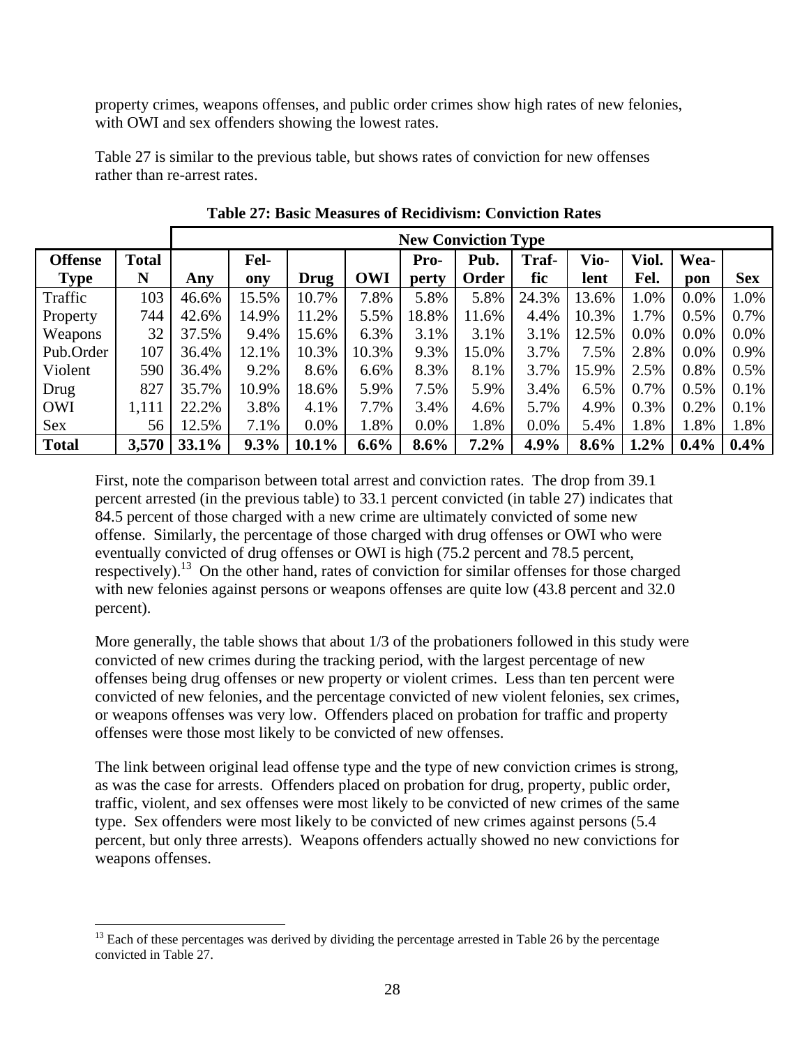property crimes, weapons offenses, and public order crimes show high rates of new felonies, with OWI and sex offenders showing the lowest rates.

Table 27 is similar to the previous table, but shows rates of conviction for new offenses rather than re-arrest rates.

**Table 27: Basic Measures of Recidivism: Conviction Rates**

| | | New Conviction Type | | | | | | | | | | |
|---|---|---|---|---|---|---|---|---|---|---|---|---|
| **Offense Type** | **Total N** | **Any** | **Fel-ony** | **Drug** | **OWI** | **Pro-perty** | **Pub. Order** | **Traf-fic** | **Vio-lent** | **Viol. Fel.** | **Wea-pon** | **Sex** |
| Traffic | 103 | 46.6% | 15.5% | 10.7% | 7.8% | 5.8% | 5.8% | 24.3% | 13.6% | 1.0% | 0.0% | 1.0% |
| Property | 744 | 42.6% | 14.9% | 11.2% | 5.5% | 18.8% | 11.6% | 4.4% | 10.3% | 1.7% | 0.5% | 0.7% |
| Weapons | 32 | 37.5% | 9.4% | 15.6% | 6.3% | 3.1% | 3.1% | 3.1% | 12.5% | 0.0% | 0.0% | 0.0% |
| Pub.Order | 107 | 36.4% | 12.1% | 10.3% | 10.3% | 9.3% | 15.0% | 3.7% | 7.5% | 2.8% | 0.0% | 0.9% |
| Violent | 590 | 36.4% | 9.2% | 8.6% | 6.6% | 8.3% | 8.1% | 3.7% | 15.9% | 2.5% | 0.8% | 0.5% |
| Drug | 827 | 35.7% | 10.9% | 18.6% | 5.9% | 7.5% | 5.9% | 3.4% | 6.5% | 0.7% | 0.5% | 0.1% |
| OWI | 1,111 | 22.2% | 3.8% | 4.1% | 7.7% | 3.4% | 4.6% | 5.7% | 4.9% | 0.3% | 0.2% | 0.1% |
| Sex | 56 | 12.5% | 7.1% | 0.0% | 1.8% | 0.0% | 1.8% | 0.0% | 5.4% | 1.8% | 1.8% | 1.8% |
| **Total** | **3,570** | **33.1%** | **9.3%** | **10.1%** | **6.6%** | **8.6%** | **7.2%** | **4.9%** | **8.6%** | **1.2%** | **0.4%** | **0.4%** |

First, note the comparison between total arrest and conviction rates. The drop from 39.1 percent arrested (in the previous table) to 33.1 percent convicted (in table 27) indicates that 84.5 percent of those charged with a new crime are ultimately convicted of some new offense. Similarly, the percentage of those charged with drug offenses or OWI who were eventually convicted of drug offenses or OWI is high (75.2 percent and 78.5 percent, respectively).[13] On the other hand, rates of conviction for similar offenses for those charged with new felonies against persons or weapons offenses are quite low (43.8 percent and 32.0 percent).

More generally, the table shows that about 1/3 of the probationers followed in this study were convicted of new crimes during the tracking period, with the largest percentage of new offenses being drug offenses or new property or violent crimes. Less than ten percent were convicted of new felonies, and the percentage convicted of new violent felonies, sex crimes, or weapons offenses was very low. Offenders placed on probation for traffic and property offenses were those most likely to be convicted of new offenses.

The link between original lead offense type and the type of new conviction crimes is strong, as was the case for arrests. Offenders placed on probation for drug, property, public order, traffic, violent, and sex offenses were most likely to be convicted of new crimes of the same type. Sex offenders were most likely to be convicted of new crimes against persons (5.4 percent, but only three arrests). Weapons offenders actually showed no new convictions for weapons offenses.

---

[13] Each of these percentages was derived by dividing the percentage arrested in Table 26 by the percentage convicted in Table 27.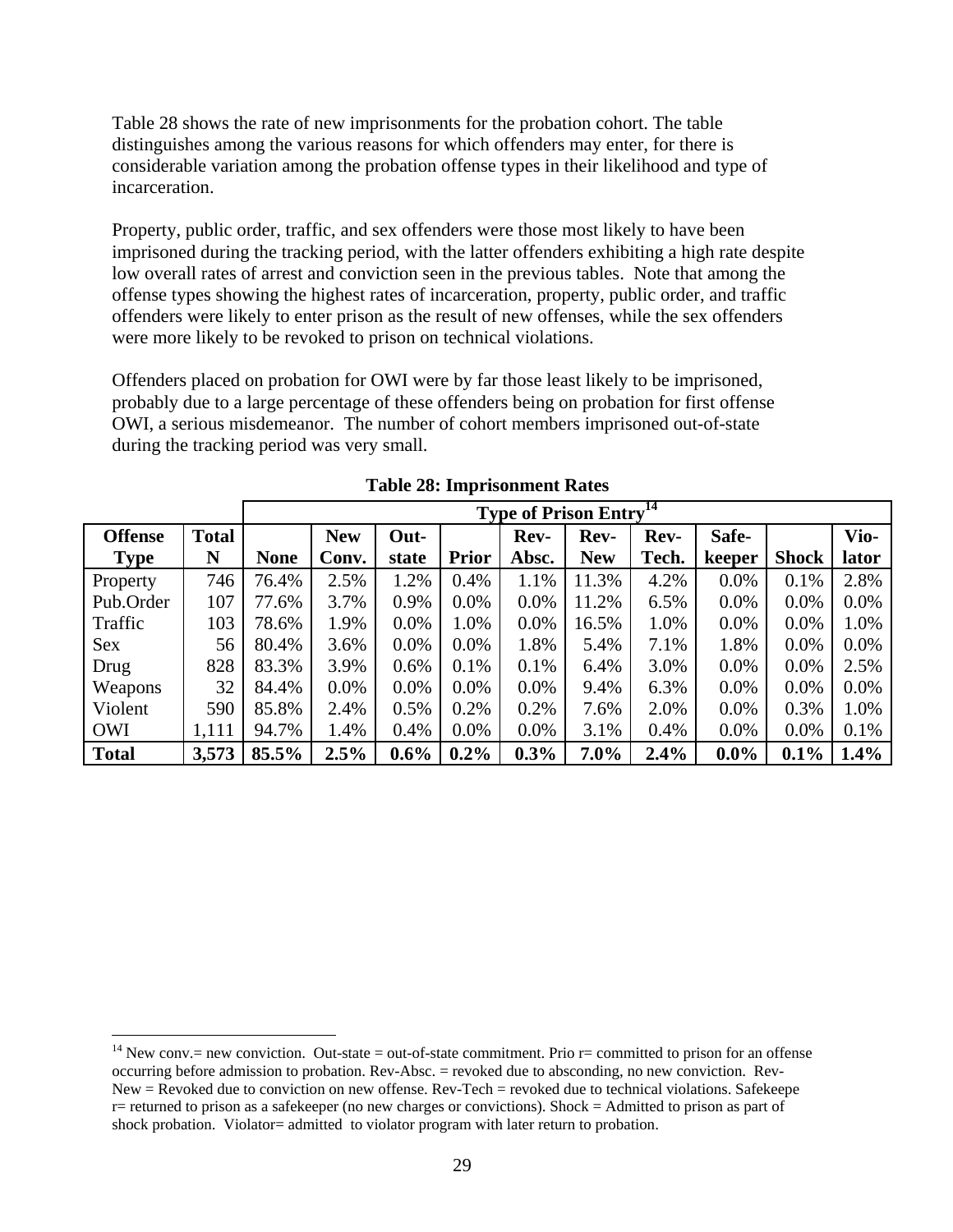Table 28 shows the rate of new imprisonments for the probation cohort. The table distinguishes among the various reasons for which offenders may enter, for there is considerable variation among the probation offense types in their likelihood and type of incarceration.

Property, public order, traffic, and sex offenders were those most likely to have been imprisoned during the tracking period, with the latter offenders exhibiting a high rate despite low overall rates of arrest and conviction seen in the previous tables. Note that among the offense types showing the highest rates of incarceration, property, public order, and traffic offenders were likely to enter prison as the result of new offenses, while the sex offenders were more likely to be revoked to prison on technical violations.

Offenders placed on probation for OWI were by far those least likely to be imprisoned, probably due to a large percentage of these offenders being on probation for first offense OWI, a serious misdemeanor. The number of cohort members imprisoned out-of-state during the tracking period was very small.

**Table 28: Imprisonment Rates**

| | | Type of Prison Entry[14] | | | | | | | | | |
|---|---|---|---|---|---|---|---|---|---|---|---|
| **Offense Type** | **Total N** | **None** | **New Conv.** | **Out-state** | **Prior** | **Rev-Absc.** | **Rev-New** | **Rev-Tech.** | **Safe-keeper** | **Shock** | **Vio-lator** |
| Property | 746 | 76.4% | 2.5% | 1.2% | 0.4% | 1.1% | 11.3% | 4.2% | 0.0% | 0.1% | 2.8% |
| Pub.Order | 107 | 77.6% | 3.7% | 0.9% | 0.0% | 0.0% | 11.2% | 6.5% | 0.0% | 0.0% | 0.0% |
| Traffic | 103 | 78.6% | 1.9% | 0.0% | 1.0% | 0.0% | 16.5% | 1.0% | 0.0% | 0.0% | 1.0% |
| Sex | 56 | 80.4% | 3.6% | 0.0% | 0.0% | 1.8% | 5.4% | 7.1% | 1.8% | 0.0% | 0.0% |
| Drug | 828 | 83.3% | 3.9% | 0.6% | 0.1% | 0.1% | 6.4% | 3.0% | 0.0% | 0.0% | 2.5% |
| Weapons | 32 | 84.4% | 0.0% | 0.0% | 0.0% | 0.0% | 9.4% | 6.3% | 0.0% | 0.0% | 0.0% |
| Violent | 590 | 85.8% | 2.4% | 0.5% | 0.2% | 0.2% | 7.6% | 2.0% | 0.0% | 0.3% | 1.0% |
| OWI | 1,111 | 94.7% | 1.4% | 0.4% | 0.0% | 0.0% | 3.1% | 0.4% | 0.0% | 0.0% | 0.1% |
| **Total** | **3,573** | **85.5%** | **2.5%** | **0.6%** | **0.2%** | **0.3%** | **7.0%** | **2.4%** | **0.0%** | **0.1%** | **1.4%** |

[14] New conv.= new conviction. Out-state = out-of-state commitment. Prio r= committed to prison for an offense occurring before admission to probation. Rev-Absc. = revoked due to absconding, no new conviction. Rev-New = Revoked due to conviction on new offense. Rev-Tech = revoked due to technical violations. Safekeepe r= returned to prison as a safekeeper (no new charges or convictions). Shock = Admitted to prison as part of shock probation. Violator= admitted to violator program with later return to probation.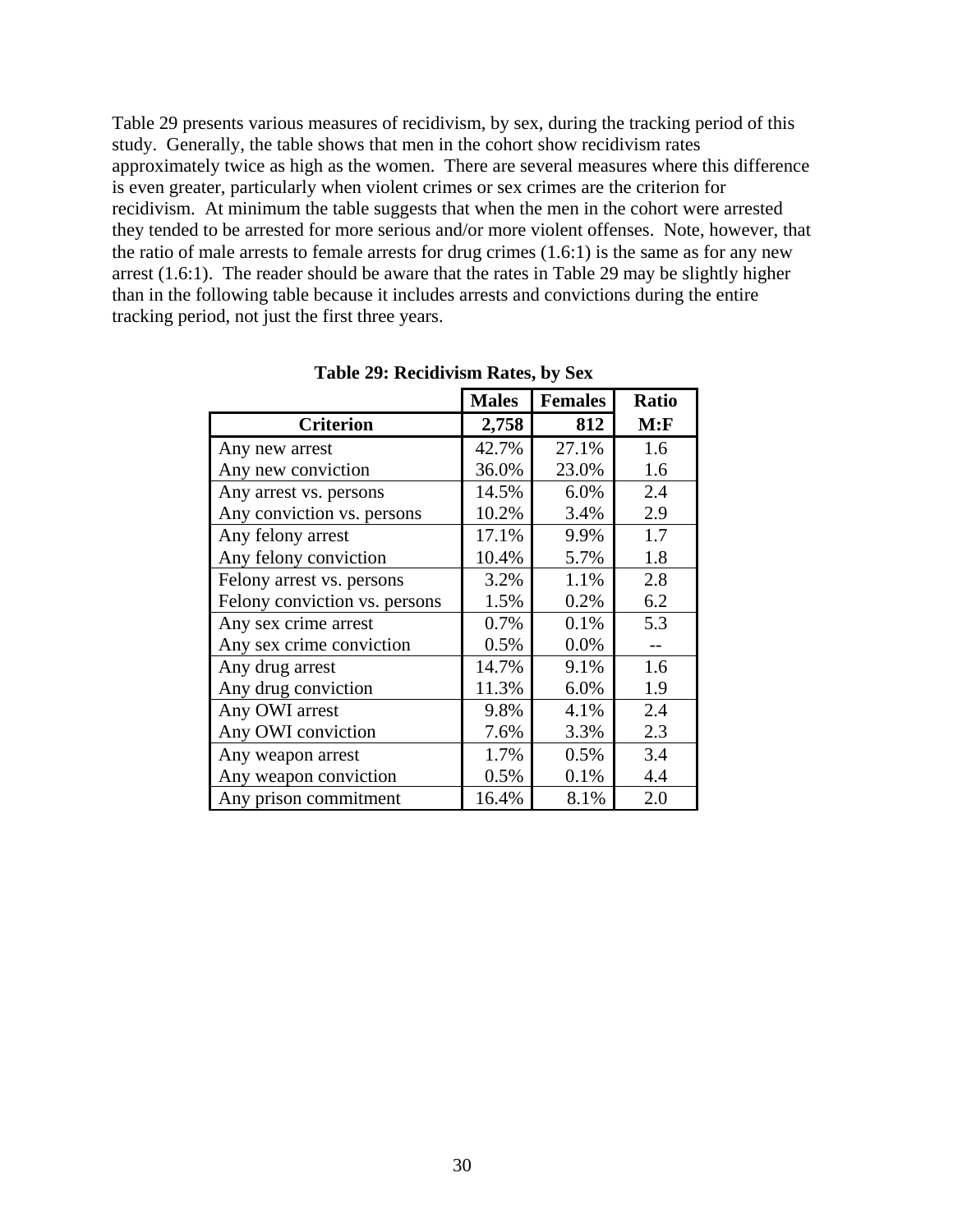Table 29 presents various measures of recidivism, by sex, during the tracking period of this study. Generally, the table shows that men in the cohort show recidivism rates approximately twice as high as the women. There are several measures where this difference is even greater, particularly when violent crimes or sex crimes are the criterion for recidivism. At minimum the table suggests that when the men in the cohort were arrested they tended to be arrested for more serious and/or more violent offenses. Note, however, that the ratio of male arrests to female arrests for drug crimes (1.6:1) is the same as for any new arrest (1.6:1). The reader should be aware that the rates in Table 29 may be slightly higher than in the following table because it includes arrests and convictions during the entire tracking period, not just the first three years.

**Table 29: Recidivism Rates, by Sex**

| Criterion | Males 2,758 | Females 812 | Ratio M:F |
|---|---|---|---|
| Any new arrest | 42.7% | 27.1% | 1.6 |
| Any new conviction | 36.0% | 23.0% | 1.6 |
| Any arrest vs. persons | 14.5% | 6.0% | 2.4 |
| Any conviction vs. persons | 10.2% | 3.4% | 2.9 |
| Any felony arrest | 17.1% | 9.9% | 1.7 |
| Any felony conviction | 10.4% | 5.7% | 1.8 |
| Felony arrest vs. persons | 3.2% | 1.1% | 2.8 |
| Felony conviction vs. persons | 1.5% | 0.2% | 6.2 |
| Any sex crime arrest | 0.7% | 0.1% | 5.3 |
| Any sex crime conviction | 0.5% | 0.0% | -- |
| Any drug arrest | 14.7% | 9.1% | 1.6 |
| Any drug conviction | 11.3% | 6.0% | 1.9 |
| Any OWI arrest | 9.8% | 4.1% | 2.4 |
| Any OWI conviction | 7.6% | 3.3% | 2.3 |
| Any weapon arrest | 1.7% | 0.5% | 3.4 |
| Any weapon conviction | 0.5% | 0.1% | 4.4 |
| Any prison commitment | 16.4% | 8.1% | 2.0 |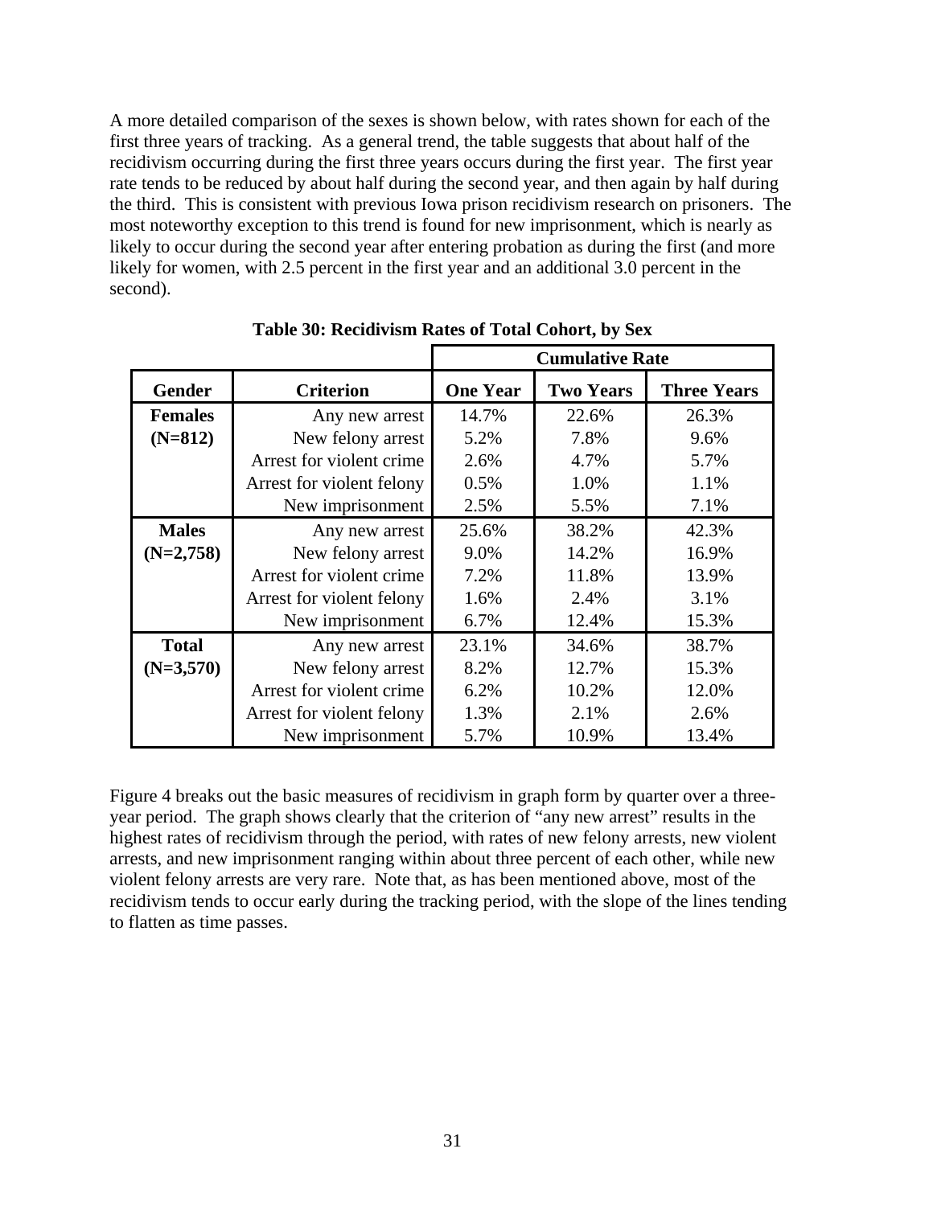A more detailed comparison of the sexes is shown below, with rates shown for each of the first three years of tracking. As a general trend, the table suggests that about half of the recidivism occurring during the first three years occurs during the first year. The first year rate tends to be reduced by about half during the second year, and then again by half during the third. This is consistent with previous Iowa prison recidivism research on prisoners. The most noteworthy exception to this trend is found for new imprisonment, which is nearly as likely to occur during the second year after entering probation as during the first (and more likely for women, with 2.5 percent in the first year and an additional 3.0 percent in the second).

**Table 30: Recidivism Rates of Total Cohort, by Sex**

| | | Cumulative Rate | | |
|---|---|---|---|---|
| **Gender** | **Criterion** | **One Year** | **Two Years** | **Three Years** |
| **Females (N=812)** | Any new arrest | 14.7% | 22.6% | 26.3% |
| | New felony arrest | 5.2% | 7.8% | 9.6% |
| | Arrest for violent crime | 2.6% | 4.7% | 5.7% |
| | Arrest for violent felony | 0.5% | 1.0% | 1.1% |
| | New imprisonment | 2.5% | 5.5% | 7.1% |
| **Males (N=2,758)** | Any new arrest | 25.6% | 38.2% | 42.3% |
| | New felony arrest | 9.0% | 14.2% | 16.9% |
| | Arrest for violent crime | 7.2% | 11.8% | 13.9% |
| | Arrest for violent felony | 1.6% | 2.4% | 3.1% |
| | New imprisonment | 6.7% | 12.4% | 15.3% |
| **Total (N=3,570)** | Any new arrest | 23.1% | 34.6% | 38.7% |
| | New felony arrest | 8.2% | 12.7% | 15.3% |
| | Arrest for violent crime | 6.2% | 10.2% | 12.0% |
| | Arrest for violent felony | 1.3% | 2.1% | 2.6% |
| | New imprisonment | 5.7% | 10.9% | 13.4% |

Figure 4 breaks out the basic measures of recidivism in graph form by quarter over a three-year period. The graph shows clearly that the criterion of "any new arrest" results in the highest rates of recidivism through the period, with rates of new felony arrests, new violent arrests, and new imprisonment ranging within about three percent of each other, while new violent felony arrests are very rare. Note that, as has been mentioned above, most of the recidivism tends to occur early during the tracking period, with the slope of the lines tending to flatten as time passes.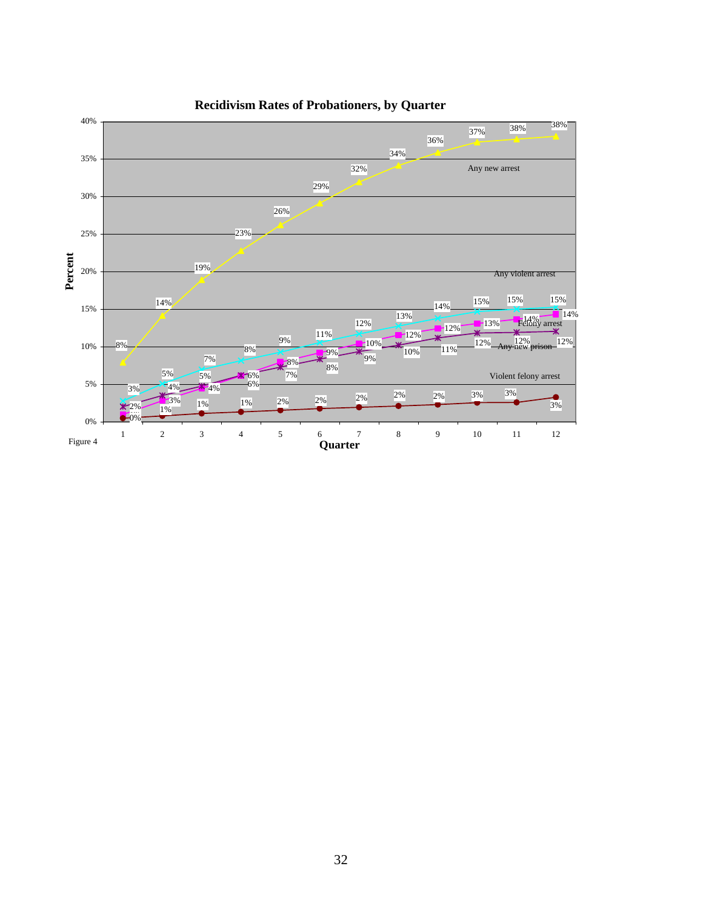**Recidivism Rates of Probationers, by Quarter**

| Quarter | Any new arrest | Any violent arrest | Felony arrest | Any new prison | Violent felony arrest |
|---|---|---|---|---|---|
| 1 | 8% | 3% | 1% | 2% | 0% |
| 2 | 14% | 5% | 3% | 4% | 1% |
| 3 | 19% | 7% | 4% | 5% | 1% |
| 4 | 23% | 8% | 6% | 6% | 1% |
| 5 | 26% | 9% | 8% | 7% | 2% |
| 6 | 29% | 11% | 9% | 8% | 2% |
| 7 | 32% | 12% | 10% | 9% | 2% |
| 8 | 34% | 13% | 12% | 10% | 2% |
| 9 | 36% | 14% | 12% | 11% | 2% |
| 10 | 37% | 15% | 13% | 12% | 3% |
| 11 | 38% | 15% | 14% | 12% | 3% |
| 12 | 38% | 15% | 14% | 12% | 3% |

Figure 4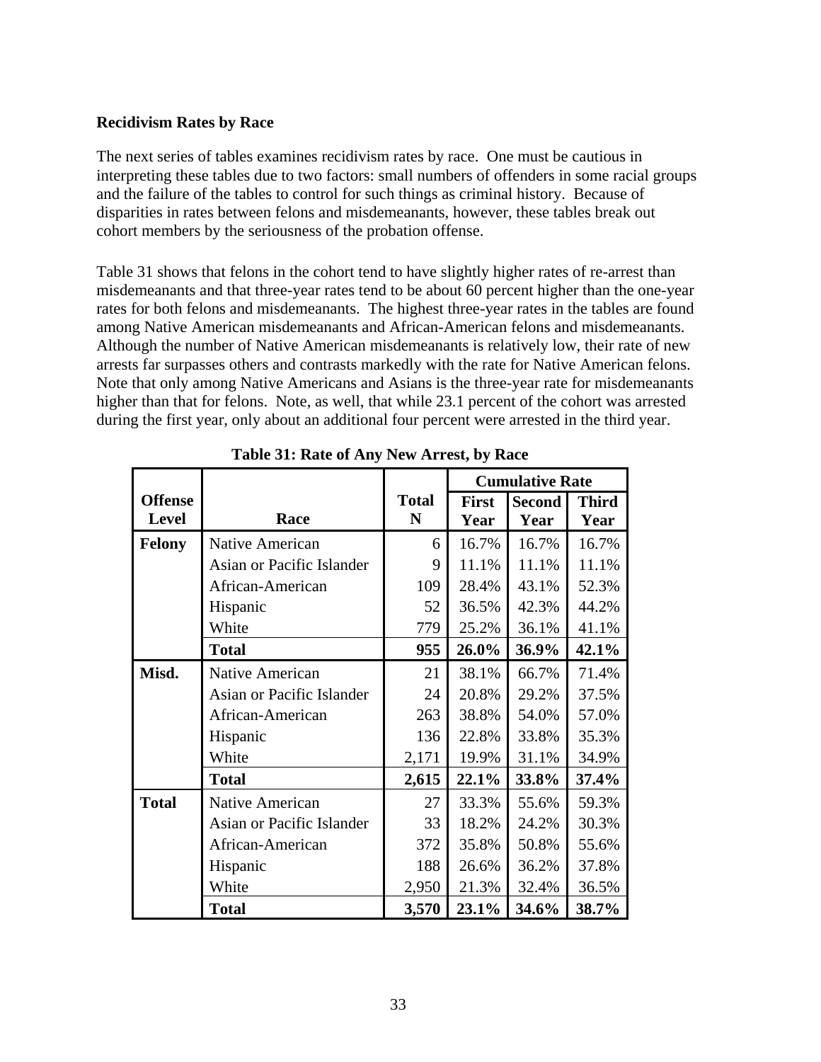**Recidivism Rates by Race**

The next series of tables examines recidivism rates by race. One must be cautious in interpreting these tables due to two factors: small numbers of offenders in some racial groups and the failure of the tables to control for such things as criminal history. Because of disparities in rates between felons and misdemeanants, however, these tables break out cohort members by the seriousness of the probation offense.

Table 31 shows that felons in the cohort tend to have slightly higher rates of re-arrest than misdemeanants and that three-year rates tend to be about 60 percent higher than the one-year rates for both felons and misdemeanants. The highest three-year rates in the tables are found among Native American misdemeanants and African-American felons and misdemeanants. Although the number of Native American misdemeanants is relatively low, their rate of new arrests far surpasses others and contrasts markedly with the rate for Native American felons. Note that only among Native Americans and Asians is the three-year rate for misdemeanants higher than that for felons. Note, as well, that while 23.1 percent of the cohort was arrested during the first year, only about an additional four percent were arrested in the third year.

**Table 31: Rate of Any New Arrest, by Race**

| | | | Cumulative Rate | | |
|---|---|---|---|---|---|
| **Offense Level** | **Race** | **Total N** | **First Year** | **Second Year** | **Third Year** |
| **Felony** | Native American | 6 | 16.7% | 16.7% | 16.7% |
| | Asian or Pacific Islander | 9 | 11.1% | 11.1% | 11.1% |
| | African-American | 109 | 28.4% | 43.1% | 52.3% |
| | Hispanic | 52 | 36.5% | 42.3% | 44.2% |
| | White | 779 | 25.2% | 36.1% | 41.1% |
| | **Total** | **955** | **26.0%** | **36.9%** | **42.1%** |
| **Misd.** | Native American | 21 | 38.1% | 66.7% | 71.4% |
| | Asian or Pacific Islander | 24 | 20.8% | 29.2% | 37.5% |
| | African-American | 263 | 38.8% | 54.0% | 57.0% |
| | Hispanic | 136 | 22.8% | 33.8% | 35.3% |
| | White | 2,171 | 19.9% | 31.1% | 34.9% |
| | **Total** | **2,615** | **22.1%** | **33.8%** | **37.4%** |
| **Total** | Native American | 27 | 33.3% | 55.6% | 59.3% |
| | Asian or Pacific Islander | 33 | 18.2% | 24.2% | 30.3% |
| | African-American | 372 | 35.8% | 50.8% | 55.6% |
| | Hispanic | 188 | 26.6% | 36.2% | 37.8% |
| | White | 2,950 | 21.3% | 32.4% | 36.5% |
| | **Total** | **3,570** | **23.1%** | **34.6%** | **38.7%** |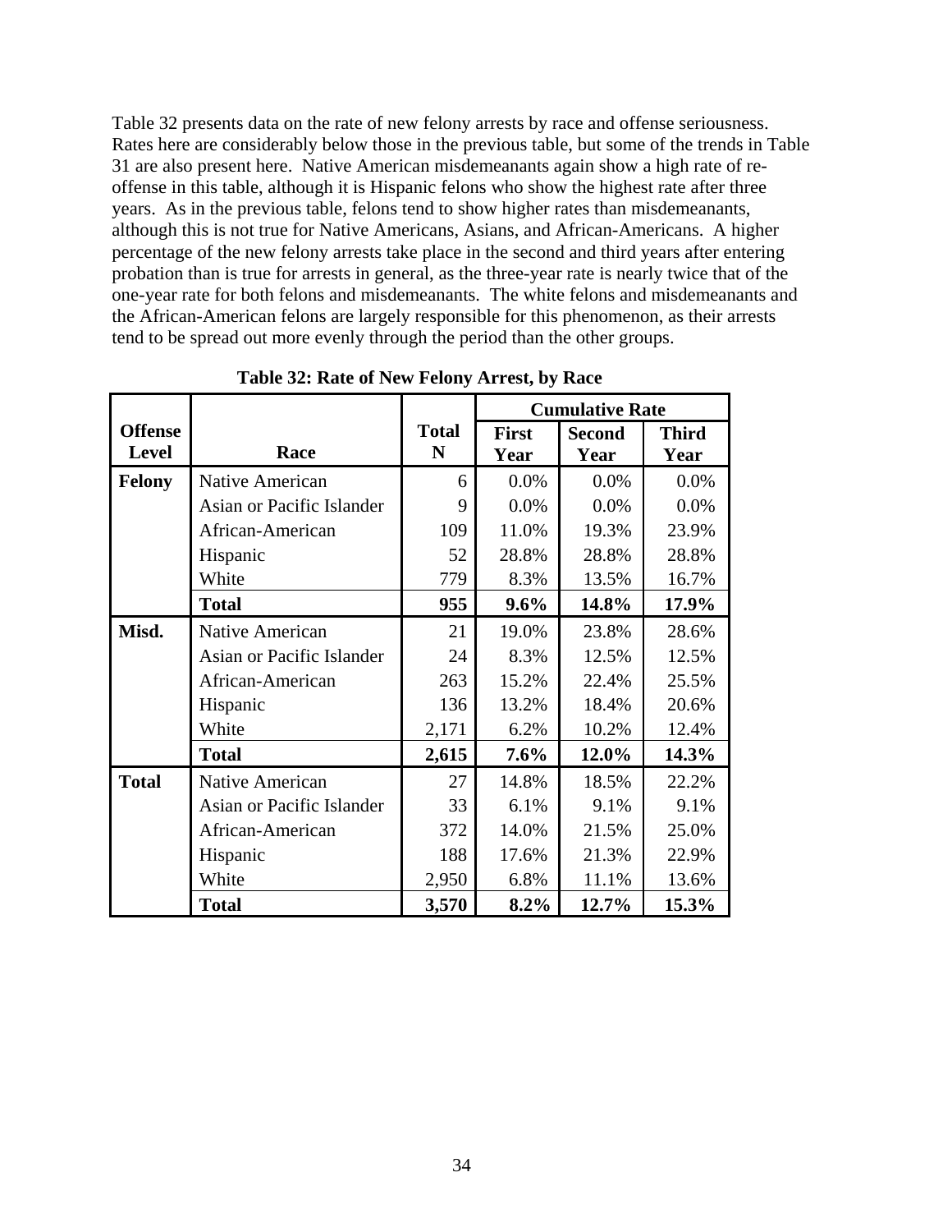Table 32 presents data on the rate of new felony arrests by race and offense seriousness. Rates here are considerably below those in the previous table, but some of the trends in Table 31 are also present here. Native American misdemeanants again show a high rate of re-offense in this table, although it is Hispanic felons who show the highest rate after three years. As in the previous table, felons tend to show higher rates than misdemeanants, although this is not true for Native Americans, Asians, and African-Americans. A higher percentage of the new felony arrests take place in the second and third years after entering probation than is true for arrests in general, as the three-year rate is nearly twice that of the one-year rate for both felons and misdemeanants. The white felons and misdemeanants and the African-American felons are largely responsible for this phenomenon, as their arrests tend to be spread out more evenly through the period than the other groups.

**Table 32: Rate of New Felony Arrest, by Race**

| | | | Cumulative Rate | | |
|---|---|---|---|---|---|
| **Offense Level** | **Race** | **Total N** | **First Year** | **Second Year** | **Third Year** |
| **Felony** | Native American | 6 | 0.0% | 0.0% | 0.0% |
| | Asian or Pacific Islander | 9 | 0.0% | 0.0% | 0.0% |
| | African-American | 109 | 11.0% | 19.3% | 23.9% |
| | Hispanic | 52 | 28.8% | 28.8% | 28.8% |
| | White | 779 | 8.3% | 13.5% | 16.7% |
| | **Total** | **955** | **9.6%** | **14.8%** | **17.9%** |
| **Misd.** | Native American | 21 | 19.0% | 23.8% | 28.6% |
| | Asian or Pacific Islander | 24 | 8.3% | 12.5% | 12.5% |
| | African-American | 263 | 15.2% | 22.4% | 25.5% |
| | Hispanic | 136 | 13.2% | 18.4% | 20.6% |
| | White | 2,171 | 6.2% | 10.2% | 12.4% |
| | **Total** | **2,615** | **7.6%** | **12.0%** | **14.3%** |
| **Total** | Native American | 27 | 14.8% | 18.5% | 22.2% |
| | Asian or Pacific Islander | 33 | 6.1% | 9.1% | 9.1% |
| | African-American | 372 | 14.0% | 21.5% | 25.0% |
| | Hispanic | 188 | 17.6% | 21.3% | 22.9% |
| | White | 2,950 | 6.8% | 11.1% | 13.6% |
| | **Total** | **3,570** | **8.2%** | **12.7%** | **15.3%** |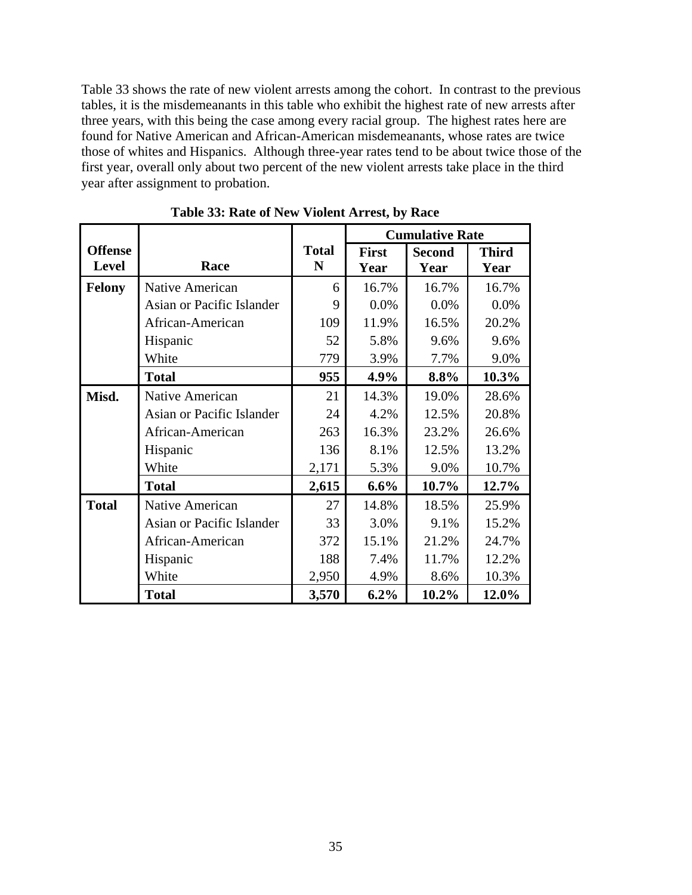Table 33 shows the rate of new violent arrests among the cohort. In contrast to the previous tables, it is the misdemeanants in this table who exhibit the highest rate of new arrests after three years, with this being the case among every racial group. The highest rates here are found for Native American and African-American misdemeanants, whose rates are twice those of whites and Hispanics. Although three-year rates tend to be about twice those of the first year, overall only about two percent of the new violent arrests take place in the third year after assignment to probation.

**Table 33: Rate of New Violent Arrest, by Race**

| | | | Cumulative Rate | | |
|---|---|---|---|---|---|
| **Offense Level** | **Race** | **Total N** | **First Year** | **Second Year** | **Third Year** |
| **Felony** | Native American | 6 | 16.7% | 16.7% | 16.7% |
| | Asian or Pacific Islander | 9 | 0.0% | 0.0% | 0.0% |
| | African-American | 109 | 11.9% | 16.5% | 20.2% |
| | Hispanic | 52 | 5.8% | 9.6% | 9.6% |
| | White | 779 | 3.9% | 7.7% | 9.0% |
| | **Total** | **955** | **4.9%** | **8.8%** | **10.3%** |
| **Misd.** | Native American | 21 | 14.3% | 19.0% | 28.6% |
| | Asian or Pacific Islander | 24 | 4.2% | 12.5% | 20.8% |
| | African-American | 263 | 16.3% | 23.2% | 26.6% |
| | Hispanic | 136 | 8.1% | 12.5% | 13.2% |
| | White | 2,171 | 5.3% | 9.0% | 10.7% |
| | **Total** | **2,615** | **6.6%** | **10.7%** | **12.7%** |
| **Total** | Native American | 27 | 14.8% | 18.5% | 25.9% |
| | Asian or Pacific Islander | 33 | 3.0% | 9.1% | 15.2% |
| | African-American | 372 | 15.1% | 21.2% | 24.7% |
| | Hispanic | 188 | 7.4% | 11.7% | 12.2% |
| | White | 2,950 | 4.9% | 8.6% | 10.3% |
| | **Total** | **3,570** | **6.2%** | **10.2%** | **12.0%** |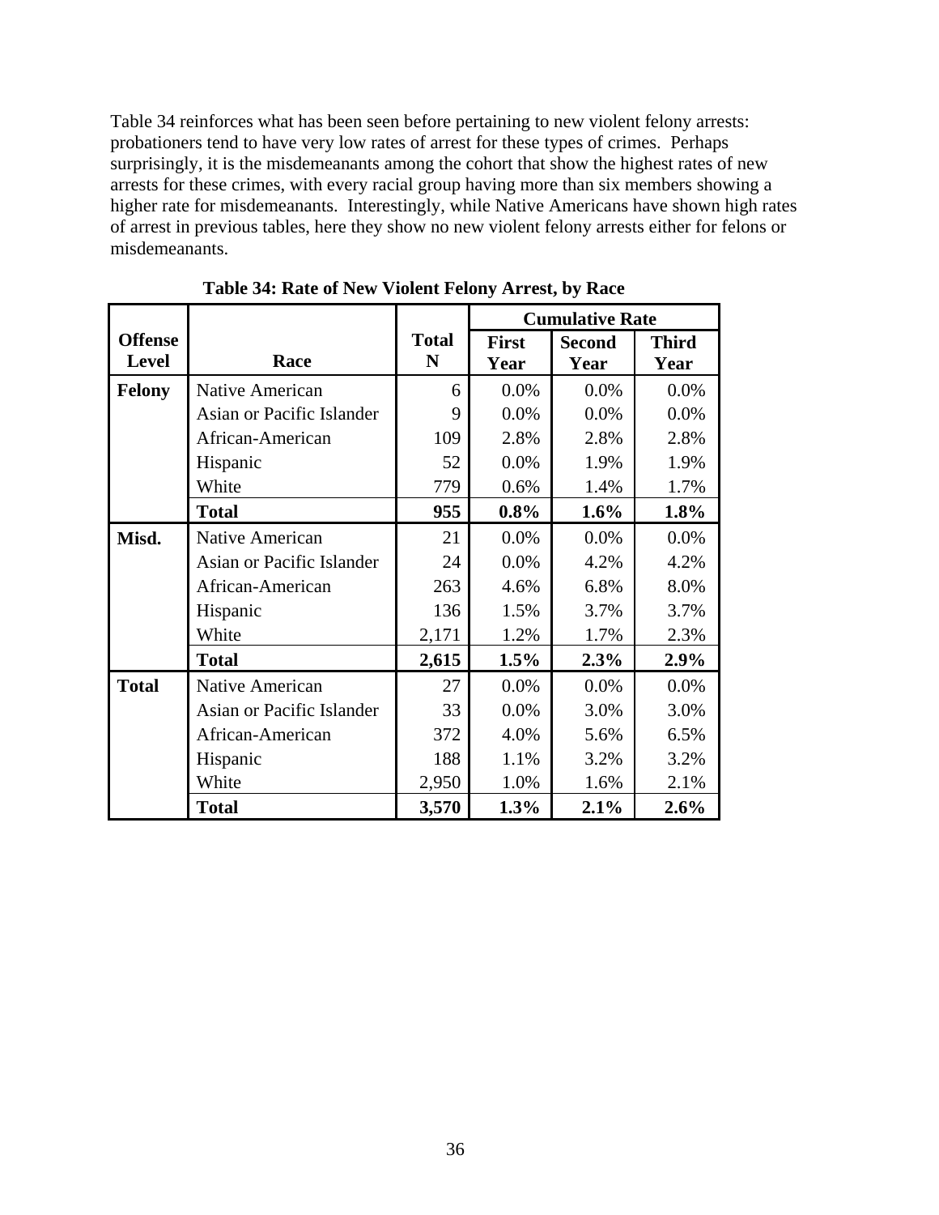Table 34 reinforces what has been seen before pertaining to new violent felony arrests: probationers tend to have very low rates of arrest for these types of crimes. Perhaps surprisingly, it is the misdemeanants among the cohort that show the highest rates of new arrests for these crimes, with every racial group having more than six members showing a higher rate for misdemeanants. Interestingly, while Native Americans have shown high rates of arrest in previous tables, here they show no new violent felony arrests either for felons or misdemeanants.

**Table 34: Rate of New Violent Felony Arrest, by Race**

| | | | Cumulative Rate | | |
|---|---|---|---|---|---|
| **Offense Level** | **Race** | **Total N** | **First Year** | **Second Year** | **Third Year** |
| **Felony** | Native American | 6 | 0.0% | 0.0% | 0.0% |
| | Asian or Pacific Islander | 9 | 0.0% | 0.0% | 0.0% |
| | African-American | 109 | 2.8% | 2.8% | 2.8% |
| | Hispanic | 52 | 0.0% | 1.9% | 1.9% |
| | White | 779 | 0.6% | 1.4% | 1.7% |
| | **Total** | **955** | **0.8%** | **1.6%** | **1.8%** |
| **Misd.** | Native American | 21 | 0.0% | 0.0% | 0.0% |
| | Asian or Pacific Islander | 24 | 0.0% | 4.2% | 4.2% |
| | African-American | 263 | 4.6% | 6.8% | 8.0% |
| | Hispanic | 136 | 1.5% | 3.7% | 3.7% |
| | White | 2,171 | 1.2% | 1.7% | 2.3% |
| | **Total** | **2,615** | **1.5%** | **2.3%** | **2.9%** |
| **Total** | Native American | 27 | 0.0% | 0.0% | 0.0% |
| | Asian or Pacific Islander | 33 | 0.0% | 3.0% | 3.0% |
| | African-American | 372 | 4.0% | 5.6% | 6.5% |
| | Hispanic | 188 | 1.1% | 3.2% | 3.2% |
| | White | 2,950 | 1.0% | 1.6% | 2.1% |
| | **Total** | **3,570** | **1.3%** | **2.1%** | **2.6%** |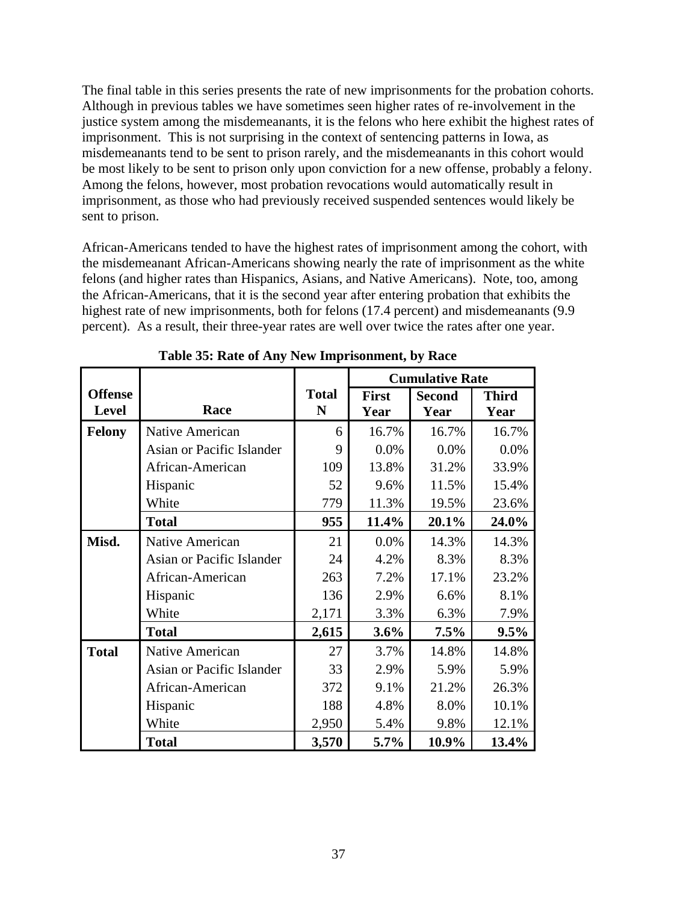The final table in this series presents the rate of new imprisonments for the probation cohorts. Although in previous tables we have sometimes seen higher rates of re-involvement in the justice system among the misdemeanants, it is the felons who here exhibit the highest rates of imprisonment. This is not surprising in the context of sentencing patterns in Iowa, as misdemeanants tend to be sent to prison rarely, and the misdemeanants in this cohort would be most likely to be sent to prison only upon conviction for a new offense, probably a felony. Among the felons, however, most probation revocations would automatically result in imprisonment, as those who had previously received suspended sentences would likely be sent to prison.

African-Americans tended to have the highest rates of imprisonment among the cohort, with the misdemeanant African-Americans showing nearly the rate of imprisonment as the white felons (and higher rates than Hispanics, Asians, and Native Americans). Note, too, among the African-Americans, that it is the second year after entering probation that exhibits the highest rate of new imprisonments, both for felons (17.4 percent) and misdemeanants (9.9 percent). As a result, their three-year rates are well over twice the rates after one year.

**Table 35: Rate of Any New Imprisonment, by Race**

| | | | Cumulative Rate | | |
|---|---|---|---|---|---|
| **Offense Level** | **Race** | **Total N** | **First Year** | **Second Year** | **Third Year** |
| **Felony** | Native American | 6 | 16.7% | 16.7% | 16.7% |
| | Asian or Pacific Islander | 9 | 0.0% | 0.0% | 0.0% |
| | African-American | 109 | 13.8% | 31.2% | 33.9% |
| | Hispanic | 52 | 9.6% | 11.5% | 15.4% |
| | White | 779 | 11.3% | 19.5% | 23.6% |
| | **Total** | **955** | **11.4%** | **20.1%** | **24.0%** |
| **Misd.** | Native American | 21 | 0.0% | 14.3% | 14.3% |
| | Asian or Pacific Islander | 24 | 4.2% | 8.3% | 8.3% |
| | African-American | 263 | 7.2% | 17.1% | 23.2% |
| | Hispanic | 136 | 2.9% | 6.6% | 8.1% |
| | White | 2,171 | 3.3% | 6.3% | 7.9% |
| | **Total** | **2,615** | **3.6%** | **7.5%** | **9.5%** |
| **Total** | Native American | 27 | 3.7% | 14.8% | 14.8% |
| | Asian or Pacific Islander | 33 | 2.9% | 5.9% | 5.9% |
| | African-American | 372 | 9.1% | 21.2% | 26.3% |
| | Hispanic | 188 | 4.8% | 8.0% | 10.1% |
| | White | 2,950 | 5.4% | 9.8% | 12.1% |
| | **Total** | **3,570** | **5.7%** | **10.9%** | **13.4%** |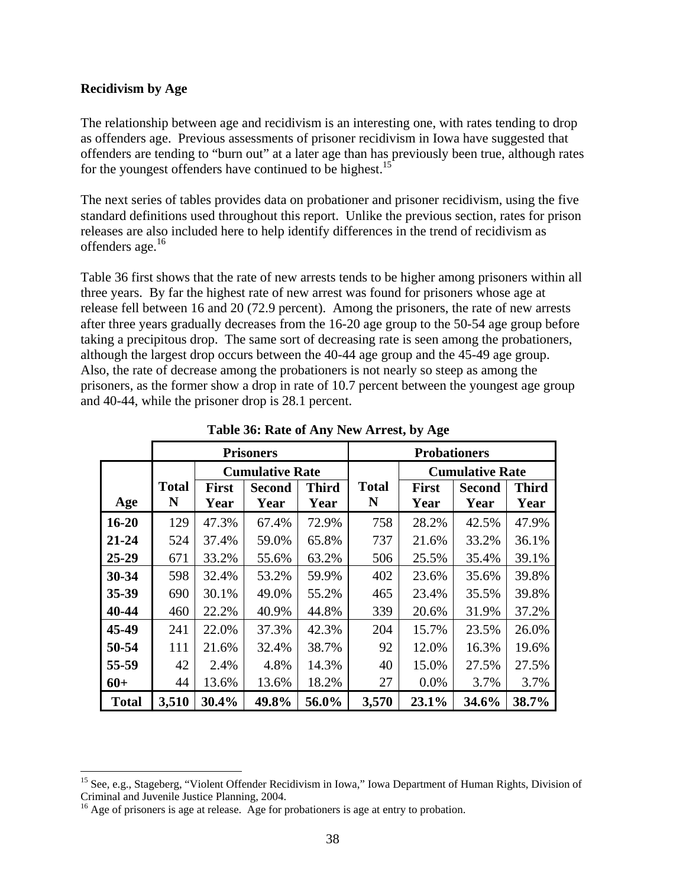**Recidivism by Age**

The relationship between age and recidivism is an interesting one, with rates tending to drop as offenders age. Previous assessments of prisoner recidivism in Iowa have suggested that offenders are tending to "burn out" at a later age than has previously been true, although rates for the youngest offenders have continued to be highest.[15]

The next series of tables provides data on probationer and prisoner recidivism, using the five standard definitions used throughout this report. Unlike the previous section, rates for prison releases are also included here to help identify differences in the trend of recidivism as offenders age.[16]

Table 36 first shows that the rate of new arrests tends to be higher among prisoners within all three years. By far the highest rate of new arrest was found for prisoners whose age at release fell between 16 and 20 (72.9 percent). Among the prisoners, the rate of new arrests after three years gradually decreases from the 16-20 age group to the 50-54 age group before taking a precipitous drop. The same sort of decreasing rate is seen among the probationers, although the largest drop occurs between the 40-44 age group and the 45-49 age group. Also, the rate of decrease among the probationers is not nearly so steep as among the prisoners, as the former show a drop in rate of 10.7 percent between the youngest age group and 40-44, while the prisoner drop is 28.1 percent.

**Table 36: Rate of Any New Arrest, by Age**

| | Prisoners | | | | Probationers | | | |
|---|---|---|---|---|---|---|---|---|
| | | Cumulative Rate | | | | Cumulative Rate | | |
| Age | Total N | First Year | Second Year | Third Year | Total N | First Year | Second Year | Third Year |
| **16-20** | 129 | 47.3% | 67.4% | 72.9% | 758 | 28.2% | 42.5% | 47.9% |
| **21-24** | 524 | 37.4% | 59.0% | 65.8% | 737 | 21.6% | 33.2% | 36.1% |
| **25-29** | 671 | 33.2% | 55.6% | 63.2% | 506 | 25.5% | 35.4% | 39.1% |
| **30-34** | 598 | 32.4% | 53.2% | 59.9% | 402 | 23.6% | 35.6% | 39.8% |
| **35-39** | 690 | 30.1% | 49.0% | 55.2% | 465 | 23.4% | 35.5% | 39.8% |
| **40-44** | 460 | 22.2% | 40.9% | 44.8% | 339 | 20.6% | 31.9% | 37.2% |
| **45-49** | 241 | 22.0% | 37.3% | 42.3% | 204 | 15.7% | 23.5% | 26.0% |
| **50-54** | 111 | 21.6% | 32.4% | 38.7% | 92 | 12.0% | 16.3% | 19.6% |
| **55-59** | 42 | 2.4% | 4.8% | 14.3% | 40 | 15.0% | 27.5% | 27.5% |
| **60+** | 44 | 13.6% | 13.6% | 18.2% | 27 | 0.0% | 3.7% | 3.7% |
| **Total** | **3,510** | **30.4%** | **49.8%** | **56.0%** | **3,570** | **23.1%** | **34.6%** | **38.7%** |

[15] See, e.g., Stageberg, "Violent Offender Recidivism in Iowa," Iowa Department of Human Rights, Division of Criminal and Juvenile Justice Planning, 2004.

[16] Age of prisoners is age at release. Age for probationers is age at entry to probation.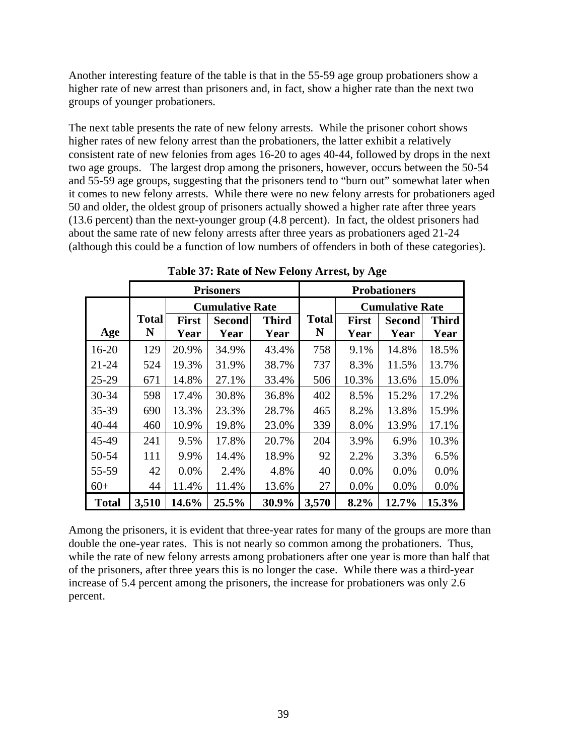Another interesting feature of the table is that in the 55-59 age group probationers show a higher rate of new arrest than prisoners and, in fact, show a higher rate than the next two groups of younger probationers.

The next table presents the rate of new felony arrests. While the prisoner cohort shows higher rates of new felony arrest than the probationers, the latter exhibit a relatively consistent rate of new felonies from ages 16-20 to ages 40-44, followed by drops in the next two age groups. The largest drop among the prisoners, however, occurs between the 50-54 and 55-59 age groups, suggesting that the prisoners tend to "burn out" somewhat later when it comes to new felony arrests. While there were no new felony arrests for probationers aged 50 and older, the oldest group of prisoners actually showed a higher rate after three years (13.6 percent) than the next-younger group (4.8 percent). In fact, the oldest prisoners had about the same rate of new felony arrests after three years as probationers aged 21-24 (although this could be a function of low numbers of offenders in both of these categories).

**Table 37: Rate of New Felony Arrest, by Age**

| | Prisoners | | | | Probationers | | | |
|---|---|---|---|---|---|---|---|---|
| | | Cumulative Rate | | | | Cumulative Rate | | |
| Age | Total N | First Year | Second Year | Third Year | Total N | First Year | Second Year | Third Year |
| 16-20 | 129 | 20.9% | 34.9% | 43.4% | 758 | 9.1% | 14.8% | 18.5% |
| 21-24 | 524 | 19.3% | 31.9% | 38.7% | 737 | 8.3% | 11.5% | 13.7% |
| 25-29 | 671 | 14.8% | 27.1% | 33.4% | 506 | 10.3% | 13.6% | 15.0% |
| 30-34 | 598 | 17.4% | 30.8% | 36.8% | 402 | 8.5% | 15.2% | 17.2% |
| 35-39 | 690 | 13.3% | 23.3% | 28.7% | 465 | 8.2% | 13.8% | 15.9% |
| 40-44 | 460 | 10.9% | 19.8% | 23.0% | 339 | 8.0% | 13.9% | 17.1% |
| 45-49 | 241 | 9.5% | 17.8% | 20.7% | 204 | 3.9% | 6.9% | 10.3% |
| 50-54 | 111 | 9.9% | 14.4% | 18.9% | 92 | 2.2% | 3.3% | 6.5% |
| 55-59 | 42 | 0.0% | 2.4% | 4.8% | 40 | 0.0% | 0.0% | 0.0% |
| 60+ | 44 | 11.4% | 11.4% | 13.6% | 27 | 0.0% | 0.0% | 0.0% |
| **Total** | **3,510** | **14.6%** | **25.5%** | **30.9%** | **3,570** | **8.2%** | **12.7%** | **15.3%** |

Among the prisoners, it is evident that three-year rates for many of the groups are more than double the one-year rates. This is not nearly so common among the probationers. Thus, while the rate of new felony arrests among probationers after one year is more than half that of the prisoners, after three years this is no longer the case. While there was a third-year increase of 5.4 percent among the prisoners, the increase for probationers was only 2.6 percent.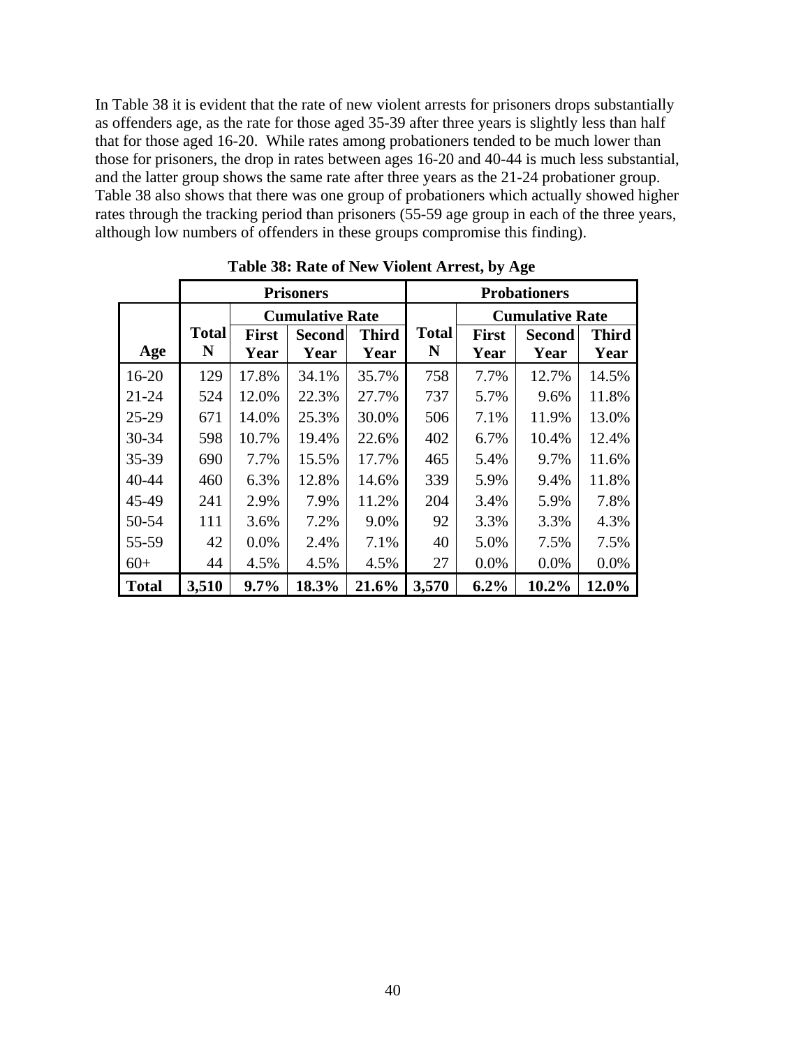In Table 38 it is evident that the rate of new violent arrests for prisoners drops substantially as offenders age, as the rate for those aged 35-39 after three years is slightly less than half that for those aged 16-20. While rates among probationers tended to be much lower than those for prisoners, the drop in rates between ages 16-20 and 40-44 is much less substantial, and the latter group shows the same rate after three years as the 21-24 probationer group. Table 38 also shows that there was one group of probationers which actually showed higher rates through the tracking period than prisoners (55-59 age group in each of the three years, although low numbers of offenders in these groups compromise this finding).

**Table 38: Rate of New Violent Arrest, by Age**

| | Prisoners | | | | Probationers | | | |
|---|---|---|---|---|---|---|---|---|
| | | Cumulative Rate | | | | Cumulative Rate | | |
| **Age** | **Total N** | **First Year** | **Second Year** | **Third Year** | **Total N** | **First Year** | **Second Year** | **Third Year** |
| 16-20 | 129 | 17.8% | 34.1% | 35.7% | 758 | 7.7% | 12.7% | 14.5% |
| 21-24 | 524 | 12.0% | 22.3% | 27.7% | 737 | 5.7% | 9.6% | 11.8% |
| 25-29 | 671 | 14.0% | 25.3% | 30.0% | 506 | 7.1% | 11.9% | 13.0% |
| 30-34 | 598 | 10.7% | 19.4% | 22.6% | 402 | 6.7% | 10.4% | 12.4% |
| 35-39 | 690 | 7.7% | 15.5% | 17.7% | 465 | 5.4% | 9.7% | 11.6% |
| 40-44 | 460 | 6.3% | 12.8% | 14.6% | 339 | 5.9% | 9.4% | 11.8% |
| 45-49 | 241 | 2.9% | 7.9% | 11.2% | 204 | 3.4% | 5.9% | 7.8% |
| 50-54 | 111 | 3.6% | 7.2% | 9.0% | 92 | 3.3% | 3.3% | 4.3% |
| 55-59 | 42 | 0.0% | 2.4% | 7.1% | 40 | 5.0% | 7.5% | 7.5% |
| 60+ | 44 | 4.5% | 4.5% | 4.5% | 27 | 0.0% | 0.0% | 0.0% |
| **Total** | **3,510** | **9.7%** | **18.3%** | **21.6%** | **3,570** | **6.2%** | **10.2%** | **12.0%** |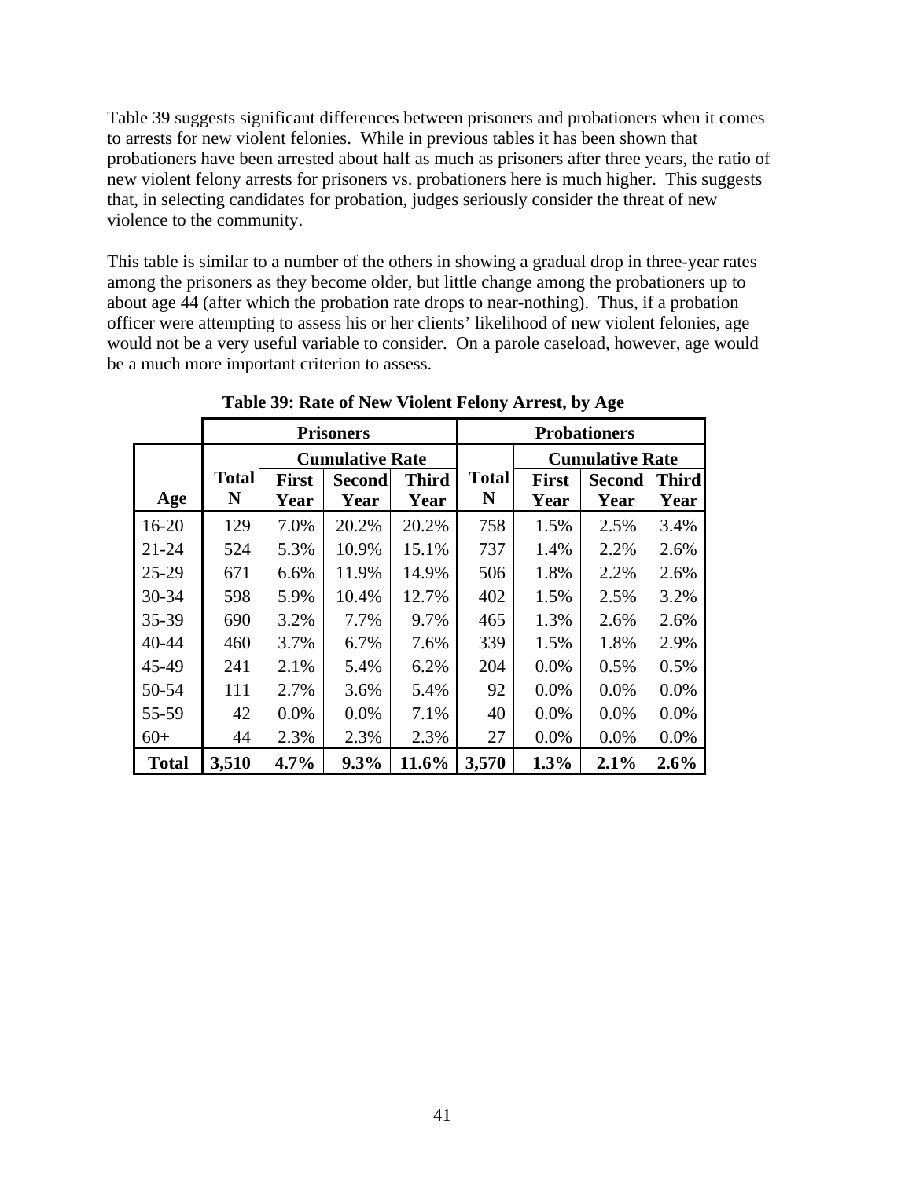Table 39 suggests significant differences between prisoners and probationers when it comes to arrests for new violent felonies. While in previous tables it has been shown that probationers have been arrested about half as much as prisoners after three years, the ratio of new violent felony arrests for prisoners vs. probationers here is much higher. This suggests that, in selecting candidates for probation, judges seriously consider the threat of new violence to the community.

This table is similar to a number of the others in showing a gradual drop in three-year rates among the prisoners as they become older, but little change among the probationers up to about age 44 (after which the probation rate drops to near-nothing). Thus, if a probation officer were attempting to assess his or her clients' likelihood of new violent felonies, age would not be a very useful variable to consider. On a parole caseload, however, age would be a much more important criterion to assess.

**Table 39: Rate of New Violent Felony Arrest, by Age**

| | Prisoners | | | | Probationers | | | |
|---|---|---|---|---|---|---|---|---|
| | | Cumulative Rate | | | | Cumulative Rate | | |
| **Age** | **Total N** | **First Year** | **Second Year** | **Third Year** | **Total N** | **First Year** | **Second Year** | **Third Year** |
| 16-20 | 129 | 7.0% | 20.2% | 20.2% | 758 | 1.5% | 2.5% | 3.4% |
| 21-24 | 524 | 5.3% | 10.9% | 15.1% | 737 | 1.4% | 2.2% | 2.6% |
| 25-29 | 671 | 6.6% | 11.9% | 14.9% | 506 | 1.8% | 2.2% | 2.6% |
| 30-34 | 598 | 5.9% | 10.4% | 12.7% | 402 | 1.5% | 2.5% | 3.2% |
| 35-39 | 690 | 3.2% | 7.7% | 9.7% | 465 | 1.3% | 2.6% | 2.6% |
| 40-44 | 460 | 3.7% | 6.7% | 7.6% | 339 | 1.5% | 1.8% | 2.9% |
| 45-49 | 241 | 2.1% | 5.4% | 6.2% | 204 | 0.0% | 0.5% | 0.5% |
| 50-54 | 111 | 2.7% | 3.6% | 5.4% | 92 | 0.0% | 0.0% | 0.0% |
| 55-59 | 42 | 0.0% | 0.0% | 7.1% | 40 | 0.0% | 0.0% | 0.0% |
| 60+ | 44 | 2.3% | 2.3% | 2.3% | 27 | 0.0% | 0.0% | 0.0% |
| **Total** | **3,510** | **4.7%** | **9.3%** | **11.6%** | **3,570** | **1.3%** | **2.1%** | **2.6%** |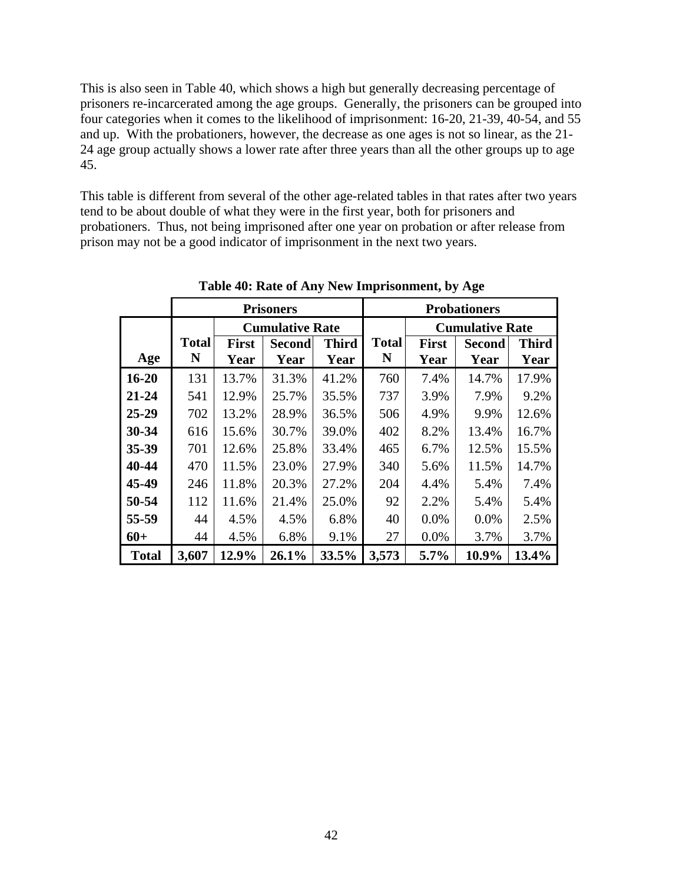This is also seen in Table 40, which shows a high but generally decreasing percentage of prisoners re-incarcerated among the age groups. Generally, the prisoners can be grouped into four categories when it comes to the likelihood of imprisonment: 16-20, 21-39, 40-54, and 55 and up. With the probationers, however, the decrease as one ages is not so linear, as the 21-24 age group actually shows a lower rate after three years than all the other groups up to age 45.

This table is different from several of the other age-related tables in that rates after two years tend to be about double of what they were in the first year, both for prisoners and probationers. Thus, not being imprisoned after one year on probation or after release from prison may not be a good indicator of imprisonment in the next two years.

**Table 40: Rate of Any New Imprisonment, by Age**

| | Prisoners | | | | Probationers | | | |
|---|---|---|---|---|---|---|---|---|
| | | Cumulative Rate | | | | Cumulative Rate | | |
| **Age** | **Total N** | **First Year** | **Second Year** | **Third Year** | **Total N** | **First Year** | **Second Year** | **Third Year** |
| **16-20** | 131 | 13.7% | 31.3% | 41.2% | 760 | 7.4% | 14.7% | 17.9% |
| **21-24** | 541 | 12.9% | 25.7% | 35.5% | 737 | 3.9% | 7.9% | 9.2% |
| **25-29** | 702 | 13.2% | 28.9% | 36.5% | 506 | 4.9% | 9.9% | 12.6% |
| **30-34** | 616 | 15.6% | 30.7% | 39.0% | 402 | 8.2% | 13.4% | 16.7% |
| **35-39** | 701 | 12.6% | 25.8% | 33.4% | 465 | 6.7% | 12.5% | 15.5% |
| **40-44** | 470 | 11.5% | 23.0% | 27.9% | 340 | 5.6% | 11.5% | 14.7% |
| **45-49** | 246 | 11.8% | 20.3% | 27.2% | 204 | 4.4% | 5.4% | 7.4% |
| **50-54** | 112 | 11.6% | 21.4% | 25.0% | 92 | 2.2% | 5.4% | 5.4% |
| **55-59** | 44 | 4.5% | 4.5% | 6.8% | 40 | 0.0% | 0.0% | 2.5% |
| **60+** | 44 | 4.5% | 6.8% | 9.1% | 27 | 0.0% | 3.7% | 3.7% |
| **Total** | **3,607** | **12.9%** | **26.1%** | **33.5%** | **3,573** | **5.7%** | **10.9%** | **13.4%** |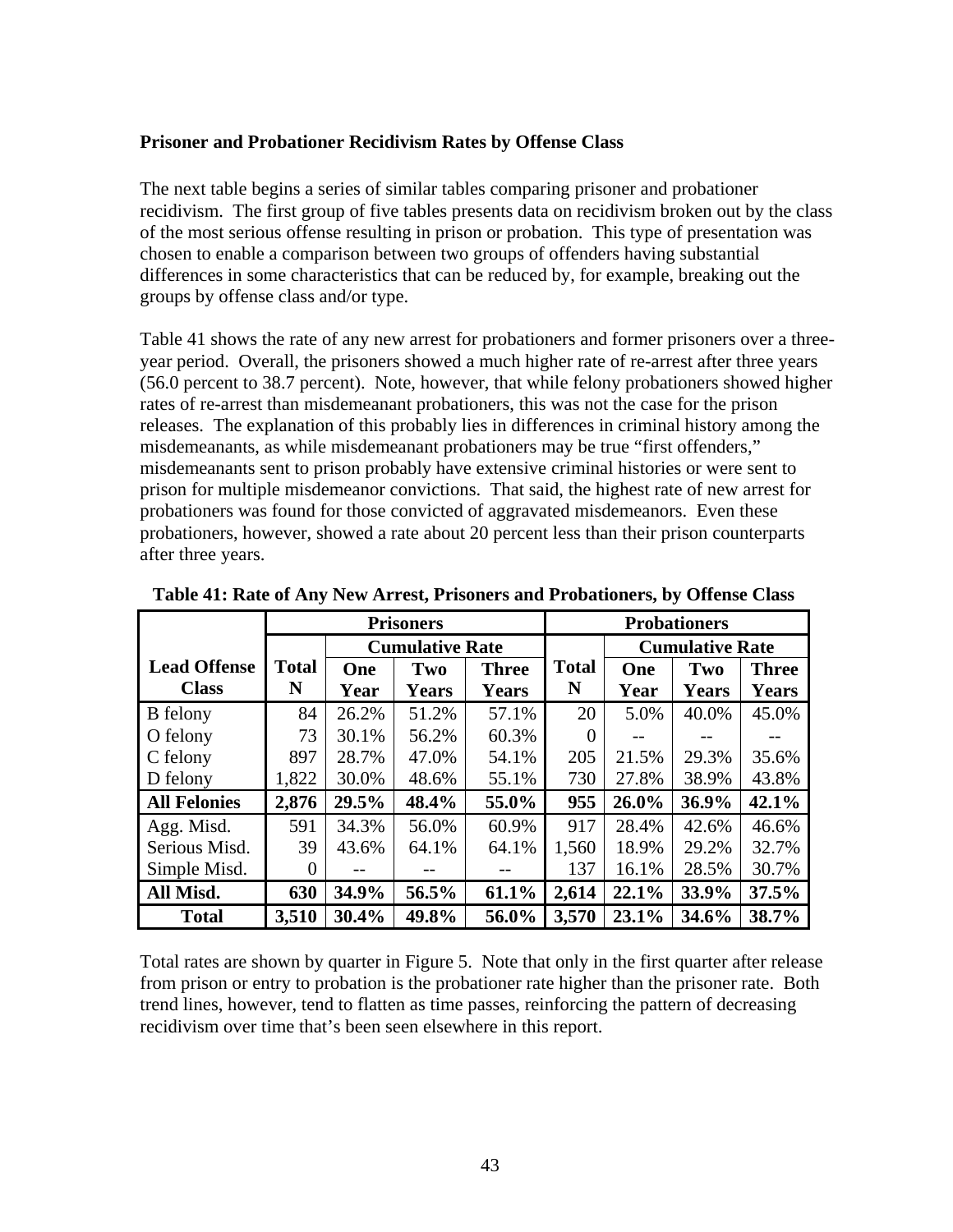### Prisoner and Probationer Recidivism Rates by Offense Class

The next table begins a series of similar tables comparing prisoner and probationer recidivism. The first group of five tables presents data on recidivism broken out by the class of the most serious offense resulting in prison or probation. This type of presentation was chosen to enable a comparison between two groups of offenders having substantial differences in some characteristics that can be reduced by, for example, breaking out the groups by offense class and/or type.

Table 41 shows the rate of any new arrest for probationers and former prisoners over a three-year period. Overall, the prisoners showed a much higher rate of re-arrest after three years (56.0 percent to 38.7 percent). Note, however, that while felony probationers showed higher rates of re-arrest than misdemeanant probationers, this was not the case for the prison releases. The explanation of this probably lies in differences in criminal history among the misdemeanants, as while misdemeanant probationers may be true "first offenders," misdemeanants sent to prison probably have extensive criminal histories or were sent to prison for multiple misdemeanor convictions. That said, the highest rate of new arrest for probationers was found for those convicted of aggravated misdemeanors. Even these probationers, however, showed a rate about 20 percent less than their prison counterparts after three years.

**Table 41: Rate of Any New Arrest, Prisoners and Probationers, by Offense Class**

| | Prisoners | | | | Probationers | | | |
|---|---|---|---|---|---|---|---|---|
| | | Cumulative Rate | | | | Cumulative Rate | | |
| **Lead Offense Class** | **Total N** | **One Year** | **Two Years** | **Three Years** | **Total N** | **One Year** | **Two Years** | **Three Years** |
| B felony | 84 | 26.2% | 51.2% | 57.1% | 20 | 5.0% | 40.0% | 45.0% |
| O felony | 73 | 30.1% | 56.2% | 60.3% | 0 | -- | -- | -- |
| C felony | 897 | 28.7% | 47.0% | 54.1% | 205 | 21.5% | 29.3% | 35.6% |
| D felony | 1,822 | 30.0% | 48.6% | 55.1% | 730 | 27.8% | 38.9% | 43.8% |
| **All Felonies** | **2,876** | **29.5%** | **48.4%** | **55.0%** | **955** | **26.0%** | **36.9%** | **42.1%** |
| Agg. Misd. | 591 | 34.3% | 56.0% | 60.9% | 917 | 28.4% | 42.6% | 46.6% |
| Serious Misd. | 39 | 43.6% | 64.1% | 64.1% | 1,560 | 18.9% | 29.2% | 32.7% |
| Simple Misd. | 0 | -- | -- | -- | 137 | 16.1% | 28.5% | 30.7% |
| **All Misd.** | **630** | **34.9%** | **56.5%** | **61.1%** | **2,614** | **22.1%** | **33.9%** | **37.5%** |
| **Total** | **3,510** | **30.4%** | **49.8%** | **56.0%** | **3,570** | **23.1%** | **34.6%** | **38.7%** |

Total rates are shown by quarter in Figure 5. Note that only in the first quarter after release from prison or entry to probation is the probationer rate higher than the prisoner rate. Both trend lines, however, tend to flatten as time passes, reinforcing the pattern of decreasing recidivism over time that's been seen elsewhere in this report.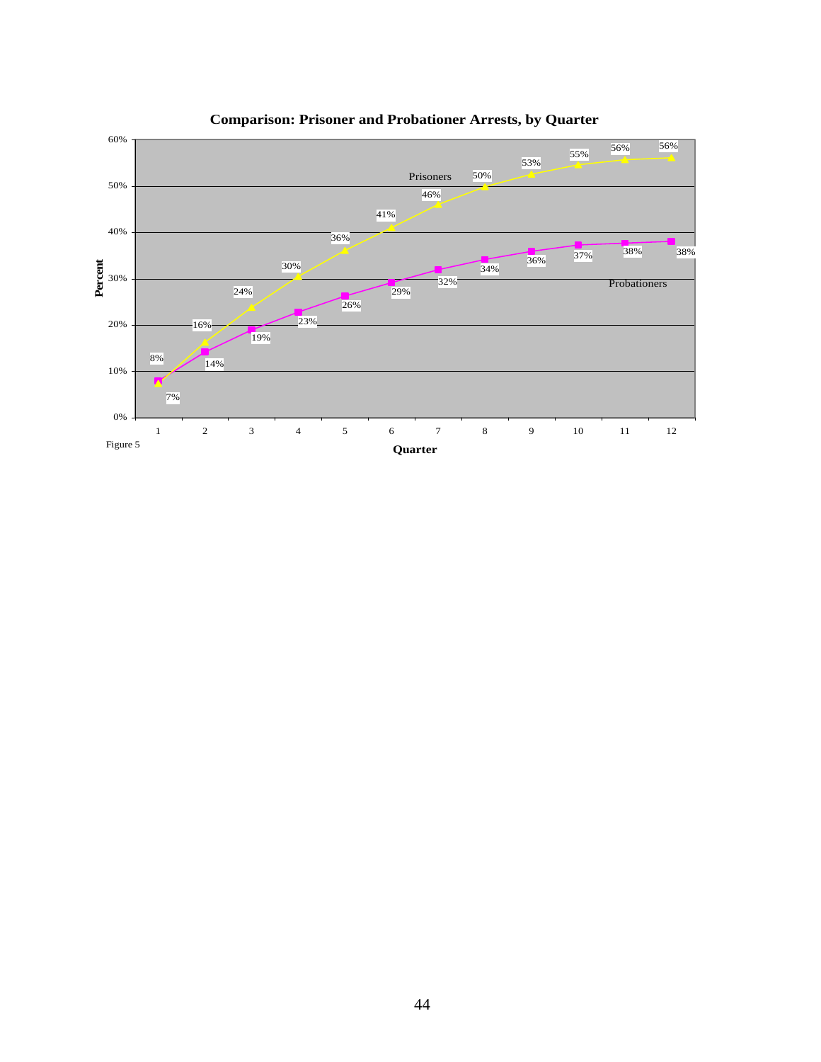**Comparison: Prisoner and Probationer Arrests, by Quarter**

| Quarter | Prisoners | Probationers |
|---|---|---|
| 1 | 7% | 8% |
| 2 | 16% | 14% |
| 3 | 24% | 19% |
| 4 | 30% | 23% |
| 5 | 36% | 26% |
| 6 | 41% | 29% |
| 7 | 46% | 32% |
| 8 | 50% | 34% |
| 9 | 53% | 36% |
| 10 | 55% | 37% |
| 11 | 56% | 38% |
| 12 | 56% | 38% |

Figure 5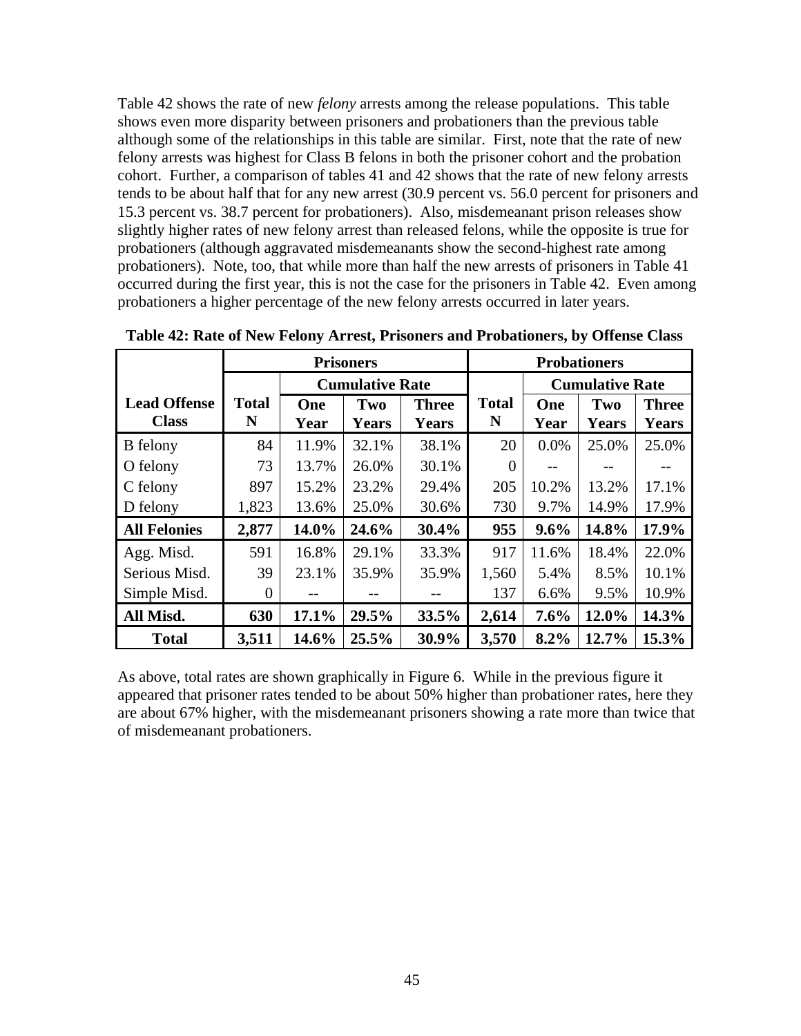Table 42 shows the rate of new *felony* arrests among the release populations. This table shows even more disparity between prisoners and probationers than the previous table although some of the relationships in this table are similar. First, note that the rate of new felony arrests was highest for Class B felons in both the prisoner cohort and the probation cohort. Further, a comparison of tables 41 and 42 shows that the rate of new felony arrests tends to be about half that for any new arrest (30.9 percent vs. 56.0 percent for prisoners and 15.3 percent vs. 38.7 percent for probationers). Also, misdemeanant prison releases show slightly higher rates of new felony arrest than released felons, while the opposite is true for probationers (although aggravated misdemeanants show the second-highest rate among probationers). Note, too, that while more than half the new arrests of prisoners in Table 41 occurred during the first year, this is not the case for the prisoners in Table 42. Even among probationers a higher percentage of the new felony arrests occurred in later years.

**Table 42: Rate of New Felony Arrest, Prisoners and Probationers, by Offense Class**

| | **Prisoners** | | | | **Probationers** | | | |
|---|---|---|---|---|---|---|---|---|
| | | **Cumulative Rate** | | | | **Cumulative Rate** | | |
| **Lead Offense Class** | **Total N** | **One Year** | **Two Years** | **Three Years** | **Total N** | **One Year** | **Two Years** | **Three Years** |
| B felony | 84 | 11.9% | 32.1% | 38.1% | 20 | 0.0% | 25.0% | 25.0% |
| O felony | 73 | 13.7% | 26.0% | 30.1% | 0 | -- | -- | -- |
| C felony | 897 | 15.2% | 23.2% | 29.4% | 205 | 10.2% | 13.2% | 17.1% |
| D felony | 1,823 | 13.6% | 25.0% | 30.6% | 730 | 9.7% | 14.9% | 17.9% |
| **All Felonies** | **2,877** | **14.0%** | **24.6%** | **30.4%** | **955** | **9.6%** | **14.8%** | **17.9%** |
| Agg. Misd. | 591 | 16.8% | 29.1% | 33.3% | 917 | 11.6% | 18.4% | 22.0% |
| Serious Misd. | 39 | 23.1% | 35.9% | 35.9% | 1,560 | 5.4% | 8.5% | 10.1% |
| Simple Misd. | 0 | -- | -- | -- | 137 | 6.6% | 9.5% | 10.9% |
| **All Misd.** | **630** | **17.1%** | **29.5%** | **33.5%** | **2,614** | **7.6%** | **12.0%** | **14.3%** |
| **Total** | **3,511** | **14.6%** | **25.5%** | **30.9%** | **3,570** | **8.2%** | **12.7%** | **15.3%** |

As above, total rates are shown graphically in Figure 6. While in the previous figure it appeared that prisoner rates tended to be about 50% higher than probationer rates, here they are about 67% higher, with the misdemeanant prisoners showing a rate more than twice that of misdemeanant probationers.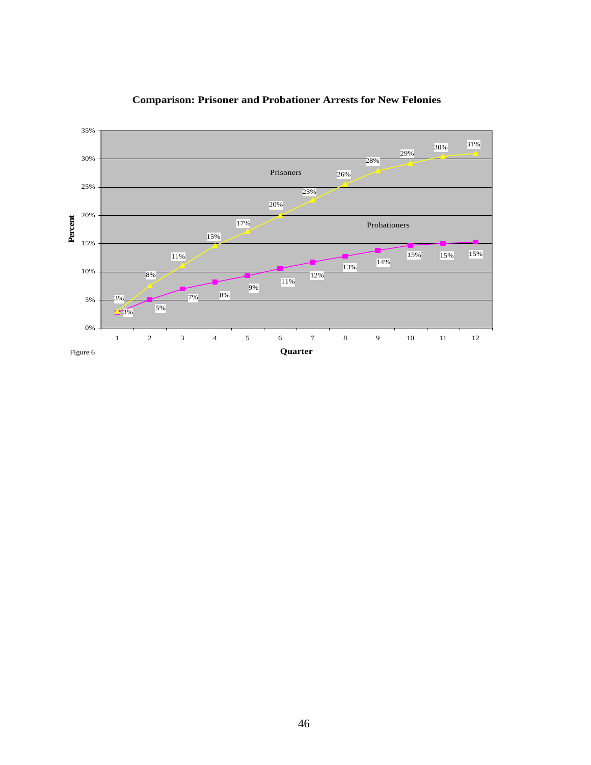**Comparison: Prisoner and Probationer Arrests for New Felonies**

| Quarter | 1 | 2 | 3 | 4 | 5 | 6 | 7 | 8 | 9 | 10 | 11 | 12 |
|---|---|---|---|---|---|---|---|---|---|---|---|---|
| Prisoners | 3% | 8% | 11% | 15% | 17% | 20% | 23% | 26% | 28% | 29% | 30% | 31% |
| Probationers | 3% | 5% | 7% | 8% | 9% | 11% | 12% | 13% | 14% | 15% | 15% | 15% |

Figure 6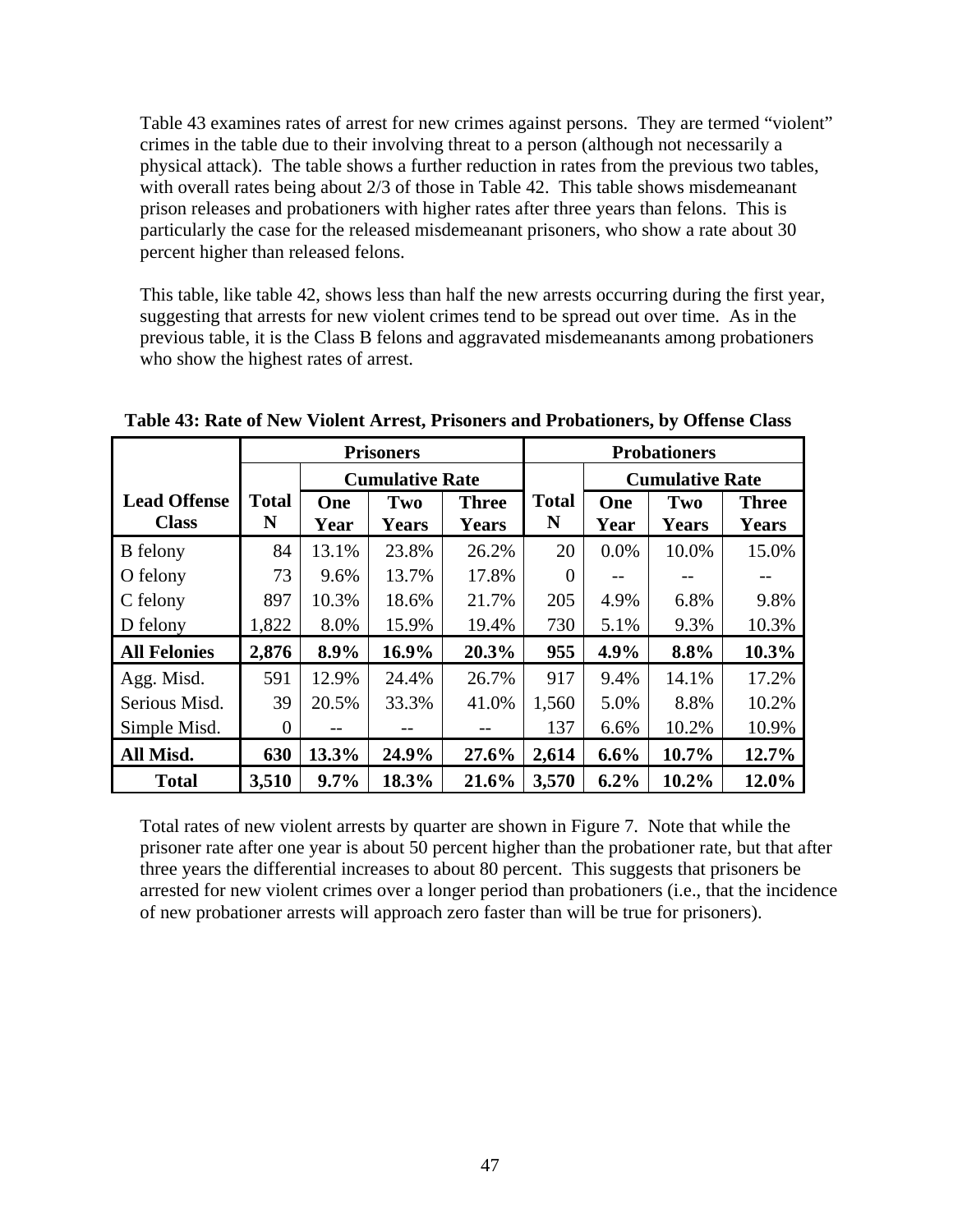Table 43 examines rates of arrest for new crimes against persons. They are termed "violent" crimes in the table due to their involving threat to a person (although not necessarily a physical attack). The table shows a further reduction in rates from the previous two tables, with overall rates being about 2/3 of those in Table 42. This table shows misdemeanant prison releases and probationers with higher rates after three years than felons. This is particularly the case for the released misdemeanant prisoners, who show a rate about 30 percent higher than released felons.

This table, like table 42, shows less than half the new arrests occurring during the first year, suggesting that arrests for new violent crimes tend to be spread out over time. As in the previous table, it is the Class B felons and aggravated misdemeanants among probationers who show the highest rates of arrest.

**Table 43: Rate of New Violent Arrest, Prisoners and Probationers, by Offense Class**

| | Prisoners | | | | Probationers | | | |
|---|---|---|---|---|---|---|---|---|
| | | Cumulative Rate | | | | Cumulative Rate | | |
| **Lead Offense Class** | **Total N** | **One Year** | **Two Years** | **Three Years** | **Total N** | **One Year** | **Two Years** | **Three Years** |
| B felony | 84 | 13.1% | 23.8% | 26.2% | 20 | 0.0% | 10.0% | 15.0% |
| O felony | 73 | 9.6% | 13.7% | 17.8% | 0 | -- | -- | -- |
| C felony | 897 | 10.3% | 18.6% | 21.7% | 205 | 4.9% | 6.8% | 9.8% |
| D felony | 1,822 | 8.0% | 15.9% | 19.4% | 730 | 5.1% | 9.3% | 10.3% |
| **All Felonies** | **2,876** | **8.9%** | **16.9%** | **20.3%** | **955** | **4.9%** | **8.8%** | **10.3%** |
| Agg. Misd. | 591 | 12.9% | 24.4% | 26.7% | 917 | 9.4% | 14.1% | 17.2% |
| Serious Misd. | 39 | 20.5% | 33.3% | 41.0% | 1,560 | 5.0% | 8.8% | 10.2% |
| Simple Misd. | 0 | -- | -- | -- | 137 | 6.6% | 10.2% | 10.9% |
| **All Misd.** | **630** | **13.3%** | **24.9%** | **27.6%** | **2,614** | **6.6%** | **10.7%** | **12.7%** |
| **Total** | **3,510** | **9.7%** | **18.3%** | **21.6%** | **3,570** | **6.2%** | **10.2%** | **12.0%** |

Total rates of new violent arrests by quarter are shown in Figure 7. Note that while the prisoner rate after one year is about 50 percent higher than the probationer rate, but that after three years the differential increases to about 80 percent. This suggests that prisoners be arrested for new violent crimes over a longer period than probationers (i.e., that the incidence of new probationer arrests will approach zero faster than will be true for prisoners).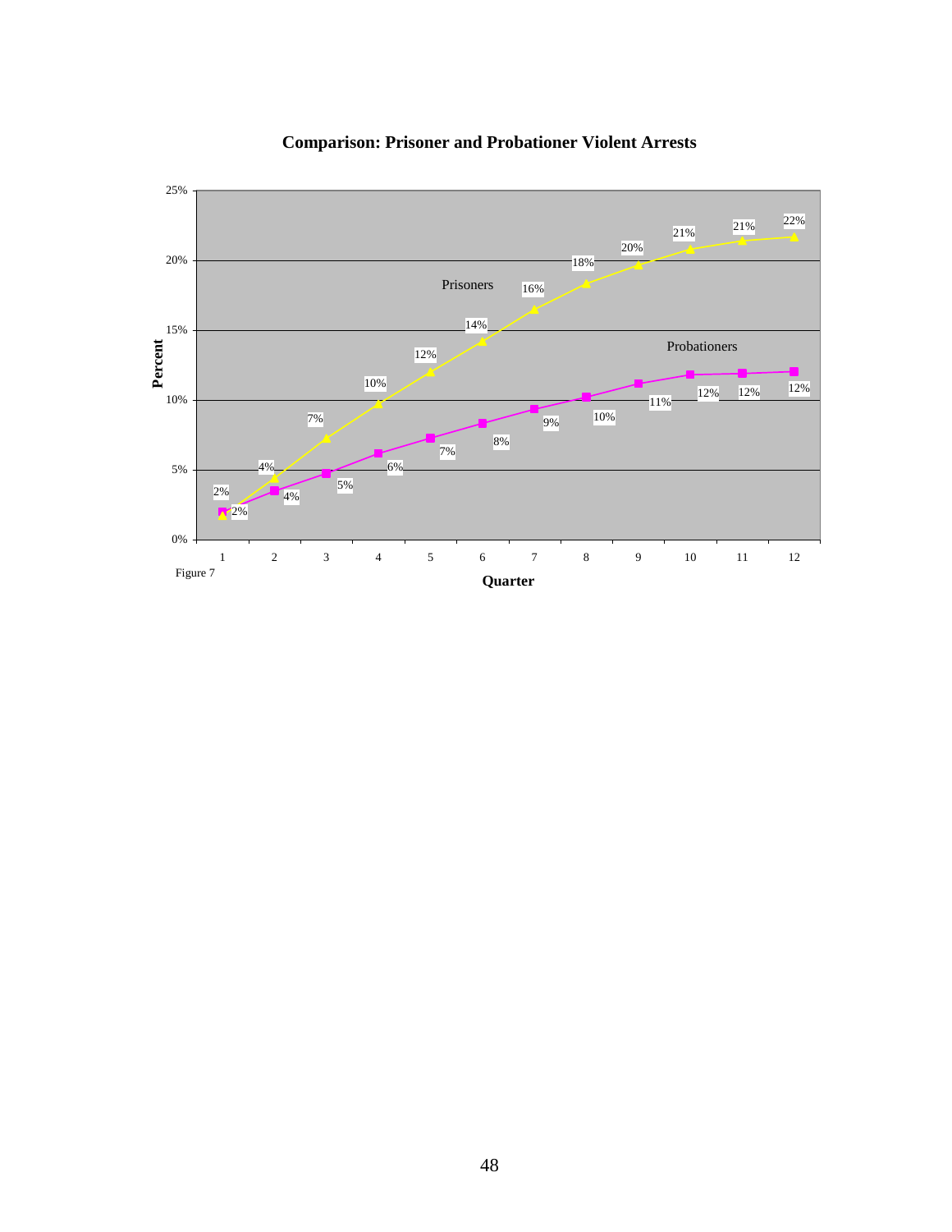**Comparison: Prisoner and Probationer Violent Arrests**

| Quarter | Prisoners | Probationers |
| --- | --- | --- |
| 1 | 2% | 2% |
| 2 | 4% | 4% |
| 3 | 7% | 5% |
| 4 | 10% | 6% |
| 5 | 12% | 7% |
| 6 | 14% | 8% |
| 7 | 16% | 9% |
| 8 | 18% | 10% |
| 9 | 20% | 11% |
| 10 | 21% | 12% |
| 11 | 21% | 12% |
| 12 | 22% | 12% |

Figure 7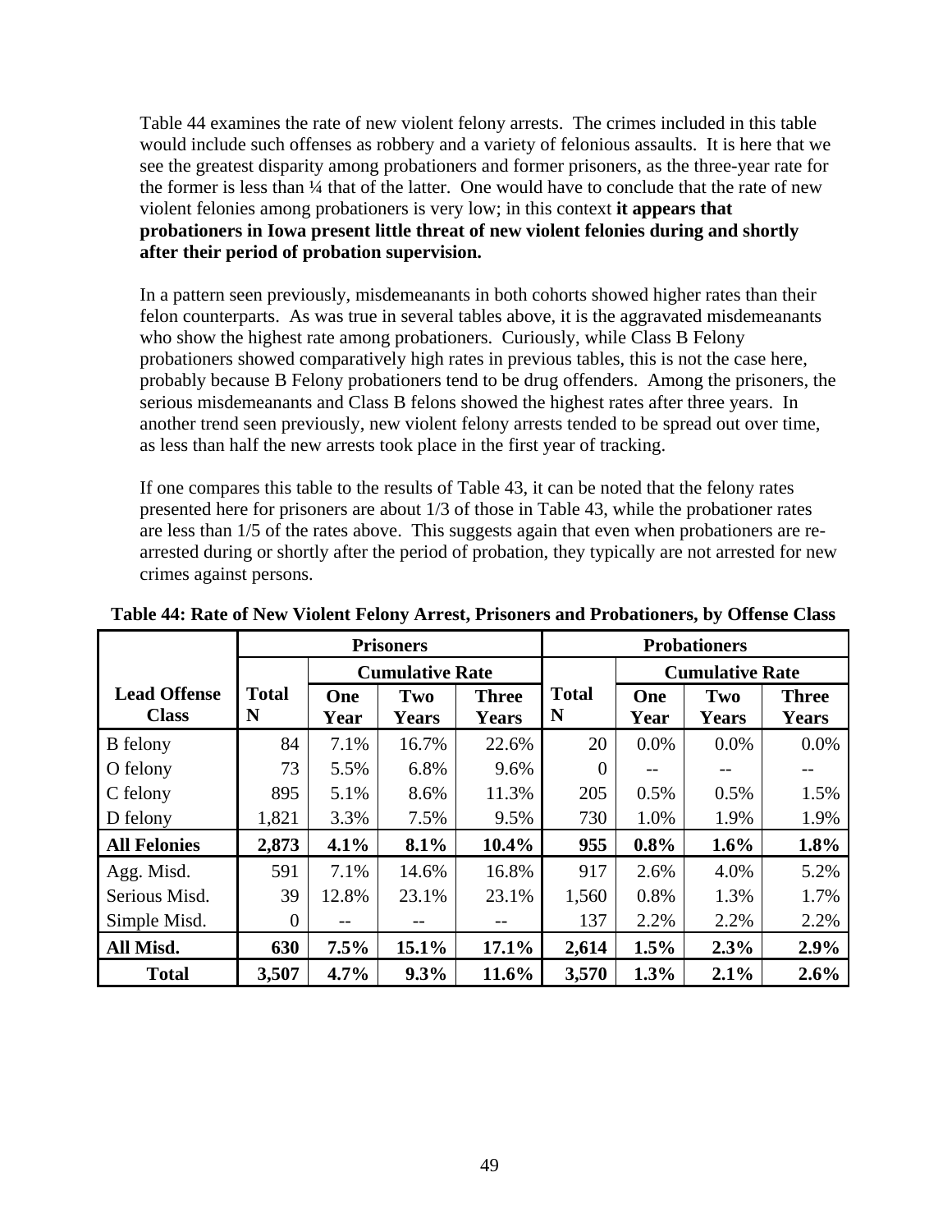Table 44 examines the rate of new violent felony arrests. The crimes included in this table would include such offenses as robbery and a variety of felonious assaults. It is here that we see the greatest disparity among probationers and former prisoners, as the three-year rate for the former is less than ¼ that of the latter. One would have to conclude that the rate of new violent felonies among probationers is very low; in this context **it appears that probationers in Iowa present little threat of new violent felonies during and shortly after their period of probation supervision.**

In a pattern seen previously, misdemeanants in both cohorts showed higher rates than their felon counterparts. As was true in several tables above, it is the aggravated misdemeanants who show the highest rate among probationers. Curiously, while Class B Felony probationers showed comparatively high rates in previous tables, this is not the case here, probably because B Felony probationers tend to be drug offenders. Among the prisoners, the serious misdemeanants and Class B felons showed the highest rates after three years. In another trend seen previously, new violent felony arrests tended to be spread out over time, as less than half the new arrests took place in the first year of tracking.

If one compares this table to the results of Table 43, it can be noted that the felony rates presented here for prisoners are about 1/3 of those in Table 43, while the probationer rates are less than 1/5 of the rates above. This suggests again that even when probationers are re-arrested during or shortly after the period of probation, they typically are not arrested for new crimes against persons.

**Table 44: Rate of New Violent Felony Arrest, Prisoners and Probationers, by Offense Class**

| | Prisoners | | | | Probationers | | | |
|---|---|---|---|---|---|---|---|---|
| | | Cumulative Rate | | | | Cumulative Rate | | |
| **Lead Offense Class** | **Total N** | **One Year** | **Two Years** | **Three Years** | **Total N** | **One Year** | **Two Years** | **Three Years** |
| B felony | 84 | 7.1% | 16.7% | 22.6% | 20 | 0.0% | 0.0% | 0.0% |
| O felony | 73 | 5.5% | 6.8% | 9.6% | 0 | -- | -- | -- |
| C felony | 895 | 5.1% | 8.6% | 11.3% | 205 | 0.5% | 0.5% | 1.5% |
| D felony | 1,821 | 3.3% | 7.5% | 9.5% | 730 | 1.0% | 1.9% | 1.9% |
| **All Felonies** | **2,873** | **4.1%** | **8.1%** | **10.4%** | **955** | **0.8%** | **1.6%** | **1.8%** |
| Agg. Misd. | 591 | 7.1% | 14.6% | 16.8% | 917 | 2.6% | 4.0% | 5.2% |
| Serious Misd. | 39 | 12.8% | 23.1% | 23.1% | 1,560 | 0.8% | 1.3% | 1.7% |
| Simple Misd. | 0 | -- | -- | -- | 137 | 2.2% | 2.2% | 2.2% |
| **All Misd.** | **630** | **7.5%** | **15.1%** | **17.1%** | **2,614** | **1.5%** | **2.3%** | **2.9%** |
| **Total** | **3,507** | **4.7%** | **9.3%** | **11.6%** | **3,570** | **1.3%** | **2.1%** | **2.6%** |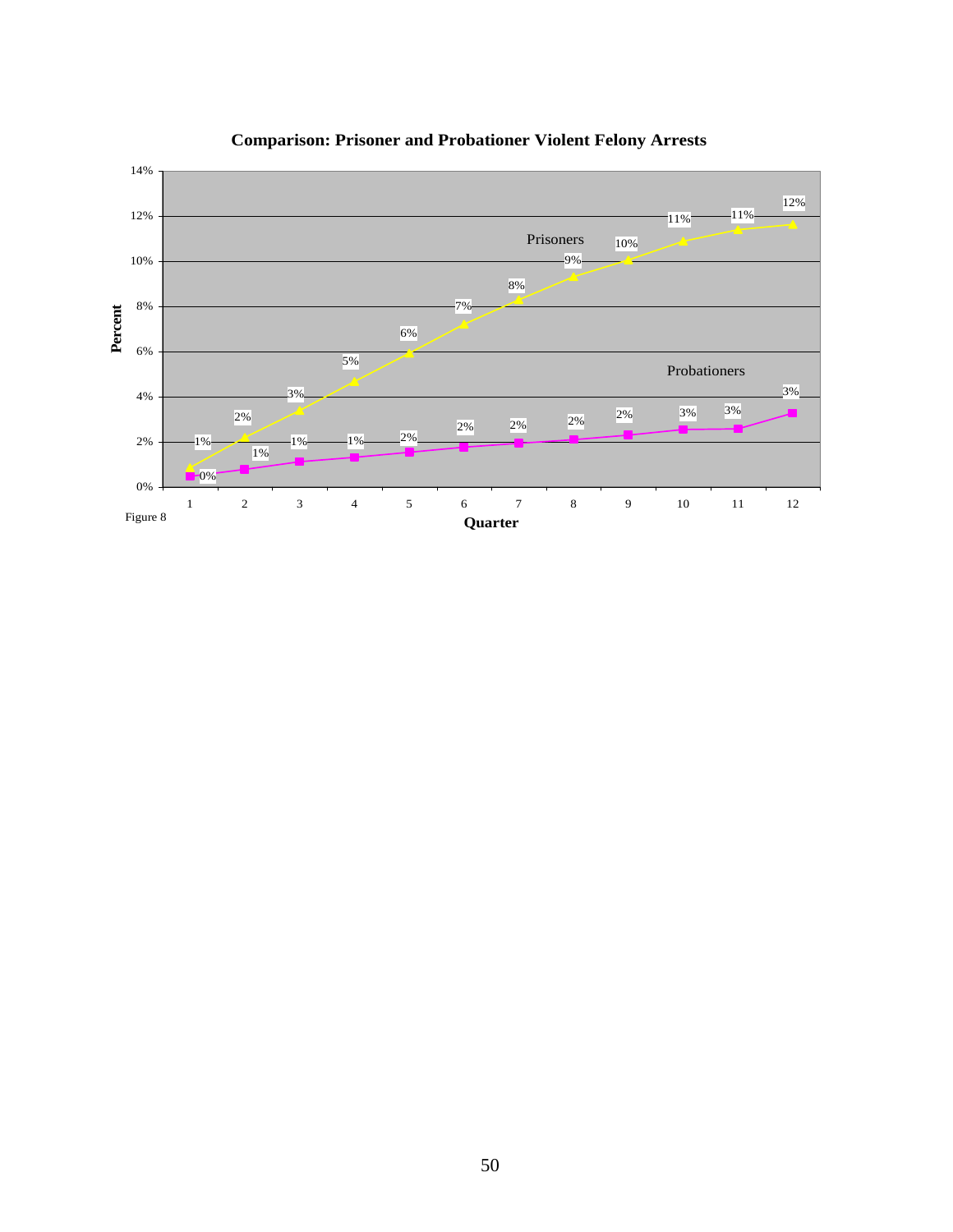**Comparison: Prisoner and Probationer Violent Felony Arrests**

| Quarter | 1 | 2 | 3 | 4 | 5 | 6 | 7 | 8 | 9 | 10 | 11 | 12 |
|---|---|---|---|---|---|---|---|---|---|---|---|---|
| Prisoners | 1% | 2% | 3% | 5% | 6% | 7% | 8% | 9% | 10% | 11% | 11% | 12% |
| Probationers | 0% | 1% | 1% | 1% | 2% | 2% | 2% | 2% | 2% | 3% | 3% | 3% |

Figure 8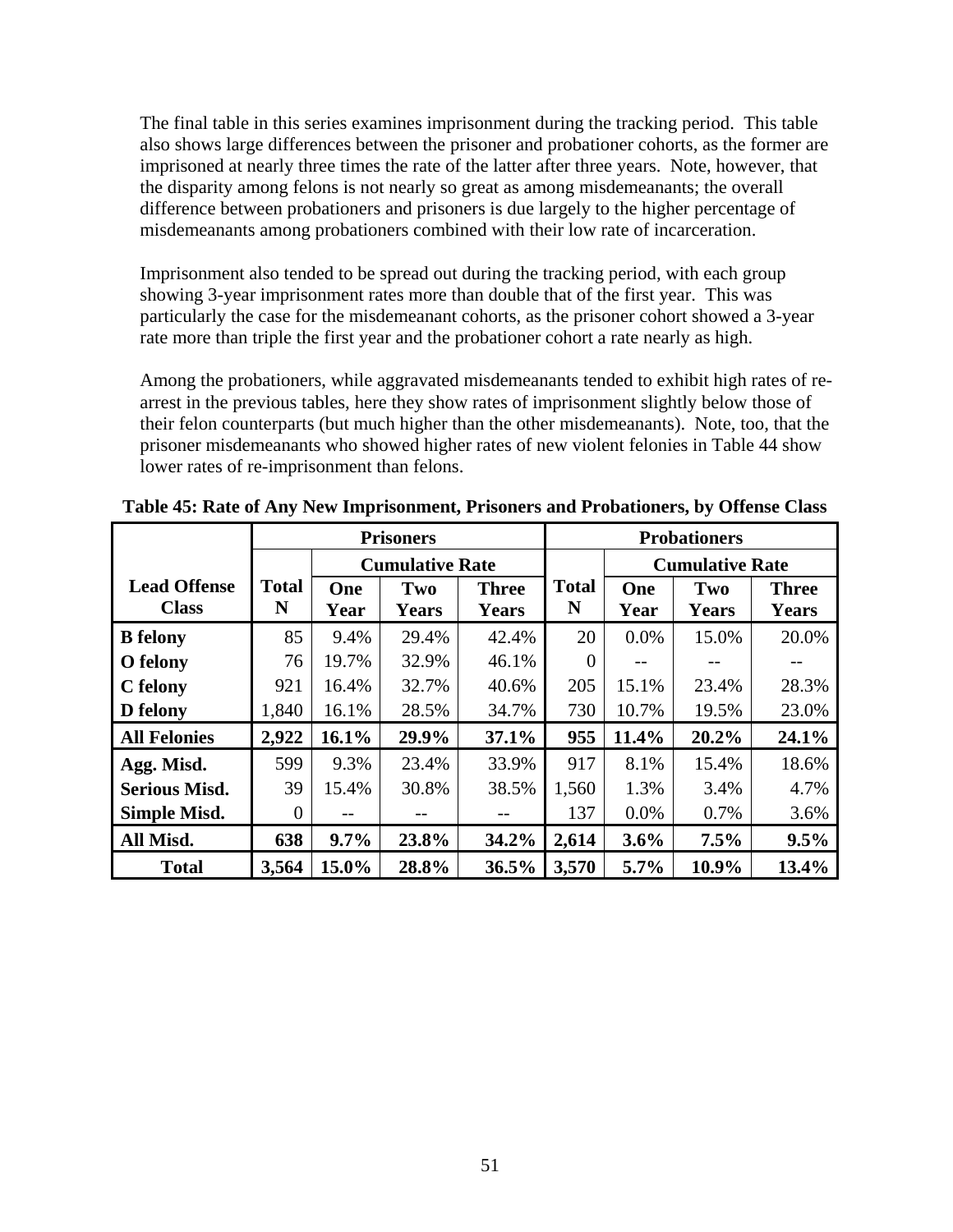The final table in this series examines imprisonment during the tracking period. This table also shows large differences between the prisoner and probationer cohorts, as the former are imprisoned at nearly three times the rate of the latter after three years. Note, however, that the disparity among felons is not nearly so great as among misdemeanants; the overall difference between probationers and prisoners is due largely to the higher percentage of misdemeanants among probationers combined with their low rate of incarceration.

Imprisonment also tended to be spread out during the tracking period, with each group showing 3-year imprisonment rates more than double that of the first year. This was particularly the case for the misdemeanant cohorts, as the prisoner cohort showed a 3-year rate more than triple the first year and the probationer cohort a rate nearly as high.

Among the probationers, while aggravated misdemeanants tended to exhibit high rates of re-arrest in the previous tables, here they show rates of imprisonment slightly below those of their felon counterparts (but much higher than the other misdemeanants). Note, too, that the prisoner misdemeanants who showed higher rates of new violent felonies in Table 44 show lower rates of re-imprisonment than felons.

**Table 45: Rate of Any New Imprisonment, Prisoners and Probationers, by Offense Class**

| | Prisoners | | | | Probationers | | | |
|---|---|---|---|---|---|---|---|---|
| | | Cumulative Rate | | | | Cumulative Rate | | |
| **Lead Offense Class** | **Total N** | **One Year** | **Two Years** | **Three Years** | **Total N** | **One Year** | **Two Years** | **Three Years** |
| **B felony** | 85 | 9.4% | 29.4% | 42.4% | 20 | 0.0% | 15.0% | 20.0% |
| **O felony** | 76 | 19.7% | 32.9% | 46.1% | 0 | -- | -- | -- |
| **C felony** | 921 | 16.4% | 32.7% | 40.6% | 205 | 15.1% | 23.4% | 28.3% |
| **D felony** | 1,840 | 16.1% | 28.5% | 34.7% | 730 | 10.7% | 19.5% | 23.0% |
| **All Felonies** | **2,922** | **16.1%** | **29.9%** | **37.1%** | **955** | **11.4%** | **20.2%** | **24.1%** |
| **Agg. Misd.** | 599 | 9.3% | 23.4% | 33.9% | 917 | 8.1% | 15.4% | 18.6% |
| **Serious Misd.** | 39 | 15.4% | 30.8% | 38.5% | 1,560 | 1.3% | 3.4% | 4.7% |
| **Simple Misd.** | 0 | -- | -- | -- | 137 | 0.0% | 0.7% | 3.6% |
| **All Misd.** | **638** | **9.7%** | **23.8%** | **34.2%** | **2,614** | **3.6%** | **7.5%** | **9.5%** |
| **Total** | **3,564** | **15.0%** | **28.8%** | **36.5%** | **3,570** | **5.7%** | **10.9%** | **13.4%** |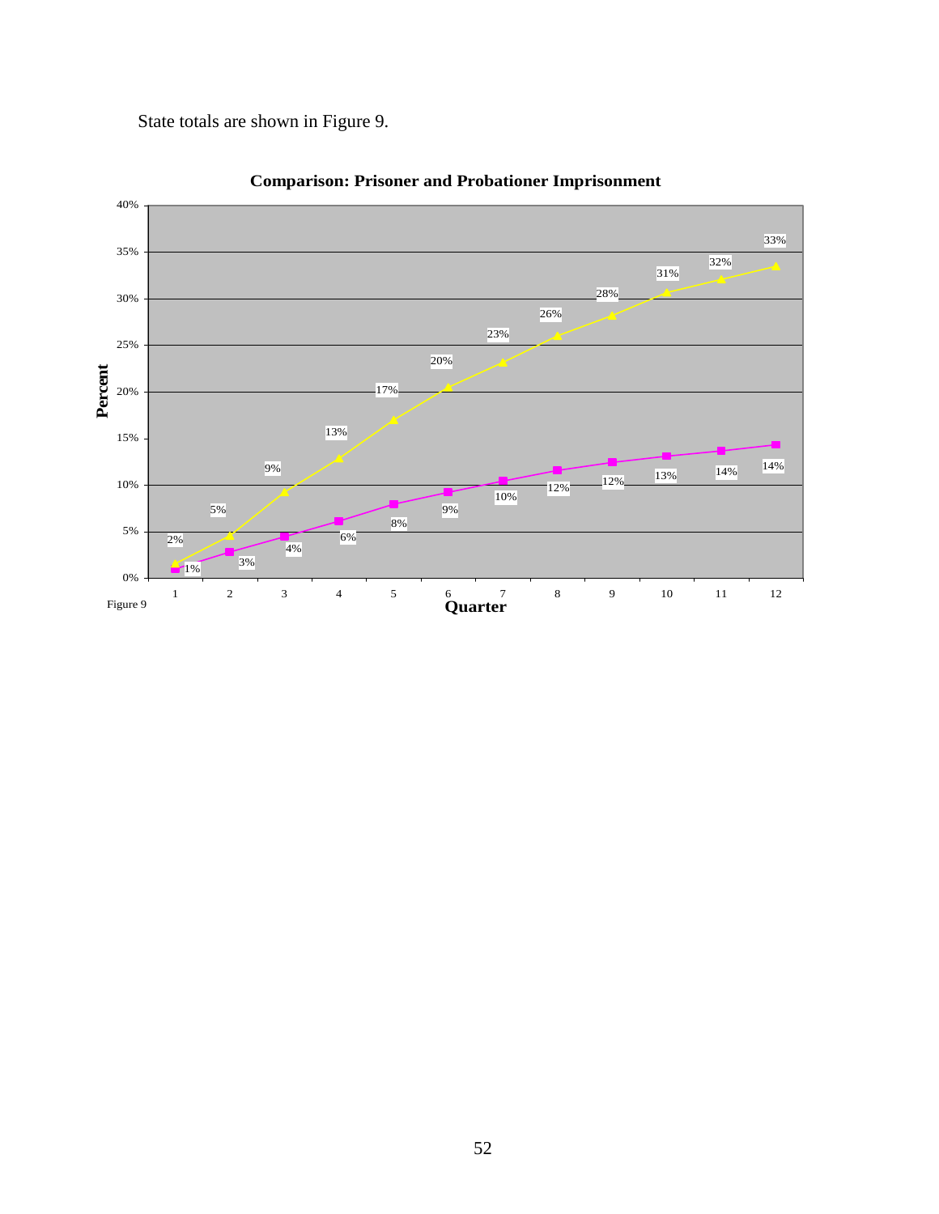State totals are shown in Figure 9.

**Comparison: Prisoner and Probationer Imprisonment**

| Quarter | 1 | 2 | 3 | 4 | 5 | 6 | 7 | 8 | 9 | 10 | 11 | 12 |
|---|---|---|---|---|---|---|---|---|---|---|---|---|
| Yellow (triangle) series | 2% | 5% | 9% | 13% | 17% | 20% | 23% | 26% | 28% | 31% | 32% | 33% |
| Magenta (square) series | 1% | 3% | 4% | 6% | 8% | 9% | 10% | 12% | 12% | 13% | 14% | 14% |

Figure 9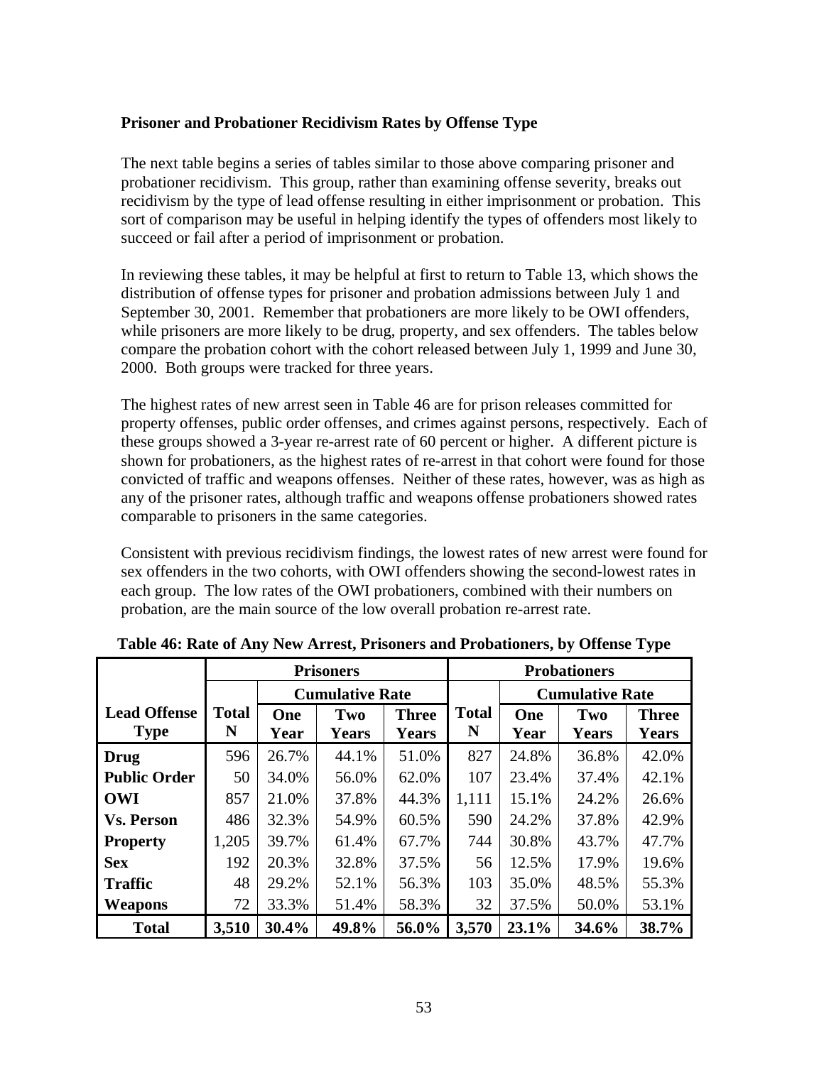### Prisoner and Probationer Recidivism Rates by Offense Type

The next table begins a series of tables similar to those above comparing prisoner and probationer recidivism. This group, rather than examining offense severity, breaks out recidivism by the type of lead offense resulting in either imprisonment or probation. This sort of comparison may be useful in helping identify the types of offenders most likely to succeed or fail after a period of imprisonment or probation.

In reviewing these tables, it may be helpful at first to return to Table 13, which shows the distribution of offense types for prisoner and probation admissions between July 1 and September 30, 2001. Remember that probationers are more likely to be OWI offenders, while prisoners are more likely to be drug, property, and sex offenders. The tables below compare the probation cohort with the cohort released between July 1, 1999 and June 30, 2000. Both groups were tracked for three years.

The highest rates of new arrest seen in Table 46 are for prison releases committed for property offenses, public order offenses, and crimes against persons, respectively. Each of these groups showed a 3-year re-arrest rate of 60 percent or higher. A different picture is shown for probationers, as the highest rates of re-arrest in that cohort were found for those convicted of traffic and weapons offenses. Neither of these rates, however, was as high as any of the prisoner rates, although traffic and weapons offense probationers showed rates comparable to prisoners in the same categories.

Consistent with previous recidivism findings, the lowest rates of new arrest were found for sex offenders in the two cohorts, with OWI offenders showing the second-lowest rates in each group. The low rates of the OWI probationers, combined with their numbers on probation, are the main source of the low overall probation re-arrest rate.

**Table 46: Rate of Any New Arrest, Prisoners and Probationers, by Offense Type**

| | Prisoners | | | | Probationers | | | |
|---|---|---|---|---|---|---|---|---|
| | | Cumulative Rate | | | | Cumulative Rate | | |
| **Lead Offense Type** | **Total N** | **One Year** | **Two Years** | **Three Years** | **Total N** | **One Year** | **Two Years** | **Three Years** |
| **Drug** | 596 | 26.7% | 44.1% | 51.0% | 827 | 24.8% | 36.8% | 42.0% |
| **Public Order** | 50 | 34.0% | 56.0% | 62.0% | 107 | 23.4% | 37.4% | 42.1% |
| **OWI** | 857 | 21.0% | 37.8% | 44.3% | 1,111 | 15.1% | 24.2% | 26.6% |
| **Vs. Person** | 486 | 32.3% | 54.9% | 60.5% | 590 | 24.2% | 37.8% | 42.9% |
| **Property** | 1,205 | 39.7% | 61.4% | 67.7% | 744 | 30.8% | 43.7% | 47.7% |
| **Sex** | 192 | 20.3% | 32.8% | 37.5% | 56 | 12.5% | 17.9% | 19.6% |
| **Traffic** | 48 | 29.2% | 52.1% | 56.3% | 103 | 35.0% | 48.5% | 55.3% |
| **Weapons** | 72 | 33.3% | 51.4% | 58.3% | 32 | 37.5% | 50.0% | 53.1% |
| **Total** | **3,510** | **30.4%** | **49.8%** | **56.0%** | **3,570** | **23.1%** | **34.6%** | **38.7%** |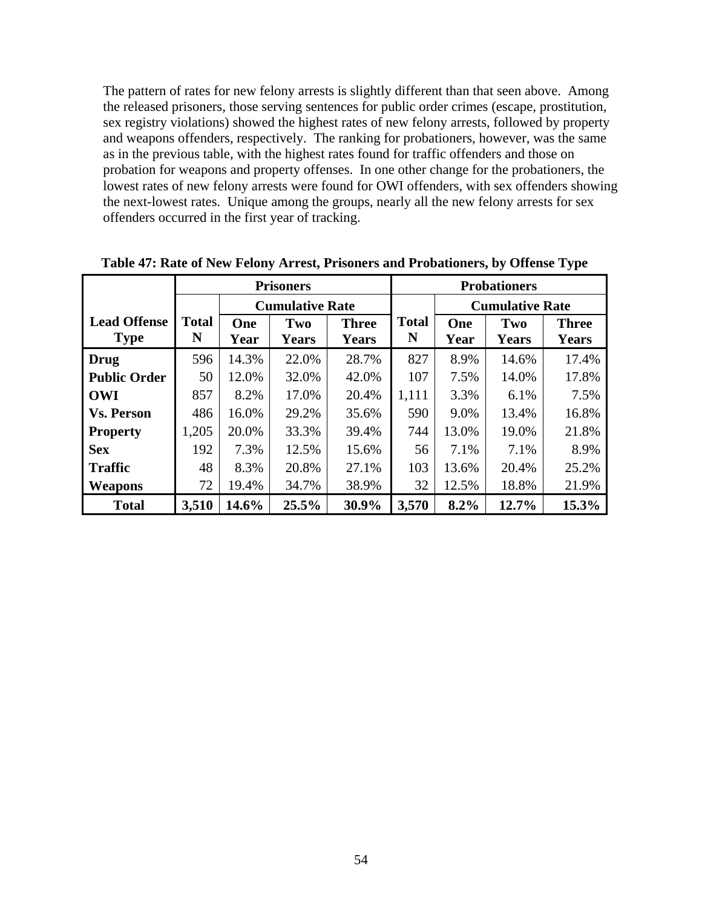The pattern of rates for new felony arrests is slightly different than that seen above. Among the released prisoners, those serving sentences for public order crimes (escape, prostitution, sex registry violations) showed the highest rates of new felony arrests, followed by property and weapons offenders, respectively. The ranking for probationers, however, was the same as in the previous table, with the highest rates found for traffic offenders and those on probation for weapons and property offenses. In one other change for the probationers, the lowest rates of new felony arrests were found for OWI offenders, with sex offenders showing the next-lowest rates. Unique among the groups, nearly all the new felony arrests for sex offenders occurred in the first year of tracking.

**Table 47: Rate of New Felony Arrest, Prisoners and Probationers, by Offense Type**

| | Prisoners | | | | Probationers | | | |
|---|---|---|---|---|---|---|---|---|
| | | Cumulative Rate | | | | Cumulative Rate | | |
| **Lead Offense Type** | **Total N** | **One Year** | **Two Years** | **Three Years** | **Total N** | **One Year** | **Two Years** | **Three Years** |
| **Drug** | 596 | 14.3% | 22.0% | 28.7% | 827 | 8.9% | 14.6% | 17.4% |
| **Public Order** | 50 | 12.0% | 32.0% | 42.0% | 107 | 7.5% | 14.0% | 17.8% |
| **OWI** | 857 | 8.2% | 17.0% | 20.4% | 1,111 | 3.3% | 6.1% | 7.5% |
| **Vs. Person** | 486 | 16.0% | 29.2% | 35.6% | 590 | 9.0% | 13.4% | 16.8% |
| **Property** | 1,205 | 20.0% | 33.3% | 39.4% | 744 | 13.0% | 19.0% | 21.8% |
| **Sex** | 192 | 7.3% | 12.5% | 15.6% | 56 | 7.1% | 7.1% | 8.9% |
| **Traffic** | 48 | 8.3% | 20.8% | 27.1% | 103 | 13.6% | 20.4% | 25.2% |
| **Weapons** | 72 | 19.4% | 34.7% | 38.9% | 32 | 12.5% | 18.8% | 21.9% |
| **Total** | **3,510** | **14.6%** | **25.5%** | **30.9%** | **3,570** | **8.2%** | **12.7%** | **15.3%** |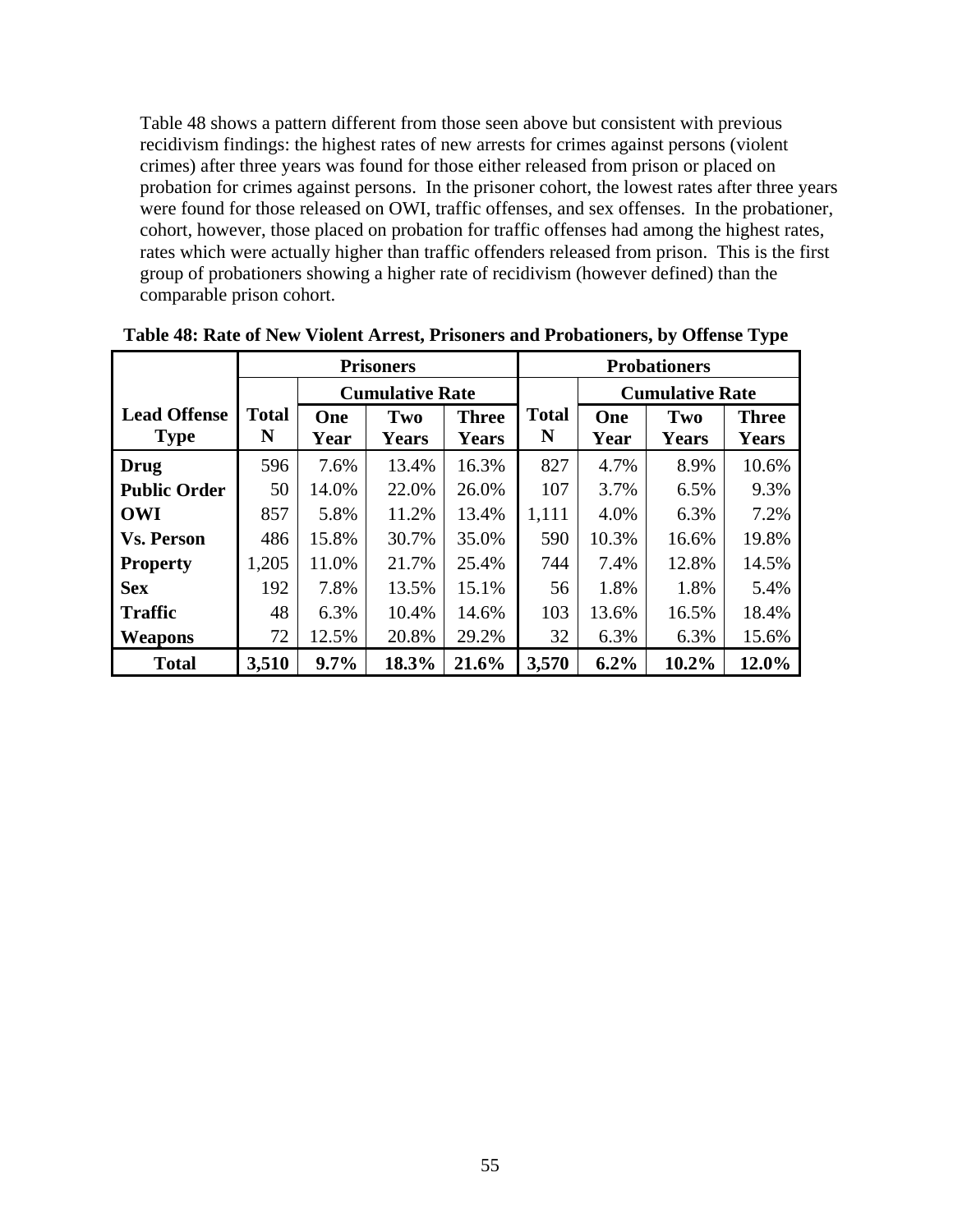Table 48 shows a pattern different from those seen above but consistent with previous recidivism findings: the highest rates of new arrests for crimes against persons (violent crimes) after three years was found for those either released from prison or placed on probation for crimes against persons. In the prisoner cohort, the lowest rates after three years were found for those released on OWI, traffic offenses, and sex offenses. In the probationer, cohort, however, those placed on probation for traffic offenses had among the highest rates, rates which were actually higher than traffic offenders released from prison. This is the first group of probationers showing a higher rate of recidivism (however defined) than the comparable prison cohort.

**Table 48: Rate of New Violent Arrest, Prisoners and Probationers, by Offense Type**

| | Prisoners | | | | Probationers | | | |
|---|---|---|---|---|---|---|---|---|
| | | Cumulative Rate | | | | Cumulative Rate | | |
| **Lead Offense Type** | **Total N** | **One Year** | **Two Years** | **Three Years** | **Total N** | **One Year** | **Two Years** | **Three Years** |
| **Drug** | 596 | 7.6% | 13.4% | 16.3% | 827 | 4.7% | 8.9% | 10.6% |
| **Public Order** | 50 | 14.0% | 22.0% | 26.0% | 107 | 3.7% | 6.5% | 9.3% |
| **OWI** | 857 | 5.8% | 11.2% | 13.4% | 1,111 | 4.0% | 6.3% | 7.2% |
| **Vs. Person** | 486 | 15.8% | 30.7% | 35.0% | 590 | 10.3% | 16.6% | 19.8% |
| **Property** | 1,205 | 11.0% | 21.7% | 25.4% | 744 | 7.4% | 12.8% | 14.5% |
| **Sex** | 192 | 7.8% | 13.5% | 15.1% | 56 | 1.8% | 1.8% | 5.4% |
| **Traffic** | 48 | 6.3% | 10.4% | 14.6% | 103 | 13.6% | 16.5% | 18.4% |
| **Weapons** | 72 | 12.5% | 20.8% | 29.2% | 32 | 6.3% | 6.3% | 15.6% |
| **Total** | **3,510** | **9.7%** | **18.3%** | **21.6%** | **3,570** | **6.2%** | **10.2%** | **12.0%** |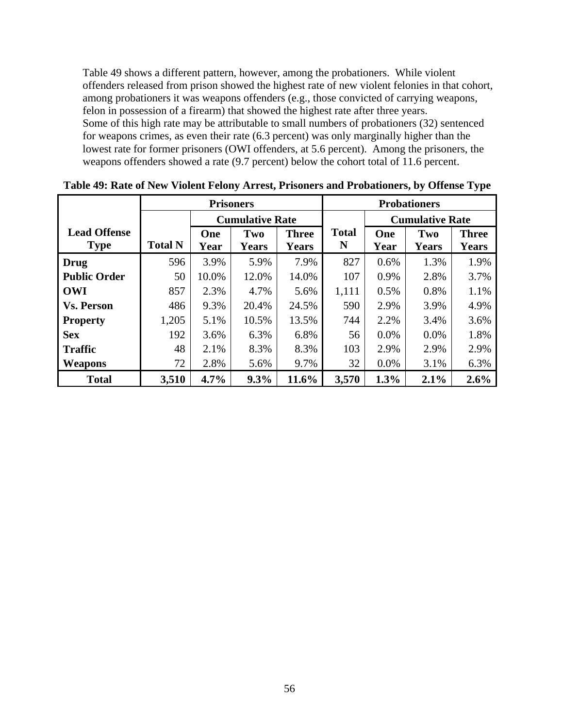Table 49 shows a different pattern, however, among the probationers. While violent offenders released from prison showed the highest rate of new violent felonies in that cohort, among probationers it was weapons offenders (e.g., those convicted of carrying weapons, felon in possession of a firearm) that showed the highest rate after three years. Some of this high rate may be attributable to small numbers of probationers (32) sentenced for weapons crimes, as even their rate (6.3 percent) was only marginally higher than the lowest rate for former prisoners (OWI offenders, at 5.6 percent). Among the prisoners, the weapons offenders showed a rate (9.7 percent) below the cohort total of 11.6 percent.

**Table 49: Rate of New Violent Felony Arrest, Prisoners and Probationers, by Offense Type**

| | Prisoners | | | | Probationers | | | |
|---|---|---|---|---|---|---|---|---|
| | | Cumulative Rate | | | | Cumulative Rate | | |
| **Lead Offense Type** | **Total N** | **One Year** | **Two Years** | **Three Years** | **Total N** | **One Year** | **Two Years** | **Three Years** |
| **Drug** | 596 | 3.9% | 5.9% | 7.9% | 827 | 0.6% | 1.3% | 1.9% |
| **Public Order** | 50 | 10.0% | 12.0% | 14.0% | 107 | 0.9% | 2.8% | 3.7% |
| **OWI** | 857 | 2.3% | 4.7% | 5.6% | 1,111 | 0.5% | 0.8% | 1.1% |
| **Vs. Person** | 486 | 9.3% | 20.4% | 24.5% | 590 | 2.9% | 3.9% | 4.9% |
| **Property** | 1,205 | 5.1% | 10.5% | 13.5% | 744 | 2.2% | 3.4% | 3.6% |
| **Sex** | 192 | 3.6% | 6.3% | 6.8% | 56 | 0.0% | 0.0% | 1.8% |
| **Traffic** | 48 | 2.1% | 8.3% | 8.3% | 103 | 2.9% | 2.9% | 2.9% |
| **Weapons** | 72 | 2.8% | 5.6% | 9.7% | 32 | 0.0% | 3.1% | 6.3% |
| **Total** | **3,510** | **4.7%** | **9.3%** | **11.6%** | **3,570** | **1.3%** | **2.1%** | **2.6%** |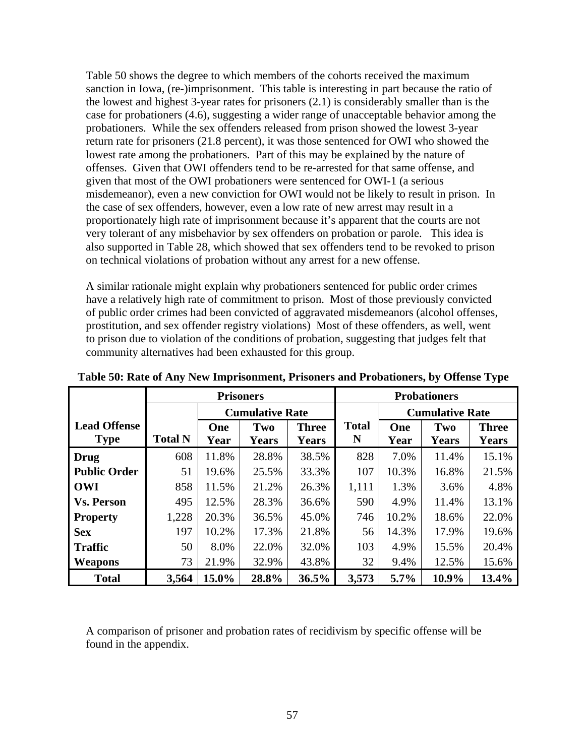Table 50 shows the degree to which members of the cohorts received the maximum sanction in Iowa, (re-)imprisonment. This table is interesting in part because the ratio of the lowest and highest 3-year rates for prisoners (2.1) is considerably smaller than is the case for probationers (4.6), suggesting a wider range of unacceptable behavior among the probationers. While the sex offenders released from prison showed the lowest 3-year return rate for prisoners (21.8 percent), it was those sentenced for OWI who showed the lowest rate among the probationers. Part of this may be explained by the nature of offenses. Given that OWI offenders tend to be re-arrested for that same offense, and given that most of the OWI probationers were sentenced for OWI-1 (a serious misdemeanor), even a new conviction for OWI would not be likely to result in prison. In the case of sex offenders, however, even a low rate of new arrest may result in a proportionately high rate of imprisonment because it's apparent that the courts are not very tolerant of any misbehavior by sex offenders on probation or parole. This idea is also supported in Table 28, which showed that sex offenders tend to be revoked to prison on technical violations of probation without any arrest for a new offense.

A similar rationale might explain why probationers sentenced for public order crimes have a relatively high rate of commitment to prison. Most of those previously convicted of public order crimes had been convicted of aggravated misdemeanors (alcohol offenses, prostitution, and sex offender registry violations) Most of these offenders, as well, went to prison due to violation of the conditions of probation, suggesting that judges felt that community alternatives had been exhausted for this group.

**Table 50: Rate of Any New Imprisonment, Prisoners and Probationers, by Offense Type**

| | Prisoners | | | | Probationers | | | |
|---|---|---|---|---|---|---|---|---|
| | | Cumulative Rate | | | | Cumulative Rate | | |
| **Lead Offense Type** | **Total N** | **One Year** | **Two Years** | **Three Years** | **Total N** | **One Year** | **Two Years** | **Three Years** |
| **Drug** | 608 | 11.8% | 28.8% | 38.5% | 828 | 7.0% | 11.4% | 15.1% |
| **Public Order** | 51 | 19.6% | 25.5% | 33.3% | 107 | 10.3% | 16.8% | 21.5% |
| **OWI** | 858 | 11.5% | 21.2% | 26.3% | 1,111 | 1.3% | 3.6% | 4.8% |
| **Vs. Person** | 495 | 12.5% | 28.3% | 36.6% | 590 | 4.9% | 11.4% | 13.1% |
| **Property** | 1,228 | 20.3% | 36.5% | 45.0% | 746 | 10.2% | 18.6% | 22.0% |
| **Sex** | 197 | 10.2% | 17.3% | 21.8% | 56 | 14.3% | 17.9% | 19.6% |
| **Traffic** | 50 | 8.0% | 22.0% | 32.0% | 103 | 4.9% | 15.5% | 20.4% |
| **Weapons** | 73 | 21.9% | 32.9% | 43.8% | 32 | 9.4% | 12.5% | 15.6% |
| **Total** | **3,564** | **15.0%** | **28.8%** | **36.5%** | **3,573** | **5.7%** | **10.9%** | **13.4%** |

A comparison of prisoner and probation rates of recidivism by specific offense will be found in the appendix.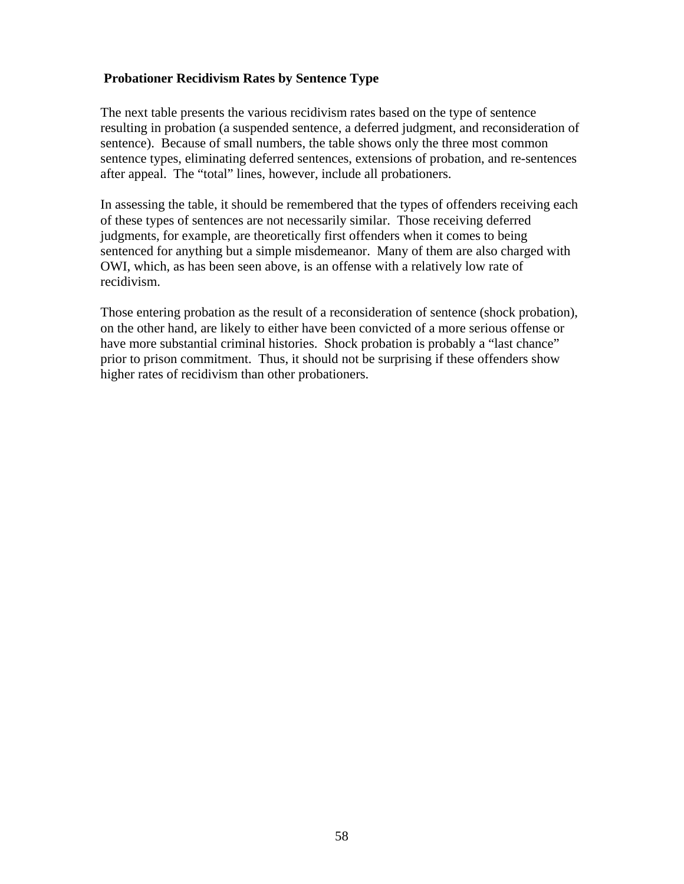### Probationer Recidivism Rates by Sentence Type

The next table presents the various recidivism rates based on the type of sentence resulting in probation (a suspended sentence, a deferred judgment, and reconsideration of sentence). Because of small numbers, the table shows only the three most common sentence types, eliminating deferred sentences, extensions of probation, and re-sentences after appeal. The "total" lines, however, include all probationers.

In assessing the table, it should be remembered that the types of offenders receiving each of these types of sentences are not necessarily similar. Those receiving deferred judgments, for example, are theoretically first offenders when it comes to being sentenced for anything but a simple misdemeanor. Many of them are also charged with OWI, which, as has been seen above, is an offense with a relatively low rate of recidivism.

Those entering probation as the result of a reconsideration of sentence (shock probation), on the other hand, are likely to either have been convicted of a more serious offense or have more substantial criminal histories. Shock probation is probably a "last chance" prior to prison commitment. Thus, it should not be surprising if these offenders show higher rates of recidivism than other probationers.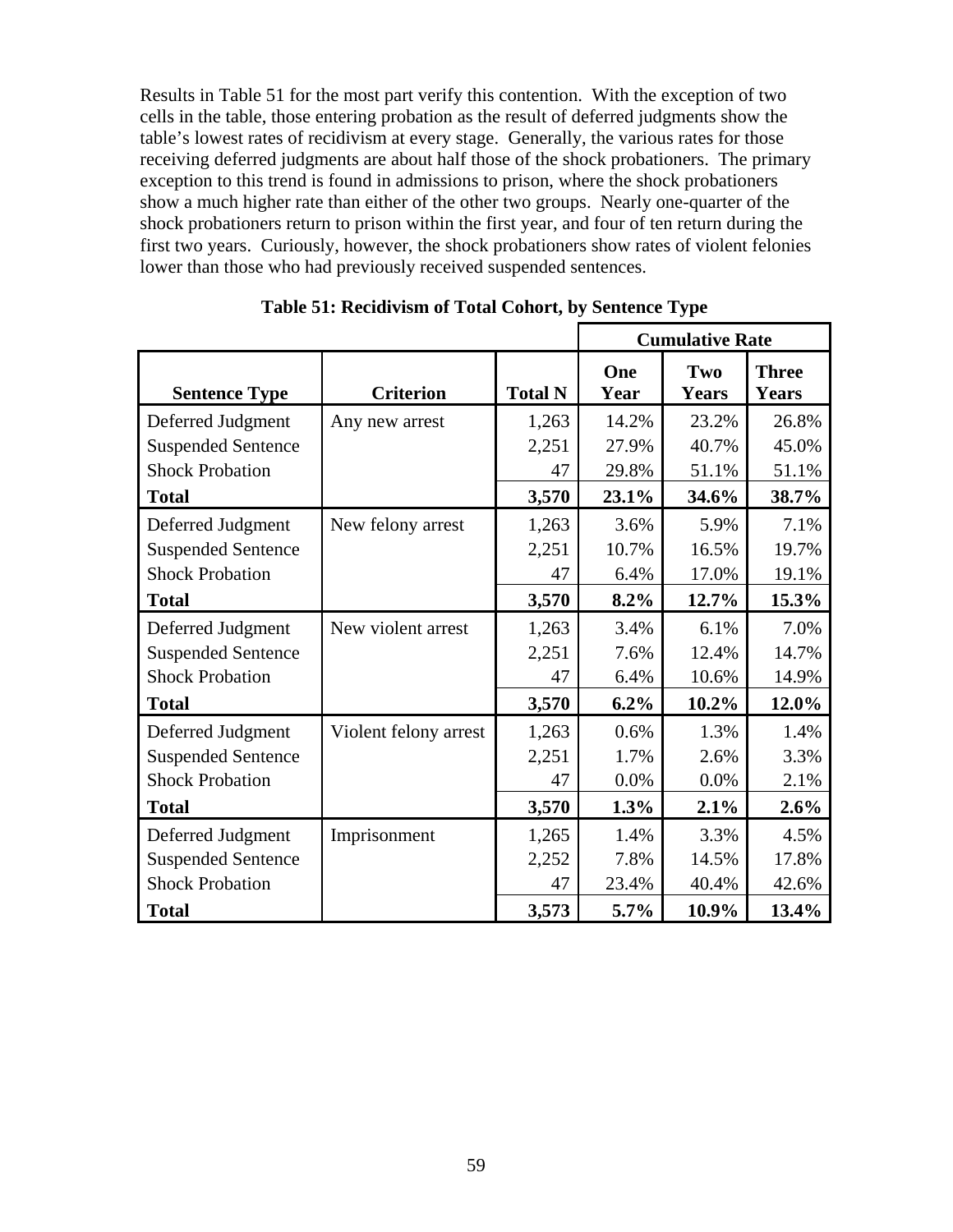Results in Table 51 for the most part verify this contention. With the exception of two cells in the table, those entering probation as the result of deferred judgments show the table's lowest rates of recidivism at every stage. Generally, the various rates for those receiving deferred judgments are about half those of the shock probationers. The primary exception to this trend is found in admissions to prison, where the shock probationers show a much higher rate than either of the other two groups. Nearly one-quarter of the shock probationers return to prison within the first year, and four of ten return during the first two years. Curiously, however, the shock probationers show rates of violent felonies lower than those who had previously received suspended sentences.

**Table 51: Recidivism of Total Cohort, by Sentence Type**

| | | | Cumulative Rate | | |
|---|---|---|---|---|---|
| **Sentence Type** | **Criterion** | **Total N** | **One Year** | **Two Years** | **Three Years** |
| Deferred Judgment | Any new arrest | 1,263 | 14.2% | 23.2% | 26.8% |
| Suspended Sentence | | 2,251 | 27.9% | 40.7% | 45.0% |
| Shock Probation | | 47 | 29.8% | 51.1% | 51.1% |
| **Total** | | **3,570** | **23.1%** | **34.6%** | **38.7%** |
| Deferred Judgment | New felony arrest | 1,263 | 3.6% | 5.9% | 7.1% |
| Suspended Sentence | | 2,251 | 10.7% | 16.5% | 19.7% |
| Shock Probation | | 47 | 6.4% | 17.0% | 19.1% |
| **Total** | | **3,570** | **8.2%** | **12.7%** | **15.3%** |
| Deferred Judgment | New violent arrest | 1,263 | 3.4% | 6.1% | 7.0% |
| Suspended Sentence | | 2,251 | 7.6% | 12.4% | 14.7% |
| Shock Probation | | 47 | 6.4% | 10.6% | 14.9% |
| **Total** | | **3,570** | **6.2%** | **10.2%** | **12.0%** |
| Deferred Judgment | Violent felony arrest | 1,263 | 0.6% | 1.3% | 1.4% |
| Suspended Sentence | | 2,251 | 1.7% | 2.6% | 3.3% |
| Shock Probation | | 47 | 0.0% | 0.0% | 2.1% |
| **Total** | | **3,570** | **1.3%** | **2.1%** | **2.6%** |
| Deferred Judgment | Imprisonment | 1,265 | 1.4% | 3.3% | 4.5% |
| Suspended Sentence | | 2,252 | 7.8% | 14.5% | 17.8% |
| Shock Probation | | 47 | 23.4% | 40.4% | 42.6% |
| **Total** | | **3,573** | **5.7%** | **10.9%** | **13.4%** |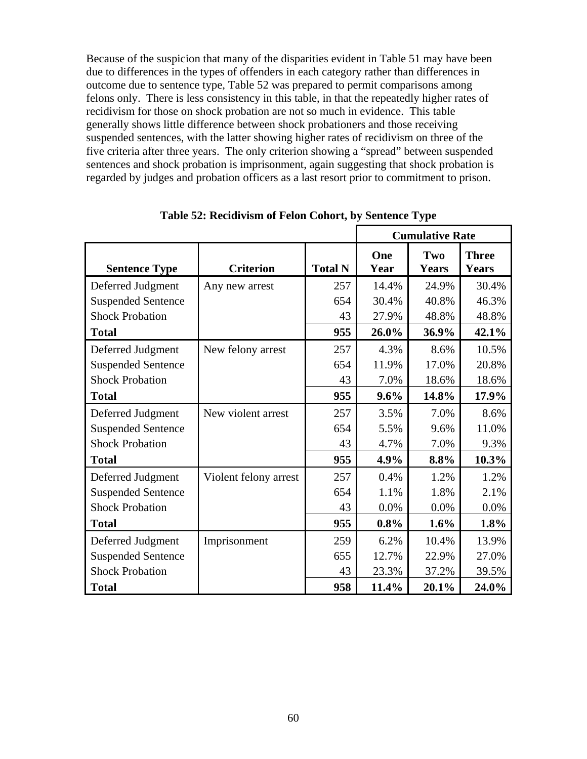Because of the suspicion that many of the disparities evident in Table 51 may have been due to differences in the types of offenders in each category rather than differences in outcome due to sentence type, Table 52 was prepared to permit comparisons among felons only. There is less consistency in this table, in that the repeatedly higher rates of recidivism for those on shock probation are not so much in evidence. This table generally shows little difference between shock probationers and those receiving suspended sentences, with the latter showing higher rates of recidivism on three of the five criteria after three years. The only criterion showing a "spread" between suspended sentences and shock probation is imprisonment, again suggesting that shock probation is regarded by judges and probation officers as a last resort prior to commitment to prison.

**Table 52: Recidivism of Felon Cohort, by Sentence Type**

| | | | Cumulative Rate | | |
|---|---|---|---|---|---|
| **Sentence Type** | **Criterion** | **Total N** | **One Year** | **Two Years** | **Three Years** |
| Deferred Judgment | Any new arrest | 257 | 14.4% | 24.9% | 30.4% |
| Suspended Sentence | | 654 | 30.4% | 40.8% | 46.3% |
| Shock Probation | | 43 | 27.9% | 48.8% | 48.8% |
| **Total** | | **955** | **26.0%** | **36.9%** | **42.1%** |
| Deferred Judgment | New felony arrest | 257 | 4.3% | 8.6% | 10.5% |
| Suspended Sentence | | 654 | 11.9% | 17.0% | 20.8% |
| Shock Probation | | 43 | 7.0% | 18.6% | 18.6% |
| **Total** | | **955** | **9.6%** | **14.8%** | **17.9%** |
| Deferred Judgment | New violent arrest | 257 | 3.5% | 7.0% | 8.6% |
| Suspended Sentence | | 654 | 5.5% | 9.6% | 11.0% |
| Shock Probation | | 43 | 4.7% | 7.0% | 9.3% |
| **Total** | | **955** | **4.9%** | **8.8%** | **10.3%** |
| Deferred Judgment | Violent felony arrest | 257 | 0.4% | 1.2% | 1.2% |
| Suspended Sentence | | 654 | 1.1% | 1.8% | 2.1% |
| Shock Probation | | 43 | 0.0% | 0.0% | 0.0% |
| **Total** | | **955** | **0.8%** | **1.6%** | **1.8%** |
| Deferred Judgment | Imprisonment | 259 | 6.2% | 10.4% | 13.9% |
| Suspended Sentence | | 655 | 12.7% | 22.9% | 27.0% |
| Shock Probation | | 43 | 23.3% | 37.2% | 39.5% |
| **Total** | | **958** | **11.4%** | **20.1%** | **24.0%** |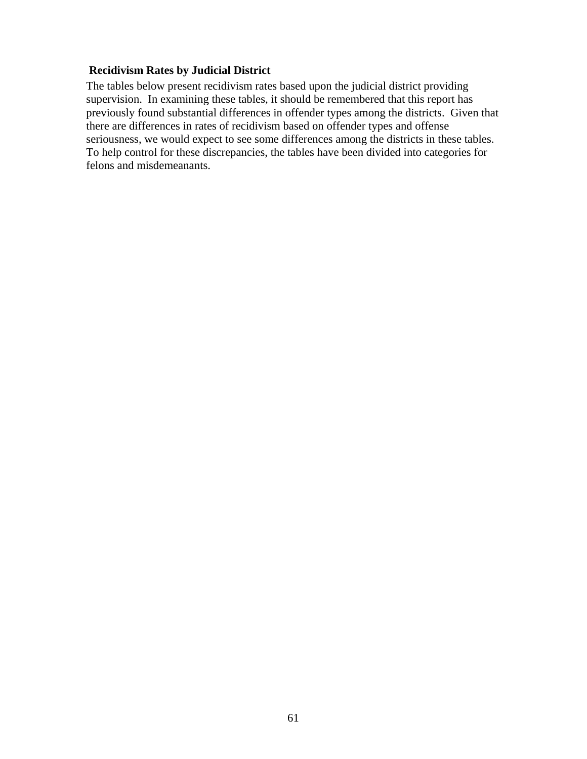### Recidivism Rates by Judicial District

The tables below present recidivism rates based upon the judicial district providing supervision. In examining these tables, it should be remembered that this report has previously found substantial differences in offender types among the districts. Given that there are differences in rates of recidivism based on offender types and offense seriousness, we would expect to see some differences among the districts in these tables. To help control for these discrepancies, the tables have been divided into categories for felons and misdemeanants.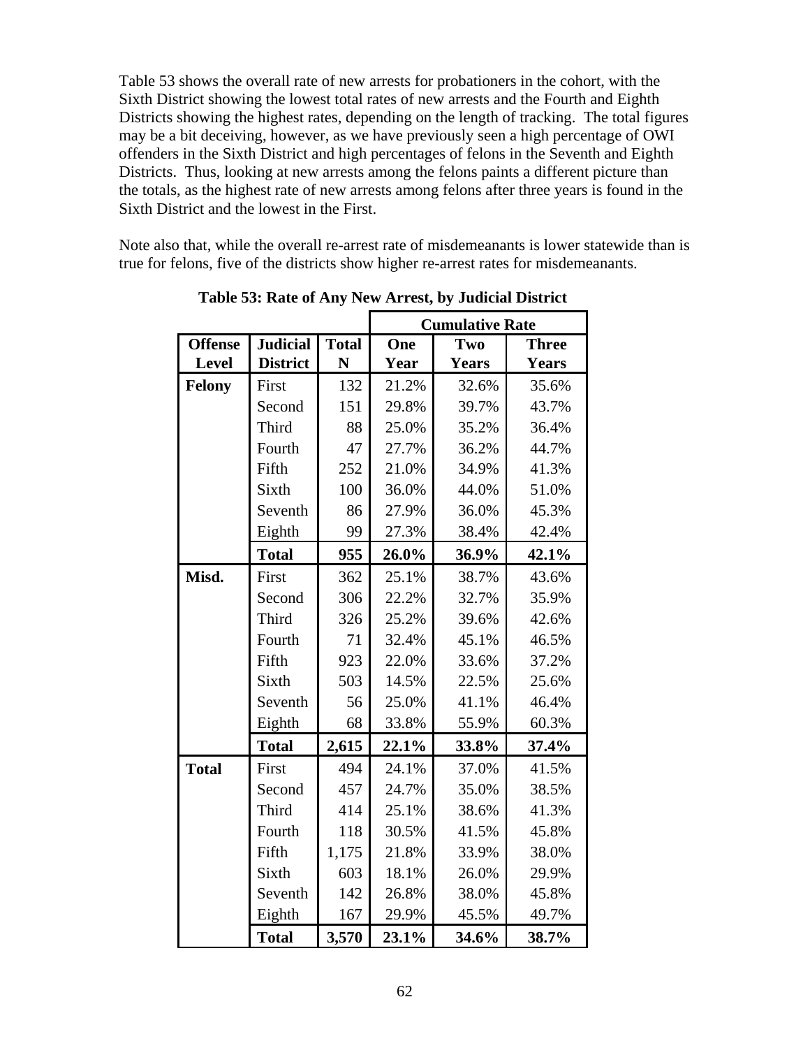Table 53 shows the overall rate of new arrests for probationers in the cohort, with the Sixth District showing the lowest total rates of new arrests and the Fourth and Eighth Districts showing the highest rates, depending on the length of tracking. The total figures may be a bit deceiving, however, as we have previously seen a high percentage of OWI offenders in the Sixth District and high percentages of felons in the Seventh and Eighth Districts. Thus, looking at new arrests among the felons paints a different picture than the totals, as the highest rate of new arrests among felons after three years is found in the Sixth District and the lowest in the First.

Note also that, while the overall re-arrest rate of misdemeanants is lower statewide than is true for felons, five of the districts show higher re-arrest rates for misdemeanants.

**Table 53: Rate of Any New Arrest, by Judicial District**

| | | | Cumulative Rate | | |
|---|---|---|---|---|---|
| **Offense Level** | **Judicial District** | **Total N** | **One Year** | **Two Years** | **Three Years** |
| **Felony** | First | 132 | 21.2% | 32.6% | 35.6% |
| | Second | 151 | 29.8% | 39.7% | 43.7% |
| | Third | 88 | 25.0% | 35.2% | 36.4% |
| | Fourth | 47 | 27.7% | 36.2% | 44.7% |
| | Fifth | 252 | 21.0% | 34.9% | 41.3% |
| | Sixth | 100 | 36.0% | 44.0% | 51.0% |
| | Seventh | 86 | 27.9% | 36.0% | 45.3% |
| | Eighth | 99 | 27.3% | 38.4% | 42.4% |
| | **Total** | **955** | **26.0%** | **36.9%** | **42.1%** |
| **Misd.** | First | 362 | 25.1% | 38.7% | 43.6% |
| | Second | 306 | 22.2% | 32.7% | 35.9% |
| | Third | 326 | 25.2% | 39.6% | 42.6% |
| | Fourth | 71 | 32.4% | 45.1% | 46.5% |
| | Fifth | 923 | 22.0% | 33.6% | 37.2% |
| | Sixth | 503 | 14.5% | 22.5% | 25.6% |
| | Seventh | 56 | 25.0% | 41.1% | 46.4% |
| | Eighth | 68 | 33.8% | 55.9% | 60.3% |
| | **Total** | **2,615** | **22.1%** | **33.8%** | **37.4%** |
| **Total** | First | 494 | 24.1% | 37.0% | 41.5% |
| | Second | 457 | 24.7% | 35.0% | 38.5% |
| | Third | 414 | 25.1% | 38.6% | 41.3% |
| | Fourth | 118 | 30.5% | 41.5% | 45.8% |
| | Fifth | 1,175 | 21.8% | 33.9% | 38.0% |
| | Sixth | 603 | 18.1% | 26.0% | 29.9% |
| | Seventh | 142 | 26.8% | 38.0% | 45.8% |
| | Eighth | 167 | 29.9% | 45.5% | 49.7% |
| | **Total** | **3,570** | **23.1%** | **34.6%** | **38.7%** |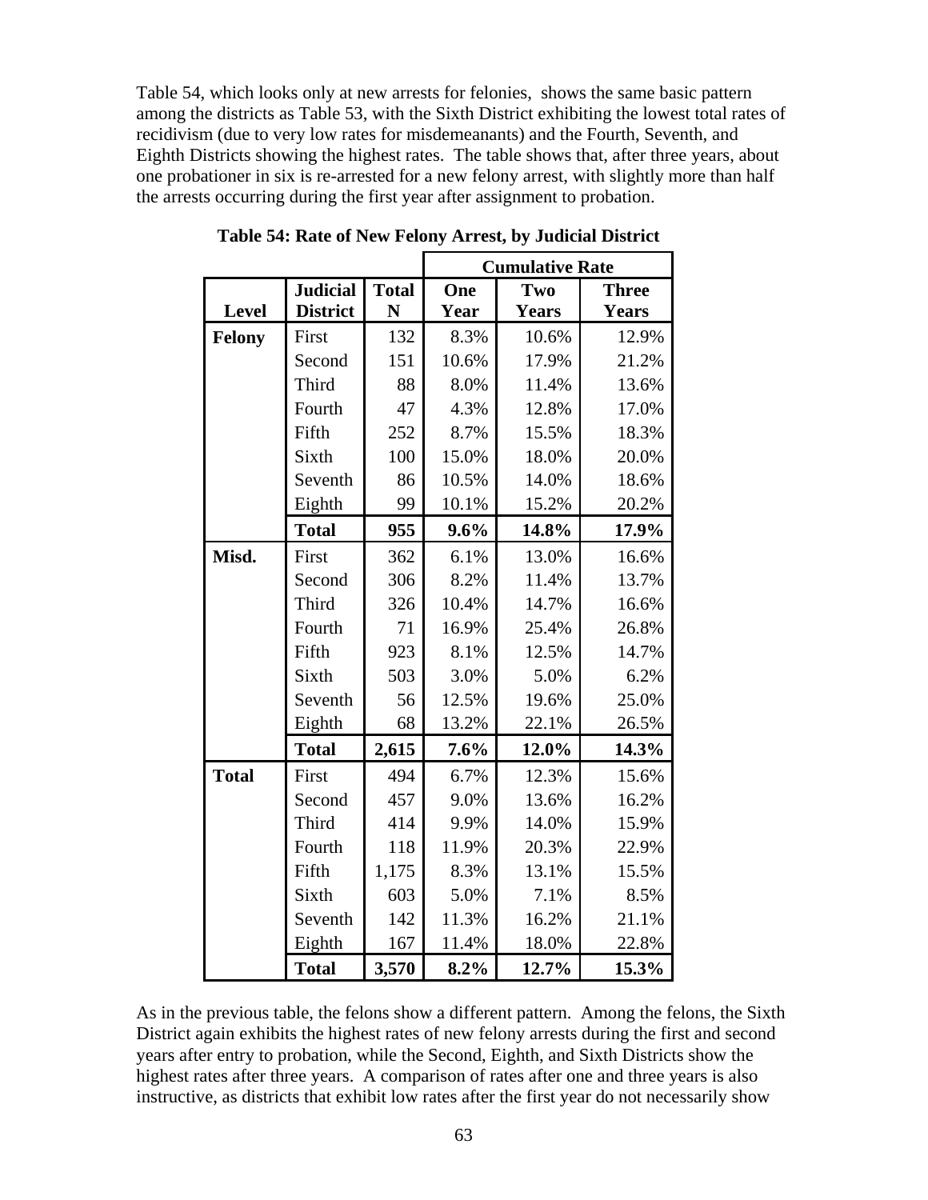Table 54, which looks only at new arrests for felonies, shows the same basic pattern among the districts as Table 53, with the Sixth District exhibiting the lowest total rates of recidivism (due to very low rates for misdemeanants) and the Fourth, Seventh, and Eighth Districts showing the highest rates. The table shows that, after three years, about one probationer in six is re-arrested for a new felony arrest, with slightly more than half the arrests occurring during the first year after assignment to probation.

**Table 54: Rate of New Felony Arrest, by Judicial District**

| | | | Cumulative Rate | | |
|---|---|---|---|---|---|
| **Level** | **Judicial District** | **Total N** | **One Year** | **Two Years** | **Three Years** |
| **Felony** | First | 132 | 8.3% | 10.6% | 12.9% |
| | Second | 151 | 10.6% | 17.9% | 21.2% |
| | Third | 88 | 8.0% | 11.4% | 13.6% |
| | Fourth | 47 | 4.3% | 12.8% | 17.0% |
| | Fifth | 252 | 8.7% | 15.5% | 18.3% |
| | Sixth | 100 | 15.0% | 18.0% | 20.0% |
| | Seventh | 86 | 10.5% | 14.0% | 18.6% |
| | Eighth | 99 | 10.1% | 15.2% | 20.2% |
| | **Total** | **955** | **9.6%** | **14.8%** | **17.9%** |
| **Misd.** | First | 362 | 6.1% | 13.0% | 16.6% |
| | Second | 306 | 8.2% | 11.4% | 13.7% |
| | Third | 326 | 10.4% | 14.7% | 16.6% |
| | Fourth | 71 | 16.9% | 25.4% | 26.8% |
| | Fifth | 923 | 8.1% | 12.5% | 14.7% |
| | Sixth | 503 | 3.0% | 5.0% | 6.2% |
| | Seventh | 56 | 12.5% | 19.6% | 25.0% |
| | Eighth | 68 | 13.2% | 22.1% | 26.5% |
| | **Total** | **2,615** | **7.6%** | **12.0%** | **14.3%** |
| **Total** | First | 494 | 6.7% | 12.3% | 15.6% |
| | Second | 457 | 9.0% | 13.6% | 16.2% |
| | Third | 414 | 9.9% | 14.0% | 15.9% |
| | Fourth | 118 | 11.9% | 20.3% | 22.9% |
| | Fifth | 1,175 | 8.3% | 13.1% | 15.5% |
| | Sixth | 603 | 5.0% | 7.1% | 8.5% |
| | Seventh | 142 | 11.3% | 16.2% | 21.1% |
| | Eighth | 167 | 11.4% | 18.0% | 22.8% |
| | **Total** | **3,570** | **8.2%** | **12.7%** | **15.3%** |

As in the previous table, the felons show a different pattern. Among the felons, the Sixth District again exhibits the highest rates of new felony arrests during the first and second years after entry to probation, while the Second, Eighth, and Sixth Districts show the highest rates after three years. A comparison of rates after one and three years is also instructive, as districts that exhibit low rates after the first year do not necessarily show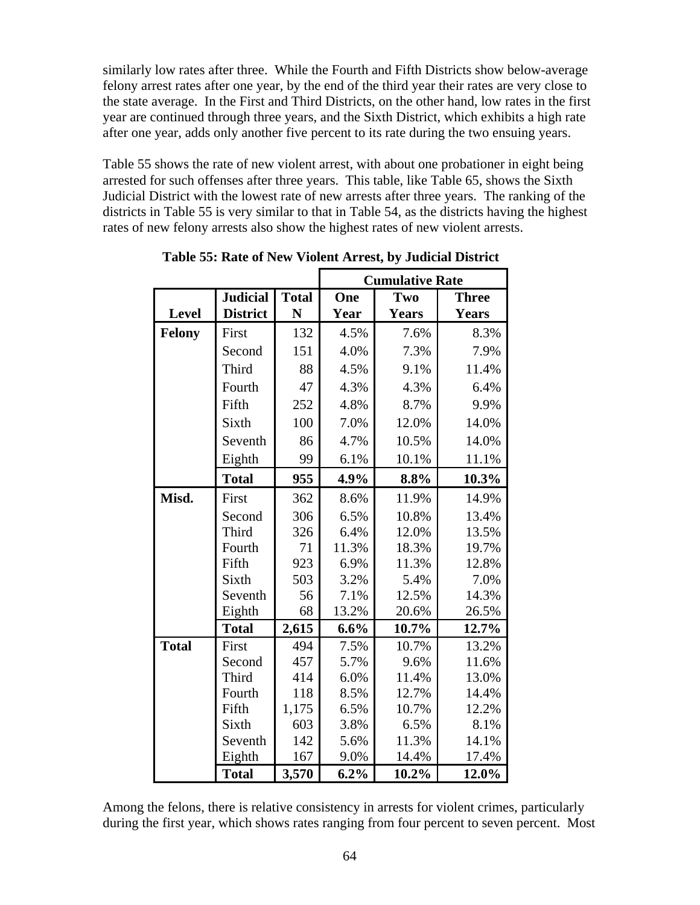similarly low rates after three. While the Fourth and Fifth Districts show below-average felony arrest rates after one year, by the end of the third year their rates are very close to the state average. In the First and Third Districts, on the other hand, low rates in the first year are continued through three years, and the Sixth District, which exhibits a high rate after one year, adds only another five percent to its rate during the two ensuing years.

Table 55 shows the rate of new violent arrest, with about one probationer in eight being arrested for such offenses after three years. This table, like Table 65, shows the Sixth Judicial District with the lowest rate of new arrests after three years. The ranking of the districts in Table 55 is very similar to that in Table 54, as the districts having the highest rates of new felony arrests also show the highest rates of new violent arrests.

**Table 55: Rate of New Violent Arrest, by Judicial District**

| | | | Cumulative Rate | | |
|---|---|---|---|---|---|
| **Level** | **Judicial District** | **Total N** | **One Year** | **Two Years** | **Three Years** |
| **Felony** | First | 132 | 4.5% | 7.6% | 8.3% |
| | Second | 151 | 4.0% | 7.3% | 7.9% |
| | Third | 88 | 4.5% | 9.1% | 11.4% |
| | Fourth | 47 | 4.3% | 4.3% | 6.4% |
| | Fifth | 252 | 4.8% | 8.7% | 9.9% |
| | Sixth | 100 | 7.0% | 12.0% | 14.0% |
| | Seventh | 86 | 4.7% | 10.5% | 14.0% |
| | Eighth | 99 | 6.1% | 10.1% | 11.1% |
| | **Total** | **955** | **4.9%** | **8.8%** | **10.3%** |
| **Misd.** | First | 362 | 8.6% | 11.9% | 14.9% |
| | Second | 306 | 6.5% | 10.8% | 13.4% |
| | Third | 326 | 6.4% | 12.0% | 13.5% |
| | Fourth | 71 | 11.3% | 18.3% | 19.7% |
| | Fifth | 923 | 6.9% | 11.3% | 12.8% |
| | Sixth | 503 | 3.2% | 5.4% | 7.0% |
| | Seventh | 56 | 7.1% | 12.5% | 14.3% |
| | Eighth | 68 | 13.2% | 20.6% | 26.5% |
| | **Total** | **2,615** | **6.6%** | **10.7%** | **12.7%** |
| **Total** | First | 494 | 7.5% | 10.7% | 13.2% |
| | Second | 457 | 5.7% | 9.6% | 11.6% |
| | Third | 414 | 6.0% | 11.4% | 13.0% |
| | Fourth | 118 | 8.5% | 12.7% | 14.4% |
| | Fifth | 1,175 | 6.5% | 10.7% | 12.2% |
| | Sixth | 603 | 3.8% | 6.5% | 8.1% |
| | Seventh | 142 | 5.6% | 11.3% | 14.1% |
| | Eighth | 167 | 9.0% | 14.4% | 17.4% |
| | **Total** | **3,570** | **6.2%** | **10.2%** | **12.0%** |

Among the felons, there is relative consistency in arrests for violent crimes, particularly during the first year, which shows rates ranging from four percent to seven percent. Most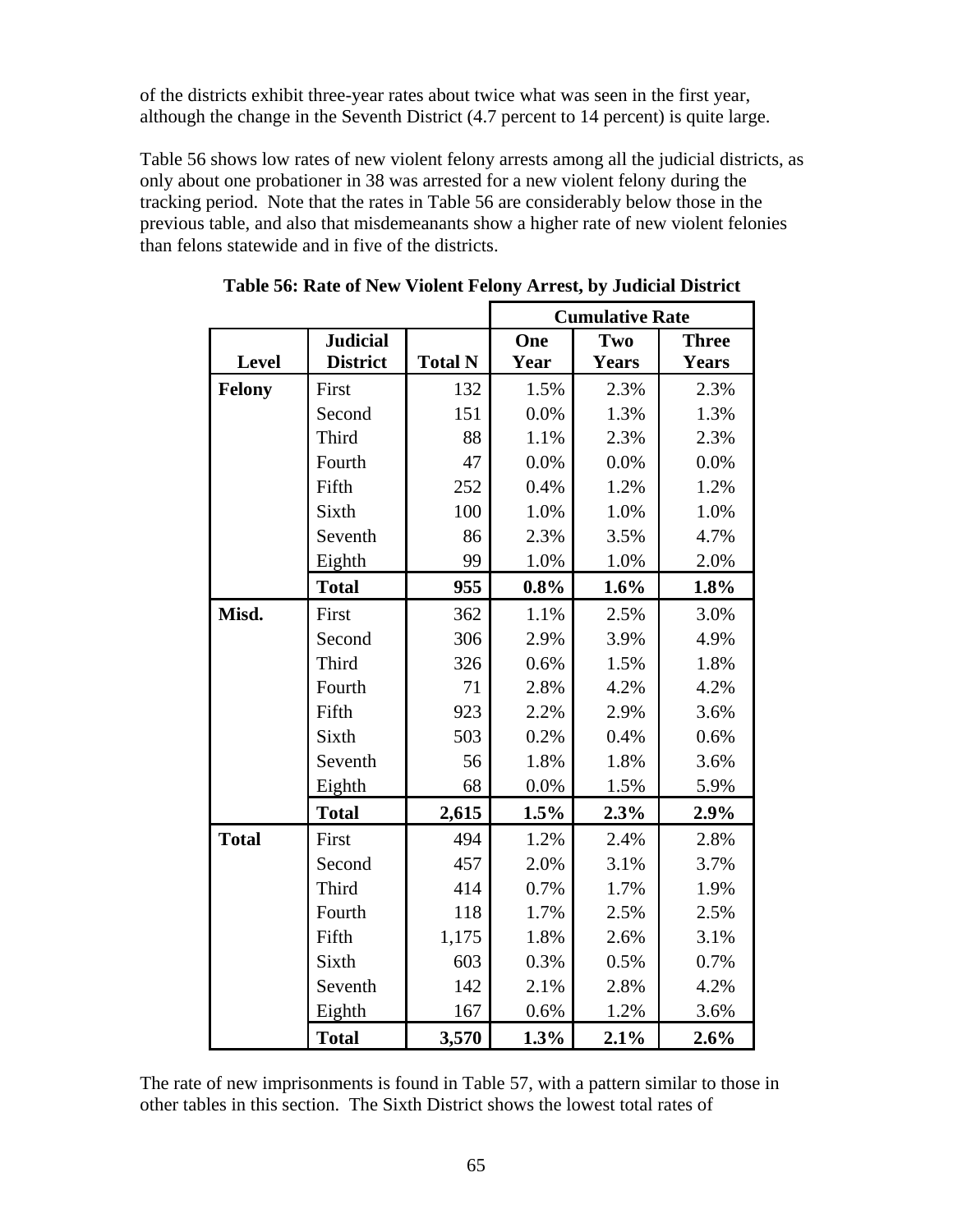of the districts exhibit three-year rates about twice what was seen in the first year, although the change in the Seventh District (4.7 percent to 14 percent) is quite large.

Table 56 shows low rates of new violent felony arrests among all the judicial districts, as only about one probationer in 38 was arrested for a new violent felony during the tracking period. Note that the rates in Table 56 are considerably below those in the previous table, and also that misdemeanants show a higher rate of new violent felonies than felons statewide and in five of the districts.

**Table 56: Rate of New Violent Felony Arrest, by Judicial District**

| | | | Cumulative Rate | | |
|---|---|---|---|---|---|
| **Level** | **Judicial District** | **Total N** | **One Year** | **Two Years** | **Three Years** |
| **Felony** | First | 132 | 1.5% | 2.3% | 2.3% |
| | Second | 151 | 0.0% | 1.3% | 1.3% |
| | Third | 88 | 1.1% | 2.3% | 2.3% |
| | Fourth | 47 | 0.0% | 0.0% | 0.0% |
| | Fifth | 252 | 0.4% | 1.2% | 1.2% |
| | Sixth | 100 | 1.0% | 1.0% | 1.0% |
| | Seventh | 86 | 2.3% | 3.5% | 4.7% |
| | Eighth | 99 | 1.0% | 1.0% | 2.0% |
| | **Total** | **955** | **0.8%** | **1.6%** | **1.8%** |
| **Misd.** | First | 362 | 1.1% | 2.5% | 3.0% |
| | Second | 306 | 2.9% | 3.9% | 4.9% |
| | Third | 326 | 0.6% | 1.5% | 1.8% |
| | Fourth | 71 | 2.8% | 4.2% | 4.2% |
| | Fifth | 923 | 2.2% | 2.9% | 3.6% |
| | Sixth | 503 | 0.2% | 0.4% | 0.6% |
| | Seventh | 56 | 1.8% | 1.8% | 3.6% |
| | Eighth | 68 | 0.0% | 1.5% | 5.9% |
| | **Total** | **2,615** | **1.5%** | **2.3%** | **2.9%** |
| **Total** | First | 494 | 1.2% | 2.4% | 2.8% |
| | Second | 457 | 2.0% | 3.1% | 3.7% |
| | Third | 414 | 0.7% | 1.7% | 1.9% |
| | Fourth | 118 | 1.7% | 2.5% | 2.5% |
| | Fifth | 1,175 | 1.8% | 2.6% | 3.1% |
| | Sixth | 603 | 0.3% | 0.5% | 0.7% |
| | Seventh | 142 | 2.1% | 2.8% | 4.2% |
| | Eighth | 167 | 0.6% | 1.2% | 3.6% |
| | **Total** | **3,570** | **1.3%** | **2.1%** | **2.6%** |

The rate of new imprisonments is found in Table 57, with a pattern similar to those in other tables in this section. The Sixth District shows the lowest total rates of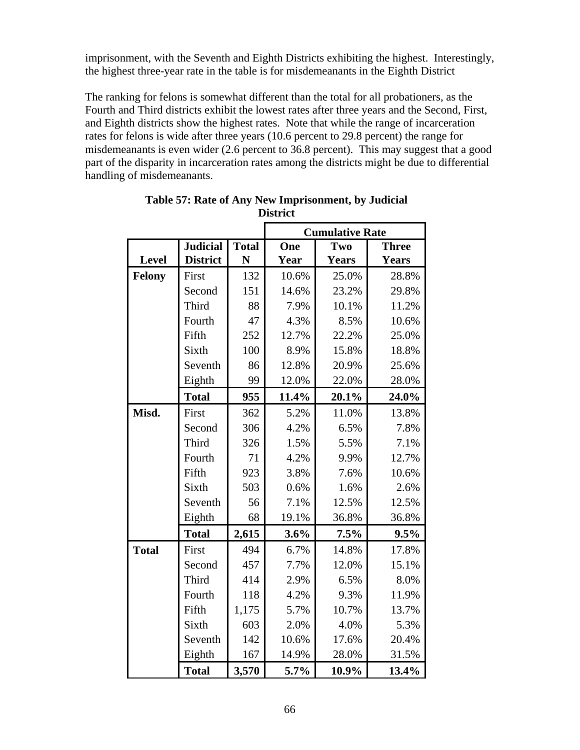imprisonment, with the Seventh and Eighth Districts exhibiting the highest. Interestingly, the highest three-year rate in the table is for misdemeanants in the Eighth District

The ranking for felons is somewhat different than the total for all probationers, as the Fourth and Third districts exhibit the lowest rates after three years and the Second, First, and Eighth districts show the highest rates. Note that while the range of incarceration rates for felons is wide after three years (10.6 percent to 29.8 percent) the range for misdemeanants is even wider (2.6 percent to 36.8 percent). This may suggest that a good part of the disparity in incarceration rates among the districts might be due to differential handling of misdemeanants.

**Table 57: Rate of Any New Imprisonment, by Judicial District**

| | | | Cumulative Rate | | |
|---|---|---|---|---|---|
| **Level** | **Judicial District** | **Total N** | **One Year** | **Two Years** | **Three Years** |
| **Felony** | First | 132 | 10.6% | 25.0% | 28.8% |
| | Second | 151 | 14.6% | 23.2% | 29.8% |
| | Third | 88 | 7.9% | 10.1% | 11.2% |
| | Fourth | 47 | 4.3% | 8.5% | 10.6% |
| | Fifth | 252 | 12.7% | 22.2% | 25.0% |
| | Sixth | 100 | 8.9% | 15.8% | 18.8% |
| | Seventh | 86 | 12.8% | 20.9% | 25.6% |
| | Eighth | 99 | 12.0% | 22.0% | 28.0% |
| | **Total** | **955** | **11.4%** | **20.1%** | **24.0%** |
| **Misd.** | First | 362 | 5.2% | 11.0% | 13.8% |
| | Second | 306 | 4.2% | 6.5% | 7.8% |
| | Third | 326 | 1.5% | 5.5% | 7.1% |
| | Fourth | 71 | 4.2% | 9.9% | 12.7% |
| | Fifth | 923 | 3.8% | 7.6% | 10.6% |
| | Sixth | 503 | 0.6% | 1.6% | 2.6% |
| | Seventh | 56 | 7.1% | 12.5% | 12.5% |
| | Eighth | 68 | 19.1% | 36.8% | 36.8% |
| | **Total** | **2,615** | **3.6%** | **7.5%** | **9.5%** |
| **Total** | First | 494 | 6.7% | 14.8% | 17.8% |
| | Second | 457 | 7.7% | 12.0% | 15.1% |
| | Third | 414 | 2.9% | 6.5% | 8.0% |
| | Fourth | 118 | 4.2% | 9.3% | 11.9% |
| | Fifth | 1,175 | 5.7% | 10.7% | 13.7% |
| | Sixth | 603 | 2.0% | 4.0% | 5.3% |
| | Seventh | 142 | 10.6% | 17.6% | 20.4% |
| | Eighth | 167 | 14.9% | 28.0% | 31.5% |
| | **Total** | **3,570** | **5.7%** | **10.9%** | **13.4%** |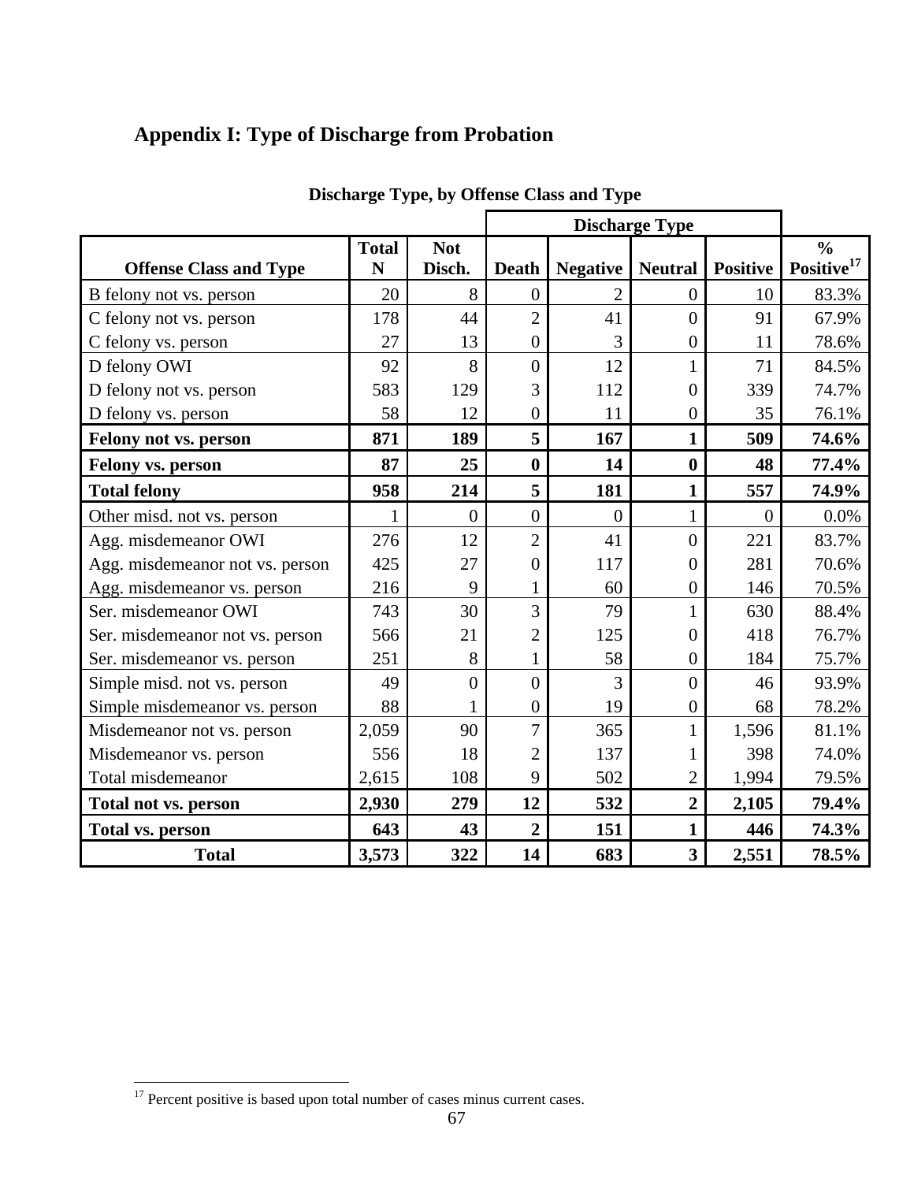## Appendix I: Type of Discharge from Probation

**Discharge Type, by Offense Class and Type**

| Offense Class and Type | Total N | Not Disch. | Discharge Type | | | | % Positive[17] |
|---|---|---|---|---|---|---|---|
| | | | Death | Negative | Neutral | Positive | |
| B felony not vs. person | 20 | 8 | 0 | 2 | 0 | 10 | 83.3% |
| C felony not vs. person | 178 | 44 | 2 | 41 | 0 | 91 | 67.9% |
| C felony vs. person | 27 | 13 | 0 | 3 | 0 | 11 | 78.6% |
| D felony OWI | 92 | 8 | 0 | 12 | 1 | 71 | 84.5% |
| D felony not vs. person | 583 | 129 | 3 | 112 | 0 | 339 | 74.7% |
| D felony vs. person | 58 | 12 | 0 | 11 | 0 | 35 | 76.1% |
| **Felony not vs. person** | **871** | **189** | **5** | **167** | **1** | **509** | **74.6%** |
| **Felony vs. person** | **87** | **25** | **0** | **14** | **0** | **48** | **77.4%** |
| **Total felony** | **958** | **214** | **5** | **181** | **1** | **557** | **74.9%** |
| Other misd. not vs. person | 1 | 0 | 0 | 0 | 1 | 0 | 0.0% |
| Agg. misdemeanor OWI | 276 | 12 | 2 | 41 | 0 | 221 | 83.7% |
| Agg. misdemeanor not vs. person | 425 | 27 | 0 | 117 | 0 | 281 | 70.6% |
| Agg. misdemeanor vs. person | 216 | 9 | 1 | 60 | 0 | 146 | 70.5% |
| Ser. misdemeanor OWI | 743 | 30 | 3 | 79 | 1 | 630 | 88.4% |
| Ser. misdemeanor not vs. person | 566 | 21 | 2 | 125 | 0 | 418 | 76.7% |
| Ser. misdemeanor vs. person | 251 | 8 | 1 | 58 | 0 | 184 | 75.7% |
| Simple misd. not vs. person | 49 | 0 | 0 | 3 | 0 | 46 | 93.9% |
| Simple misdemeanor vs. person | 88 | 1 | 0 | 19 | 0 | 68 | 78.2% |
| Misdemeanor not vs. person | 2,059 | 90 | 7 | 365 | 1 | 1,596 | 81.1% |
| Misdemeanor vs. person | 556 | 18 | 2 | 137 | 1 | 398 | 74.0% |
| Total misdemeanor | 2,615 | 108 | 9 | 502 | 2 | 1,994 | 79.5% |
| **Total not vs. person** | **2,930** | **279** | **12** | **532** | **2** | **2,105** | **79.4%** |
| **Total vs. person** | **643** | **43** | **2** | **151** | **1** | **446** | **74.3%** |
| **Total** | **3,573** | **322** | **14** | **683** | **3** | **2,551** | **78.5%** |

[17] Percent positive is based upon total number of cases minus current cases.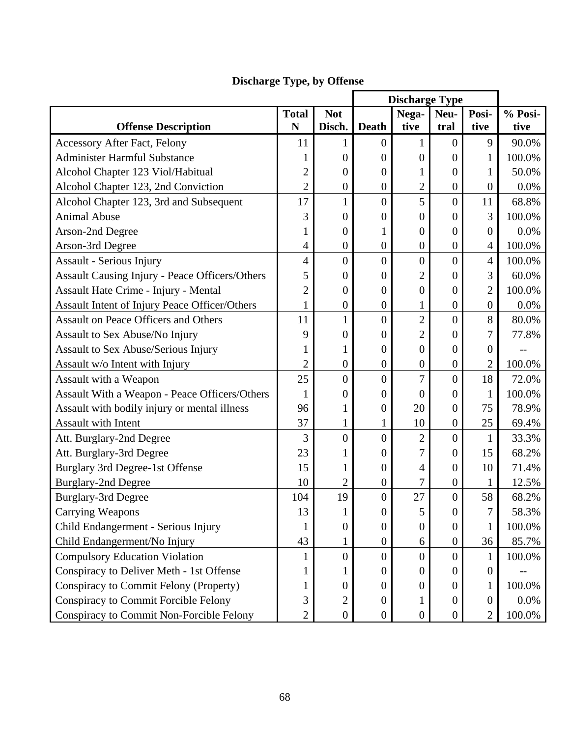## Discharge Type, by Offense

| Offense Description | Total N | Not Disch. | Discharge Type | | | | % Positive |
|---|---|---|---|---|---|---|---|
| | | | Death | Negative | Neutral | Positive | |
| Accessory After Fact, Felony | 11 | 1 | 0 | 1 | 0 | 9 | 90.0% |
| Administer Harmful Substance | 1 | 0 | 0 | 0 | 0 | 1 | 100.0% |
| Alcohol Chapter 123 Viol/Habitual | 2 | 0 | 0 | 1 | 0 | 1 | 50.0% |
| Alcohol Chapter 123, 2nd Conviction | 2 | 0 | 0 | 2 | 0 | 0 | 0.0% |
| Alcohol Chapter 123, 3rd and Subsequent | 17 | 1 | 0 | 5 | 0 | 11 | 68.8% |
| Animal Abuse | 3 | 0 | 0 | 0 | 0 | 3 | 100.0% |
| Arson-2nd Degree | 1 | 0 | 1 | 0 | 0 | 0 | 0.0% |
| Arson-3rd Degree | 4 | 0 | 0 | 0 | 0 | 4 | 100.0% |
| Assault - Serious Injury | 4 | 0 | 0 | 0 | 0 | 4 | 100.0% |
| Assault Causing Injury - Peace Officers/Others | 5 | 0 | 0 | 2 | 0 | 3 | 60.0% |
| Assault Hate Crime - Injury - Mental | 2 | 0 | 0 | 0 | 0 | 2 | 100.0% |
| Assault Intent of Injury Peace Officer/Others | 1 | 0 | 0 | 1 | 0 | 0 | 0.0% |
| Assault on Peace Officers and Others | 11 | 1 | 0 | 2 | 0 | 8 | 80.0% |
| Assault to Sex Abuse/No Injury | 9 | 0 | 0 | 2 | 0 | 7 | 77.8% |
| Assault to Sex Abuse/Serious Injury | 1 | 1 | 0 | 0 | 0 | 0 | -- |
| Assault w/o Intent with Injury | 2 | 0 | 0 | 0 | 0 | 2 | 100.0% |
| Assault with a Weapon | 25 | 0 | 0 | 7 | 0 | 18 | 72.0% |
| Assault With a Weapon - Peace Officers/Others | 1 | 0 | 0 | 0 | 0 | 1 | 100.0% |
| Assault with bodily injury or mental illness | 96 | 1 | 0 | 20 | 0 | 75 | 78.9% |
| Assault with Intent | 37 | 1 | 1 | 10 | 0 | 25 | 69.4% |
| Att. Burglary-2nd Degree | 3 | 0 | 0 | 2 | 0 | 1 | 33.3% |
| Att. Burglary-3rd Degree | 23 | 1 | 0 | 7 | 0 | 15 | 68.2% |
| Burglary 3rd Degree-1st Offense | 15 | 1 | 0 | 4 | 0 | 10 | 71.4% |
| Burglary-2nd Degree | 10 | 2 | 0 | 7 | 0 | 1 | 12.5% |
| Burglary-3rd Degree | 104 | 19 | 0 | 27 | 0 | 58 | 68.2% |
| Carrying Weapons | 13 | 1 | 0 | 5 | 0 | 7 | 58.3% |
| Child Endangerment - Serious Injury | 1 | 0 | 0 | 0 | 0 | 1 | 100.0% |
| Child Endangerment/No Injury | 43 | 1 | 0 | 6 | 0 | 36 | 85.7% |
| Compulsory Education Violation | 1 | 0 | 0 | 0 | 0 | 1 | 100.0% |
| Conspiracy to Deliver Meth - 1st Offense | 1 | 1 | 0 | 0 | 0 | 0 | -- |
| Conspiracy to Commit Felony (Property) | 1 | 0 | 0 | 0 | 0 | 1 | 100.0% |
| Conspiracy to Commit Forcible Felony | 3 | 2 | 0 | 1 | 0 | 0 | 0.0% |
| Conspiracy to Commit Non-Forcible Felony | 2 | 0 | 0 | 0 | 0 | 2 | 100.0% |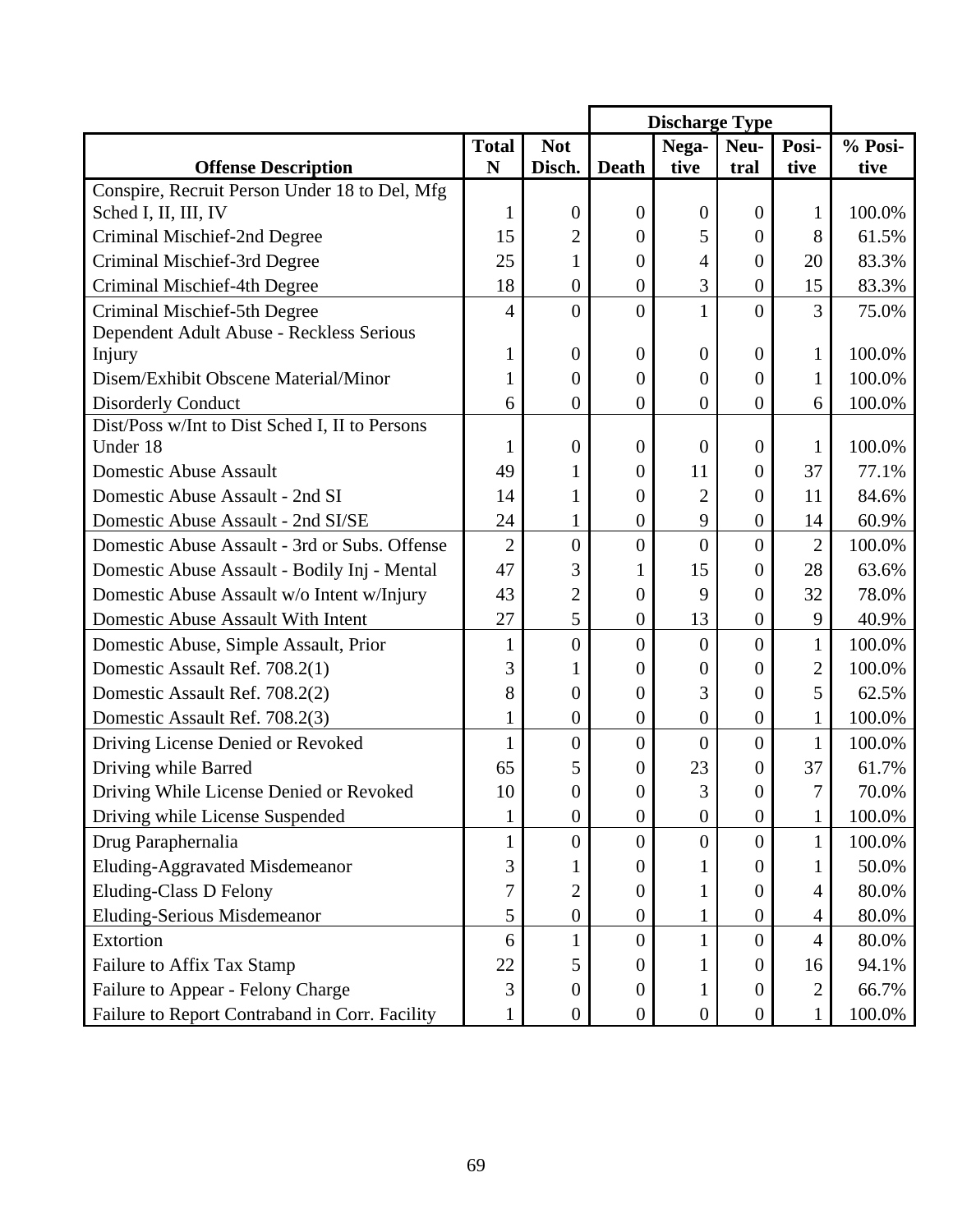| Offense Description | Total N | Not Disch. | Death | Discharge Type Nega-tive | Neu-tral | Posi-tive | % Posi-tive |
|---|---|---|---|---|---|---|---|
| Conspire, Recruit Person Under 18 to Del, Mfg Sched I, II, III, IV | 1 | 0 | 0 | 0 | 0 | 1 | 100.0% |
| Criminal Mischief-2nd Degree | 15 | 2 | 0 | 5 | 0 | 8 | 61.5% |
| Criminal Mischief-3rd Degree | 25 | 1 | 0 | 4 | 0 | 20 | 83.3% |
| Criminal Mischief-4th Degree | 18 | 0 | 0 | 3 | 0 | 15 | 83.3% |
| Criminal Mischief-5th Degree | 4 | 0 | 0 | 1 | 0 | 3 | 75.0% |
| Dependent Adult Abuse - Reckless Serious Injury | 1 | 0 | 0 | 0 | 0 | 1 | 100.0% |
| Disem/Exhibit Obscene Material/Minor | 1 | 0 | 0 | 0 | 0 | 1 | 100.0% |
| Disorderly Conduct | 6 | 0 | 0 | 0 | 0 | 6 | 100.0% |
| Dist/Poss w/Int to Dist Sched I, II to Persons Under 18 | 1 | 0 | 0 | 0 | 0 | 1 | 100.0% |
| Domestic Abuse Assault | 49 | 1 | 0 | 11 | 0 | 37 | 77.1% |
| Domestic Abuse Assault - 2nd SI | 14 | 1 | 0 | 2 | 0 | 11 | 84.6% |
| Domestic Abuse Assault - 2nd SI/SE | 24 | 1 | 0 | 9 | 0 | 14 | 60.9% |
| Domestic Abuse Assault - 3rd or Subs. Offense | 2 | 0 | 0 | 0 | 0 | 2 | 100.0% |
| Domestic Abuse Assault - Bodily Inj - Mental | 47 | 3 | 1 | 15 | 0 | 28 | 63.6% |
| Domestic Abuse Assault w/o Intent w/Injury | 43 | 2 | 0 | 9 | 0 | 32 | 78.0% |
| Domestic Abuse Assault With Intent | 27 | 5 | 0 | 13 | 0 | 9 | 40.9% |
| Domestic Abuse, Simple Assault, Prior | 1 | 0 | 0 | 0 | 0 | 1 | 100.0% |
| Domestic Assault Ref. 708.2(1) | 3 | 1 | 0 | 0 | 0 | 2 | 100.0% |
| Domestic Assault Ref. 708.2(2) | 8 | 0 | 0 | 3 | 0 | 5 | 62.5% |
| Domestic Assault Ref. 708.2(3) | 1 | 0 | 0 | 0 | 0 | 1 | 100.0% |
| Driving License Denied or Revoked | 1 | 0 | 0 | 0 | 0 | 1 | 100.0% |
| Driving while Barred | 65 | 5 | 0 | 23 | 0 | 37 | 61.7% |
| Driving While License Denied or Revoked | 10 | 0 | 0 | 3 | 0 | 7 | 70.0% |
| Driving while License Suspended | 1 | 0 | 0 | 0 | 0 | 1 | 100.0% |
| Drug Paraphernalia | 1 | 0 | 0 | 0 | 0 | 1 | 100.0% |
| Eluding-Aggravated Misdemeanor | 3 | 1 | 0 | 1 | 0 | 1 | 50.0% |
| Eluding-Class D Felony | 7 | 2 | 0 | 1 | 0 | 4 | 80.0% |
| Eluding-Serious Misdemeanor | 5 | 0 | 0 | 1 | 0 | 4 | 80.0% |
| Extortion | 6 | 1 | 0 | 1 | 0 | 4 | 80.0% |
| Failure to Affix Tax Stamp | 22 | 5 | 0 | 1 | 0 | 16 | 94.1% |
| Failure to Appear - Felony Charge | 3 | 0 | 0 | 1 | 0 | 2 | 66.7% |
| Failure to Report Contraband in Corr. Facility | 1 | 0 | 0 | 0 | 0 | 1 | 100.0% |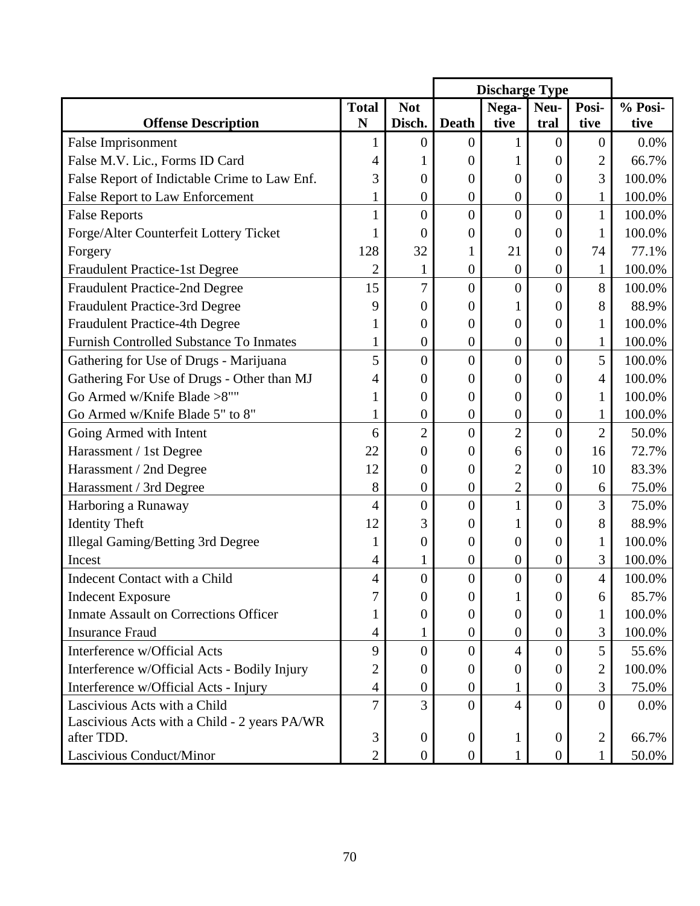| Offense Description | Total N | Not Disch. | Death | Discharge Type Nega-tive | Neu-tral | Posi-tive | % Posi-tive |
|---|---|---|---|---|---|---|---|
| False Imprisonment | 1 | 0 | 0 | 1 | 0 | 0 | 0.0% |
| False M.V. Lic., Forms ID Card | 4 | 1 | 0 | 1 | 0 | 2 | 66.7% |
| False Report of Indictable Crime to Law Enf. | 3 | 0 | 0 | 0 | 0 | 3 | 100.0% |
| False Report to Law Enforcement | 1 | 0 | 0 | 0 | 0 | 1 | 100.0% |
| False Reports | 1 | 0 | 0 | 0 | 0 | 1 | 100.0% |
| Forge/Alter Counterfeit Lottery Ticket | 1 | 0 | 0 | 0 | 0 | 1 | 100.0% |
| Forgery | 128 | 32 | 1 | 21 | 0 | 74 | 77.1% |
| Fraudulent Practice-1st Degree | 2 | 1 | 0 | 0 | 0 | 1 | 100.0% |
| Fraudulent Practice-2nd Degree | 15 | 7 | 0 | 0 | 0 | 8 | 100.0% |
| Fraudulent Practice-3rd Degree | 9 | 0 | 0 | 1 | 0 | 8 | 88.9% |
| Fraudulent Practice-4th Degree | 1 | 0 | 0 | 0 | 0 | 1 | 100.0% |
| Furnish Controlled Substance To Inmates | 1 | 0 | 0 | 0 | 0 | 1 | 100.0% |
| Gathering for Use of Drugs - Marijuana | 5 | 0 | 0 | 0 | 0 | 5 | 100.0% |
| Gathering For Use of Drugs - Other than MJ | 4 | 0 | 0 | 0 | 0 | 4 | 100.0% |
| Go Armed w/Knife Blade >8"" | 1 | 0 | 0 | 0 | 0 | 1 | 100.0% |
| Go Armed w/Knife Blade 5" to 8" | 1 | 0 | 0 | 0 | 0 | 1 | 100.0% |
| Going Armed with Intent | 6 | 2 | 0 | 2 | 0 | 2 | 50.0% |
| Harassment / 1st Degree | 22 | 0 | 0 | 6 | 0 | 16 | 72.7% |
| Harassment / 2nd Degree | 12 | 0 | 0 | 2 | 0 | 10 | 83.3% |
| Harassment / 3rd Degree | 8 | 0 | 0 | 2 | 0 | 6 | 75.0% |
| Harboring a Runaway | 4 | 0 | 0 | 1 | 0 | 3 | 75.0% |
| Identity Theft | 12 | 3 | 0 | 1 | 0 | 8 | 88.9% |
| Illegal Gaming/Betting 3rd Degree | 1 | 0 | 0 | 0 | 0 | 1 | 100.0% |
| Incest | 4 | 1 | 0 | 0 | 0 | 3 | 100.0% |
| Indecent Contact with a Child | 4 | 0 | 0 | 0 | 0 | 4 | 100.0% |
| Indecent Exposure | 7 | 0 | 0 | 1 | 0 | 6 | 85.7% |
| Inmate Assault on Corrections Officer | 1 | 0 | 0 | 0 | 0 | 1 | 100.0% |
| Insurance Fraud | 4 | 1 | 0 | 0 | 0 | 3 | 100.0% |
| Interference w/Official Acts | 9 | 0 | 0 | 4 | 0 | 5 | 55.6% |
| Interference w/Official Acts - Bodily Injury | 2 | 0 | 0 | 0 | 0 | 2 | 100.0% |
| Interference w/Official Acts - Injury | 4 | 0 | 0 | 1 | 0 | 3 | 75.0% |
| Lascivious Acts with a Child | 7 | 3 | 0 | 4 | 0 | 0 | 0.0% |
| Lascivious Acts with a Child - 2 years PA/WR after TDD. | 3 | 0 | 0 | 1 | 0 | 2 | 66.7% |
| Lascivious Conduct/Minor | 2 | 0 | 0 | 1 | 0 | 1 | 50.0% |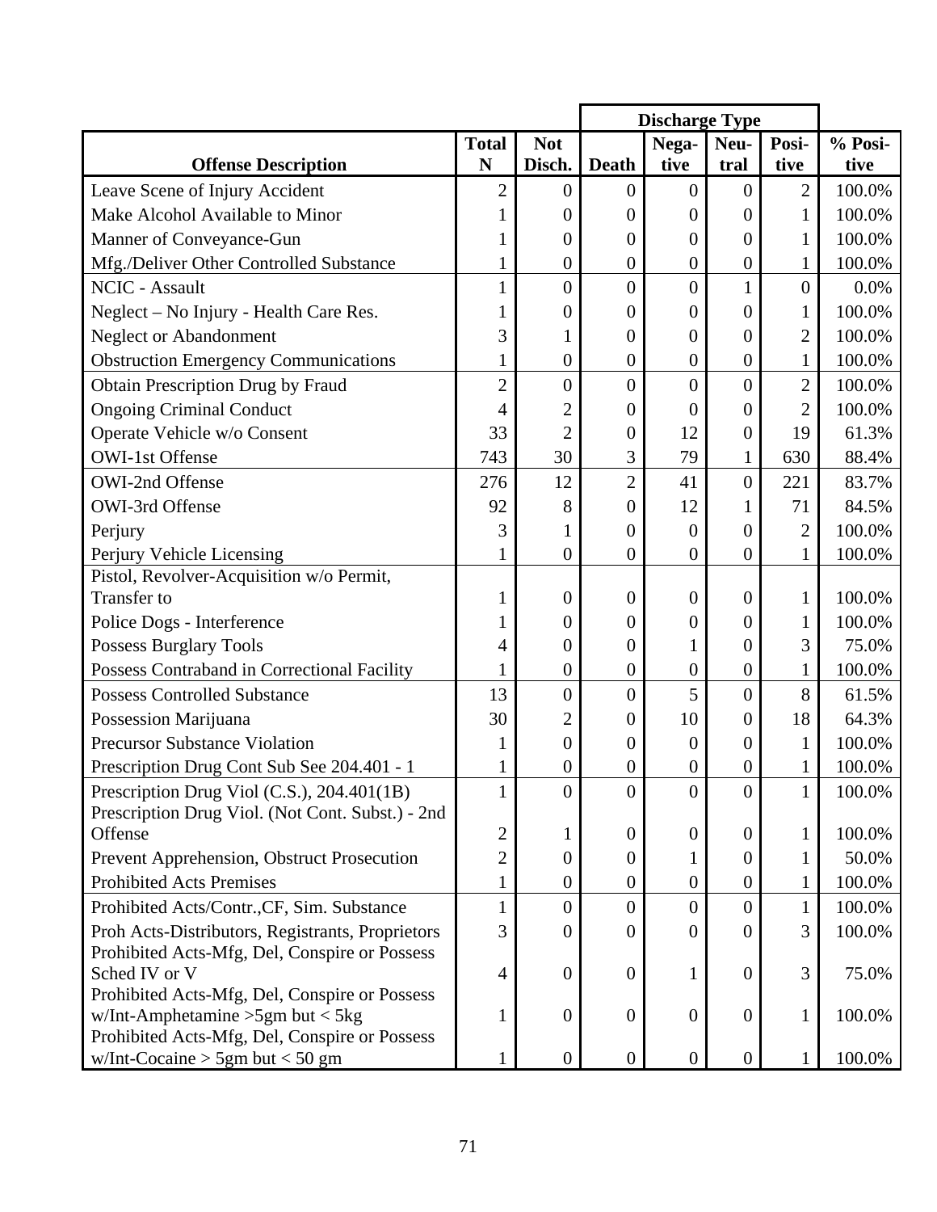| Offense Description | Total N | Not Disch. | Discharge Type | | | | % Positive |
|---|---|---|---|---|---|---|---|
| | | | Death | Negative | Neutral | Positive | |
| Leave Scene of Injury Accident | 2 | 0 | 0 | 0 | 0 | 2 | 100.0% |
| Make Alcohol Available to Minor | 1 | 0 | 0 | 0 | 0 | 1 | 100.0% |
| Manner of Conveyance-Gun | 1 | 0 | 0 | 0 | 0 | 1 | 100.0% |
| Mfg./Deliver Other Controlled Substance | 1 | 0 | 0 | 0 | 0 | 1 | 100.0% |
| NCIC - Assault | 1 | 0 | 0 | 0 | 1 | 0 | 0.0% |
| Neglect – No Injury - Health Care Res. | 1 | 0 | 0 | 0 | 0 | 1 | 100.0% |
| Neglect or Abandonment | 3 | 1 | 0 | 0 | 0 | 2 | 100.0% |
| Obstruction Emergency Communications | 1 | 0 | 0 | 0 | 0 | 1 | 100.0% |
| Obtain Prescription Drug by Fraud | 2 | 0 | 0 | 0 | 0 | 2 | 100.0% |
| Ongoing Criminal Conduct | 4 | 2 | 0 | 0 | 0 | 2 | 100.0% |
| Operate Vehicle w/o Consent | 33 | 2 | 0 | 12 | 0 | 19 | 61.3% |
| OWI-1st Offense | 743 | 30 | 3 | 79 | 1 | 630 | 88.4% |
| OWI-2nd Offense | 276 | 12 | 2 | 41 | 0 | 221 | 83.7% |
| OWI-3rd Offense | 92 | 8 | 0 | 12 | 1 | 71 | 84.5% |
| Perjury | 3 | 1 | 0 | 0 | 0 | 2 | 100.0% |
| Perjury Vehicle Licensing | 1 | 0 | 0 | 0 | 0 | 1 | 100.0% |
| Pistol, Revolver-Acquisition w/o Permit, Transfer to | 1 | 0 | 0 | 0 | 0 | 1 | 100.0% |
| Police Dogs - Interference | 1 | 0 | 0 | 0 | 0 | 1 | 100.0% |
| Possess Burglary Tools | 4 | 0 | 0 | 1 | 0 | 3 | 75.0% |
| Possess Contraband in Correctional Facility | 1 | 0 | 0 | 0 | 0 | 1 | 100.0% |
| Possess Controlled Substance | 13 | 0 | 0 | 5 | 0 | 8 | 61.5% |
| Possession Marijuana | 30 | 2 | 0 | 10 | 0 | 18 | 64.3% |
| Precursor Substance Violation | 1 | 0 | 0 | 0 | 0 | 1 | 100.0% |
| Prescription Drug Cont Sub See 204.401 - 1 | 1 | 0 | 0 | 0 | 0 | 1 | 100.0% |
| Prescription Drug Viol (C.S.), 204.401(1B) | 1 | 0 | 0 | 0 | 0 | 1 | 100.0% |
| Prescription Drug Viol. (Not Cont. Subst.) - 2nd Offense | 2 | 1 | 0 | 0 | 0 | 1 | 100.0% |
| Prevent Apprehension, Obstruct Prosecution | 2 | 0 | 0 | 1 | 0 | 1 | 50.0% |
| Prohibited Acts Premises | 1 | 0 | 0 | 0 | 0 | 1 | 100.0% |
| Prohibited Acts/Contr.,CF, Sim. Substance | 1 | 0 | 0 | 0 | 0 | 1 | 100.0% |
| Proh Acts-Distributors, Registrants, Proprietors | 3 | 0 | 0 | 0 | 0 | 3 | 100.0% |
| Prohibited Acts-Mfg, Del, Conspire or Possess Sched IV or V | 4 | 0 | 0 | 1 | 0 | 3 | 75.0% |
| Prohibited Acts-Mfg, Del, Conspire or Possess w/Int-Amphetamine >5gm but < 5kg | 1 | 0 | 0 | 0 | 0 | 1 | 100.0% |
| Prohibited Acts-Mfg, Del, Conspire or Possess w/Int-Cocaine > 5gm but < 50 gm | 1 | 0 | 0 | 0 | 0 | 1 | 100.0% |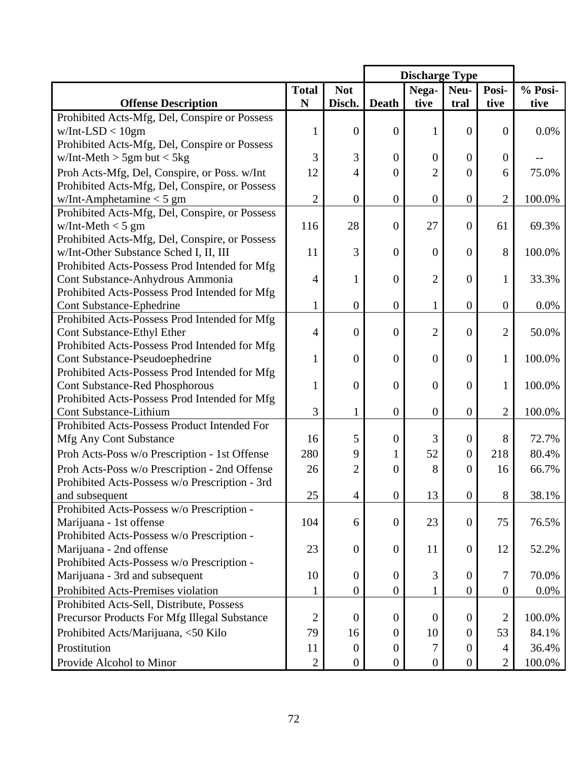| Offense Description | Total N | Not Disch. | Discharge Type | | | | % Positive |
|---|---|---|---|---|---|---|---|
| | | | Death | Negative | Neutral | Positive | |
| Prohibited Acts-Mfg, Del, Conspire or Possess w/Int-LSD < 10gm | 1 | 0 | 0 | 1 | 0 | 0 | 0.0% |
| Prohibited Acts-Mfg, Del, Conspire or Possess w/Int-Meth > 5gm but < 5kg | 3 | 3 | 0 | 0 | 0 | 0 | -- |
| Proh Acts-Mfg, Del, Conspire, or Poss. w/Int | 12 | 4 | 0 | 2 | 0 | 6 | 75.0% |
| Prohibited Acts-Mfg, Del, Conspire, or Possess w/Int-Amphetamine < 5 gm | 2 | 0 | 0 | 0 | 0 | 2 | 100.0% |
| Prohibited Acts-Mfg, Del, Conspire, or Possess w/Int-Meth < 5 gm | 116 | 28 | 0 | 27 | 0 | 61 | 69.3% |
| Prohibited Acts-Mfg, Del, Conspire, or Possess w/Int-Other Substance Sched I, II, III | 11 | 3 | 0 | 0 | 0 | 8 | 100.0% |
| Prohibited Acts-Possess Prod Intended for Mfg Cont Substance-Anhydrous Ammonia | 4 | 1 | 0 | 2 | 0 | 1 | 33.3% |
| Prohibited Acts-Possess Prod Intended for Mfg Cont Substance-Ephedrine | 1 | 0 | 0 | 1 | 0 | 0 | 0.0% |
| Prohibited Acts-Possess Prod Intended for Mfg Cont Substance-Ethyl Ether | 4 | 0 | 0 | 2 | 0 | 2 | 50.0% |
| Prohibited Acts-Possess Prod Intended for Mfg Cont Substance-Pseudoephedrine | 1 | 0 | 0 | 0 | 0 | 1 | 100.0% |
| Prohibited Acts-Possess Prod Intended for Mfg Cont Substance-Red Phosphorous | 1 | 0 | 0 | 0 | 0 | 1 | 100.0% |
| Prohibited Acts-Possess Prod Intended for Mfg Cont Substance-Lithium | 3 | 1 | 0 | 0 | 0 | 2 | 100.0% |
| Prohibited Acts-Possess Product Intended For Mfg Any Cont Substance | 16 | 5 | 0 | 3 | 0 | 8 | 72.7% |
| Proh Acts-Poss w/o Prescription - 1st Offense | 280 | 9 | 1 | 52 | 0 | 218 | 80.4% |
| Proh Acts-Poss w/o Prescription - 2nd Offense | 26 | 2 | 0 | 8 | 0 | 16 | 66.7% |
| Prohibited Acts-Possess w/o Prescription - 3rd and subsequent | 25 | 4 | 0 | 13 | 0 | 8 | 38.1% |
| Prohibited Acts-Possess w/o Prescription - Marijuana - 1st offense | 104 | 6 | 0 | 23 | 0 | 75 | 76.5% |
| Prohibited Acts-Possess w/o Prescription - Marijuana - 2nd offense | 23 | 0 | 0 | 11 | 0 | 12 | 52.2% |
| Prohibited Acts-Possess w/o Prescription - Marijuana - 3rd and subsequent | 10 | 0 | 0 | 3 | 0 | 7 | 70.0% |
| Prohibited Acts-Premises violation | 1 | 0 | 0 | 1 | 0 | 0 | 0.0% |
| Prohibited Acts-Sell, Distribute, Possess Precursor Products For Mfg Illegal Substance | 2 | 0 | 0 | 0 | 0 | 2 | 100.0% |
| Prohibited Acts/Marijuana, <50 Kilo | 79 | 16 | 0 | 10 | 0 | 53 | 84.1% |
| Prostitution | 11 | 0 | 0 | 7 | 0 | 4 | 36.4% |
| Provide Alcohol to Minor | 2 | 0 | 0 | 0 | 0 | 2 | 100.0% |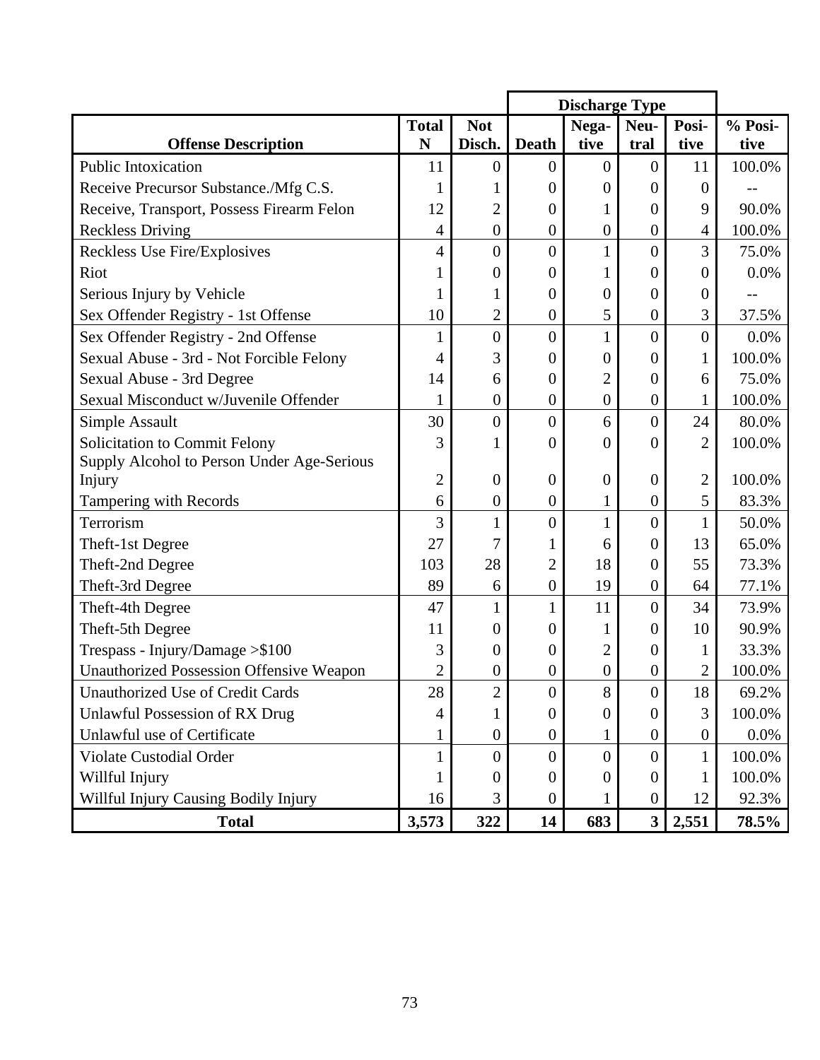| Offense Description | Total N | Not Disch. | Discharge Type | | | | % Positive |
|---|---|---|---|---|---|---|---|
| | | | Death | Negative | Neutral | Positive | |
| Public Intoxication | 11 | 0 | 0 | 0 | 0 | 11 | 100.0% |
| Receive Precursor Substance./Mfg C.S. | 1 | 1 | 0 | 0 | 0 | 0 | -- |
| Receive, Transport, Possess Firearm Felon | 12 | 2 | 0 | 1 | 0 | 9 | 90.0% |
| Reckless Driving | 4 | 0 | 0 | 0 | 0 | 4 | 100.0% |
| Reckless Use Fire/Explosives | 4 | 0 | 0 | 1 | 0 | 3 | 75.0% |
| Riot | 1 | 0 | 0 | 1 | 0 | 0 | 0.0% |
| Serious Injury by Vehicle | 1 | 1 | 0 | 0 | 0 | 0 | -- |
| Sex Offender Registry - 1st Offense | 10 | 2 | 0 | 5 | 0 | 3 | 37.5% |
| Sex Offender Registry - 2nd Offense | 1 | 0 | 0 | 1 | 0 | 0 | 0.0% |
| Sexual Abuse - 3rd - Not Forcible Felony | 4 | 3 | 0 | 0 | 0 | 1 | 100.0% |
| Sexual Abuse - 3rd Degree | 14 | 6 | 0 | 2 | 0 | 6 | 75.0% |
| Sexual Misconduct w/Juvenile Offender | 1 | 0 | 0 | 0 | 0 | 1 | 100.0% |
| Simple Assault | 30 | 0 | 0 | 6 | 0 | 24 | 80.0% |
| Solicitation to Commit Felony | 3 | 1 | 0 | 0 | 0 | 2 | 100.0% |
| Supply Alcohol to Person Under Age-Serious Injury | 2 | 0 | 0 | 0 | 0 | 2 | 100.0% |
| Tampering with Records | 6 | 0 | 0 | 1 | 0 | 5 | 83.3% |
| Terrorism | 3 | 1 | 0 | 1 | 0 | 1 | 50.0% |
| Theft-1st Degree | 27 | 7 | 1 | 6 | 0 | 13 | 65.0% |
| Theft-2nd Degree | 103 | 28 | 2 | 18 | 0 | 55 | 73.3% |
| Theft-3rd Degree | 89 | 6 | 0 | 19 | 0 | 64 | 77.1% |
| Theft-4th Degree | 47 | 1 | 1 | 11 | 0 | 34 | 73.9% |
| Theft-5th Degree | 11 | 0 | 0 | 1 | 0 | 10 | 90.9% |
| Trespass - Injury/Damage >$100 | 3 | 0 | 0 | 2 | 0 | 1 | 33.3% |
| Unauthorized Possession Offensive Weapon | 2 | 0 | 0 | 0 | 0 | 2 | 100.0% |
| Unauthorized Use of Credit Cards | 28 | 2 | 0 | 8 | 0 | 18 | 69.2% |
| Unlawful Possession of RX Drug | 4 | 1 | 0 | 0 | 0 | 3 | 100.0% |
| Unlawful use of Certificate | 1 | 0 | 0 | 1 | 0 | 0 | 0.0% |
| Violate Custodial Order | 1 | 0 | 0 | 0 | 0 | 1 | 100.0% |
| Willful Injury | 1 | 0 | 0 | 0 | 0 | 1 | 100.0% |
| Willful Injury Causing Bodily Injury | 16 | 3 | 0 | 1 | 0 | 12 | 92.3% |
| **Total** | **3,573** | **322** | **14** | **683** | **3** | **2,551** | **78.5%** |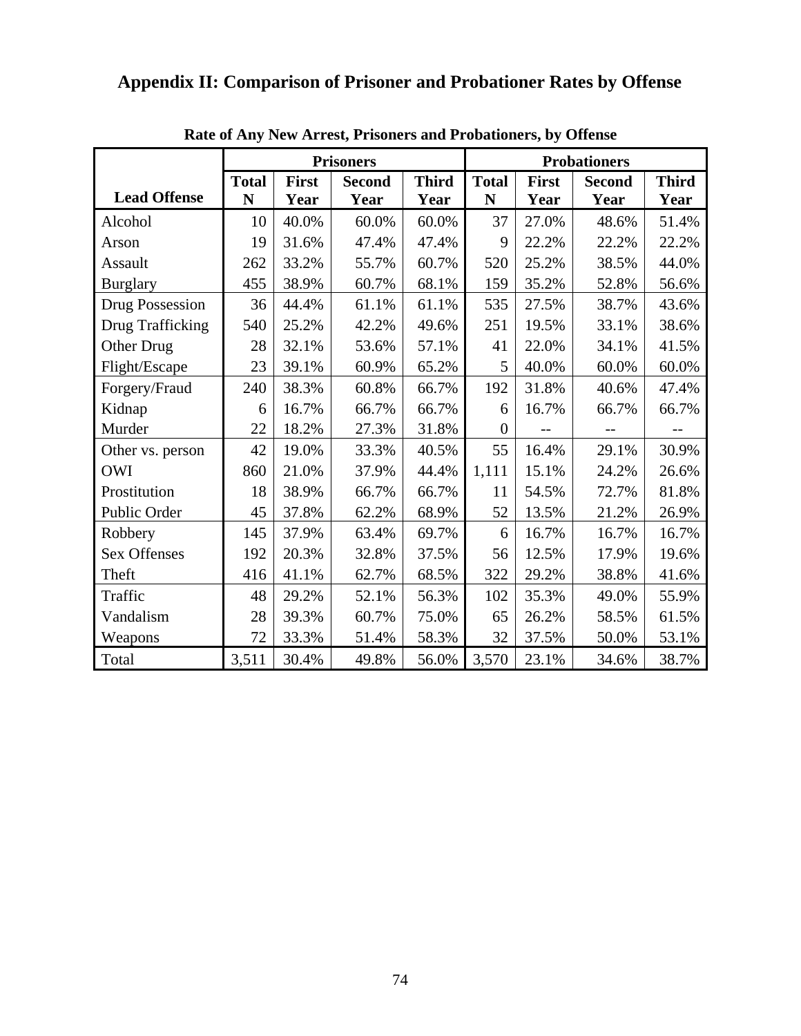# Appendix II: Comparison of Prisoner and Probationer Rates by Offense

**Rate of Any New Arrest, Prisoners and Probationers, by Offense**

| | Prisoners | | | | Probationers | | | |
|---|---|---|---|---|---|---|---|---|
| **Lead Offense** | **Total N** | **First Year** | **Second Year** | **Third Year** | **Total N** | **First Year** | **Second Year** | **Third Year** |
| Alcohol | 10 | 40.0% | 60.0% | 60.0% | 37 | 27.0% | 48.6% | 51.4% |
| Arson | 19 | 31.6% | 47.4% | 47.4% | 9 | 22.2% | 22.2% | 22.2% |
| Assault | 262 | 33.2% | 55.7% | 60.7% | 520 | 25.2% | 38.5% | 44.0% |
| Burglary | 455 | 38.9% | 60.7% | 68.1% | 159 | 35.2% | 52.8% | 56.6% |
| Drug Possession | 36 | 44.4% | 61.1% | 61.1% | 535 | 27.5% | 38.7% | 43.6% |
| Drug Trafficking | 540 | 25.2% | 42.2% | 49.6% | 251 | 19.5% | 33.1% | 38.6% |
| Other Drug | 28 | 32.1% | 53.6% | 57.1% | 41 | 22.0% | 34.1% | 41.5% |
| Flight/Escape | 23 | 39.1% | 60.9% | 65.2% | 5 | 40.0% | 60.0% | 60.0% |
| Forgery/Fraud | 240 | 38.3% | 60.8% | 66.7% | 192 | 31.8% | 40.6% | 47.4% |
| Kidnap | 6 | 16.7% | 66.7% | 66.7% | 6 | 16.7% | 66.7% | 66.7% |
| Murder | 22 | 18.2% | 27.3% | 31.8% | 0 | -- | -- | -- |
| Other vs. person | 42 | 19.0% | 33.3% | 40.5% | 55 | 16.4% | 29.1% | 30.9% |
| OWI | 860 | 21.0% | 37.9% | 44.4% | 1,111 | 15.1% | 24.2% | 26.6% |
| Prostitution | 18 | 38.9% | 66.7% | 66.7% | 11 | 54.5% | 72.7% | 81.8% |
| Public Order | 45 | 37.8% | 62.2% | 68.9% | 52 | 13.5% | 21.2% | 26.9% |
| Robbery | 145 | 37.9% | 63.4% | 69.7% | 6 | 16.7% | 16.7% | 16.7% |
| Sex Offenses | 192 | 20.3% | 32.8% | 37.5% | 56 | 12.5% | 17.9% | 19.6% |
| Theft | 416 | 41.1% | 62.7% | 68.5% | 322 | 29.2% | 38.8% | 41.6% |
| Traffic | 48 | 29.2% | 52.1% | 56.3% | 102 | 35.3% | 49.0% | 55.9% |
| Vandalism | 28 | 39.3% | 60.7% | 75.0% | 65 | 26.2% | 58.5% | 61.5% |
| Weapons | 72 | 33.3% | 51.4% | 58.3% | 32 | 37.5% | 50.0% | 53.1% |
| Total | 3,511 | 30.4% | 49.8% | 56.0% | 3,570 | 23.1% | 34.6% | 38.7% |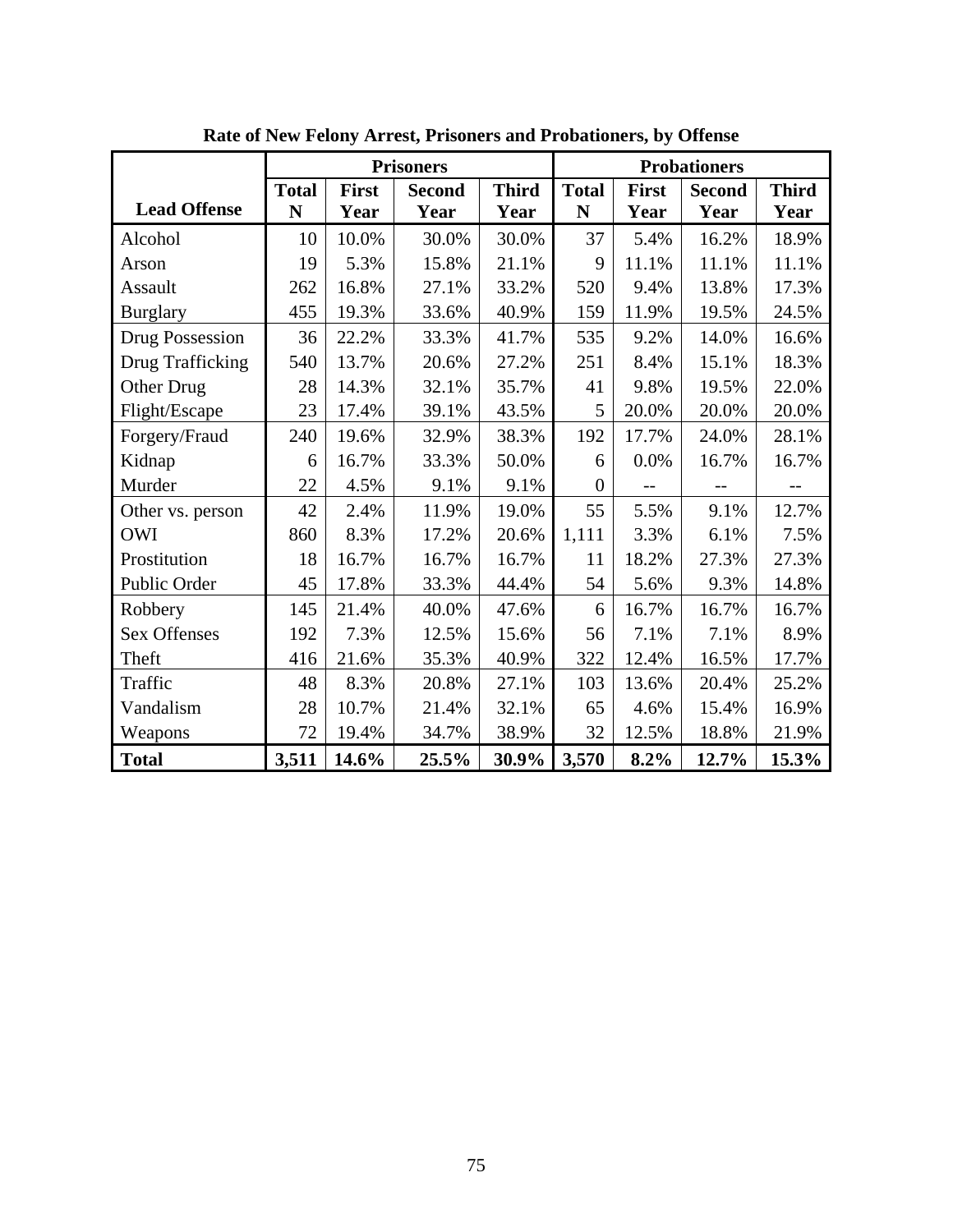**Rate of New Felony Arrest, Prisoners and Probationers, by Offense**

| Lead Offense | Prisoners | | | | Probationers | | | |
|---|---|---|---|---|---|---|---|---|
| | Total N | First Year | Second Year | Third Year | Total N | First Year | Second Year | Third Year |
| Alcohol | 10 | 10.0% | 30.0% | 30.0% | 37 | 5.4% | 16.2% | 18.9% |
| Arson | 19 | 5.3% | 15.8% | 21.1% | 9 | 11.1% | 11.1% | 11.1% |
| Assault | 262 | 16.8% | 27.1% | 33.2% | 520 | 9.4% | 13.8% | 17.3% |
| Burglary | 455 | 19.3% | 33.6% | 40.9% | 159 | 11.9% | 19.5% | 24.5% |
| Drug Possession | 36 | 22.2% | 33.3% | 41.7% | 535 | 9.2% | 14.0% | 16.6% |
| Drug Trafficking | 540 | 13.7% | 20.6% | 27.2% | 251 | 8.4% | 15.1% | 18.3% |
| Other Drug | 28 | 14.3% | 32.1% | 35.7% | 41 | 9.8% | 19.5% | 22.0% |
| Flight/Escape | 23 | 17.4% | 39.1% | 43.5% | 5 | 20.0% | 20.0% | 20.0% |
| Forgery/Fraud | 240 | 19.6% | 32.9% | 38.3% | 192 | 17.7% | 24.0% | 28.1% |
| Kidnap | 6 | 16.7% | 33.3% | 50.0% | 6 | 0.0% | 16.7% | 16.7% |
| Murder | 22 | 4.5% | 9.1% | 9.1% | 0 | -- | -- | -- |
| Other vs. person | 42 | 2.4% | 11.9% | 19.0% | 55 | 5.5% | 9.1% | 12.7% |
| OWI | 860 | 8.3% | 17.2% | 20.6% | 1,111 | 3.3% | 6.1% | 7.5% |
| Prostitution | 18 | 16.7% | 16.7% | 16.7% | 11 | 18.2% | 27.3% | 27.3% |
| Public Order | 45 | 17.8% | 33.3% | 44.4% | 54 | 5.6% | 9.3% | 14.8% |
| Robbery | 145 | 21.4% | 40.0% | 47.6% | 6 | 16.7% | 16.7% | 16.7% |
| Sex Offenses | 192 | 7.3% | 12.5% | 15.6% | 56 | 7.1% | 7.1% | 8.9% |
| Theft | 416 | 21.6% | 35.3% | 40.9% | 322 | 12.4% | 16.5% | 17.7% |
| Traffic | 48 | 8.3% | 20.8% | 27.1% | 103 | 13.6% | 20.4% | 25.2% |
| Vandalism | 28 | 10.7% | 21.4% | 32.1% | 65 | 4.6% | 15.4% | 16.9% |
| Weapons | 72 | 19.4% | 34.7% | 38.9% | 32 | 12.5% | 18.8% | 21.9% |
| **Total** | **3,511** | **14.6%** | **25.5%** | **30.9%** | **3,570** | **8.2%** | **12.7%** | **15.3%** |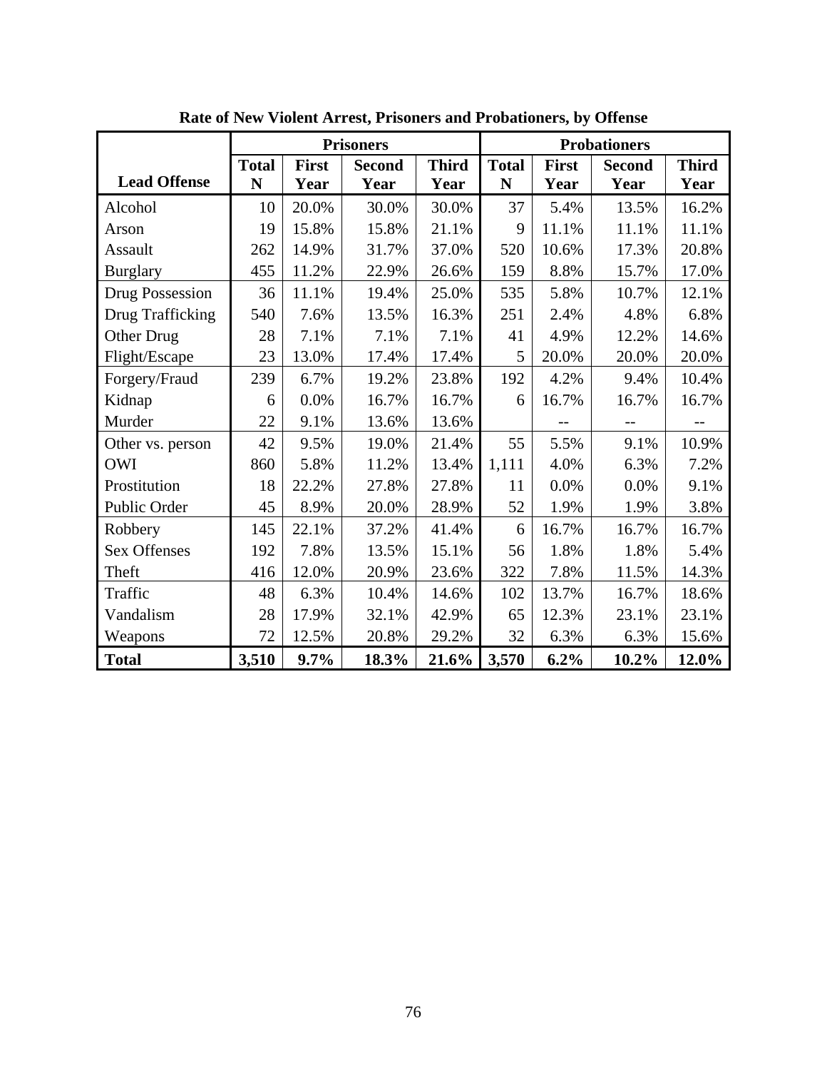**Rate of New Violent Arrest, Prisoners and Probationers, by Offense**

| | Prisoners | | | | Probationers | | | |
|---|---|---|---|---|---|---|---|---|
| **Lead Offense** | **Total N** | **First Year** | **Second Year** | **Third Year** | **Total N** | **First Year** | **Second Year** | **Third Year** |
| Alcohol | 10 | 20.0% | 30.0% | 30.0% | 37 | 5.4% | 13.5% | 16.2% |
| Arson | 19 | 15.8% | 15.8% | 21.1% | 9 | 11.1% | 11.1% | 11.1% |
| Assault | 262 | 14.9% | 31.7% | 37.0% | 520 | 10.6% | 17.3% | 20.8% |
| Burglary | 455 | 11.2% | 22.9% | 26.6% | 159 | 8.8% | 15.7% | 17.0% |
| Drug Possession | 36 | 11.1% | 19.4% | 25.0% | 535 | 5.8% | 10.7% | 12.1% |
| Drug Trafficking | 540 | 7.6% | 13.5% | 16.3% | 251 | 2.4% | 4.8% | 6.8% |
| Other Drug | 28 | 7.1% | 7.1% | 7.1% | 41 | 4.9% | 12.2% | 14.6% |
| Flight/Escape | 23 | 13.0% | 17.4% | 17.4% | 5 | 20.0% | 20.0% | 20.0% |
| Forgery/Fraud | 239 | 6.7% | 19.2% | 23.8% | 192 | 4.2% | 9.4% | 10.4% |
| Kidnap | 6 | 0.0% | 16.7% | 16.7% | 6 | 16.7% | 16.7% | 16.7% |
| Murder | 22 | 9.1% | 13.6% | 13.6% | | -- | -- | -- |
| Other vs. person | 42 | 9.5% | 19.0% | 21.4% | 55 | 5.5% | 9.1% | 10.9% |
| OWI | 860 | 5.8% | 11.2% | 13.4% | 1,111 | 4.0% | 6.3% | 7.2% |
| Prostitution | 18 | 22.2% | 27.8% | 27.8% | 11 | 0.0% | 0.0% | 9.1% |
| Public Order | 45 | 8.9% | 20.0% | 28.9% | 52 | 1.9% | 1.9% | 3.8% |
| Robbery | 145 | 22.1% | 37.2% | 41.4% | 6 | 16.7% | 16.7% | 16.7% |
| Sex Offenses | 192 | 7.8% | 13.5% | 15.1% | 56 | 1.8% | 1.8% | 5.4% |
| Theft | 416 | 12.0% | 20.9% | 23.6% | 322 | 7.8% | 11.5% | 14.3% |
| Traffic | 48 | 6.3% | 10.4% | 14.6% | 102 | 13.7% | 16.7% | 18.6% |
| Vandalism | 28 | 17.9% | 32.1% | 42.9% | 65 | 12.3% | 23.1% | 23.1% |
| Weapons | 72 | 12.5% | 20.8% | 29.2% | 32 | 6.3% | 6.3% | 15.6% |
| **Total** | **3,510** | **9.7%** | **18.3%** | **21.6%** | **3,570** | **6.2%** | **10.2%** | **12.0%** |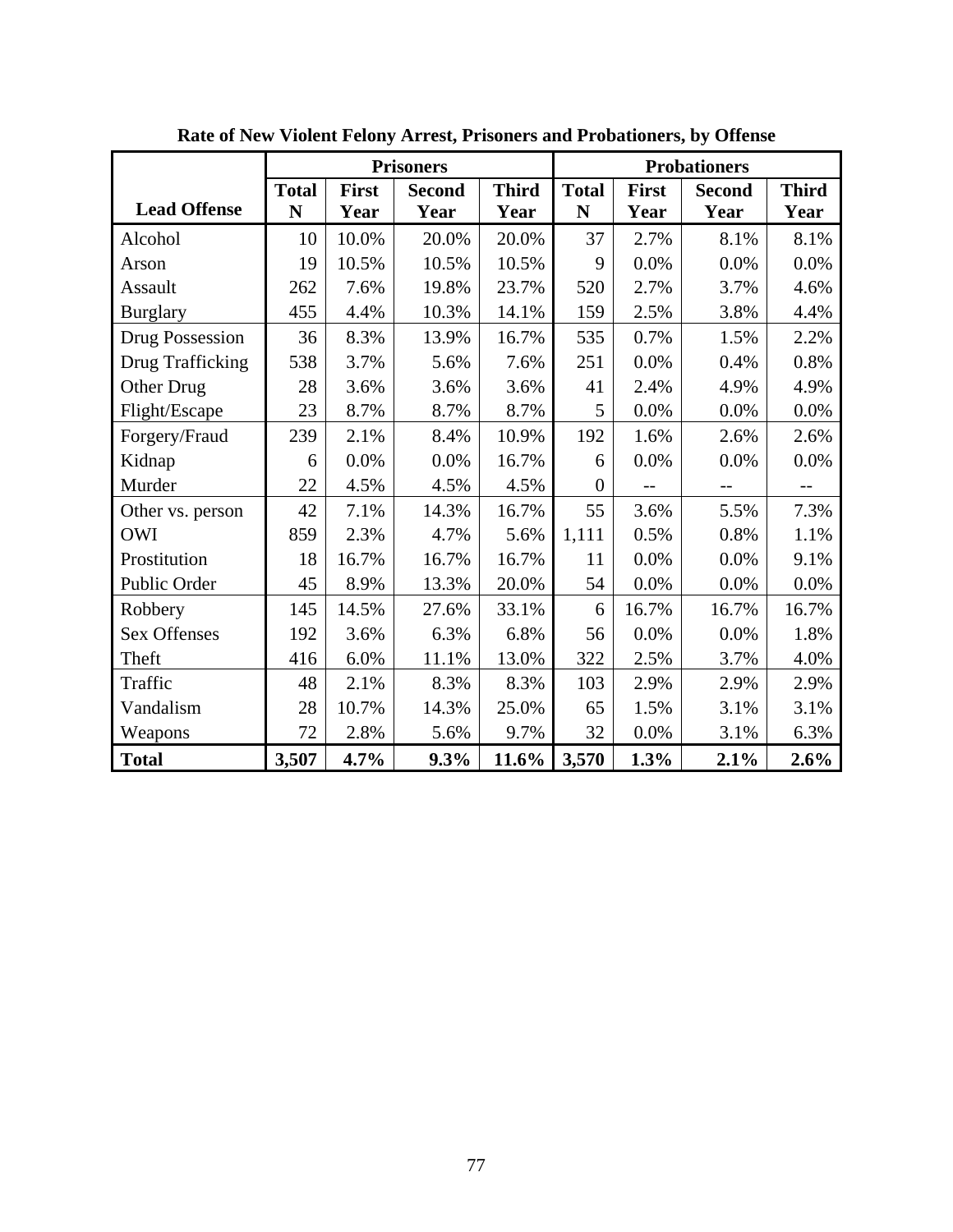**Rate of New Violent Felony Arrest, Prisoners and Probationers, by Offense**

| | Prisoners | | | | Probationers | | | |
|---|---|---|---|---|---|---|---|---|
| **Lead Offense** | **Total N** | **First Year** | **Second Year** | **Third Year** | **Total N** | **First Year** | **Second Year** | **Third Year** |
| Alcohol | 10 | 10.0% | 20.0% | 20.0% | 37 | 2.7% | 8.1% | 8.1% |
| Arson | 19 | 10.5% | 10.5% | 10.5% | 9 | 0.0% | 0.0% | 0.0% |
| Assault | 262 | 7.6% | 19.8% | 23.7% | 520 | 2.7% | 3.7% | 4.6% |
| Burglary | 455 | 4.4% | 10.3% | 14.1% | 159 | 2.5% | 3.8% | 4.4% |
| Drug Possession | 36 | 8.3% | 13.9% | 16.7% | 535 | 0.7% | 1.5% | 2.2% |
| Drug Trafficking | 538 | 3.7% | 5.6% | 7.6% | 251 | 0.0% | 0.4% | 0.8% |
| Other Drug | 28 | 3.6% | 3.6% | 3.6% | 41 | 2.4% | 4.9% | 4.9% |
| Flight/Escape | 23 | 8.7% | 8.7% | 8.7% | 5 | 0.0% | 0.0% | 0.0% |
| Forgery/Fraud | 239 | 2.1% | 8.4% | 10.9% | 192 | 1.6% | 2.6% | 2.6% |
| Kidnap | 6 | 0.0% | 0.0% | 16.7% | 6 | 0.0% | 0.0% | 0.0% |
| Murder | 22 | 4.5% | 4.5% | 4.5% | 0 | -- | -- | -- |
| Other vs. person | 42 | 7.1% | 14.3% | 16.7% | 55 | 3.6% | 5.5% | 7.3% |
| OWI | 859 | 2.3% | 4.7% | 5.6% | 1,111 | 0.5% | 0.8% | 1.1% |
| Prostitution | 18 | 16.7% | 16.7% | 16.7% | 11 | 0.0% | 0.0% | 9.1% |
| Public Order | 45 | 8.9% | 13.3% | 20.0% | 54 | 0.0% | 0.0% | 0.0% |
| Robbery | 145 | 14.5% | 27.6% | 33.1% | 6 | 16.7% | 16.7% | 16.7% |
| Sex Offenses | 192 | 3.6% | 6.3% | 6.8% | 56 | 0.0% | 0.0% | 1.8% |
| Theft | 416 | 6.0% | 11.1% | 13.0% | 322 | 2.5% | 3.7% | 4.0% |
| Traffic | 48 | 2.1% | 8.3% | 8.3% | 103 | 2.9% | 2.9% | 2.9% |
| Vandalism | 28 | 10.7% | 14.3% | 25.0% | 65 | 1.5% | 3.1% | 3.1% |
| Weapons | 72 | 2.8% | 5.6% | 9.7% | 32 | 0.0% | 3.1% | 6.3% |
| **Total** | **3,507** | **4.7%** | **9.3%** | **11.6%** | **3,570** | **1.3%** | **2.1%** | **2.6%** |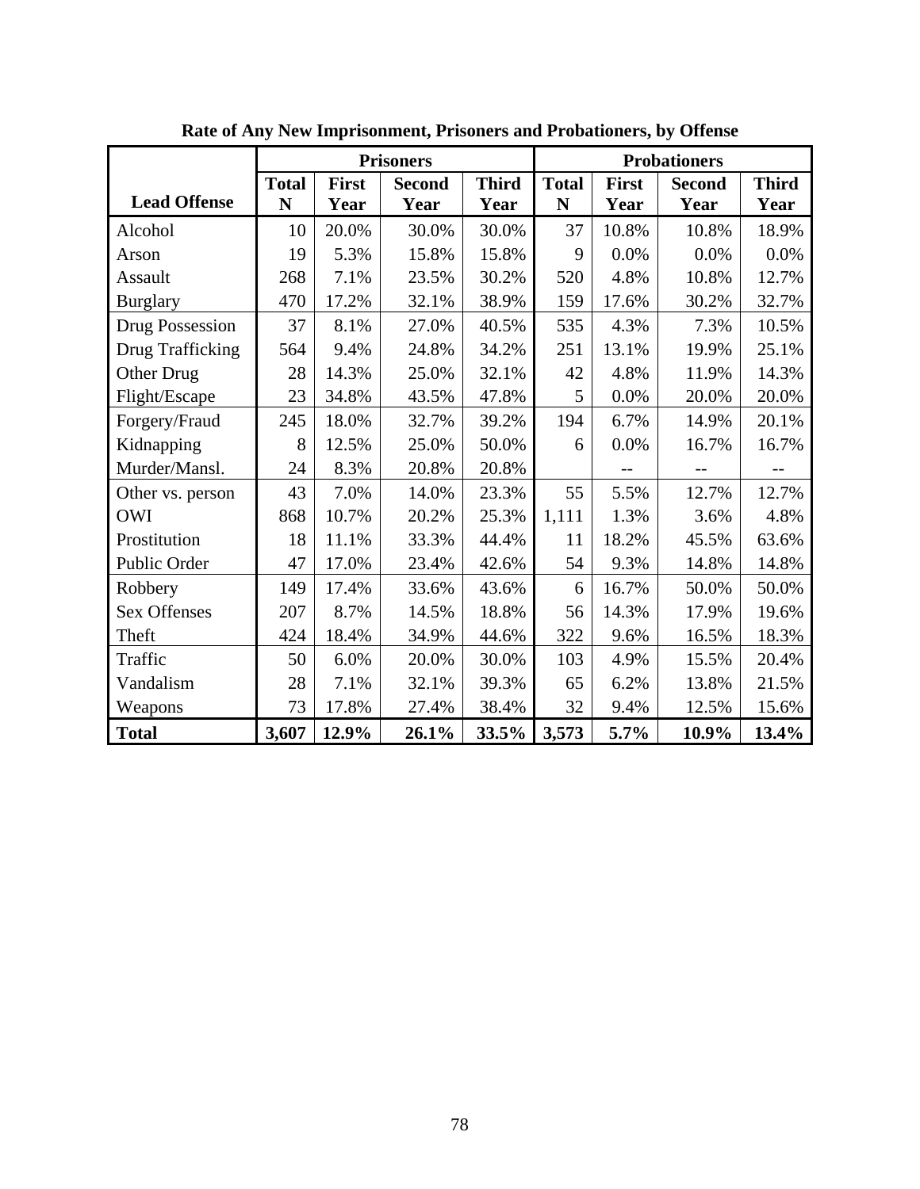**Rate of Any New Imprisonment, Prisoners and Probationers, by Offense**

| | Prisoners | | | | Probationers | | | |
|---|---|---|---|---|---|---|---|---|
| **Lead Offense** | **Total N** | **First Year** | **Second Year** | **Third Year** | **Total N** | **First Year** | **Second Year** | **Third Year** |
| Alcohol | 10 | 20.0% | 30.0% | 30.0% | 37 | 10.8% | 10.8% | 18.9% |
| Arson | 19 | 5.3% | 15.8% | 15.8% | 9 | 0.0% | 0.0% | 0.0% |
| Assault | 268 | 7.1% | 23.5% | 30.2% | 520 | 4.8% | 10.8% | 12.7% |
| Burglary | 470 | 17.2% | 32.1% | 38.9% | 159 | 17.6% | 30.2% | 32.7% |
| Drug Possession | 37 | 8.1% | 27.0% | 40.5% | 535 | 4.3% | 7.3% | 10.5% |
| Drug Trafficking | 564 | 9.4% | 24.8% | 34.2% | 251 | 13.1% | 19.9% | 25.1% |
| Other Drug | 28 | 14.3% | 25.0% | 32.1% | 42 | 4.8% | 11.9% | 14.3% |
| Flight/Escape | 23 | 34.8% | 43.5% | 47.8% | 5 | 0.0% | 20.0% | 20.0% |
| Forgery/Fraud | 245 | 18.0% | 32.7% | 39.2% | 194 | 6.7% | 14.9% | 20.1% |
| Kidnapping | 8 | 12.5% | 25.0% | 50.0% | 6 | 0.0% | 16.7% | 16.7% |
| Murder/Mansl. | 24 | 8.3% | 20.8% | 20.8% | | -- | -- | -- |
| Other vs. person | 43 | 7.0% | 14.0% | 23.3% | 55 | 5.5% | 12.7% | 12.7% |
| OWI | 868 | 10.7% | 20.2% | 25.3% | 1,111 | 1.3% | 3.6% | 4.8% |
| Prostitution | 18 | 11.1% | 33.3% | 44.4% | 11 | 18.2% | 45.5% | 63.6% |
| Public Order | 47 | 17.0% | 23.4% | 42.6% | 54 | 9.3% | 14.8% | 14.8% |
| Robbery | 149 | 17.4% | 33.6% | 43.6% | 6 | 16.7% | 50.0% | 50.0% |
| Sex Offenses | 207 | 8.7% | 14.5% | 18.8% | 56 | 14.3% | 17.9% | 19.6% |
| Theft | 424 | 18.4% | 34.9% | 44.6% | 322 | 9.6% | 16.5% | 18.3% |
| Traffic | 50 | 6.0% | 20.0% | 30.0% | 103 | 4.9% | 15.5% | 20.4% |
| Vandalism | 28 | 7.1% | 32.1% | 39.3% | 65 | 6.2% | 13.8% | 21.5% |
| Weapons | 73 | 17.8% | 27.4% | 38.4% | 32 | 9.4% | 12.5% | 15.6% |
| **Total** | **3,607** | **12.9%** | **26.1%** | **33.5%** | **3,573** | **5.7%** | **10.9%** | **13.4%** |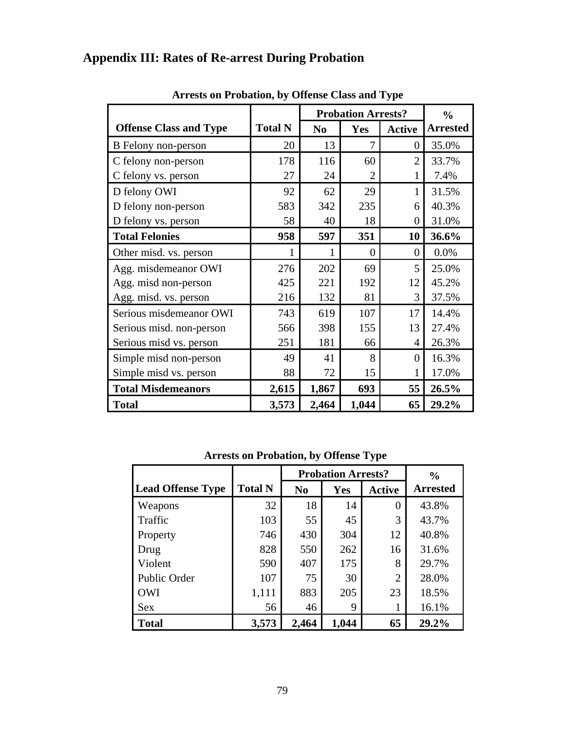## Appendix III: Rates of Re-arrest During Probation

**Arrests on Probation, by Offense Class and Type**

| Offense Class and Type | Total N | Probation Arrests? | | | % |
|---|---|---|---|---|---|
| | | No | Yes | Active | Arrested |
| B Felony non-person | 20 | 13 | 7 | 0 | 35.0% |
| C felony non-person | 178 | 116 | 60 | 2 | 33.7% |
| C felony vs. person | 27 | 24 | 2 | 1 | 7.4% |
| D felony OWI | 92 | 62 | 29 | 1 | 31.5% |
| D felony non-person | 583 | 342 | 235 | 6 | 40.3% |
| D felony vs. person | 58 | 40 | 18 | 0 | 31.0% |
| **Total Felonies** | **958** | **597** | **351** | **10** | **36.6%** |
| Other misd. vs. person | 1 | 1 | 0 | 0 | 0.0% |
| Agg. misdemeanor OWI | 276 | 202 | 69 | 5 | 25.0% |
| Agg. misd non-person | 425 | 221 | 192 | 12 | 45.2% |
| Agg. misd. vs. person | 216 | 132 | 81 | 3 | 37.5% |
| Serious misdemeanor OWI | 743 | 619 | 107 | 17 | 14.4% |
| Serious misd. non-person | 566 | 398 | 155 | 13 | 27.4% |
| Serious misd vs. person | 251 | 181 | 66 | 4 | 26.3% |
| Simple misd non-person | 49 | 41 | 8 | 0 | 16.3% |
| Simple misd vs. person | 88 | 72 | 15 | 1 | 17.0% |
| **Total Misdemeanors** | **2,615** | **1,867** | **693** | **55** | **26.5%** |
| **Total** | **3,573** | **2,464** | **1,044** | **65** | **29.2%** |

**Arrests on Probation, by Offense Type**

| Lead Offense Type | Total N | Probation Arrests? | | | % |
|---|---|---|---|---|---|
| | | No | Yes | Active | Arrested |
| Weapons | 32 | 18 | 14 | 0 | 43.8% |
| Traffic | 103 | 55 | 45 | 3 | 43.7% |
| Property | 746 | 430 | 304 | 12 | 40.8% |
| Drug | 828 | 550 | 262 | 16 | 31.6% |
| Violent | 590 | 407 | 175 | 8 | 29.7% |
| Public Order | 107 | 75 | 30 | 2 | 28.0% |
| OWI | 1,111 | 883 | 205 | 23 | 18.5% |
| Sex | 56 | 46 | 9 | 1 | 16.1% |
| **Total** | **3,573** | **2,464** | **1,044** | **65** | **29.2%** |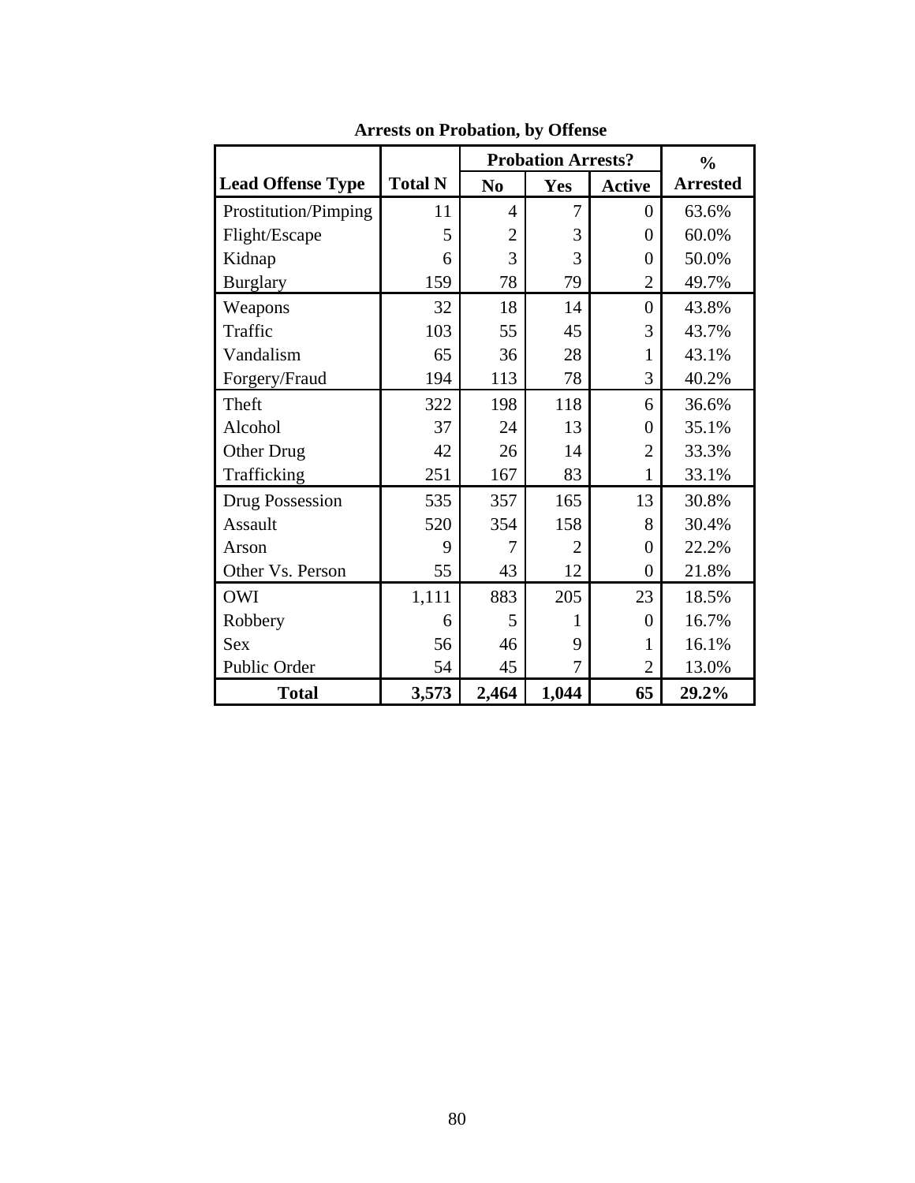**Arrests on Probation, by Offense**

| Lead Offense Type | Total N | Probation Arrests? | | | % |
|---|---|---|---|---|---|
| | | No | Yes | Active | Arrested |
| Prostitution/Pimping | 11 | 4 | 7 | 0 | 63.6% |
| Flight/Escape | 5 | 2 | 3 | 0 | 60.0% |
| Kidnap | 6 | 3 | 3 | 0 | 50.0% |
| Burglary | 159 | 78 | 79 | 2 | 49.7% |
| Weapons | 32 | 18 | 14 | 0 | 43.8% |
| Traffic | 103 | 55 | 45 | 3 | 43.7% |
| Vandalism | 65 | 36 | 28 | 1 | 43.1% |
| Forgery/Fraud | 194 | 113 | 78 | 3 | 40.2% |
| Theft | 322 | 198 | 118 | 6 | 36.6% |
| Alcohol | 37 | 24 | 13 | 0 | 35.1% |
| Other Drug | 42 | 26 | 14 | 2 | 33.3% |
| Trafficking | 251 | 167 | 83 | 1 | 33.1% |
| Drug Possession | 535 | 357 | 165 | 13 | 30.8% |
| Assault | 520 | 354 | 158 | 8 | 30.4% |
| Arson | 9 | 7 | 2 | 0 | 22.2% |
| Other Vs. Person | 55 | 43 | 12 | 0 | 21.8% |
| OWI | 1,111 | 883 | 205 | 23 | 18.5% |
| Robbery | 6 | 5 | 1 | 0 | 16.7% |
| Sex | 56 | 46 | 9 | 1 | 16.1% |
| Public Order | 54 | 45 | 7 | 2 | 13.0% |
| **Total** | **3,573** | **2,464** | **1,044** | **65** | **29.2%** |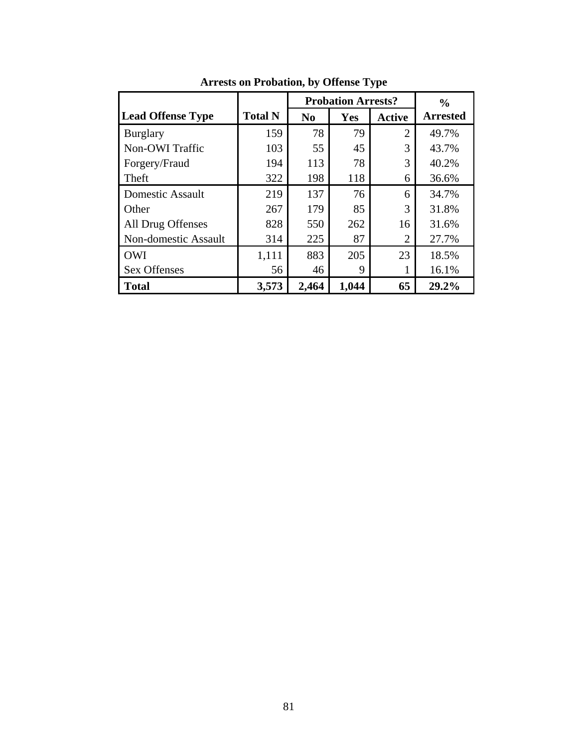**Arrests on Probation, by Offense Type**

| Lead Offense Type | Total N | Probation Arrests? | | | % Arrested |
|---|---|---|---|---|---|
| | | No | Yes | Active | |
| Burglary | 159 | 78 | 79 | 2 | 49.7% |
| Non-OWI Traffic | 103 | 55 | 45 | 3 | 43.7% |
| Forgery/Fraud | 194 | 113 | 78 | 3 | 40.2% |
| Theft | 322 | 198 | 118 | 6 | 36.6% |
| Domestic Assault | 219 | 137 | 76 | 6 | 34.7% |
| Other | 267 | 179 | 85 | 3 | 31.8% |
| All Drug Offenses | 828 | 550 | 262 | 16 | 31.6% |
| Non-domestic Assault | 314 | 225 | 87 | 2 | 27.7% |
| OWI | 1,111 | 883 | 205 | 23 | 18.5% |
| Sex Offenses | 56 | 46 | 9 | 1 | 16.1% |
| **Total** | **3,573** | **2,464** | **1,044** | **65** | **29.2%** |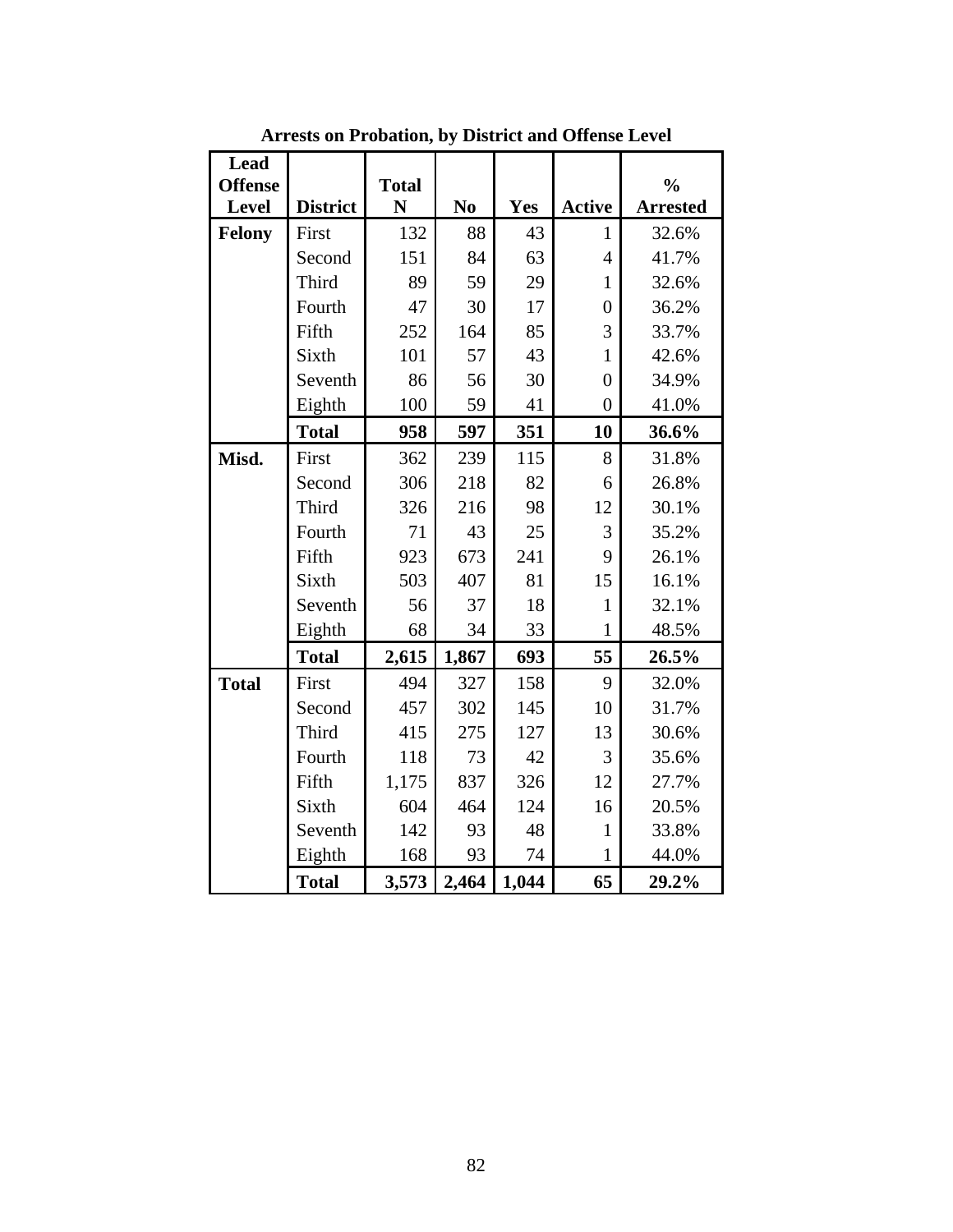**Arrests on Probation, by District and Offense Level**

| Lead Offense Level | District | Total N | No | Yes | Active | % Arrested |
|---|---|---|---|---|---|---|
| **Felony** | First | 132 | 88 | 43 | 1 | 32.6% |
| | Second | 151 | 84 | 63 | 4 | 41.7% |
| | Third | 89 | 59 | 29 | 1 | 32.6% |
| | Fourth | 47 | 30 | 17 | 0 | 36.2% |
| | Fifth | 252 | 164 | 85 | 3 | 33.7% |
| | Sixth | 101 | 57 | 43 | 1 | 42.6% |
| | Seventh | 86 | 56 | 30 | 0 | 34.9% |
| | Eighth | 100 | 59 | 41 | 0 | 41.0% |
| | **Total** | **958** | **597** | **351** | **10** | **36.6%** |
| **Misd.** | First | 362 | 239 | 115 | 8 | 31.8% |
| | Second | 306 | 218 | 82 | 6 | 26.8% |
| | Third | 326 | 216 | 98 | 12 | 30.1% |
| | Fourth | 71 | 43 | 25 | 3 | 35.2% |
| | Fifth | 923 | 673 | 241 | 9 | 26.1% |
| | Sixth | 503 | 407 | 81 | 15 | 16.1% |
| | Seventh | 56 | 37 | 18 | 1 | 32.1% |
| | Eighth | 68 | 34 | 33 | 1 | 48.5% |
| | **Total** | **2,615** | **1,867** | **693** | **55** | **26.5%** |
| **Total** | First | 494 | 327 | 158 | 9 | 32.0% |
| | Second | 457 | 302 | 145 | 10 | 31.7% |
| | Third | 415 | 275 | 127 | 13 | 30.6% |
| | Fourth | 118 | 73 | 42 | 3 | 35.6% |
| | Fifth | 1,175 | 837 | 326 | 12 | 27.7% |
| | Sixth | 604 | 464 | 124 | 16 | 20.5% |
| | Seventh | 142 | 93 | 48 | 1 | 33.8% |
| | Eighth | 168 | 93 | 74 | 1 | 44.0% |
| | **Total** | **3,573** | **2,464** | **1,044** | **65** | **29.2%** |